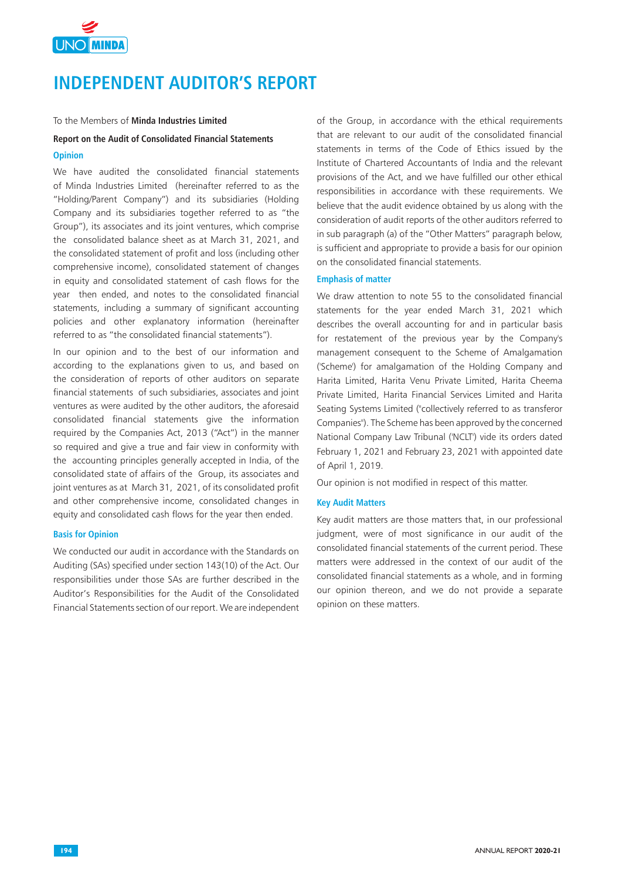# INDEPENDENT AUDITOR'S REPORT

To the Members of **Minda Industries Limited**

**Report on the Audit of Consolidated Financial Statements**

### Opinion

We have audited the consolidated financial statements of Minda Industries Limited (hereinafter referred to as the "Holding/Parent Company") and its subsidiaries (Holding Company and its subsidiaries together referred to as "the Group"), its associates and its joint ventures, which comprise the consolidated balance sheet as at March 31, 2021, and the consolidated statement of profit and loss (including other comprehensive income), consolidated statement of changes in equity and consolidated statement of cash flows for the year then ended, and notes to the consolidated financial statements, including a summary of significant accounting policies and other explanatory information (hereinafter referred to as "the consolidated financial statements").

In our opinion and to the best of our information and according to the explanations given to us, and based on the consideration of reports of other auditors on separate financial statements of such subsidiaries, associates and joint ventures as were audited by the other auditors, the aforesaid consolidated financial statements give the information required by the Companies Act, 2013 ("Act") in the manner so required and give a true and fair view in conformity with the accounting principles generally accepted in India, of the consolidated state of affairs of the Group, its associates and joint ventures as at March 31, 2021, of its consolidated profit and other comprehensive income, consolidated changes in equity and consolidated cash flows for the year then ended.

### Basis for Opinion

We conducted our audit in accordance with the Standards on Auditing (SAs) specified under section 143(10) of the Act. Our responsibilities under those SAs are further described in the Auditor's Responsibilities for the Audit of the Consolidated Financial Statements section of our report. We are independent of the Group, in accordance with the ethical requirements that are relevant to our audit of the consolidated financial statements in terms of the Code of Ethics issued by the Institute of Chartered Accountants of India and the relevant provisions of the Act, and we have fulfilled our other ethical responsibilities in accordance with these requirements. We believe that the audit evidence obtained by us along with the consideration of audit reports of the other auditors referred to in sub paragraph (a) of the "Other Matters" paragraph below, is sufficient and appropriate to provide a basis for our opinion on the consolidated financial statements.

### Emphasis of matter

We draw attention to note 55 to the consolidated financial statements for the year ended March 31, 2021 which describes the overall accounting for and in particular basis for restatement of the previous year by the Company's management consequent to the Scheme of Amalgamation ('Scheme') for amalgamation of the Holding Company and Harita Limited, Harita Venu Private Limited, Harita Cheema Private Limited, Harita Financial Services Limited and Harita Seating Systems Limited ("collectively referred to as transferor Companies"). The Scheme has been approved by the concerned National Company Law Tribunal ('NCLT') vide its orders dated February 1, 2021 and February 23, 2021 with appointed date of April 1, 2019.

Our opinion is not modified in respect of this matter.

### Key Audit Matters

Key audit matters are those matters that, in our professional judgment, were of most significance in our audit of the consolidated financial statements of the current period. These matters were addressed in the context of our audit of the consolidated financial statements as a whole, and in forming our opinion thereon, and we do not provide a separate opinion on these matters.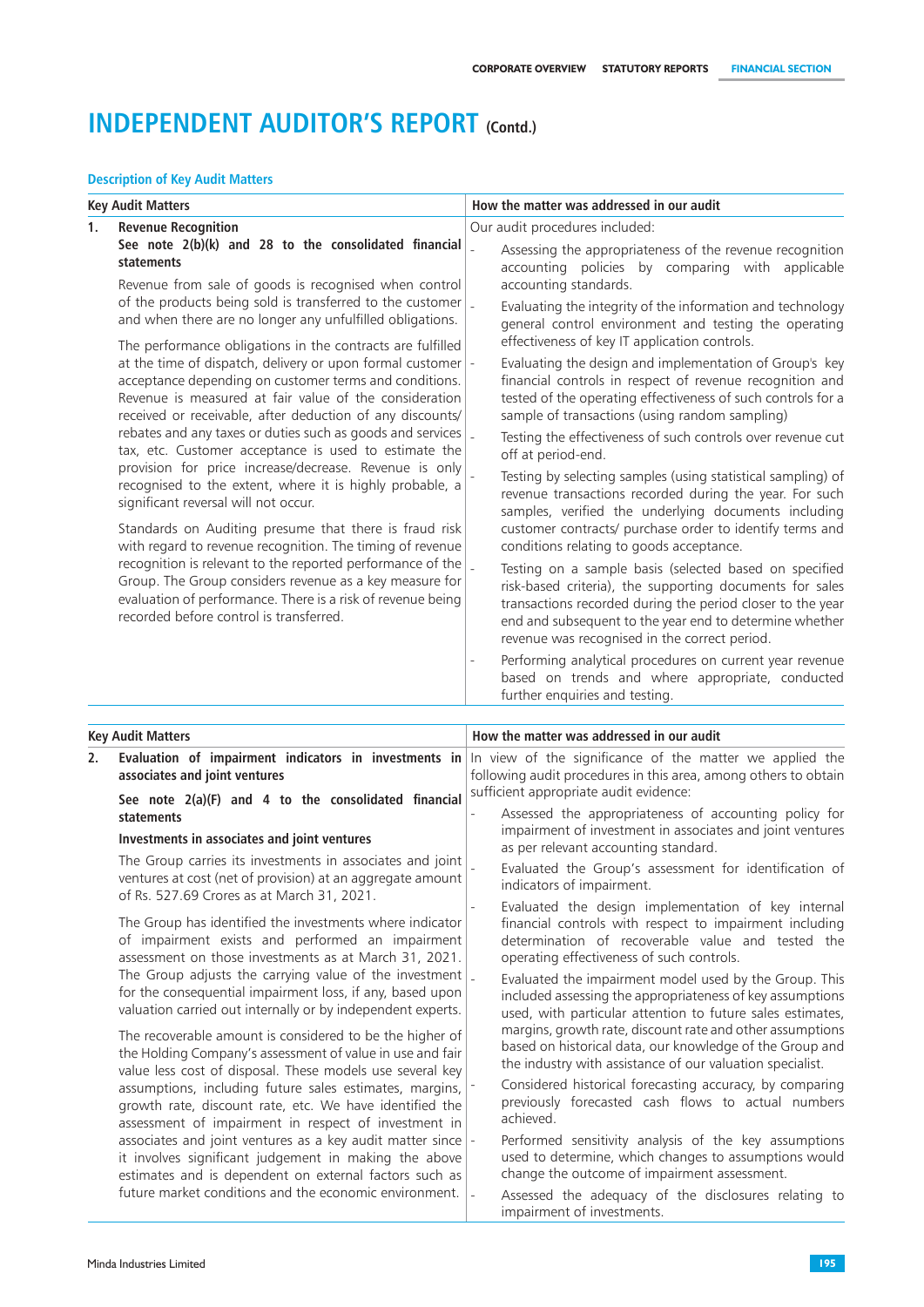# INDEPENDENT AUDITOR'S REPORT (Contd.)

### Description of Key Audit Matters

| Key Audit Matters | How the matter was addressed in our audit |
|---|---|
| **1. Revenue Recognition**<br>**See note 2(b)(k) and 28 to the consolidated financial statements**<br><br>Revenue from sale of goods is recognised when control of the products being sold is transferred to the customer and when there are no longer any unfulfilled obligations.<br><br>The performance obligations in the contracts are fulfilled at the time of dispatch, delivery or upon formal customer acceptance depending on customer terms and conditions. Revenue is measured at fair value of the consideration received or receivable, after deduction of any discounts/ rebates and any taxes or duties such as goods and services tax, etc. Customer acceptance is used to estimate the provision for price increase/decrease. Revenue is only recognised to the extent, where it is highly probable, a significant reversal will not occur.<br><br>Standards on Auditing presume that there is fraud risk with regard to revenue recognition. The timing of revenue recognition is relevant to the reported performance of the Group. The Group considers revenue as a key measure for evaluation of performance. There is a risk of revenue being recorded before control is transferred. | Our audit procedures included:<br><br>- Assessing the appropriateness of the revenue recognition accounting policies by comparing with applicable accounting standards.<br>- Evaluating the integrity of the information and technology general control environment and testing the operating effectiveness of key IT application controls.<br>- Evaluating the design and implementation of Group's key financial controls in respect of revenue recognition and tested the operating effectiveness of such controls for a sample of transactions (using random sampling)<br>- Testing the effectiveness of such controls over revenue cut off at period-end.<br>- Testing by selecting samples (using statistical sampling) of revenue transactions recorded during the year. For such samples, verified the underlying documents including customer contracts/ purchase order to identify terms and conditions relating to goods acceptance.<br>- Testing on a sample basis (selected based on specified risk-based criteria), the supporting documents for sales transactions recorded during the period closer to the year end and subsequent to the year end to determine whether revenue was recognised in the correct period.<br>- Performing analytical procedures on current year revenue based on trends and where appropriate, conducted further enquiries and testing. |

| Key Audit Matters | How the matter was addressed in our audit |
|---|---|
| **2. Evaluation of impairment indicators in investments in associates and joint ventures**<br>**See note 2(a)(F) and 4 to the consolidated financial statements**<br><br>**Investments in associates and joint ventures**<br><br>The Group carries its investments in associates and joint ventures at cost (net of provision) at an aggregate amount of Rs. 527.69 Crores as at March 31, 2021.<br><br>The Group has identified the investments where indicator of impairment exists and performed an impairment assessment on those investments as at March 31, 2021. The Group adjusts the carrying value of the investment for the consequential impairment loss, if any, based upon valuation carried out internally or by independent experts.<br><br>The recoverable amount is considered to be the higher of the Holding Company's assessment of value in use and fair value less cost of disposal. These models use several key assumptions, including future sales estimates, margins, growth rate, discount rate, etc. We have identified the assessment of impairment in respect of investment in associates and joint ventures as a key audit matter since it involves significant judgement in making the above estimates and is dependent on external factors such as future market conditions and the economic environment. | In view of the significance of the matter we applied the following audit procedures in this area, among others to obtain sufficient appropriate audit evidence:<br><br>- Assessed the appropriateness of accounting policy for impairment of investment in associates and joint ventures as per relevant accounting standard.<br>- Evaluated the Group's assessment for identification of indicators of impairment.<br>- Evaluated the design implementation of key internal financial controls with respect to impairment including determination of recoverable value and tested the operating effectiveness of such controls.<br>- Evaluated the impairment model used by the Group. This included assessing the appropriateness of key assumptions used, with particular attention to future sales estimates, margins, growth rate, discount rate and other assumptions based on historical data, our knowledge of the Group and the industry with assistance of our valuation specialist.<br>- Considered historical forecasting accuracy, by comparing previously forecasted cash flows to actual numbers achieved.<br>- Performed sensitivity analysis of the key assumptions used to determine, which changes to assumptions would change the outcome of impairment assessment.<br>- Assessed the adequacy of the disclosures relating to impairment of investments. |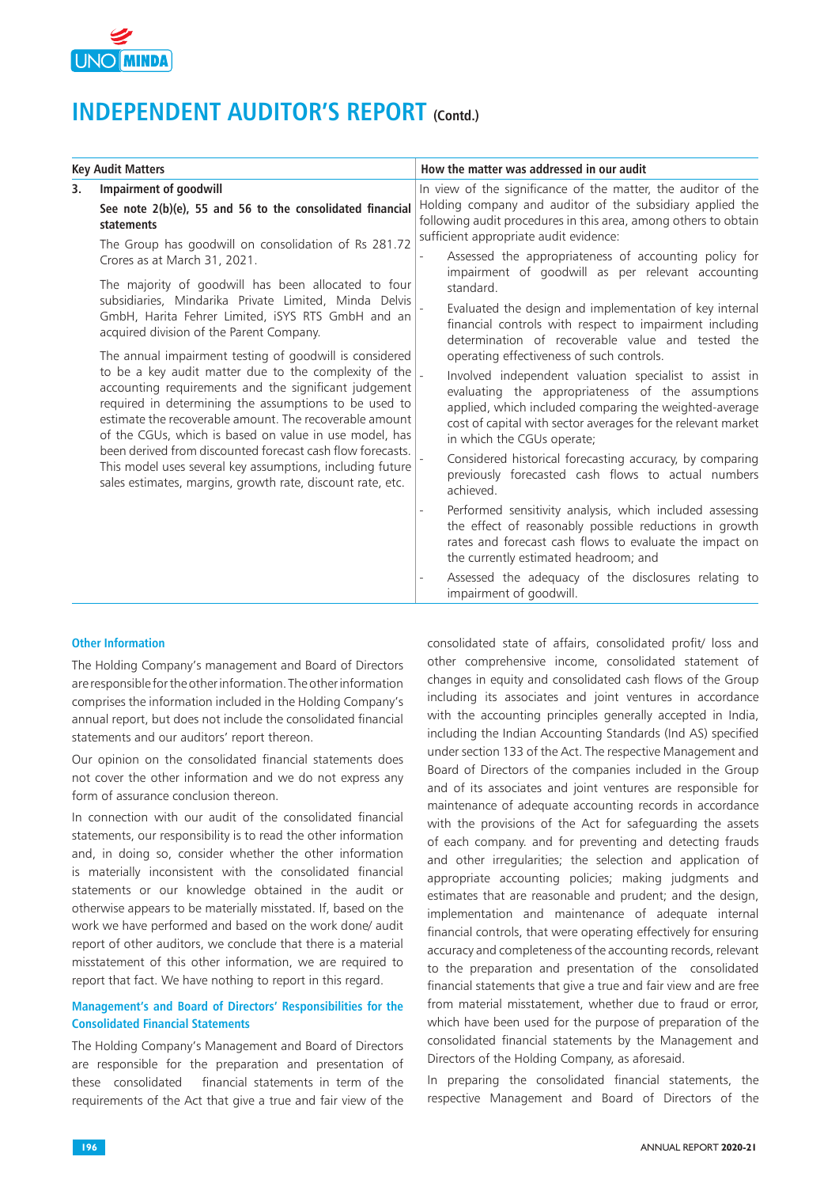# INDEPENDENT AUDITOR'S REPORT (Contd.)

| Key Audit Matters | How the matter was addressed in our audit |
|---|---|
| **3. Impairment of goodwill**<br><br>**See note 2(b)(e), 55 and 56 to the consolidated financial statements**<br><br>The Group has goodwill on consolidation of Rs 281.72 Crores as at March 31, 2021.<br><br>The majority of goodwill has been allocated to four subsidiaries, Mindarika Private Limited, Minda Delvis GmbH, Harita Fehrer Limited, iSYS RTS GmbH and an acquired division of the Parent Company.<br><br>The annual impairment testing of goodwill is considered to be a key audit matter due to the complexity of the accounting requirements and the significant judgement required in determining the assumptions to be used to estimate the recoverable amount. The recoverable amount of the CGUs, which is based on value in use model, has been derived from discounted forecast cash flow forecasts. This model uses several key assumptions, including future sales estimates, margins, growth rate, discount rate, etc. | In view of the significance of the matter, the auditor of the Holding company and auditor of the subsidiary applied the following audit procedures in this area, among others to obtain sufficient appropriate audit evidence:<br><br>- Assessed the appropriateness of accounting policy for impairment of goodwill as per relevant accounting standard.<br>- Evaluated the design and implementation of key internal financial controls with respect to impairment including determination of recoverable value and tested the operating effectiveness of such controls.<br>- Involved independent valuation specialist to assist in evaluating the appropriateness of the assumptions applied, which included comparing the weighted-average cost of capital with sector averages for the relevant market in which the CGUs operate;<br>- Considered historical forecasting accuracy, by comparing previously forecasted cash flows to actual numbers achieved.<br>- Performed sensitivity analysis, which included assessing the effect of reasonably possible reductions in growth rates and forecast cash flows to evaluate the impact on the currently estimated headroom; and<br>- Assessed the adequacy of the disclosures relating to impairment of goodwill. |

### Other Information

The Holding Company's management and Board of Directors are responsible for the other information. The other information comprises the information included in the Holding Company's annual report, but does not include the consolidated financial statements and our auditors' report thereon.

Our opinion on the consolidated financial statements does not cover the other information and we do not express any form of assurance conclusion thereon.

In connection with our audit of the consolidated financial statements, our responsibility is to read the other information and, in doing so, consider whether the other information is materially inconsistent with the consolidated financial statements or our knowledge obtained in the audit or otherwise appears to be materially misstated. If, based on the work we have performed and based on the work done/ audit report of other auditors, we conclude that there is a material misstatement of this other information, we are required to report that fact. We have nothing to report in this regard.

### Management's and Board of Directors' Responsibilities for the Consolidated Financial Statements

The Holding Company's Management and Board of Directors are responsible for the preparation and presentation of these consolidated financial statements in term of the requirements of the Act that give a true and fair view of the consolidated state of affairs, consolidated profit/ loss and other comprehensive income, consolidated statement of changes in equity and consolidated cash flows of the Group including its associates and joint ventures in accordance with the accounting principles generally accepted in India, including the Indian Accounting Standards (Ind AS) specified under section 133 of the Act. The respective Management and Board of Directors of the companies included in the Group and of its associates and joint ventures are responsible for maintenance of adequate accounting records in accordance with the provisions of the Act for safeguarding the assets of each company. and for preventing and detecting frauds and other irregularities; the selection and application of appropriate accounting policies; making judgments and estimates that are reasonable and prudent; and the design, implementation and maintenance of adequate internal financial controls, that were operating effectively for ensuring accuracy and completeness of the accounting records, relevant to the preparation and presentation of the consolidated financial statements that give a true and fair view and are free from material misstatement, whether due to fraud or error, which have been used for the purpose of preparation of the consolidated financial statements by the Management and Directors of the Holding Company, as aforesaid.

In preparing the consolidated financial statements, the respective Management and Board of Directors of the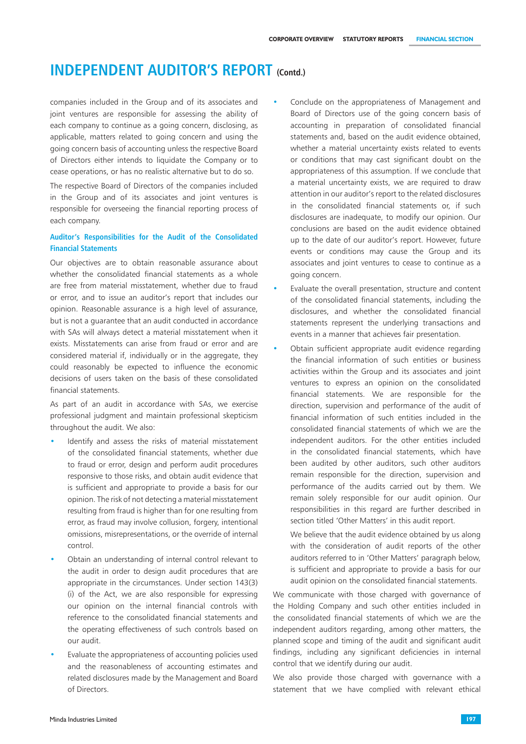# INDEPENDENT AUDITOR'S REPORT (Contd.)

companies included in the Group and of its associates and joint ventures are responsible for assessing the ability of each company to continue as a going concern, disclosing, as applicable, matters related to going concern and using the going concern basis of accounting unless the respective Board of Directors either intends to liquidate the Company or to cease operations, or has no realistic alternative but to do so.

The respective Board of Directors of the companies included in the Group and of its associates and joint ventures is responsible for overseeing the financial reporting process of each company.

### Auditor's Responsibilities for the Audit of the Consolidated Financial Statements

Our objectives are to obtain reasonable assurance about whether the consolidated financial statements as a whole are free from material misstatement, whether due to fraud or error, and to issue an auditor's report that includes our opinion. Reasonable assurance is a high level of assurance, but is not a guarantee that an audit conducted in accordance with SAs will always detect a material misstatement when it exists. Misstatements can arise from fraud or error and are considered material if, individually or in the aggregate, they could reasonably be expected to influence the economic decisions of users taken on the basis of these consolidated financial statements.

As part of an audit in accordance with SAs, we exercise professional judgment and maintain professional skepticism throughout the audit. We also:

- Identify and assess the risks of material misstatement of the consolidated financial statements, whether due to fraud or error, design and perform audit procedures responsive to those risks, and obtain audit evidence that is sufficient and appropriate to provide a basis for our opinion. The risk of not detecting a material misstatement resulting from fraud is higher than for one resulting from error, as fraud may involve collusion, forgery, intentional omissions, misrepresentations, or the override of internal control.
- Obtain an understanding of internal control relevant to the audit in order to design audit procedures that are appropriate in the circumstances. Under section 143(3)(i) of the Act, we are also responsible for expressing our opinion on the internal financial controls with reference to the consolidated financial statements and the operating effectiveness of such controls based on our audit.
- Evaluate the appropriateness of accounting policies used and the reasonableness of accounting estimates and related disclosures made by the Management and Board of Directors.
- Conclude on the appropriateness of Management and Board of Directors use of the going concern basis of accounting in preparation of consolidated financial statements and, based on the audit evidence obtained, whether a material uncertainty exists related to events or conditions that may cast significant doubt on the appropriateness of this assumption. If we conclude that a material uncertainty exists, we are required to draw attention in our auditor's report to the related disclosures in the consolidated financial statements or, if such disclosures are inadequate, to modify our opinion. Our conclusions are based on the audit evidence obtained up to the date of our auditor's report. However, future events or conditions may cause the Group and its associates and joint ventures to cease to continue as a going concern.
- Evaluate the overall presentation, structure and content of the consolidated financial statements, including the disclosures, and whether the consolidated financial statements represent the underlying transactions and events in a manner that achieves fair presentation.
- Obtain sufficient appropriate audit evidence regarding the financial information of such entities or business activities within the Group and its associates and joint ventures to express an opinion on the consolidated financial statements. We are responsible for the direction, supervision and performance of the audit of financial information of such entities included in the consolidated financial statements of which we are the independent auditors. For the other entities included in the consolidated financial statements, which have been audited by other auditors, such other auditors remain responsible for the direction, supervision and performance of the audits carried out by them. We remain solely responsible for our audit opinion. Our responsibilities in this regard are further described in section titled 'Other Matters' in this audit report.

  We believe that the audit evidence obtained by us along with the consideration of audit reports of the other auditors referred to in 'Other Matters' paragraph below, is sufficient and appropriate to provide a basis for our audit opinion on the consolidated financial statements.

We communicate with those charged with governance of the Holding Company and such other entities included in the consolidated financial statements of which we are the independent auditors regarding, among other matters, the planned scope and timing of the audit and significant audit findings, including any significant deficiencies in internal control that we identify during our audit.

We also provide those charged with governance with a statement that we have complied with relevant ethical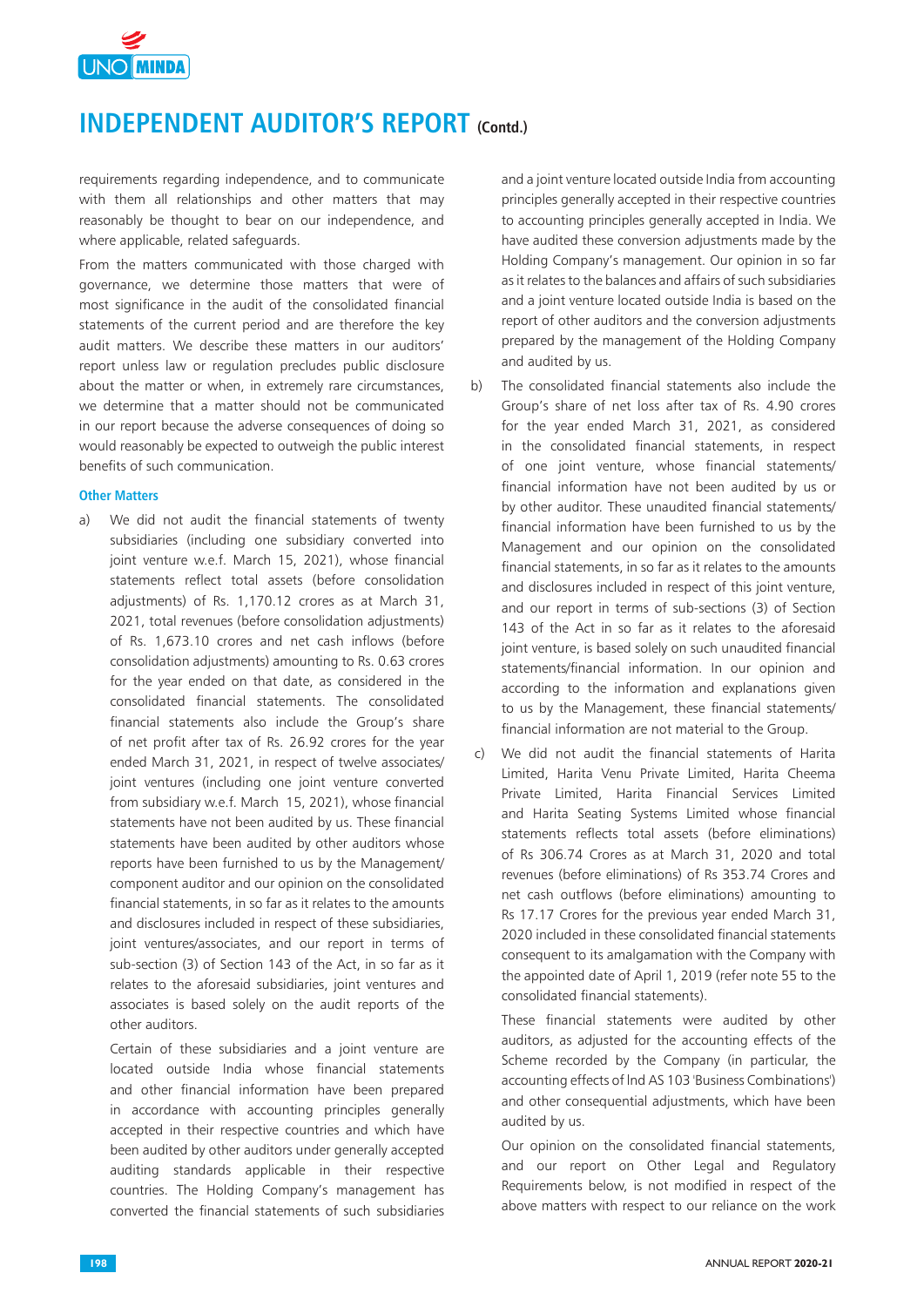# INDEPENDENT AUDITOR'S REPORT (Contd.)

requirements regarding independence, and to communicate with them all relationships and other matters that may reasonably be thought to bear on our independence, and where applicable, related safeguards.

From the matters communicated with those charged with governance, we determine those matters that were of most significance in the audit of the consolidated financial statements of the current period and are therefore the key audit matters. We describe these matters in our auditors' report unless law or regulation precludes public disclosure about the matter or when, in extremely rare circumstances, we determine that a matter should not be communicated in our report because the adverse consequences of doing so would reasonably be expected to outweigh the public interest benefits of such communication.

### Other Matters

a) We did not audit the financial statements of twenty subsidiaries (including one subsidiary converted into joint venture w.e.f. March 15, 2021), whose financial statements reflect total assets (before consolidation adjustments) of Rs. 1,170.12 crores as at March 31, 2021, total revenues (before consolidation adjustments) of Rs. 1,673.10 crores and net cash inflows (before consolidation adjustments) amounting to Rs. 0.63 crores for the year ended on that date, as considered in the consolidated financial statements. The consolidated financial statements also include the Group's share of net profit after tax of Rs. 26.92 crores for the year ended March 31, 2021, in respect of twelve associates/joint ventures (including one joint venture converted from subsidiary w.e.f. March 15, 2021), whose financial statements have not been audited by us. These financial statements have been audited by other auditors whose reports have been furnished to us by the Management/component auditor and our opinion on the consolidated financial statements, in so far as it relates to the amounts and disclosures included in respect of these subsidiaries, joint ventures/associates, and our report in terms of sub-section (3) of Section 143 of the Act, in so far as it relates to the aforesaid subsidiaries, joint ventures and associates is based solely on the audit reports of the other auditors.

   Certain of these subsidiaries and a joint venture are located outside India whose financial statements and other financial information have been prepared in accordance with accounting principles generally accepted in their respective countries and which have been audited by other auditors under generally accepted auditing standards applicable in their respective countries. The Holding Company's management has converted the financial statements of such subsidiaries and a joint venture located outside India from accounting principles generally accepted in their respective countries to accounting principles generally accepted in India. We have audited these conversion adjustments made by the Holding Company's management. Our opinion in so far as it relates to the balances and affairs of such subsidiaries and a joint venture located outside India is based on the report of other auditors and the conversion adjustments prepared by the management of the Holding Company and audited by us.

b) The consolidated financial statements also include the Group's share of net loss after tax of Rs. 4.90 crores for the year ended March 31, 2021, as considered in the consolidated financial statements, in respect of one joint venture, whose financial statements/financial information have not been audited by us or by other auditor. These unaudited financial statements/financial information have been furnished to us by the Management and our opinion on the consolidated financial statements, in so far as it relates to the amounts and disclosures included in respect of this joint venture, and our report in terms of sub-sections (3) of Section 143 of the Act in so far as it relates to the aforesaid joint venture, is based solely on such unaudited financial statements/financial information. In our opinion and according to the information and explanations given to us by the Management, these financial statements/financial information are not material to the Group.

c) We did not audit the financial statements of Harita Limited, Harita Venu Private Limited, Harita Cheema Private Limited, Harita Financial Services Limited and Harita Seating Systems Limited whose financial statements reflects total assets (before eliminations) of Rs 306.74 Crores as at March 31, 2020 and total revenues (before eliminations) of Rs 353.74 Crores and net cash outflows (before eliminations) amounting to Rs 17.17 Crores for the previous year ended March 31, 2020 included in these consolidated financial statements consequent to its amalgamation with the Company with the appointed date of April 1, 2019 (refer note 55 to the consolidated financial statements).

   These financial statements were audited by other auditors, as adjusted for the accounting effects of the Scheme recorded by the Company (in particular, the accounting effects of Ind AS 103 'Business Combinations') and other consequential adjustments, which have been audited by us.

   Our opinion on the consolidated financial statements, and our report on Other Legal and Regulatory Requirements below, is not modified in respect of the above matters with respect to our reliance on the work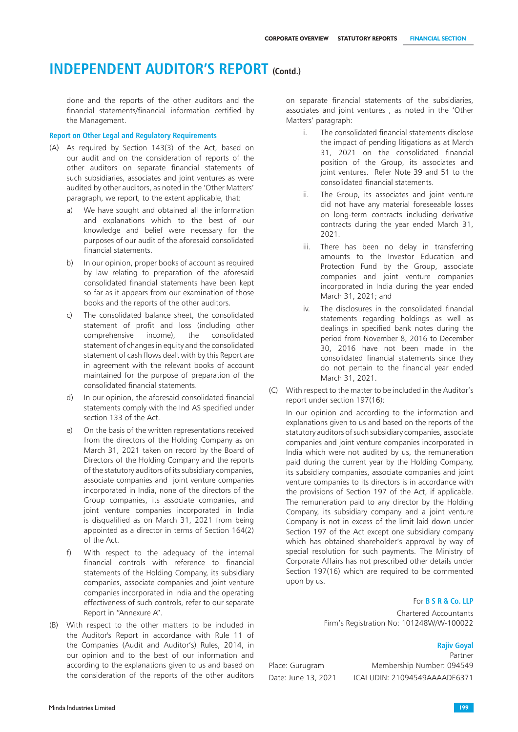# INDEPENDENT AUDITOR'S REPORT (Contd.)

done and the reports of the other auditors and the financial statements/financial information certified by the Management.

### Report on Other Legal and Regulatory Requirements

(A) As required by Section 143(3) of the Act, based on our audit and on the consideration of reports of the other auditors on separate financial statements of such subsidiaries, associates and joint ventures as were audited by other auditors, as noted in the 'Other Matters' paragraph, we report, to the extent applicable, that:

a) We have sought and obtained all the information and explanations which to the best of our knowledge and belief were necessary for the purposes of our audit of the aforesaid consolidated financial statements.

b) In our opinion, proper books of account as required by law relating to preparation of the aforesaid consolidated financial statements have been kept so far as it appears from our examination of those books and the reports of the other auditors.

c) The consolidated balance sheet, the consolidated statement of profit and loss (including other comprehensive income), the consolidated statement of changes in equity and the consolidated statement of cash flows dealt with by this Report are in agreement with the relevant books of account maintained for the purpose of preparation of the consolidated financial statements.

d) In our opinion, the aforesaid consolidated financial statements comply with the Ind AS specified under section 133 of the Act.

e) On the basis of the written representations received from the directors of the Holding Company as on March 31, 2021 taken on record by the Board of Directors of the Holding Company and the reports of the statutory auditors of its subsidiary companies, associate companies and joint venture companies incorporated in India, none of the directors of the Group companies, its associate companies, and joint venture companies incorporated in India is disqualified as on March 31, 2021 from being appointed as a director in terms of Section 164(2) of the Act.

f) With respect to the adequacy of the internal financial controls with reference to financial statements of the Holding Company, its subsidiary companies, associate companies and joint venture companies incorporated in India and the operating effectiveness of such controls, refer to our separate Report in "Annexure A".

(B) With respect to the other matters to be included in the Auditor's Report in accordance with Rule 11 of the Companies (Audit and Auditor's) Rules, 2014, in our opinion and to the best of our information and according to the explanations given to us and based on the consideration of the reports of the other auditors on separate financial statements of the subsidiaries, associates and joint ventures , as noted in the 'Other Matters' paragraph:

i. The consolidated financial statements disclose the impact of pending litigations as at March 31, 2021 on the consolidated financial position of the Group, its associates and joint ventures. Refer Note 39 and 51 to the consolidated financial statements.

ii. The Group, its associates and joint venture did not have any material foreseeable losses on long-term contracts including derivative contracts during the year ended March 31, 2021.

iii. There has been no delay in transferring amounts to the Investor Education and Protection Fund by the Group, associate companies and joint venture companies incorporated in India during the year ended March 31, 2021; and

iv. The disclosures in the consolidated financial statements regarding holdings as well as dealings in specified bank notes during the period from November 8, 2016 to December 30, 2016 have not been made in the consolidated financial statements since they do not pertain to the financial year ended March 31, 2021.

(C) With respect to the matter to be included in the Auditor's report under section 197(16):

In our opinion and according to the information and explanations given to us and based on the reports of the statutory auditors of such subsidiary companies, associate companies and joint venture companies incorporated in India which were not audited by us, the remuneration paid during the current year by the Holding Company, its subsidiary companies, associate companies and joint venture companies to its directors is in accordance with the provisions of Section 197 of the Act, if applicable. The remuneration paid to any director by the Holding Company, its subsidiary company and a joint venture Company is not in excess of the limit laid down under Section 197 of the Act except one subsidiary company which has obtained shareholder's approval by way of special resolution for such payments. The Ministry of Corporate Affairs has not prescribed other details under Section 197(16) which are required to be commented upon by us.

For **B S R & Co. LLP**

Chartered Accountants

Firm's Registration No: 101248W/W-100022

**Rajiv Goyal**

Partner

Membership Number: 094549

ICAI UDIN: 21094549AAAADE6371

Place: Gurugram

Date: June 13, 2021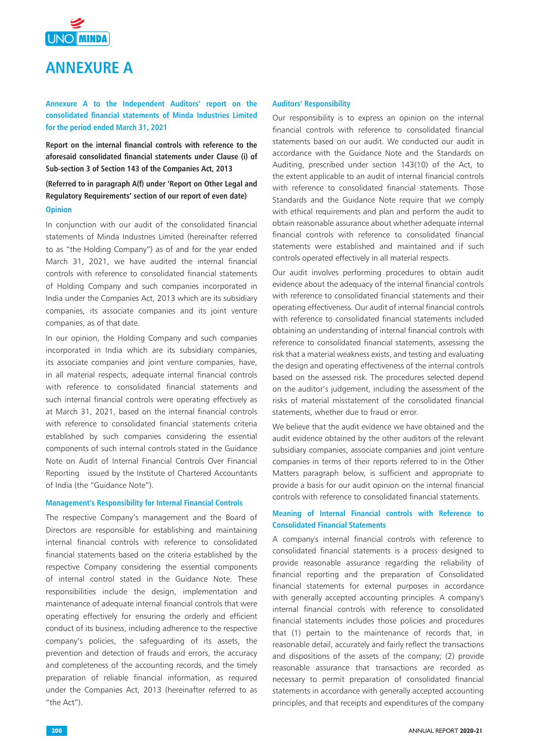# ANNEXURE A

**Annexure A to the Independent Auditors' report on the consolidated financial statements of Minda Industries Limited for the period ended March 31, 2021**

**Report on the internal financial controls with reference to the aforesaid consolidated financial statements under Clause (i) of Sub-section 3 of Section 143 of the Companies Act, 2013**

**(Referred to in paragraph A(f) under 'Report on Other Legal and Regulatory Requirements' section of our report of even date)**

### Opinion

In conjunction with our audit of the consolidated financial statements of Minda Industries Limited (hereinafter referred to as "the Holding Company") as of and for the year ended March 31, 2021, we have audited the internal financial controls with reference to consolidated financial statements of Holding Company and such companies incorporated in India under the Companies Act, 2013 which are its subsidiary companies, its associate companies and its joint venture companies, as of that date.

In our opinion, the Holding Company and such companies incorporated in India which are its subsidiary companies, its associate companies and joint venture companies, have, in all material respects, adequate internal financial controls with reference to consolidated financial statements and such internal financial controls were operating effectively as at March 31, 2021, based on the internal financial controls with reference to consolidated financial statements criteria established by such companies considering the essential components of such internal controls stated in the Guidance Note on Audit of Internal Financial Controls Over Financial Reporting issued by the Institute of Chartered Accountants of India (the "Guidance Note").

### Management's Responsibility for Internal Financial Controls

The respective Company's management and the Board of Directors are responsible for establishing and maintaining internal financial controls with reference to consolidated financial statements based on the criteria established by the respective Company considering the essential components of internal control stated in the Guidance Note. These responsibilities include the design, implementation and maintenance of adequate internal financial controls that were operating effectively for ensuring the orderly and efficient conduct of its business, including adherence to the respective company's policies, the safeguarding of its assets, the prevention and detection of frauds and errors, the accuracy and completeness of the accounting records, and the timely preparation of reliable financial information, as required under the Companies Act, 2013 (hereinafter referred to as "the Act").

### Auditors' Responsibility

Our responsibility is to express an opinion on the internal financial controls with reference to consolidated financial statements based on our audit. We conducted our audit in accordance with the Guidance Note and the Standards on Auditing, prescribed under section 143(10) of the Act, to the extent applicable to an audit of internal financial controls with reference to consolidated financial statements. Those Standards and the Guidance Note require that we comply with ethical requirements and plan and perform the audit to obtain reasonable assurance about whether adequate internal financial controls with reference to consolidated financial statements were established and maintained and if such controls operated effectively in all material respects.

Our audit involves performing procedures to obtain audit evidence about the adequacy of the internal financial controls with reference to consolidated financial statements and their operating effectiveness. Our audit of internal financial controls with reference to consolidated financial statements included obtaining an understanding of internal financial controls with reference to consolidated financial statements, assessing the risk that a material weakness exists, and testing and evaluating the design and operating effectiveness of the internal controls based on the assessed risk. The procedures selected depend on the auditor's judgement, including the assessment of the risks of material misstatement of the consolidated financial statements, whether due to fraud or error.

We believe that the audit evidence we have obtained and the audit evidence obtained by the other auditors of the relevant subsidiary companies, associate companies and joint venture companies in terms of their reports referred to in the Other Matters paragraph below, is sufficient and appropriate to provide a basis for our audit opinion on the internal financial controls with reference to consolidated financial statements.

### Meaning of Internal Financial controls with Reference to Consolidated Financial Statements

A company's internal financial controls with reference to consolidated financial statements is a process designed to provide reasonable assurance regarding the reliability of financial reporting and the preparation of Consolidated financial statements for external purposes in accordance with generally accepted accounting principles. A company's internal financial controls with reference to consolidated financial statements includes those policies and procedures that (1) pertain to the maintenance of records that, in reasonable detail, accurately and fairly reflect the transactions and dispositions of the assets of the company; (2) provide reasonable assurance that transactions are recorded as necessary to permit preparation of consolidated financial statements in accordance with generally accepted accounting principles, and that receipts and expenditures of the company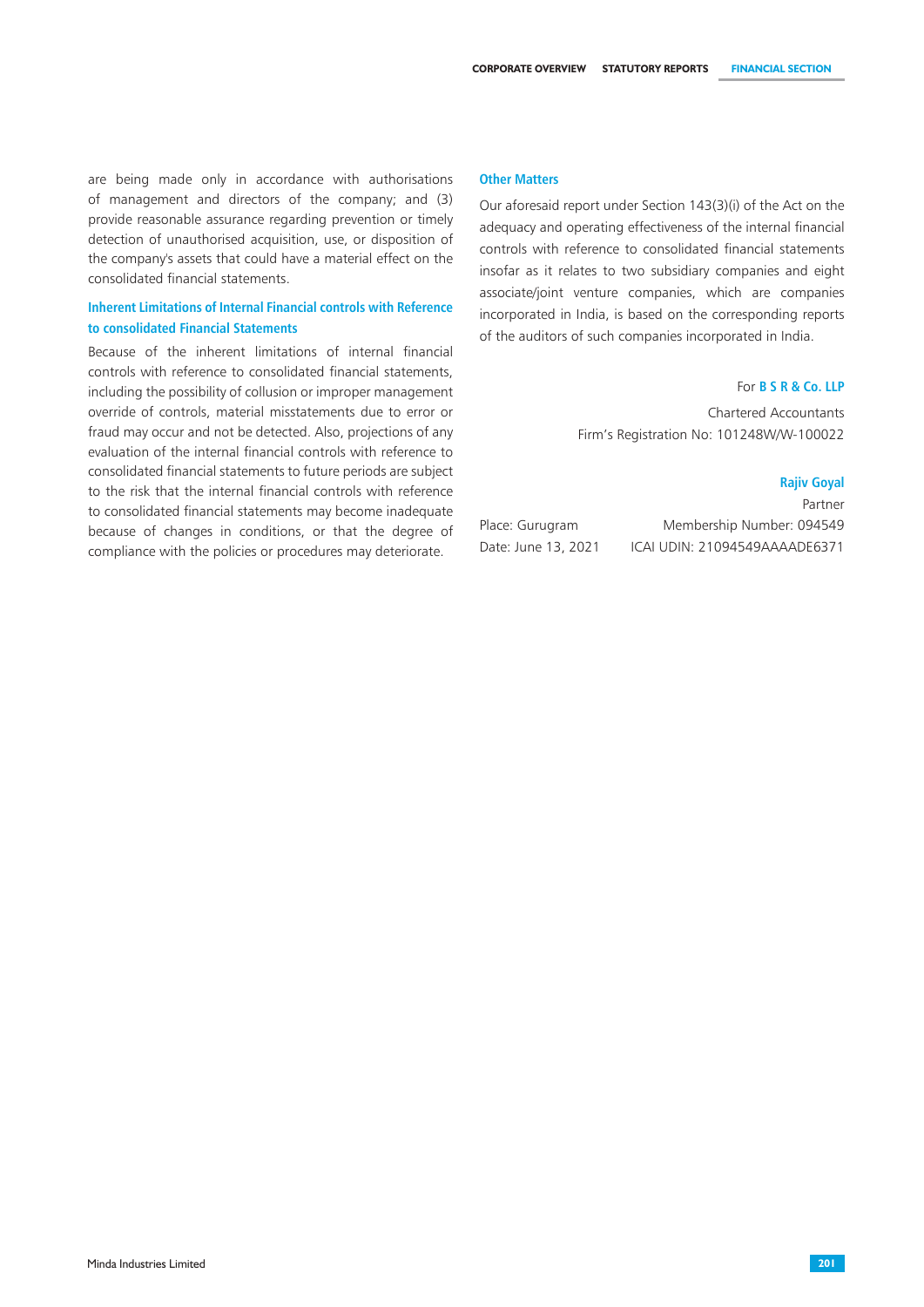are being made only in accordance with authorisations of management and directors of the company; and (3) provide reasonable assurance regarding prevention or timely detection of unauthorised acquisition, use, or disposition of the company's assets that could have a material effect on the consolidated financial statements.

### Inherent Limitations of Internal Financial controls with Reference to consolidated Financial Statements

Because of the inherent limitations of internal financial controls with reference to consolidated financial statements, including the possibility of collusion or improper management override of controls, material misstatements due to error or fraud may occur and not be detected. Also, projections of any evaluation of the internal financial controls with reference to consolidated financial statements to future periods are subject to the risk that the internal financial controls with reference to consolidated financial statements may become inadequate because of changes in conditions, or that the degree of compliance with the policies or procedures may deteriorate.

### Other Matters

Our aforesaid report under Section 143(3)(i) of the Act on the adequacy and operating effectiveness of the internal financial controls with reference to consolidated financial statements insofar as it relates to two subsidiary companies and eight associate/joint venture companies, which are companies incorporated in India, is based on the corresponding reports of the auditors of such companies incorporated in India.

For **B S R & Co. LLP**

Chartered Accountants

Firm's Registration No: 101248W/W-100022

**Rajiv Goyal**

Partner

Membership Number: 094549

ICAI UDIN: 21094549AAAADE6371

Place: Gurugram

Date: June 13, 2021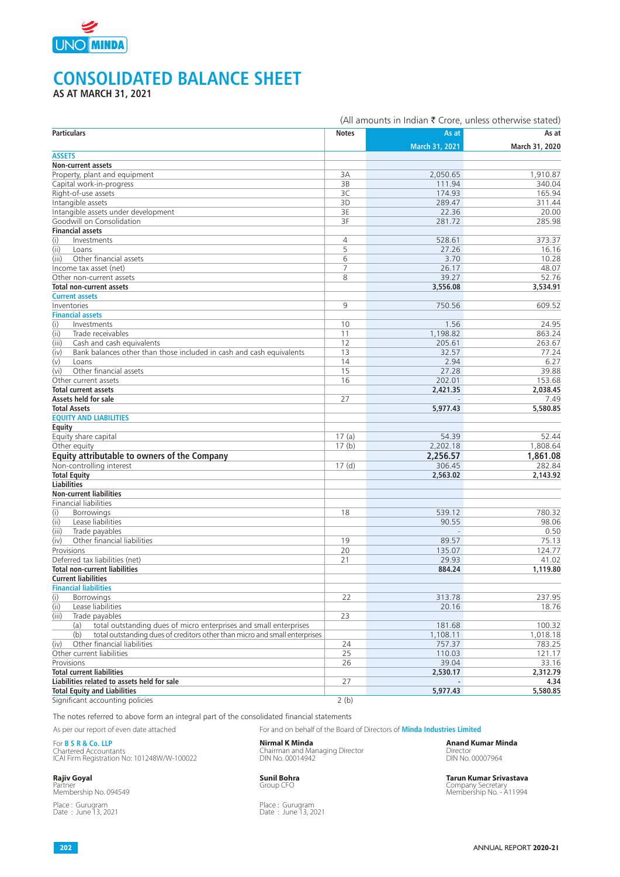# CONSOLIDATED BALANCE SHEET

**AS AT MARCH 31, 2021**

(All amounts in Indian ₹ Crore, unless otherwise stated)

| Particulars | Notes | As at March 31, 2021 | As at March 31, 2020 |
|---|---|---|---|
| **ASSETS** | | | |
| **Non-current assets** | | | |
| Property, plant and equipment | 3A | 2,050.65 | 1,910.87 |
| Capital work-in-progress | 3B | 111.94 | 340.04 |
| Right-of-use assets | 3C | 174.93 | 165.94 |
| Intangible assets | 3D | 289.47 | 311.44 |
| Intangible assets under development | 3E | 22.36 | 20.00 |
| Goodwill on Consolidation | 3F | 281.72 | 285.98 |
| **Financial assets** | | | |
| (i) Investments | 4 | 528.61 | 373.37 |
| (ii) Loans | 5 | 27.26 | 16.16 |
| (iii) Other financial assets | 6 | 3.70 | 10.28 |
| Income tax asset (net) | 7 | 26.17 | 48.07 |
| Other non-current assets | 8 | 39.27 | 52.76 |
| **Total non-current assets** | | **3,556.08** | **3,534.91** |
| **Current assets** | | | |
| Inventories | 9 | 750.56 | 609.52 |
| **Financial assets** | | | |
| (i) Investments | 10 | 1.56 | 24.95 |
| (ii) Trade receivables | 11 | 1,198.82 | 863.24 |
| (iii) Cash and cash equivalents | 12 | 205.61 | 263.67 |
| (iv) Bank balances other than those included in cash and cash equivalents | 13 | 32.57 | 77.24 |
| (v) Loans | 14 | 2.94 | 6.27 |
| (vi) Other financial assets | 15 | 27.28 | 39.88 |
| Other current assets | 16 | 202.01 | 153.68 |
| **Total current assets** | | **2,421.35** | **2,038.45** |
| **Assets held for sale** | 27 | - | 7.49 |
| **Total Assets** | | **5,977.43** | **5,580.85** |
| **EQUITY AND LIABILITIES** | | | |
| **Equity** | | | |
| Equity share capital | 17 (a) | 54.39 | 52.44 |
| Other equity | 17 (b) | 2,202.18 | 1,808.64 |
| **Equity attributable to owners of the Company** | | **2,256.57** | **1,861.08** |
| Non-controlling interest | 17 (d) | 306.45 | 282.84 |
| **Total Equity** | | **2,563.02** | **2,143.92** |
| **Liabilities** | | | |
| **Non-current liabilities** | | | |
| Financial liabilities | | | |
| (i) Borrowings | 18 | 539.12 | 780.32 |
| (ii) Lease liabilities | | 90.55 | 98.06 |
| (iii) Trade payables | | - | 0.50 |
| (iv) Other financial liabilities | 19 | 89.57 | 75.13 |
| Provisions | 20 | 135.07 | 124.77 |
| Deferred tax liabilities (net) | 21 | 29.93 | 41.02 |
| **Total non-current liabilities** | | **884.24** | **1,119.80** |
| **Current liabilities** | | | |
| **Financial liabilities** | | | |
| (i) Borrowings | 22 | 313.78 | 237.95 |
| (ii) Lease liabilities | | 20.16 | 18.76 |
| (iii) Trade payables | 23 | | |
| (a) total outstanding dues of micro enterprises and small enterprises | | 181.68 | 100.32 |
| (b) total outstanding dues of creditors other than micro and small enterprises | | 1,108.11 | 1,018.18 |
| (iv) Other financial liabilities | 24 | 757.37 | 783.25 |
| Other current liabilities | 25 | 110.03 | 121.17 |
| Provisions | 26 | 39.04 | 33.16 |
| **Total current liabilities** | | **2,530.17** | **2,312.79** |
| **Liabilities related to assets held for sale** | 27 | - | **4.34** |
| **Total Equity and Liabilities** | | **5,977.43** | **5,580.85** |
| Significant accounting policies | 2 (b) | | |

The notes referred to above form an integral part of the consolidated financial statements

As per our report of even date attached

For **B S R & Co. LLP**
Chartered Accountants
ICAI Firm Registration No: 101248W/W-100022

**Rajiv Goyal**
Partner
Membership No. 094549

Place : Gurugram
Date : June 13, 2021

For and on behalf of the Board of Directors of **Minda Industries Limited**

**Nirmal K Minda**
Chairman and Managing Director
DIN No. 00014942

**Anand Kumar Minda**
Director
DIN No. 00007964

**Sunil Bohra**
Group CFO

**Tarun Kumar Srivastava**
Company Secretary
Membership No. - A11994

Place : Gurugram
Date : June 13, 2021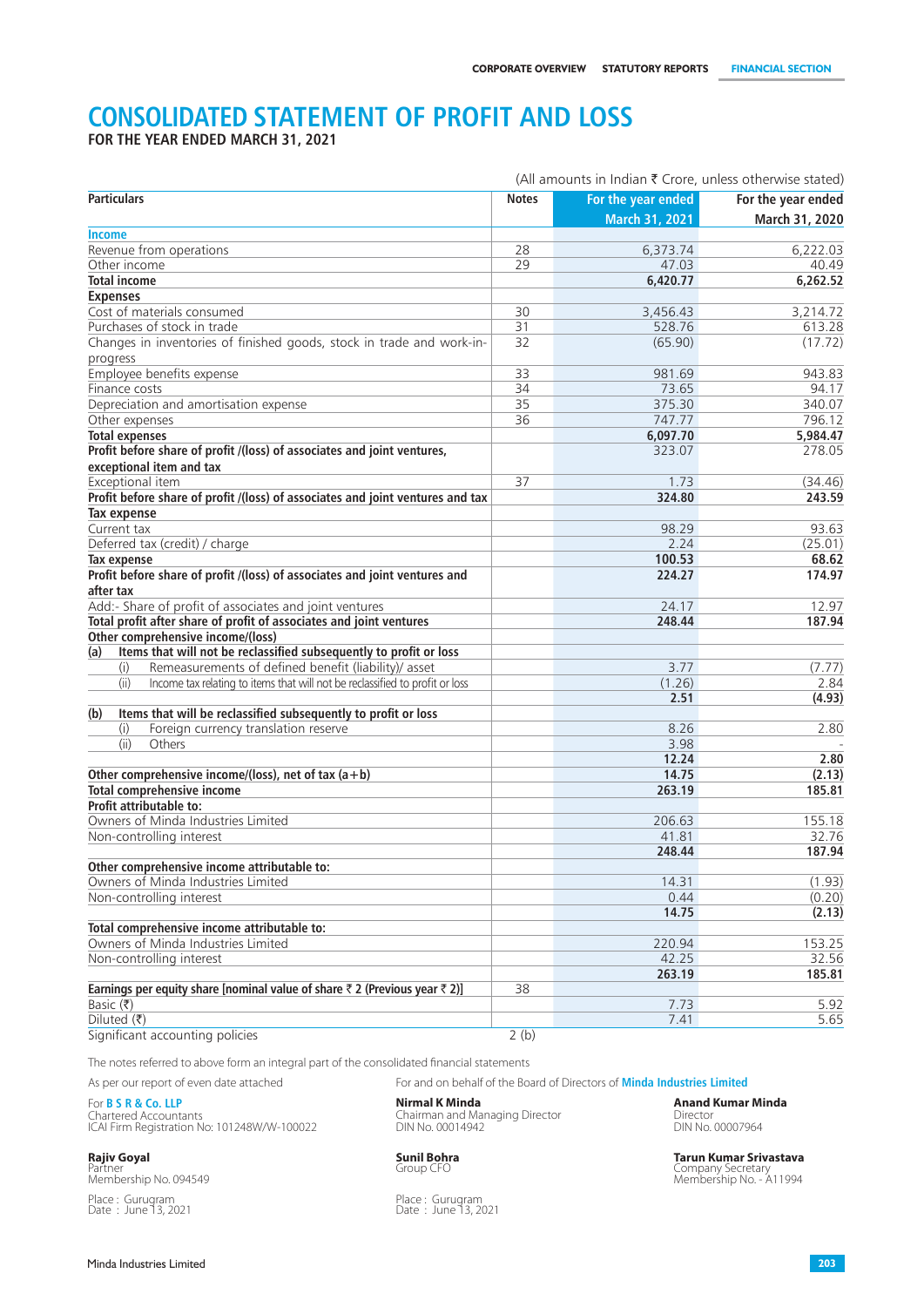# CONSOLIDATED STATEMENT OF PROFIT AND LOSS

**FOR THE YEAR ENDED MARCH 31, 2021**

(All amounts in Indian ₹ Crore, unless otherwise stated)

| Particulars | Notes | For the year ended March 31, 2021 | For the year ended March 31, 2020 |
|---|---|---|---|
| **Income** | | | |
| Revenue from operations | 28 | 6,373.74 | 6,222.03 |
| Other income | 29 | 47.03 | 40.49 |
| **Total income** | | **6,420.77** | **6,262.52** |
| **Expenses** | | | |
| Cost of materials consumed | 30 | 3,456.43 | 3,214.72 |
| Purchases of stock in trade | 31 | 528.76 | 613.28 |
| Changes in inventories of finished goods, stock in trade and work-in-progress | 32 | (65.90) | (17.72) |
| Employee benefits expense | 33 | 981.69 | 943.83 |
| Finance costs | 34 | 73.65 | 94.17 |
| Depreciation and amortisation expense | 35 | 375.30 | 340.07 |
| Other expenses | 36 | 747.77 | 796.12 |
| **Total expenses** | | **6,097.70** | **5,984.47** |
| **Profit before share of profit /(loss) of associates and joint ventures, exceptional item and tax** | | 323.07 | 278.05 |
| Exceptional item | 37 | 1.73 | (34.46) |
| **Profit before share of profit /(loss) of associates and joint ventures and tax** | | **324.80** | **243.59** |
| **Tax expense** | | | |
| Current tax | | 98.29 | 93.63 |
| Deferred tax (credit) / charge | | 2.24 | (25.01) |
| **Tax expense** | | **100.53** | **68.62** |
| **Profit before share of profit /(loss) of associates and joint ventures and after tax** | | **224.27** | **174.97** |
| Add:- Share of profit of associates and joint ventures | | 24.17 | 12.97 |
| **Total profit after share of profit of associates and joint ventures** | | **248.44** | **187.94** |
| **Other comprehensive income/(loss)** | | | |
| **(a) Items that will not be reclassified subsequently to profit or loss** | | | |
| (i) Remeasurements of defined benefit (liability)/ asset | | 3.77 | (7.77) |
| (ii) Income tax relating to items that will not be reclassified to profit or loss | | (1.26) | 2.84 |
| | | **2.51** | **(4.93)** |
| **(b) Items that will be reclassified subsequently to profit or loss** | | | |
| (i) Foreign currency translation reserve | | 8.26 | 2.80 |
| (ii) Others | | 3.98 | - |
| | | **12.24** | **2.80** |
| **Other comprehensive income/(loss), net of tax (a+b)** | | **14.75** | **(2.13)** |
| **Total comprehensive income** | | **263.19** | **185.81** |
| **Profit attributable to:** | | | |
| Owners of Minda Industries Limited | | 206.63 | 155.18 |
| Non-controlling interest | | 41.81 | 32.76 |
| | | **248.44** | **187.94** |
| **Other comprehensive income attributable to:** | | | |
| Owners of Minda Industries Limited | | 14.31 | (1.93) |
| Non-controlling interest | | 0.44 | (0.20) |
| | | **14.75** | **(2.13)** |
| **Total comprehensive income attributable to:** | | | |
| Owners of Minda Industries Limited | | 220.94 | 153.25 |
| Non-controlling interest | | 42.25 | 32.56 |
| | | **263.19** | **185.81** |
| **Earnings per equity share [nominal value of share ₹ 2 (Previous year ₹ 2)]** | 38 | | |
| Basic (₹) | | 7.73 | 5.92 |
| Diluted (₹) | | 7.41 | 5.65 |
| Significant accounting policies | 2 (b) | | |

The notes referred to above form an integral part of the consolidated financial statements

As per our report of even date attached

For **B S R & Co. LLP**
Chartered Accountants
ICAI Firm Registration No: 101248W/W-100022

**Rajiv Goyal**
Partner
Membership No. 094549

Place : Gurugram
Date : June 13, 2021

For and on behalf of the Board of Directors of **Minda Industries Limited**

**Nirmal K Minda**
Chairman and Managing Director
DIN No. 00014942

**Anand Kumar Minda**
Director
DIN No. 00007964

**Sunil Bohra**
Group CFO

**Tarun Kumar Srivastava**
Company Secretary
Membership No. - A11994

Place : Gurugram
Date : June 13, 2021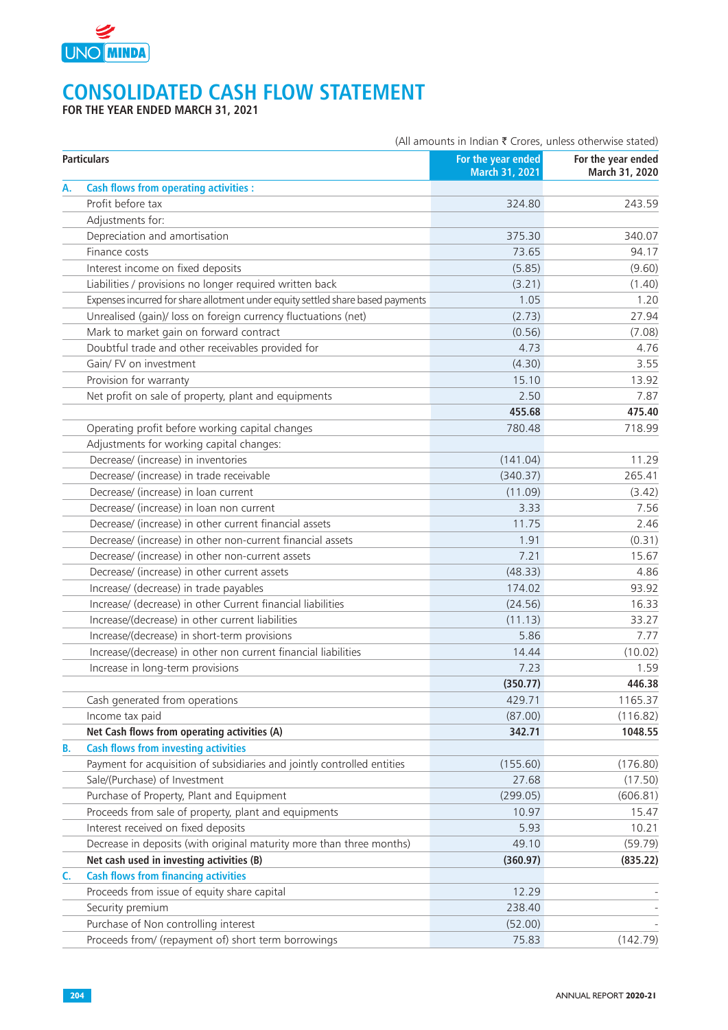# CONSOLIDATED CASH FLOW STATEMENT

**FOR THE YEAR ENDED MARCH 31, 2021**

(All amounts in Indian ₹ Crores, unless otherwise stated)

| | Particulars | For the year ended March 31, 2021 | For the year ended March 31, 2020 |
|---|---|---|---|
| **A.** | **Cash flows from operating activities :** | | |
| | Profit before tax | 324.80 | 243.59 |
| | Adjustments for: | | |
| | Depreciation and amortisation | 375.30 | 340.07 |
| | Finance costs | 73.65 | 94.17 |
| | Interest income on fixed deposits | (5.85) | (9.60) |
| | Liabilities / provisions no longer required written back | (3.21) | (1.40) |
| | Expenses incurred for share allotment under equity settled share based payments | 1.05 | 1.20 |
| | Unrealised (gain)/ loss on foreign currency fluctuations (net) | (2.73) | 27.94 |
| | Mark to market gain on forward contract | (0.56) | (7.08) |
| | Doubtful trade and other receivables provided for | 4.73 | 4.76 |
| | Gain/ FV on investment | (4.30) | 3.55 |
| | Provision for warranty | 15.10 | 13.92 |
| | Net profit on sale of property, plant and equipments | 2.50 | 7.87 |
| | | **455.68** | **475.40** |
| | Operating profit before working capital changes | 780.48 | 718.99 |
| | Adjustments for working capital changes: | | |
| | Decrease/ (increase) in inventories | (141.04) | 11.29 |
| | Decrease/ (increase) in trade receivable | (340.37) | 265.41 |
| | Decrease/ (increase) in loan current | (11.09) | (3.42) |
| | Decrease/ (increase) in loan non current | 3.33 | 7.56 |
| | Decrease/ (increase) in other current financial assets | 11.75 | 2.46 |
| | Decrease/ (increase) in other non-current financial assets | 1.91 | (0.31) |
| | Decrease/ (increase) in other non-current assets | 7.21 | 15.67 |
| | Decrease/ (increase) in other current assets | (48.33) | 4.86 |
| | Increase/ (decrease) in trade payables | 174.02 | 93.92 |
| | Increase/ (decrease) in other Current financial liabilities | (24.56) | 16.33 |
| | Increase/(decrease) in other current liabilities | (11.13) | 33.27 |
| | Increase/(decrease) in short-term provisions | 5.86 | 7.77 |
| | Increase/(decrease) in other non current financial liabilities | 14.44 | (10.02) |
| | Increase in long-term provisions | 7.23 | 1.59 |
| | | **(350.77)** | **446.38** |
| | Cash generated from operations | 429.71 | 1165.37 |
| | Income tax paid | (87.00) | (116.82) |
| | **Net Cash flows from operating activities (A)** | **342.71** | **1048.55** |
| **B.** | **Cash flows from investing activities** | | |
| | Payment for acquisition of subsidiaries and jointly controlled entities | (155.60) | (176.80) |
| | Sale/(Purchase) of Investment | 27.68 | (17.50) |
| | Purchase of Property, Plant and Equipment | (299.05) | (606.81) |
| | Proceeds from sale of property, plant and equipments | 10.97 | 15.47 |
| | Interest received on fixed deposits | 5.93 | 10.21 |
| | Decrease in deposits (with original maturity more than three months) | 49.10 | (59.79) |
| | **Net cash used in investing activities (B)** | **(360.97)** | **(835.22)** |
| **C.** | **Cash flows from financing activities** | | |
| | Proceeds from issue of equity share capital | 12.29 | - |
| | Security premium | 238.40 | - |
| | Purchase of Non controlling interest | (52.00) | - |
| | Proceeds from/ (repayment of) short term borrowings | 75.83 | (142.79) |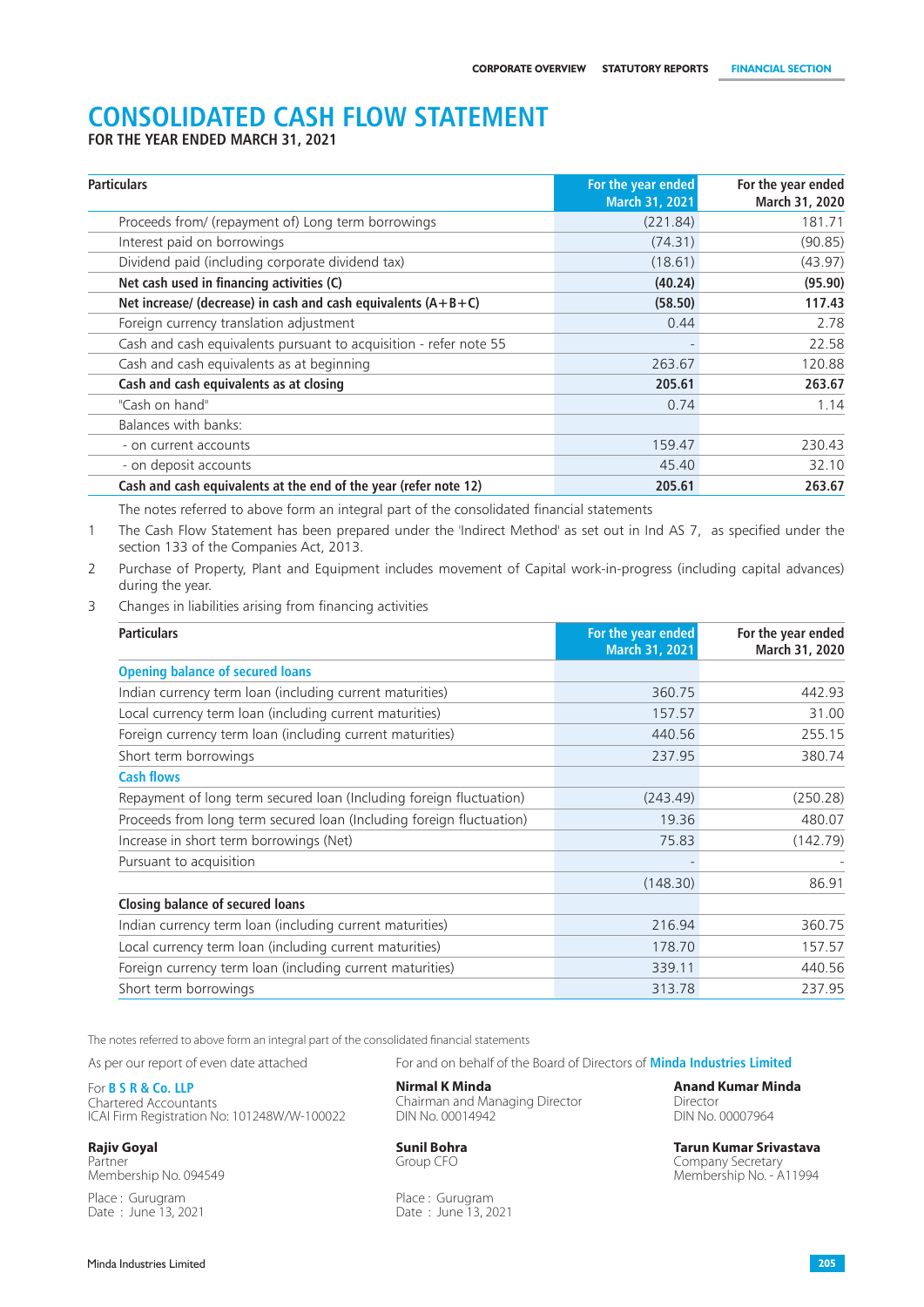# CONSOLIDATED CASH FLOW STATEMENT

**FOR THE YEAR ENDED MARCH 31, 2021**

| Particulars | For the year ended March 31, 2021 | For the year ended March 31, 2020 |
|---|---|---|
| Proceeds from/ (repayment of) Long term borrowings | (221.84) | 181.71 |
| Interest paid on borrowings | (74.31) | (90.85) |
| Dividend paid (including corporate dividend tax) | (18.61) | (43.97) |
| **Net cash used in financing activities (C)** | **(40.24)** | **(95.90)** |
| **Net increase/ (decrease) in cash and cash equivalents (A+B+C)** | **(58.50)** | **117.43** |
| Foreign currency translation adjustment | 0.44 | 2.78 |
| Cash and cash equivalents pursuant to acquisition - refer note 55 | - | 22.58 |
| Cash and cash equivalents as at beginning | 263.67 | 120.88 |
| **Cash and cash equivalents as at closing** | **205.61** | **263.67** |
| "Cash on hand" | 0.74 | 1.14 |
| Balances with banks: | | |
| - on current accounts | 159.47 | 230.43 |
| - on deposit accounts | 45.40 | 32.10 |
| **Cash and cash equivalents at the end of the year (refer note 12)** | **205.61** | **263.67** |

The notes referred to above form an integral part of the consolidated financial statements

1. The Cash Flow Statement has been prepared under the 'Indirect Method' as set out in Ind AS 7, as specified under the section 133 of the Companies Act, 2013.
2. Purchase of Property, Plant and Equipment includes movement of Capital work-in-progress (including capital advances) during the year.
3. Changes in liabilities arising from financing activities

| Particulars | For the year ended March 31, 2021 | For the year ended March 31, 2020 |
|---|---|---|
| **Opening balance of secured loans** | | |
| Indian currency term loan (including current maturities) | 360.75 | 442.93 |
| Local currency term loan (including current maturities) | 157.57 | 31.00 |
| Foreign currency term loan (including current maturities) | 440.56 | 255.15 |
| Short term borrowings | 237.95 | 380.74 |
| **Cash flows** | | |
| Repayment of long term secured loan (Including foreign fluctuation) | (243.49) | (250.28) |
| Proceeds from long term secured loan (Including foreign fluctuation) | 19.36 | 480.07 |
| Increase in short term borrowings (Net) | 75.83 | (142.79) |
| Pursuant to acquisition | - | - |
| | (148.30) | 86.91 |
| **Closing balance of secured loans** | | |
| Indian currency term loan (including current maturities) | 216.94 | 360.75 |
| Local currency term loan (including current maturities) | 178.70 | 157.57 |
| Foreign currency term loan (including current maturities) | 339.11 | 440.56 |
| Short term borrowings | 313.78 | 237.95 |

The notes referred to above form an integral part of the consolidated financial statements

As per our report of even date attached

For **B S R & Co. LLP**
Chartered Accountants
ICAI Firm Registration No: 101248W/W-100022

**Rajiv Goyal**
Partner
Membership No. 094549

Place : Gurugram
Date : June 13, 2021

For and on behalf of the Board of Directors of **Minda Industries Limited**

**Nirmal K Minda**
Chairman and Managing Director
DIN No. 00014942

**Anand Kumar Minda**
Director
DIN No. 00007964

**Sunil Bohra**
Group CFO

**Tarun Kumar Srivastava**
Company Secretary
Membership No. - A11994

Place : Gurugram
Date : June 13, 2021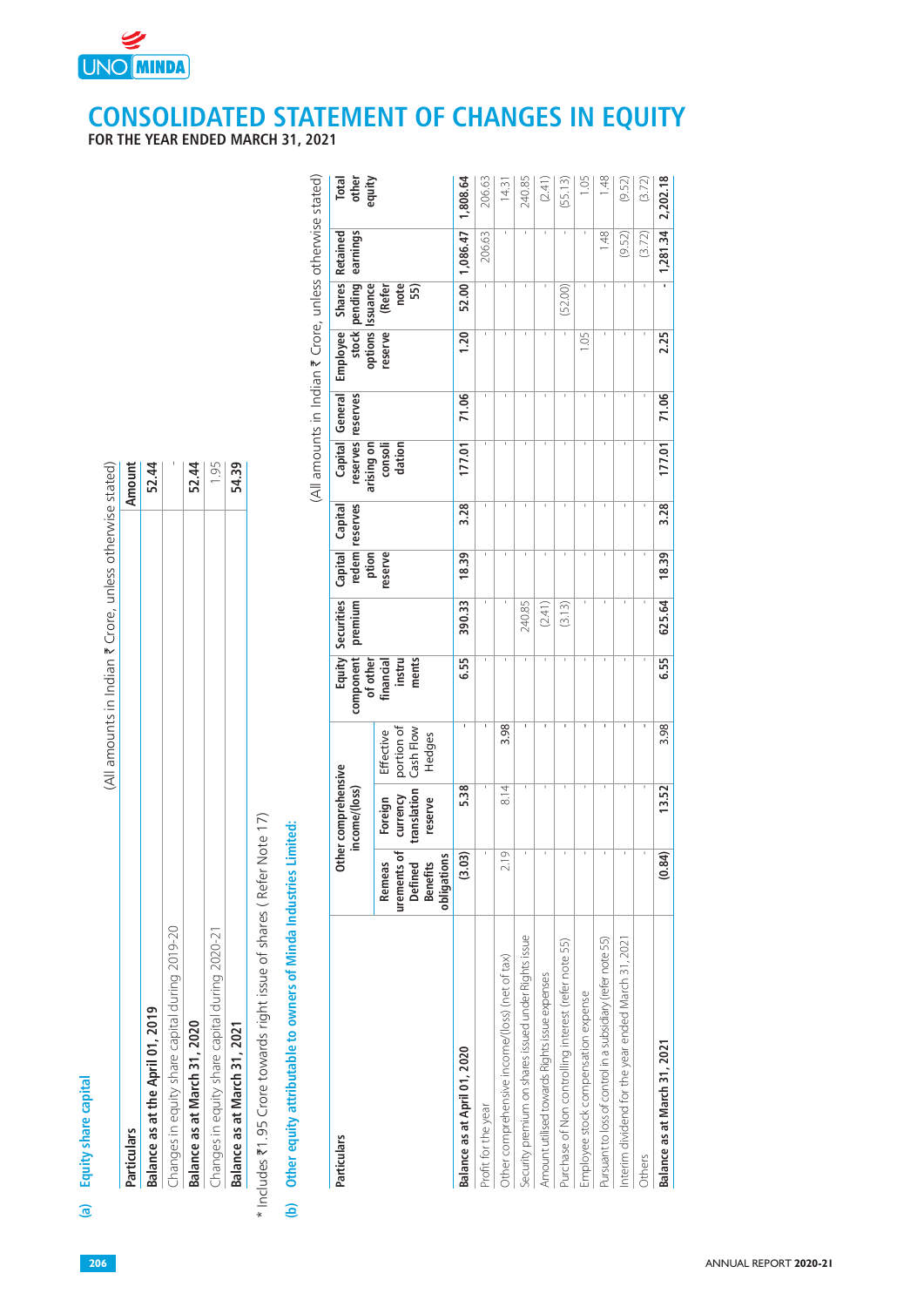# CONSOLIDATED STATEMENT OF CHANGES IN EQUITY

**FOR THE YEAR ENDED MARCH 31, 2021**

## (a) Equity share capital

(All amounts in Indian ₹ Crore, unless otherwise stated)

| Particulars | Amount |
|---|---|
| **Balance as at the April 01, 2019** | **52.44** |
| Changes in equity share capital during 2019-20 | - |
| **Balance as at March 31, 2020** | **52.44** |
| Changes in equity share capital during 2020-21 | 1.95 |
| **Balance as at March 31, 2021** | **54.39** |

* Includes ₹1.95 Crore towards right issue of shares ( Refer Note 17)

## (b) Other equity attributable to owners of Minda Industries Limited:

(All amounts in Indian ₹ Crore, unless otherwise stated)

| Particulars | Other comprehensive income/(loss) | | | Equity component of other financial instruments | Securities premium | Capital redemption reserve | Capital reserves | Capital reserves arising on consolidation | General reserves | Employee stock options reserve | Shares pending Issuance (Refer note 55) | Retained earnings | Total other equity |
|---|---|---|---|---|---|---|---|---|---|---|---|---|---|
| | Remeasurements of Defined Benefits obligations | Foreign currency translation reserve | Effective portion of Cash Flow Hedges | | | | | | | | | | |
| **Balance as at April 01, 2020** | **(3.03)** | **5.38** | **-** | **6.55** | **390.33** | **18.39** | **3.28** | **177.01** | **71.06** | **1.20** | **52.00** | **1,086.47** | **1,808.64** |
| Profit for the year | - | - | - | - | - | - | - | - | - | - | - | 206.63 | 206.63 |
| Other comprehensive income/(loss) (net of tax) | 2.19 | 8.14 | 3.98 | - | - | - | - | - | - | - | - | - | 14.31 |
| Security premium on shares issued under Rights issue | - | - | - | - | 240.85 | - | - | - | - | - | - | - | 240.85 |
| Amount utilised towards Rights issue expenses | - | - | - | - | (2.41) | - | - | - | - | - | - | - | (2.41) |
| Purchase of Non controlling interest (refer note 55) | - | - | - | - | (3.13) | - | - | - | - | - | (52.00) | - | (55.13) |
| Employee stock compensation expense | - | - | - | - | - | - | - | - | - | 1.05 | - | - | 1.05 |
| Pursuant to loss of control in a subsidiary (refer note 55) | - | - | - | - | - | - | - | - | - | - | - | 1.48 | 1.48 |
| Interim dividend for the year ended March 31, 2021 | - | - | - | - | - | - | - | - | - | - | - | (9.52) | (9.52) |
| Others | - | - | - | - | - | - | - | - | - | - | - | (3.72) | (3.72) |
| **Balance as at March 31, 2021** | **(0.84)** | **13.52** | **3.98** | **6.55** | **625.64** | **18.39** | **3.28** | **177.01** | **71.06** | **2.25** | **-** | **1,281.34** | **2,202.18** |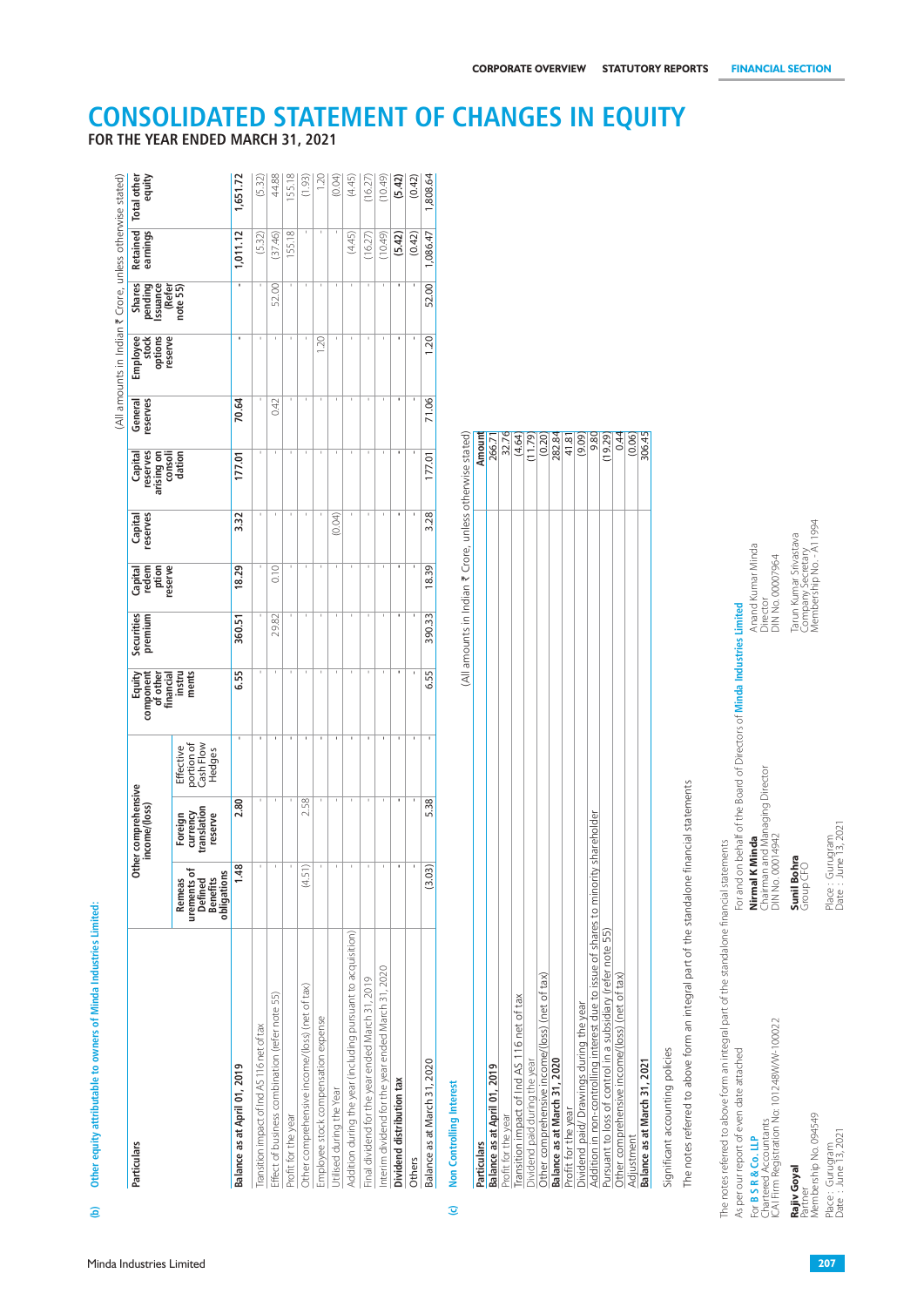# CONSOLIDATED STATEMENT OF CHANGES IN EQUITY

**FOR THE YEAR ENDED MARCH 31, 2021**

(b) **Other equity attributable to owners of Minda Industries Limited:**

(All amounts in Indian ₹ Crore, unless otherwise stated)

| Particulars | Other comprehensive income/(loss) | | | Equity component of other financial instruments | Securities premium | Capital redemption reserve | Capital reserves | Capital reserves arising on consolidation | General reserves | Employee stock options reserve | Shares pending Issuance (Refer note 55) | Retained earnings | Total other equity |
|---|---|---|---|---|---|---|---|---|---|---|---|---|---|
| | Remeasurements of Defined Benefits obligations | Foreign currency translation reserve | Effective portion of Cash Flow Hedges | | | | | | | | | | |
| **Balance as at April 01, 2019** | **1.48** | **2.80** | **-** | **6.55** | **360.51** | **18.29** | **3.32** | **177.01** | **70.64** | **-** | **-** | **1,011.12** | **1,651.72** |
| Transition impact of Ind AS 116 net of tax | - | - | - | - | - | - | - | - | - | - | - | (5.32) | (5.32) |
| Effect of business combination (refer note 55) | - | - | - | - | 29.82 | 0.10 | - | - | 0.42 | - | 52.00 | (37.46) | 44.88 |
| Profit for the year | - | - | - | - | - | - | - | - | - | - | - | 155.18 | 155.18 |
| Other comprehensive income/(loss) (net of tax) | (4.51) | 2.58 | - | - | - | - | - | - | - | - | - | - | (1.93) |
| Employee stock compensation expense | - | - | - | - | - | - | - | - | - | 1.20 | - | - | 1.20 |
| Utilised during the Year | - | - | - | - | - | - | (0.04) | - | - | - | - | - | (0.04) |
| Addition during the year (including pursuant to acquisition) | - | - | - | - | - | - | - | - | - | - | - | (4.45) | (4.45) |
| Final dividend for the year ended March 31, 2019 | - | - | - | - | - | - | - | - | - | - | - | (16.27) | (16.27) |
| Interim dividend for the year ended March 31, 2020 | - | - | - | - | - | - | - | - | - | - | - | (10.49) | (10.49) |
| **Dividend distribution tax** | **-** | **-** | **-** | **-** | **-** | **-** | **-** | **-** | **-** | **-** | **-** | **(5.42)** | **(5.42)** |
| Others | - | - | - | - | - | - | - | - | - | - | - | (0.42) | (0.42) |
| **Balance as at March 31, 2020** | **(3.03)** | **5.38** | **-** | **6.55** | **390.33** | **18.39** | **3.28** | **177.01** | **71.06** | **1.20** | **52.00** | **1,086.47** | **1,808.64** |

(c) **Non Controlling Interest**

(All amounts in Indian ₹ Crore, unless otherwise stated)

| Particulars | Amount |
|---|---|
| **Balance as at April 01, 2019** | **266.71** |
| Profit for the year | 32.76 |
| Transition impact of Ind AS 116 net of tax | (4.64) |
| Dividend paid during the year | (11.79) |
| Other comprehensive income/(loss) (net of tax) | (0.20) |
| **Balance as at March 31, 2020** | **282.84** |
| Profit for the year | 41.81 |
| Dividend paid/ Drawings during the year | (9.09) |
| Addition in non-controlling interest due to issue of shares to minority shareholder | 9.80 |
| Pursuant to loss of control in a subsidiary (refer note 55) | (19.29) |
| Other comprehensive income/(loss) (net of tax) | 0.44 |
| Adjustment | (0.06) |
| **Balance as at March 31, 2021** | **306.45** |

Significant accounting policies

The notes referred to above form an integral part of the standalone financial statements

The notes referred to above form an integral part of the standalone financial statements

As per our report of even date attached

For **B S R & Co. LLP**
Chartered Accountants
ICAI Firm Registration No. 101248W/W-100022

**Rajiv Goyal**
Partner
Membership No. 094549

Place : Gurugram
Date : June 13, 2021

For and on behalf of the Board of Directors of **Minda Industries Limited**

**Nirmal K Minda**
Chairman and Managing Director
DIN No. 00014942

**Sunil Bohra**
Group CFO

Place : Gurugram
Date : June 13, 2021

Anand Kumar Minda
Director
DIN No. 00007964

Tarun Kumar Srivastava
Company Secretary
Membership No. - A11994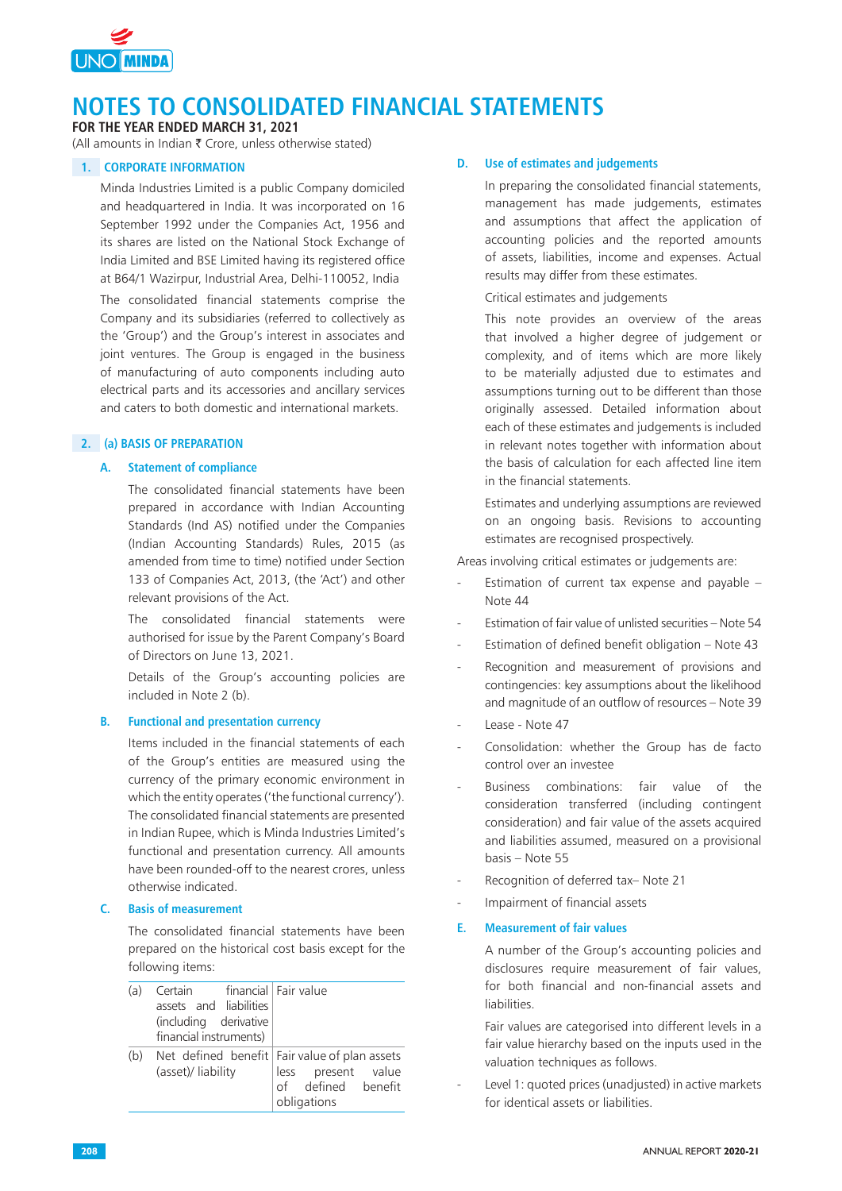# NOTES TO CONSOLIDATED FINANCIAL STATEMENTS

**FOR THE YEAR ENDED MARCH 31, 2021**

(All amounts in Indian ₹ Crore, unless otherwise stated)

## 1. CORPORATE INFORMATION

Minda Industries Limited is a public Company domiciled and headquartered in India. It was incorporated on 16 September 1992 under the Companies Act, 1956 and its shares are listed on the National Stock Exchange of India Limited and BSE Limited having its registered office at B64/1 Wazirpur, Industrial Area, Delhi-110052, India

The consolidated financial statements comprise the Company and its subsidiaries (referred to collectively as the 'Group') and the Group's interest in associates and joint ventures. The Group is engaged in the business of manufacturing of auto components including auto electrical parts and its accessories and ancillary services and caters to both domestic and international markets.

## 2. (a) BASIS OF PREPARATION

### A. Statement of compliance

The consolidated financial statements have been prepared in accordance with Indian Accounting Standards (Ind AS) notified under the Companies (Indian Accounting Standards) Rules, 2015 (as amended from time to time) notified under Section 133 of Companies Act, 2013, (the 'Act') and other relevant provisions of the Act.

The consolidated financial statements were authorised for issue by the Parent Company's Board of Directors on June 13, 2021.

Details of the Group's accounting policies are included in Note 2 (b).

### B. Functional and presentation currency

Items included in the financial statements of each of the Group's entities are measured using the currency of the primary economic environment in which the entity operates ('the functional currency'). The consolidated financial statements are presented in Indian Rupee, which is Minda Industries Limited's functional and presentation currency. All amounts have been rounded-off to the nearest crores, unless otherwise indicated.

### C. Basis of measurement

The consolidated financial statements have been prepared on the historical cost basis except for the following items:

| | | |
|---|---|---|
| (a) | Certain financial assets and liabilities (including derivative financial instruments) | Fair value |
| (b) | Net defined benefit (asset)/ liability | Fair value of plan assets less present value of defined benefit obligations |

### D. Use of estimates and judgements

In preparing the consolidated financial statements, management has made judgements, estimates and assumptions that affect the application of accounting policies and the reported amounts of assets, liabilities, income and expenses. Actual results may differ from these estimates.

Critical estimates and judgements

This note provides an overview of the areas that involved a higher degree of judgement or complexity, and of items which are more likely to be materially adjusted due to estimates and assumptions turning out to be different than those originally assessed. Detailed information about each of these estimates and judgements is included in relevant notes together with information about the basis of calculation for each affected line item in the financial statements.

Estimates and underlying assumptions are reviewed on an ongoing basis. Revisions to accounting estimates are recognised prospectively.

Areas involving critical estimates or judgements are:

- Estimation of current tax expense and payable – Note 44
- Estimation of fair value of unlisted securities – Note 54
- Estimation of defined benefit obligation – Note 43
- Recognition and measurement of provisions and contingencies: key assumptions about the likelihood and magnitude of an outflow of resources – Note 39
- Lease - Note 47
- Consolidation: whether the Group has de facto control over an investee
- Business combinations: fair value of the consideration transferred (including contingent consideration) and fair value of the assets acquired and liabilities assumed, measured on a provisional basis – Note 55
- Recognition of deferred tax– Note 21
- Impairment of financial assets

### E. Measurement of fair values

A number of the Group's accounting policies and disclosures require measurement of fair values, for both financial and non-financial assets and liabilities.

Fair values are categorised into different levels in a fair value hierarchy based on the inputs used in the valuation techniques as follows.

- Level 1: quoted prices (unadjusted) in active markets for identical assets or liabilities.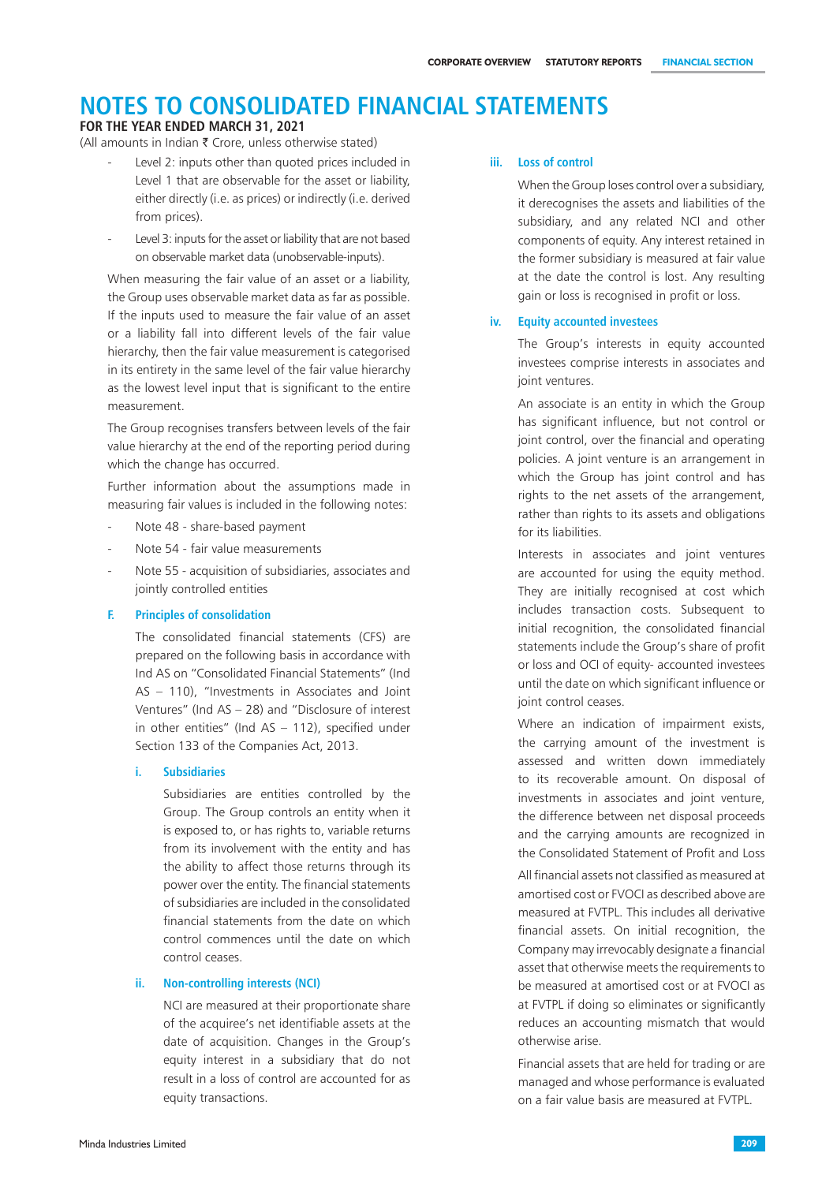# NOTES TO CONSOLIDATED FINANCIAL STATEMENTS

**FOR THE YEAR ENDED MARCH 31, 2021**

(All amounts in Indian ₹ Crore, unless otherwise stated)

- Level 2: inputs other than quoted prices included in Level 1 that are observable for the asset or liability, either directly (i.e. as prices) or indirectly (i.e. derived from prices).
- Level 3: inputs for the asset or liability that are not based on observable market data (unobservable-inputs).

When measuring the fair value of an asset or a liability, the Group uses observable market data as far as possible. If the inputs used to measure the fair value of an asset or a liability fall into different levels of the fair value hierarchy, then the fair value measurement is categorised in its entirety in the same level of the fair value hierarchy as the lowest level input that is significant to the entire measurement.

The Group recognises transfers between levels of the fair value hierarchy at the end of the reporting period during which the change has occurred.

Further information about the assumptions made in measuring fair values is included in the following notes:

- Note 48 - share-based payment
- Note 54 - fair value measurements
- Note 55 - acquisition of subsidiaries, associates and jointly controlled entities

### F. Principles of consolidation

The consolidated financial statements (CFS) are prepared on the following basis in accordance with Ind AS on "Consolidated Financial Statements" (Ind AS – 110), "Investments in Associates and Joint Ventures" (Ind AS – 28) and "Disclosure of interest in other entities" (Ind AS – 112), specified under Section 133 of the Companies Act, 2013.

#### i. Subsidiaries

Subsidiaries are entities controlled by the Group. The Group controls an entity when it is exposed to, or has rights to, variable returns from its involvement with the entity and has the ability to affect those returns through its power over the entity. The financial statements of subsidiaries are included in the consolidated financial statements from the date on which control commences until the date on which control ceases.

#### ii. Non-controlling interests (NCI)

NCI are measured at their proportionate share of the acquiree's net identifiable assets at the date of acquisition. Changes in the Group's equity interest in a subsidiary that do not result in a loss of control are accounted for as equity transactions.

#### iii. Loss of control

When the Group loses control over a subsidiary, it derecognises the assets and liabilities of the subsidiary, and any related NCI and other components of equity. Any interest retained in the former subsidiary is measured at fair value at the date the control is lost. Any resulting gain or loss is recognised in profit or loss.

#### iv. Equity accounted investees

The Group's interests in equity accounted investees comprise interests in associates and joint ventures.

An associate is an entity in which the Group has significant influence, but not control or joint control, over the financial and operating policies. A joint venture is an arrangement in which the Group has joint control and has rights to the net assets of the arrangement, rather than rights to its assets and obligations for its liabilities.

Interests in associates and joint ventures are accounted for using the equity method. They are initially recognised at cost which includes transaction costs. Subsequent to initial recognition, the consolidated financial statements include the Group's share of profit or loss and OCI of equity- accounted investees until the date on which significant influence or joint control ceases.

Where an indication of impairment exists, the carrying amount of the investment is assessed and written down immediately to its recoverable amount. On disposal of investments in associates and joint venture, the difference between net disposal proceeds and the carrying amounts are recognized in the Consolidated Statement of Profit and Loss

All financial assets not classified as measured at amortised cost or FVOCI as described above are measured at FVTPL. This includes all derivative financial assets. On initial recognition, the Company may irrevocably designate a financial asset that otherwise meets the requirements to be measured at amortised cost or at FVOCI as at FVTPL if doing so eliminates or significantly reduces an accounting mismatch that would otherwise arise.

Financial assets that are held for trading or are managed and whose performance is evaluated on a fair value basis are measured at FVTPL.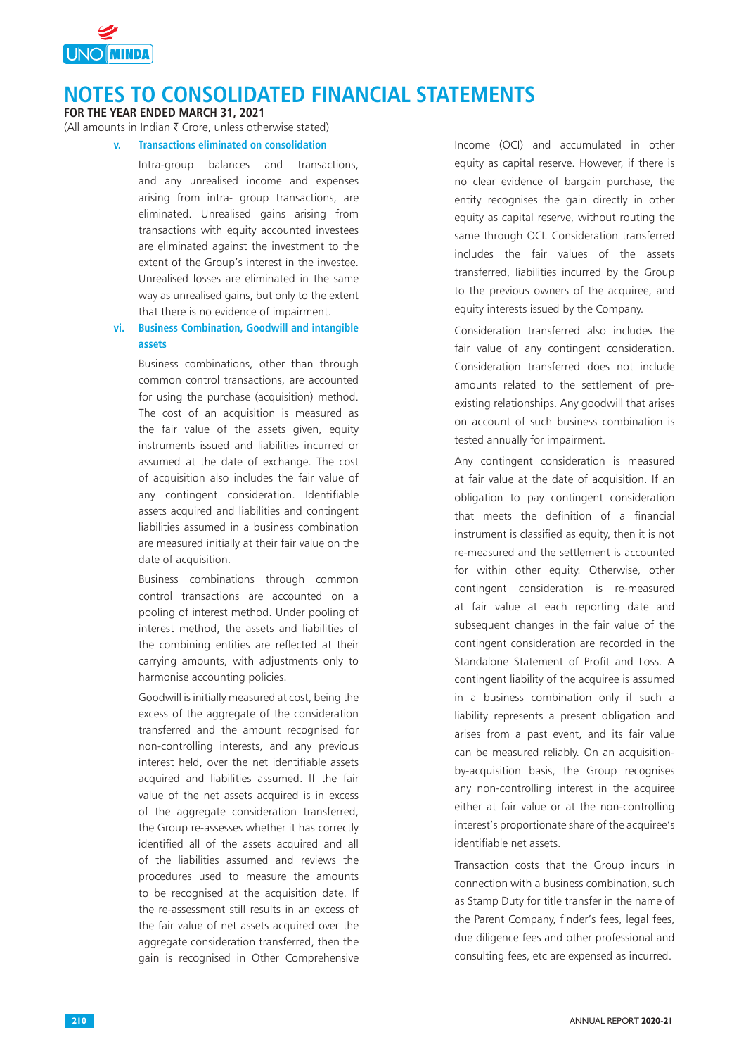# NOTES TO CONSOLIDATED FINANCIAL STATEMENTS

**FOR THE YEAR ENDED MARCH 31, 2021**

(All amounts in Indian ₹ Crore, unless otherwise stated)

**v. Transactions eliminated on consolidation**

Intra-group balances and transactions, and any unrealised income and expenses arising from intra- group transactions, are eliminated. Unrealised gains arising from transactions with equity accounted investees are eliminated against the investment to the extent of the Group's interest in the investee. Unrealised losses are eliminated in the same way as unrealised gains, but only to the extent that there is no evidence of impairment.

**vi. Business Combination, Goodwill and intangible assets**

Business combinations, other than through common control transactions, are accounted for using the purchase (acquisition) method. The cost of an acquisition is measured as the fair value of the assets given, equity instruments issued and liabilities incurred or assumed at the date of exchange. The cost of acquisition also includes the fair value of any contingent consideration. Identifiable assets acquired and liabilities and contingent liabilities assumed in a business combination are measured initially at their fair value on the date of acquisition.

Business combinations through common control transactions are accounted on a pooling of interest method. Under pooling of interest method, the assets and liabilities of the combining entities are reflected at their carrying amounts, with adjustments only to harmonise accounting policies.

Goodwill is initially measured at cost, being the excess of the aggregate of the consideration transferred and the amount recognised for non-controlling interests, and any previous interest held, over the net identifiable assets acquired and liabilities assumed. If the fair value of the net assets acquired is in excess of the aggregate consideration transferred, the Group re-assesses whether it has correctly identified all of the assets acquired and all of the liabilities assumed and reviews the procedures used to measure the amounts to be recognised at the acquisition date. If the re-assessment still results in an excess of the fair value of net assets acquired over the aggregate consideration transferred, then the gain is recognised in Other Comprehensive Income (OCI) and accumulated in other equity as capital reserve. However, if there is no clear evidence of bargain purchase, the entity recognises the gain directly in other equity as capital reserve, without routing the same through OCI. Consideration transferred includes the fair values of the assets transferred, liabilities incurred by the Group to the previous owners of the acquiree, and equity interests issued by the Company.

Consideration transferred also includes the fair value of any contingent consideration. Consideration transferred does not include amounts related to the settlement of pre-existing relationships. Any goodwill that arises on account of such business combination is tested annually for impairment.

Any contingent consideration is measured at fair value at the date of acquisition. If an obligation to pay contingent consideration that meets the definition of a financial instrument is classified as equity, then it is not re-measured and the settlement is accounted for within other equity. Otherwise, other contingent consideration is re-measured at fair value at each reporting date and subsequent changes in the fair value of the contingent consideration are recorded in the Standalone Statement of Profit and Loss. A contingent liability of the acquiree is assumed in a business combination only if such a liability represents a present obligation and arises from a past event, and its fair value can be measured reliably. On an acquisition-by-acquisition basis, the Group recognises any non-controlling interest in the acquiree either at fair value or at the non-controlling interest's proportionate share of the acquiree's identifiable net assets.

Transaction costs that the Group incurs in connection with a business combination, such as Stamp Duty for title transfer in the name of the Parent Company, finder's fees, legal fees, due diligence fees and other professional and consulting fees, etc are expensed as incurred.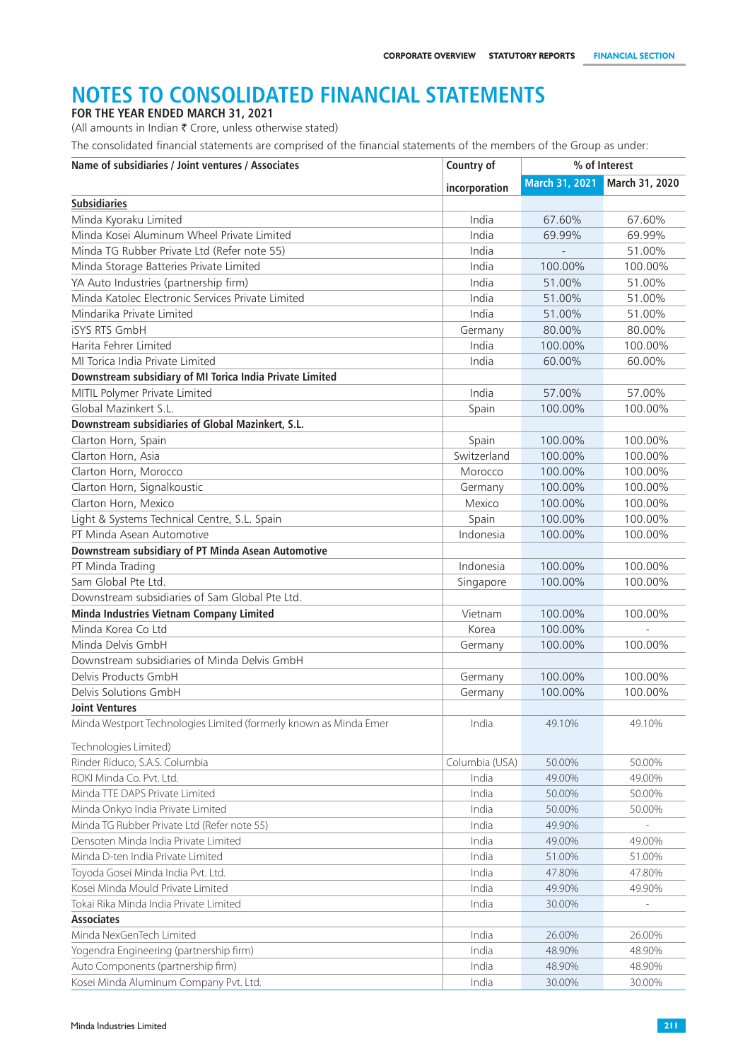# NOTES TO CONSOLIDATED FINANCIAL STATEMENTS

**FOR THE YEAR ENDED MARCH 31, 2021**

(All amounts in Indian ₹ Crore, unless otherwise stated)

The consolidated financial statements are comprised of the financial statements of the members of the Group as under:

| Name of subsidiaries / Joint ventures / Associates | Country of incorporation | % of Interest | |
|---|---|---|---|
| | | March 31, 2021 | March 31, 2020 |
| **Subsidiaries** | | | |
| Minda Kyoraku Limited | India | 67.60% | 67.60% |
| Minda Kosei Aluminum Wheel Private Limited | India | 69.99% | 69.99% |
| Minda TG Rubber Private Ltd (Refer note 55) | India | - | 51.00% |
| Minda Storage Batteries Private Limited | India | 100.00% | 100.00% |
| YA Auto Industries (partnership firm) | India | 51.00% | 51.00% |
| Minda Katolec Electronic Services Private Limited | India | 51.00% | 51.00% |
| Mindarika Private Limited | India | 51.00% | 51.00% |
| iSYS RTS GmbH | Germany | 80.00% | 80.00% |
| Harita Fehrer Limited | India | 100.00% | 100.00% |
| MI Torica India Private Limited | India | 60.00% | 60.00% |
| **Downstream subsidiary of MI Torica India Private Limited** | | | |
| MITIL Polymer Private Limited | India | 57.00% | 57.00% |
| Global Mazinkert S.L. | Spain | 100.00% | 100.00% |
| **Downstream subsidiaries of Global Mazinkert, S.L.** | | | |
| Clarton Horn, Spain | Spain | 100.00% | 100.00% |
| Clarton Horn, Asia | Switzerland | 100.00% | 100.00% |
| Clarton Horn, Morocco | Morocco | 100.00% | 100.00% |
| Clarton Horn, Signalkoustic | Germany | 100.00% | 100.00% |
| Clarton Horn, Mexico | Mexico | 100.00% | 100.00% |
| Light & Systems Technical Centre, S.L. Spain | Spain | 100.00% | 100.00% |
| PT Minda Asean Automotive | Indonesia | 100.00% | 100.00% |
| **Downstream subsidiary of PT Minda Asean Automotive** | | | |
| PT Minda Trading | Indonesia | 100.00% | 100.00% |
| Sam Global Pte Ltd. | Singapore | 100.00% | 100.00% |
| Downstream subsidiaries of Sam Global Pte Ltd. | | | |
| **Minda Industries Vietnam Company Limited** | Vietnam | 100.00% | 100.00% |
| Minda Korea Co Ltd | Korea | 100.00% | - |
| Minda Delvis GmbH | Germany | 100.00% | 100.00% |
| Downstream subsidiaries of Minda Delvis GmbH | | | |
| Delvis Products GmbH | Germany | 100.00% | 100.00% |
| Delvis Solutions GmbH | Germany | 100.00% | 100.00% |
| **Joint Ventures** | | | |
| Minda Westport Technologies Limited (formerly known as Minda Emer Technologies Limited) | India | 49.10% | 49.10% |
| Rinder Riduco, S.A.S. Columbia | Columbia (USA) | 50.00% | 50.00% |
| ROKI Minda Co. Pvt. Ltd. | India | 49.00% | 49.00% |
| Minda TTE DAPS Private Limited | India | 50.00% | 50.00% |
| Minda Onkyo India Private Limited | India | 50.00% | 50.00% |
| Minda TG Rubber Private Ltd (Refer note 55) | India | 49.90% | - |
| Densoten Minda India Private Limited | India | 49.00% | 49.00% |
| Minda D-ten India Private Limited | India | 51.00% | 51.00% |
| Toyoda Gosei Minda India Pvt. Ltd. | India | 47.80% | 47.80% |
| Kosei Minda Mould Private Limited | India | 49.90% | 49.90% |
| Tokai Rika Minda India Private Limited | India | 30.00% | - |
| **Associates** | | | |
| Minda NexGenTech Limited | India | 26.00% | 26.00% |
| Yogendra Engineering (partnership firm) | India | 48.90% | 48.90% |
| Auto Components (partnership firm) | India | 48.90% | 48.90% |
| Kosei Minda Aluminum Company Pvt. Ltd. | India | 30.00% | 30.00% |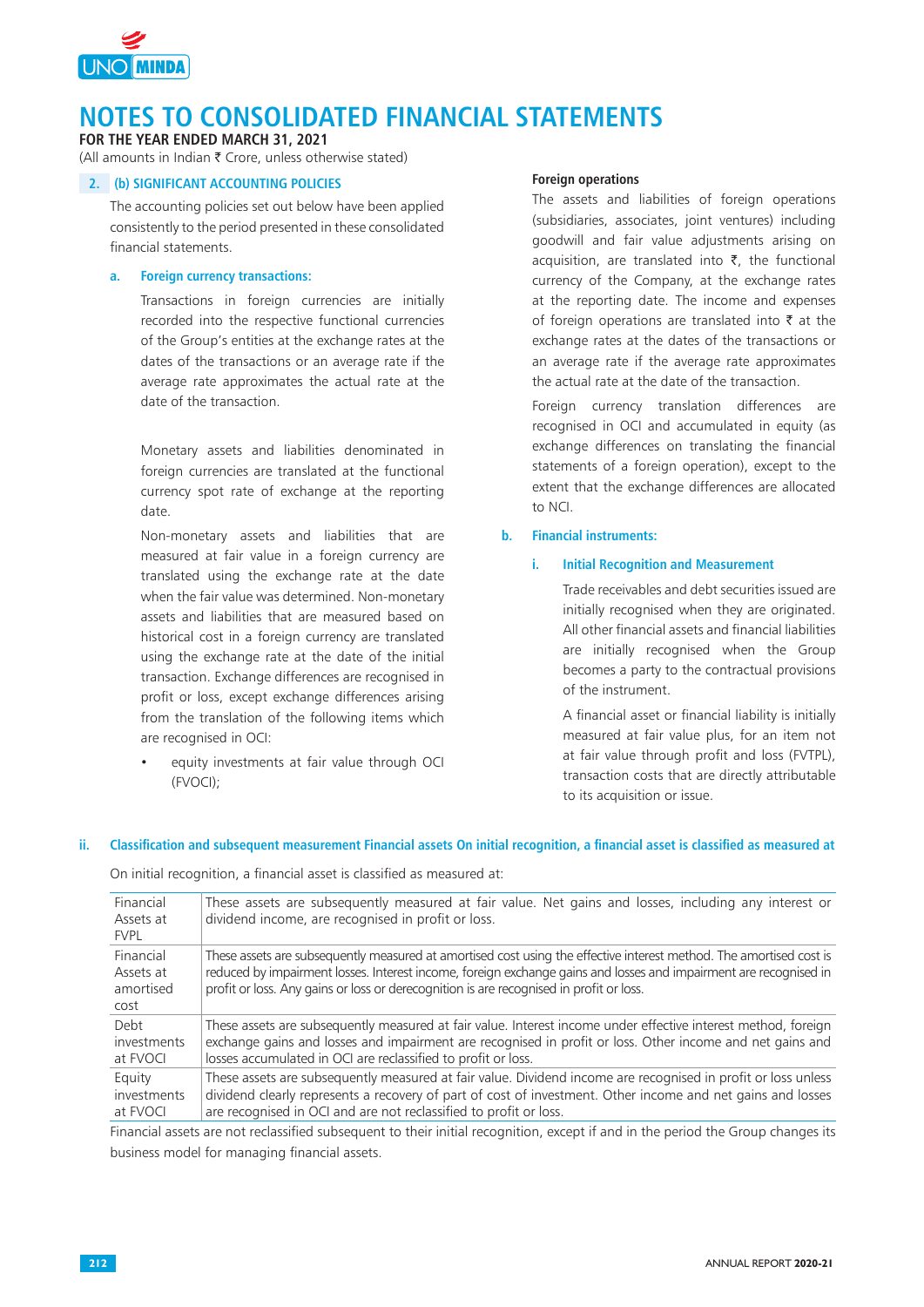# NOTES TO CONSOLIDATED FINANCIAL STATEMENTS

**FOR THE YEAR ENDED MARCH 31, 2021**

(All amounts in Indian ₹ Crore, unless otherwise stated)

## 2. (b) SIGNIFICANT ACCOUNTING POLICIES

The accounting policies set out below have been applied consistently to the period presented in these consolidated financial statements.

### a. Foreign currency transactions:

Transactions in foreign currencies are initially recorded into the respective functional currencies of the Group's entities at the exchange rates at the dates of the transactions or an average rate if the average rate approximates the actual rate at the date of the transaction.

Monetary assets and liabilities denominated in foreign currencies are translated at the functional currency spot rate of exchange at the reporting date.

Non-monetary assets and liabilities that are measured at fair value in a foreign currency are translated using the exchange rate at the date when the fair value was determined. Non-monetary assets and liabilities that are measured based on historical cost in a foreign currency are translated using the exchange rate at the date of the initial transaction. Exchange differences are recognised in profit or loss, except exchange differences arising from the translation of the following items which are recognised in OCI:

- equity investments at fair value through OCI (FVOCI);

**Foreign operations**

The assets and liabilities of foreign operations (subsidiaries, associates, joint ventures) including goodwill and fair value adjustments arising on acquisition, are translated into ₹, the functional currency of the Company, at the exchange rates at the reporting date. The income and expenses of foreign operations are translated into ₹ at the exchange rates at the dates of the transactions or an average rate if the average rate approximates the actual rate at the date of the transaction.

Foreign currency translation differences are recognised in OCI and accumulated in equity (as exchange differences on translating the financial statements of a foreign operation), except to the extent that the exchange differences are allocated to NCI.

### b. Financial instruments:

#### i. Initial Recognition and Measurement

Trade receivables and debt securities issued are initially recognised when they are originated. All other financial assets and financial liabilities are initially recognised when the Group becomes a party to the contractual provisions of the instrument.

A financial asset or financial liability is initially measured at fair value plus, for an item not at fair value through profit and loss (FVTPL), transaction costs that are directly attributable to its acquisition or issue.

#### ii. Classification and subsequent measurement Financial assets On initial recognition, a financial asset is classified as measured at

On initial recognition, a financial asset is classified as measured at:

| | |
|---|---|
| Financial Assets at FVPL | These assets are subsequently measured at fair value. Net gains and losses, including any interest or dividend income, are recognised in profit or loss. |
| Financial Assets at amortised cost | These assets are subsequently measured at amortised cost using the effective interest method. The amortised cost is reduced by impairment losses. Interest income, foreign exchange gains and losses and impairment are recognised in profit or loss. Any gains or loss or derecognition is are recognised in profit or loss. |
| Debt investments at FVOCI | These assets are subsequently measured at fair value. Interest income under effective interest method, foreign exchange gains and losses and impairment are recognised in profit or loss. Other income and net gains and losses accumulated in OCI are reclassified to profit or loss. |
| Equity investments at FVOCI | These assets are subsequently measured at fair value. Dividend income are recognised in profit or loss unless dividend clearly represents a recovery of part of cost of investment. Other income and net gains and losses are recognised in OCI and are not reclassified to profit or loss. |

Financial assets are not reclassified subsequent to their initial recognition, except if and in the period the Group changes its business model for managing financial assets.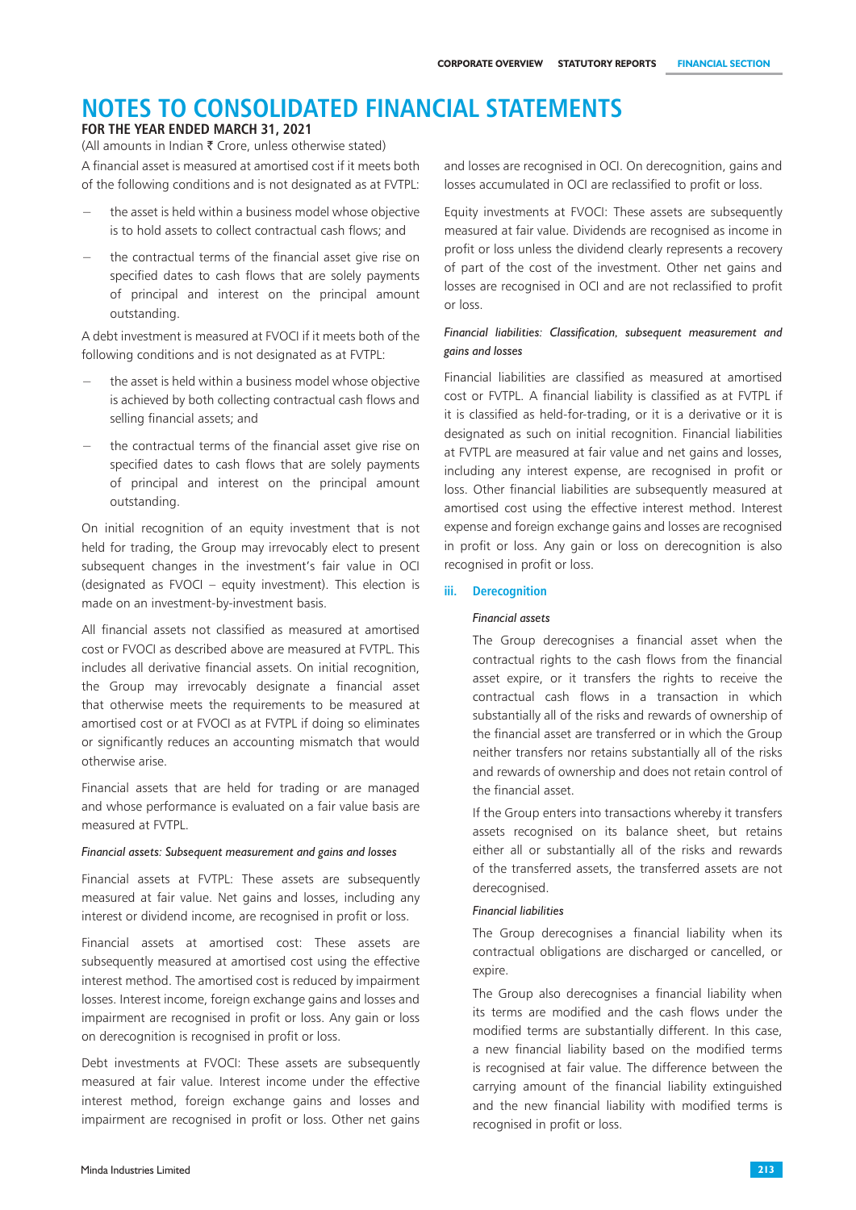# NOTES TO CONSOLIDATED FINANCIAL STATEMENTS

**FOR THE YEAR ENDED MARCH 31, 2021**

(All amounts in Indian ₹ Crore, unless otherwise stated)

A financial asset is measured at amortised cost if it meets both of the following conditions and is not designated as at FVTPL:

- the asset is held within a business model whose objective is to hold assets to collect contractual cash flows; and
- the contractual terms of the financial asset give rise on specified dates to cash flows that are solely payments of principal and interest on the principal amount outstanding.

A debt investment is measured at FVOCI if it meets both of the following conditions and is not designated as at FVTPL:

- the asset is held within a business model whose objective is achieved by both collecting contractual cash flows and selling financial assets; and
- the contractual terms of the financial asset give rise on specified dates to cash flows that are solely payments of principal and interest on the principal amount outstanding.

On initial recognition of an equity investment that is not held for trading, the Group may irrevocably elect to present subsequent changes in the investment's fair value in OCI (designated as FVOCI – equity investment). This election is made on an investment-by-investment basis.

All financial assets not classified as measured at amortised cost or FVOCI as described above are measured at FVTPL. This includes all derivative financial assets. On initial recognition, the Group may irrevocably designate a financial asset that otherwise meets the requirements to be measured at amortised cost or at FVOCI as at FVTPL if doing so eliminates or significantly reduces an accounting mismatch that would otherwise arise.

Financial assets that are held for trading or are managed and whose performance is evaluated on a fair value basis are measured at FVTPL.

*Financial assets: Subsequent measurement and gains and losses*

Financial assets at FVTPL: These assets are subsequently measured at fair value. Net gains and losses, including any interest or dividend income, are recognised in profit or loss.

Financial assets at amortised cost: These assets are subsequently measured at amortised cost using the effective interest method. The amortised cost is reduced by impairment losses. Interest income, foreign exchange gains and losses and impairment are recognised in profit or loss. Any gain or loss on derecognition is recognised in profit or loss.

Debt investments at FVOCI: These assets are subsequently measured at fair value. Interest income under the effective interest method, foreign exchange gains and losses and impairment are recognised in profit or loss. Other net gains and losses are recognised in OCI. On derecognition, gains and losses accumulated in OCI are reclassified to profit or loss.

Equity investments at FVOCI: These assets are subsequently measured at fair value. Dividends are recognised as income in profit or loss unless the dividend clearly represents a recovery of part of the cost of the investment. Other net gains and losses are recognised in OCI and are not reclassified to profit or loss.

*Financial liabilities: Classification, subsequent measurement and gains and losses*

Financial liabilities are classified as measured at amortised cost or FVTPL. A financial liability is classified as at FVTPL if it is classified as held-for-trading, or it is a derivative or it is designated as such on initial recognition. Financial liabilities at FVTPL are measured at fair value and net gains and losses, including any interest expense, are recognised in profit or loss. Other financial liabilities are subsequently measured at amortised cost using the effective interest method. Interest expense and foreign exchange gains and losses are recognised in profit or loss. Any gain or loss on derecognition is also recognised in profit or loss.

### iii. Derecognition

*Financial assets*

The Group derecognises a financial asset when the contractual rights to the cash flows from the financial asset expire, or it transfers the rights to receive the contractual cash flows in a transaction in which substantially all of the risks and rewards of ownership of the financial asset are transferred or in which the Group neither transfers nor retains substantially all of the risks and rewards of ownership and does not retain control of the financial asset.

If the Group enters into transactions whereby it transfers assets recognised on its balance sheet, but retains either all or substantially all of the risks and rewards of the transferred assets, the transferred assets are not derecognised.

*Financial liabilities*

The Group derecognises a financial liability when its contractual obligations are discharged or cancelled, or expire.

The Group also derecognises a financial liability when its terms are modified and the cash flows under the modified terms are substantially different. In this case, a new financial liability based on the modified terms is recognised at fair value. The difference between the carrying amount of the financial liability extinguished and the new financial liability with modified terms is recognised in profit or loss.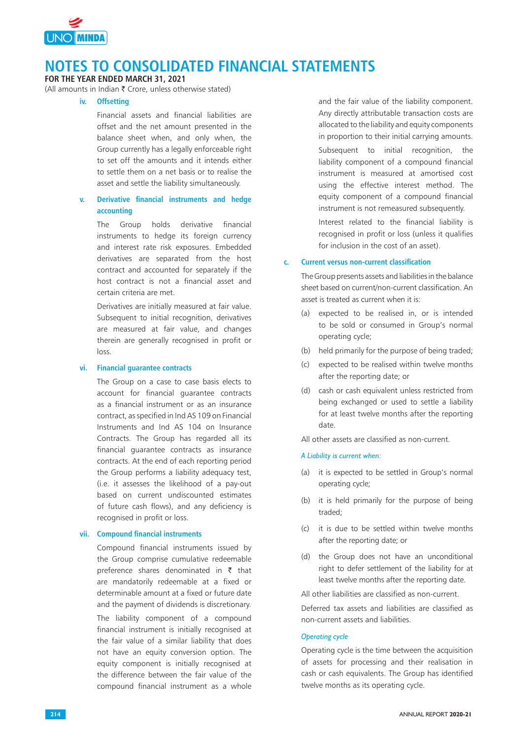# NOTES TO CONSOLIDATED FINANCIAL STATEMENTS

**FOR THE YEAR ENDED MARCH 31, 2021**

(All amounts in Indian ₹ Crore, unless otherwise stated)

### iv. Offsetting

Financial assets and financial liabilities are offset and the net amount presented in the balance sheet when, and only when, the Group currently has a legally enforceable right to set off the amounts and it intends either to settle them on a net basis or to realise the asset and settle the liability simultaneously.

### v. Derivative financial instruments and hedge accounting

The Group holds derivative financial instruments to hedge its foreign currency and interest rate risk exposures. Embedded derivatives are separated from the host contract and accounted for separately if the host contract is not a financial asset and certain criteria are met.

Derivatives are initially measured at fair value. Subsequent to initial recognition, derivatives are measured at fair value, and changes therein are generally recognised in profit or loss.

### vi. Financial guarantee contracts

The Group on a case to case basis elects to account for financial guarantee contracts as a financial instrument or as an insurance contract, as specified in Ind AS 109 on Financial Instruments and Ind AS 104 on Insurance Contracts. The Group has regarded all its financial guarantee contracts as insurance contracts. At the end of each reporting period the Group performs a liability adequacy test, (i.e. it assesses the likelihood of a pay-out based on current undiscounted estimates of future cash flows), and any deficiency is recognised in profit or loss.

### vii. Compound financial instruments

Compound financial instruments issued by the Group comprise cumulative redeemable preference shares denominated in ₹ that are mandatorily redeemable at a fixed or determinable amount at a fixed or future date and the payment of dividends is discretionary.

The liability component of a compound financial instrument is initially recognised at the fair value of a similar liability that does not have an equity conversion option. The equity component is initially recognised at the difference between the fair value of the compound financial instrument as a whole and the fair value of the liability component. Any directly attributable transaction costs are allocated to the liability and equity components in proportion to their initial carrying amounts.

Subsequent to initial recognition, the liability component of a compound financial instrument is measured at amortised cost using the effective interest method. The equity component of a compound financial instrument is not remeasured subsequently.

Interest related to the financial liability is recognised in profit or loss (unless it qualifies for inclusion in the cost of an asset).

## c. Current versus non-current classification

The Group presents assets and liabilities in the balance sheet based on current/non-current classification. An asset is treated as current when it is:

(a) expected to be realised in, or is intended to be sold or consumed in Group's normal operating cycle;

(b) held primarily for the purpose of being traded;

(c) expected to be realised within twelve months after the reporting date; or

(d) cash or cash equivalent unless restricted from being exchanged or used to settle a liability for at least twelve months after the reporting date.

All other assets are classified as non-current.

*A Liability is current when:*

(a) it is expected to be settled in Group's normal operating cycle;

(b) it is held primarily for the purpose of being traded;

(c) it is due to be settled within twelve months after the reporting date; or

(d) the Group does not have an unconditional right to defer settlement of the liability for at least twelve months after the reporting date.

All other liabilities are classified as non-current.

Deferred tax assets and liabilities are classified as non-current assets and liabilities.

*Operating cycle*

Operating cycle is the time between the acquisition of assets for processing and their realisation in cash or cash equivalents. The Group has identified twelve months as its operating cycle.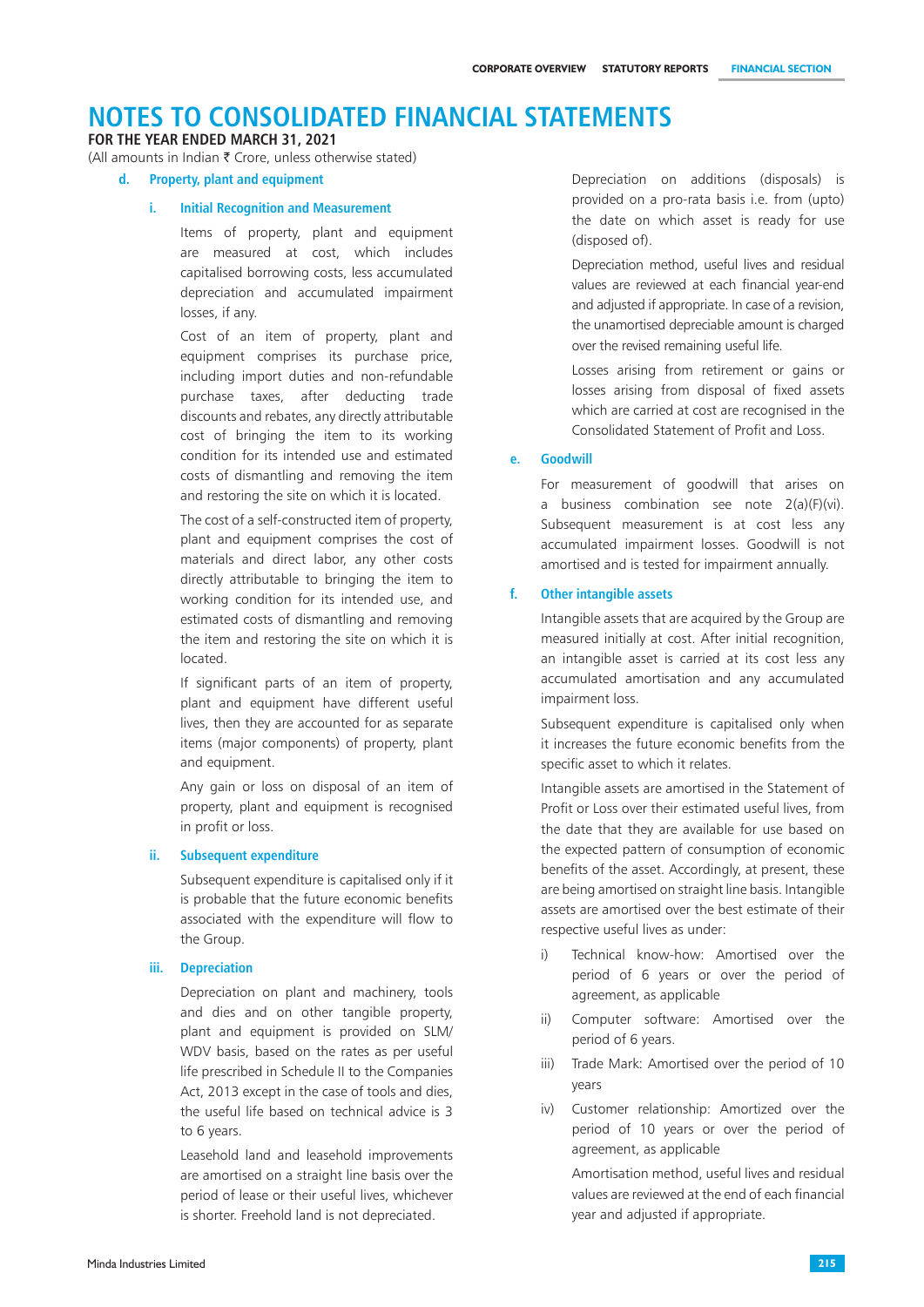# NOTES TO CONSOLIDATED FINANCIAL STATEMENTS

**FOR THE YEAR ENDED MARCH 31, 2021**

(All amounts in Indian ₹ Crore, unless otherwise stated)

### d. Property, plant and equipment

#### i. Initial Recognition and Measurement

Items of property, plant and equipment are measured at cost, which includes capitalised borrowing costs, less accumulated depreciation and accumulated impairment losses, if any.

Cost of an item of property, plant and equipment comprises its purchase price, including import duties and non-refundable purchase taxes, after deducting trade discounts and rebates, any directly attributable cost of bringing the item to its working condition for its intended use and estimated costs of dismantling and removing the item and restoring the site on which it is located.

The cost of a self-constructed item of property, plant and equipment comprises the cost of materials and direct labor, any other costs directly attributable to bringing the item to working condition for its intended use, and estimated costs of dismantling and removing the item and restoring the site on which it is located.

If significant parts of an item of property, plant and equipment have different useful lives, then they are accounted for as separate items (major components) of property, plant and equipment.

Any gain or loss on disposal of an item of property, plant and equipment is recognised in profit or loss.

#### ii. Subsequent expenditure

Subsequent expenditure is capitalised only if it is probable that the future economic benefits associated with the expenditure will flow to the Group.

#### iii. Depreciation

Depreciation on plant and machinery, tools and dies and on other tangible property, plant and equipment is provided on SLM/ WDV basis, based on the rates as per useful life prescribed in Schedule II to the Companies Act, 2013 except in the case of tools and dies, the useful life based on technical advice is 3 to 6 years.

Leasehold land and leasehold improvements are amortised on a straight line basis over the period of lease or their useful lives, whichever is shorter. Freehold land is not depreciated.

Depreciation on additions (disposals) is provided on a pro-rata basis i.e. from (upto) the date on which asset is ready for use (disposed of).

Depreciation method, useful lives and residual values are reviewed at each financial year-end and adjusted if appropriate. In case of a revision, the unamortised depreciable amount is charged over the revised remaining useful life.

Losses arising from retirement or gains or losses arising from disposal of fixed assets which are carried at cost are recognised in the Consolidated Statement of Profit and Loss.

### e. Goodwill

For measurement of goodwill that arises on a business combination see note 2(a)(F)(vi). Subsequent measurement is at cost less any accumulated impairment losses. Goodwill is not amortised and is tested for impairment annually.

### f. Other intangible assets

Intangible assets that are acquired by the Group are measured initially at cost. After initial recognition, an intangible asset is carried at its cost less any accumulated amortisation and any accumulated impairment loss.

Subsequent expenditure is capitalised only when it increases the future economic benefits from the specific asset to which it relates.

Intangible assets are amortised in the Statement of Profit or Loss over their estimated useful lives, from the date that they are available for use based on the expected pattern of consumption of economic benefits of the asset. Accordingly, at present, these are being amortised on straight line basis. Intangible assets are amortised over the best estimate of their respective useful lives as under:

i) Technical know-how: Amortised over the period of 6 years or over the period of agreement, as applicable

ii) Computer software: Amortised over the period of 6 years.

iii) Trade Mark: Amortised over the period of 10 years

iv) Customer relationship: Amortized over the period of 10 years or over the period of agreement, as applicable

Amortisation method, useful lives and residual values are reviewed at the end of each financial year and adjusted if appropriate.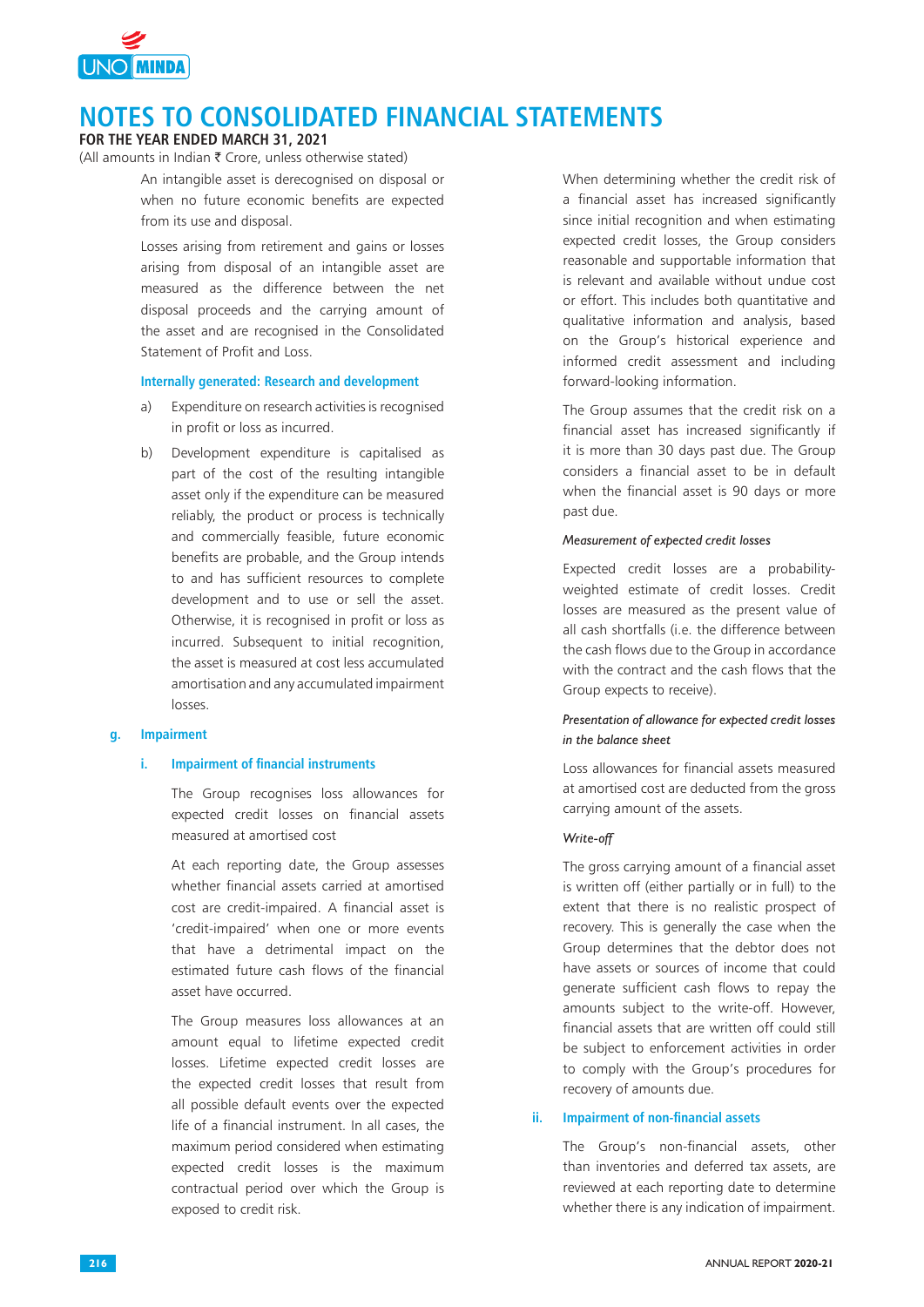An intangible asset is derecognised on disposal or when no future economic benefits are expected from its use and disposal.

Losses arising from retirement and gains or losses arising from disposal of an intangible asset are measured as the difference between the net disposal proceeds and the carrying amount of the asset and are recognised in the Consolidated Statement of Profit and Loss.

**Internally generated: Research and development**

a) Expenditure on research activities is recognised in profit or loss as incurred.

b) Development expenditure is capitalised as part of the cost of the resulting intangible asset only if the expenditure can be measured reliably, the product or process is technically and commercially feasible, future economic benefits are probable, and the Group intends to and has sufficient resources to complete development and to use or sell the asset. Otherwise, it is recognised in profit or loss as incurred. Subsequent to initial recognition, the asset is measured at cost less accumulated amortisation and any accumulated impairment losses.

### g. Impairment

#### i. Impairment of financial instruments

The Group recognises loss allowances for expected credit losses on financial assets measured at amortised cost

At each reporting date, the Group assesses whether financial assets carried at amortised cost are credit-impaired. A financial asset is 'credit-impaired' when one or more events that have a detrimental impact on the estimated future cash flows of the financial asset have occurred.

The Group measures loss allowances at an amount equal to lifetime expected credit losses. Lifetime expected credit losses are the expected credit losses that result from all possible default events over the expected life of a financial instrument. In all cases, the maximum period considered when estimating expected credit losses is the maximum contractual period over which the Group is exposed to credit risk.

When determining whether the credit risk of a financial asset has increased significantly since initial recognition and when estimating expected credit losses, the Group considers reasonable and supportable information that is relevant and available without undue cost or effort. This includes both quantitative and qualitative information and analysis, based on the Group's historical experience and informed credit assessment and including forward-looking information.

The Group assumes that the credit risk on a financial asset has increased significantly if it is more than 30 days past due. The Group considers a financial asset to be in default when the financial asset is 90 days or more past due.

*Measurement of expected credit losses*

Expected credit losses are a probability-weighted estimate of credit losses. Credit losses are measured as the present value of all cash shortfalls (i.e. the difference between the cash flows due to the Group in accordance with the contract and the cash flows that the Group expects to receive).

*Presentation of allowance for expected credit losses in the balance sheet*

Loss allowances for financial assets measured at amortised cost are deducted from the gross carrying amount of the assets.

*Write-off*

The gross carrying amount of a financial asset is written off (either partially or in full) to the extent that there is no realistic prospect of recovery. This is generally the case when the Group determines that the debtor does not have assets or sources of income that could generate sufficient cash flows to repay the amounts subject to the write-off. However, financial assets that are written off could still be subject to enforcement activities in order to comply with the Group's procedures for recovery of amounts due.

#### ii. Impairment of non-financial assets

The Group's non-financial assets, other than inventories and deferred tax assets, are reviewed at each reporting date to determine whether there is any indication of impairment.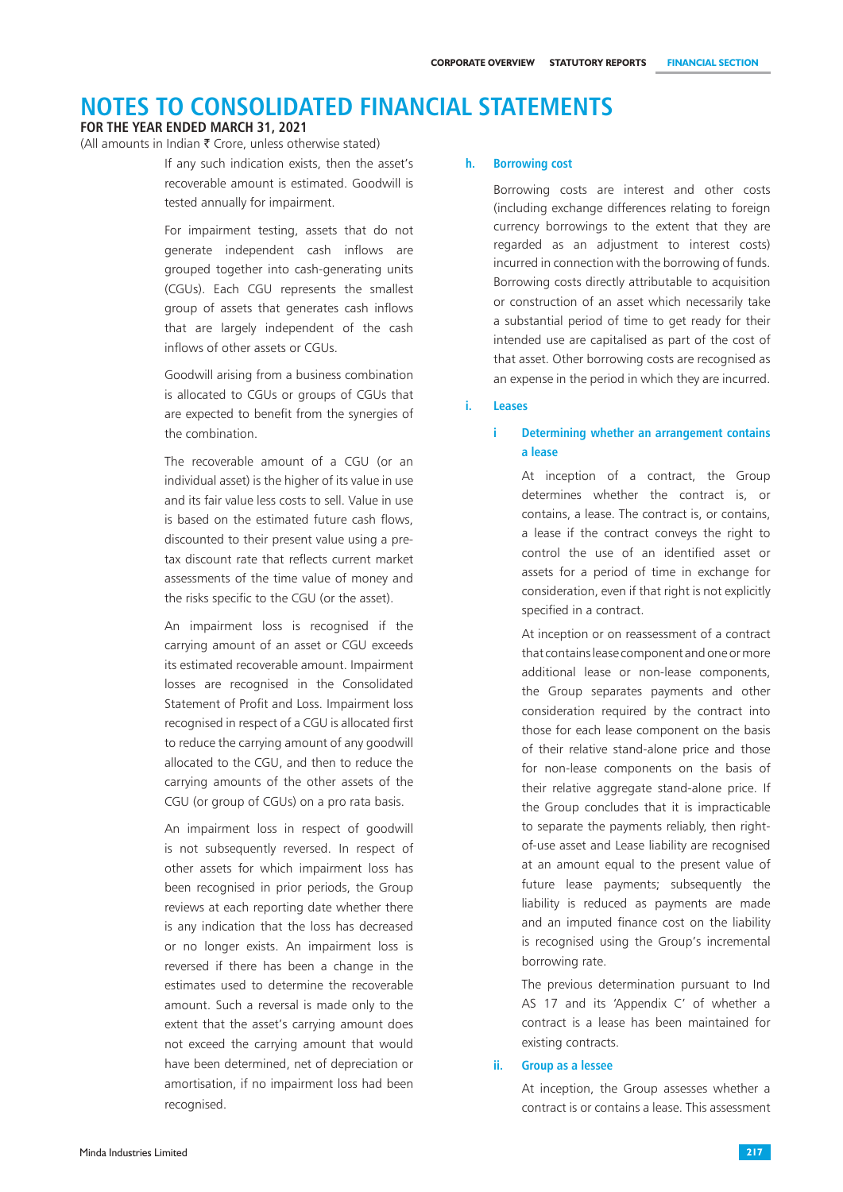# NOTES TO CONSOLIDATED FINANCIAL STATEMENTS

**FOR THE YEAR ENDED MARCH 31, 2021**

(All amounts in Indian ₹ Crore, unless otherwise stated)

If any such indication exists, then the asset's recoverable amount is estimated. Goodwill is tested annually for impairment.

For impairment testing, assets that do not generate independent cash inflows are grouped together into cash-generating units (CGUs). Each CGU represents the smallest group of assets that generates cash inflows that are largely independent of the cash inflows of other assets or CGUs.

Goodwill arising from a business combination is allocated to CGUs or groups of CGUs that are expected to benefit from the synergies of the combination.

The recoverable amount of a CGU (or an individual asset) is the higher of its value in use and its fair value less costs to sell. Value in use is based on the estimated future cash flows, discounted to their present value using a pre-tax discount rate that reflects current market assessments of the time value of money and the risks specific to the CGU (or the asset).

An impairment loss is recognised if the carrying amount of an asset or CGU exceeds its estimated recoverable amount. Impairment losses are recognised in the Consolidated Statement of Profit and Loss. Impairment loss recognised in respect of a CGU is allocated first to reduce the carrying amount of any goodwill allocated to the CGU, and then to reduce the carrying amounts of the other assets of the CGU (or group of CGUs) on a pro rata basis.

An impairment loss in respect of goodwill is not subsequently reversed. In respect of other assets for which impairment loss has been recognised in prior periods, the Group reviews at each reporting date whether there is any indication that the loss has decreased or no longer exists. An impairment loss is reversed if there has been a change in the estimates used to determine the recoverable amount. Such a reversal is made only to the extent that the asset's carrying amount does not exceed the carrying amount that would have been determined, net of depreciation or amortisation, if no impairment loss had been recognised.

### h. Borrowing cost

Borrowing costs are interest and other costs (including exchange differences relating to foreign currency borrowings to the extent that they are regarded as an adjustment to interest costs) incurred in connection with the borrowing of funds. Borrowing costs directly attributable to acquisition or construction of an asset which necessarily take a substantial period of time to get ready for their intended use are capitalised as part of the cost of that asset. Other borrowing costs are recognised as an expense in the period in which they are incurred.

### i. Leases

#### i Determining whether an arrangement contains a lease

At inception of a contract, the Group determines whether the contract is, or contains, a lease. The contract is, or contains, a lease if the contract conveys the right to control the use of an identified asset or assets for a period of time in exchange for consideration, even if that right is not explicitly specified in a contract.

At inception or on reassessment of a contract that contains lease component and one or more additional lease or non-lease components, the Group separates payments and other consideration required by the contract into those for each lease component on the basis of their relative stand-alone price and those for non-lease components on the basis of their relative aggregate stand-alone price. If the Group concludes that it is impracticable to separate the payments reliably, then right-of-use asset and Lease liability are recognised at an amount equal to the present value of future lease payments; subsequently the liability is reduced as payments are made and an imputed finance cost on the liability is recognised using the Group's incremental borrowing rate.

The previous determination pursuant to Ind AS 17 and its 'Appendix C' of whether a contract is a lease has been maintained for existing contracts.

#### ii. Group as a lessee

At inception, the Group assesses whether a contract is or contains a lease. This assessment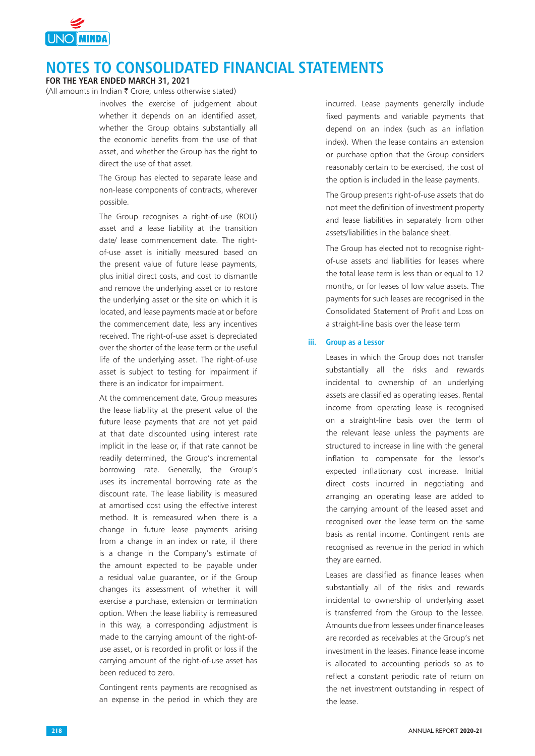involves the exercise of judgement about whether it depends on an identified asset, whether the Group obtains substantially all the economic benefits from the use of that asset, and whether the Group has the right to direct the use of that asset.

The Group has elected to separate lease and non-lease components of contracts, wherever possible.

The Group recognises a right-of-use (ROU) asset and a lease liability at the transition date/ lease commencement date. The right-of-use asset is initially measured based on the present value of future lease payments, plus initial direct costs, and cost to dismantle and remove the underlying asset or to restore the underlying asset or the site on which it is located, and lease payments made at or before the commencement date, less any incentives received. The right-of-use asset is depreciated over the shorter of the lease term or the useful life of the underlying asset. The right-of-use asset is subject to testing for impairment if there is an indicator for impairment.

At the commencement date, Group measures the lease liability at the present value of the future lease payments that are not yet paid at that date discounted using interest rate implicit in the lease or, if that rate cannot be readily determined, the Group's incremental borrowing rate. Generally, the Group's uses its incremental borrowing rate as the discount rate. The lease liability is measured at amortised cost using the effective interest method. It is remeasured when there is a change in future lease payments arising from a change in an index or rate, if there is a change in the Company's estimate of the amount expected to be payable under a residual value guarantee, or if the Group changes its assessment of whether it will exercise a purchase, extension or termination option. When the lease liability is remeasured in this way, a corresponding adjustment is made to the carrying amount of the right-of-use asset, or is recorded in profit or loss if the carrying amount of the right-of-use asset has been reduced to zero.

Contingent rents payments are recognised as an expense in the period in which they are incurred. Lease payments generally include fixed payments and variable payments that depend on an index (such as an inflation index). When the lease contains an extension or purchase option that the Group considers reasonably certain to be exercised, the cost of the option is included in the lease payments.

The Group presents right-of-use assets that do not meet the definition of investment property and lease liabilities in separately from other assets/liabilities in the balance sheet.

The Group has elected not to recognise right-of-use assets and liabilities for leases where the total lease term is less than or equal to 12 months, or for leases of low value assets. The payments for such leases are recognised in the Consolidated Statement of Profit and Loss on a straight-line basis over the lease term

### iii. Group as a Lessor

Leases in which the Group does not transfer substantially all the risks and rewards incidental to ownership of an underlying assets are classified as operating leases. Rental income from operating lease is recognised on a straight-line basis over the term of the relevant lease unless the payments are structured to increase in line with the general inflation to compensate for the lessor's expected inflationary cost increase. Initial direct costs incurred in negotiating and arranging an operating lease are added to the carrying amount of the leased asset and recognised over the lease term on the same basis as rental income. Contingent rents are recognised as revenue in the period in which they are earned.

Leases are classified as finance leases when substantially all of the risks and rewards incidental to ownership of underlying asset is transferred from the Group to the lessee. Amounts due from lessees under finance leases are recorded as receivables at the Group's net investment in the leases. Finance lease income is allocated to accounting periods so as to reflect a constant periodic rate of return on the net investment outstanding in respect of the lease.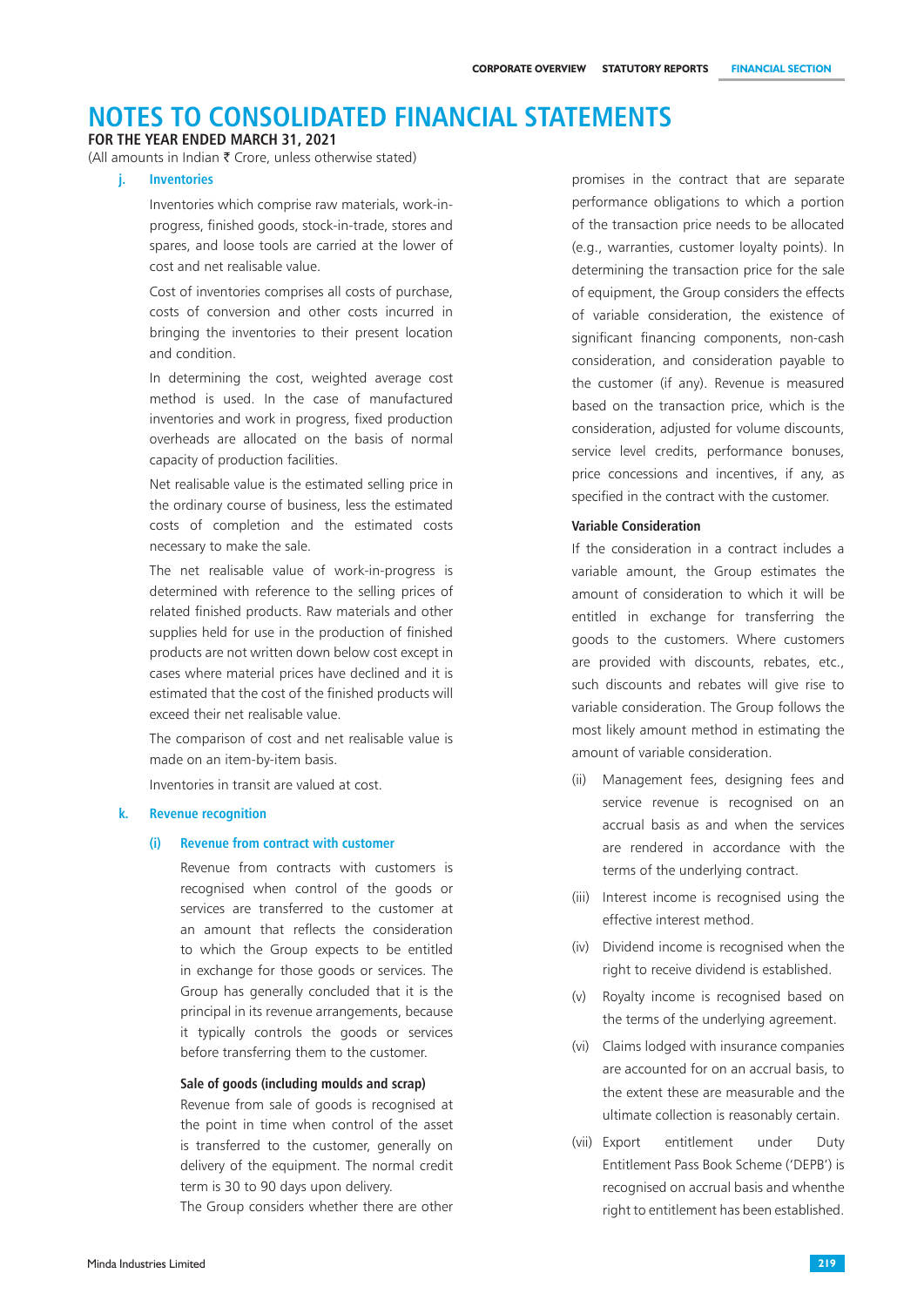# NOTES TO CONSOLIDATED FINANCIAL STATEMENTS

**FOR THE YEAR ENDED MARCH 31, 2021**

(All amounts in Indian ₹ Crore, unless otherwise stated)

### j. Inventories

Inventories which comprise raw materials, work-in-progress, finished goods, stock-in-trade, stores and spares, and loose tools are carried at the lower of cost and net realisable value.

Cost of inventories comprises all costs of purchase, costs of conversion and other costs incurred in bringing the inventories to their present location and condition.

In determining the cost, weighted average cost method is used. In the case of manufactured inventories and work in progress, fixed production overheads are allocated on the basis of normal capacity of production facilities.

Net realisable value is the estimated selling price in the ordinary course of business, less the estimated costs of completion and the estimated costs necessary to make the sale.

The net realisable value of work-in-progress is determined with reference to the selling prices of related finished products. Raw materials and other supplies held for use in the production of finished products are not written down below cost except in cases where material prices have declined and it is estimated that the cost of the finished products will exceed their net realisable value.

The comparison of cost and net realisable value is made on an item-by-item basis.

Inventories in transit are valued at cost.

### k. Revenue recognition

#### (i) Revenue from contract with customer

Revenue from contracts with customers is recognised when control of the goods or services are transferred to the customer at an amount that reflects the consideration to which the Group expects to be entitled in exchange for those goods or services. The Group has generally concluded that it is the principal in its revenue arrangements, because it typically controls the goods or services before transferring them to the customer.

**Sale of goods (including moulds and scrap)**

Revenue from sale of goods is recognised at the point in time when control of the asset is transferred to the customer, generally on delivery of the equipment. The normal credit term is 30 to 90 days upon delivery.

The Group considers whether there are other promises in the contract that are separate performance obligations to which a portion of the transaction price needs to be allocated (e.g., warranties, customer loyalty points). In determining the transaction price for the sale of equipment, the Group considers the effects of variable consideration, the existence of significant financing components, non-cash consideration, and consideration payable to the customer (if any). Revenue is measured based on the transaction price, which is the consideration, adjusted for volume discounts, service level credits, performance bonuses, price concessions and incentives, if any, as specified in the contract with the customer.

**Variable Consideration**

If the consideration in a contract includes a variable amount, the Group estimates the amount of consideration to which it will be entitled in exchange for transferring the goods to the customers. Where customers are provided with discounts, rebates, etc., such discounts and rebates will give rise to variable consideration. The Group follows the most likely amount method in estimating the amount of variable consideration.

(ii) Management fees, designing fees and service revenue is recognised on an accrual basis as and when the services are rendered in accordance with the terms of the underlying contract.

(iii) Interest income is recognised using the effective interest method.

(iv) Dividend income is recognised when the right to receive dividend is established.

(v) Royalty income is recognised based on the terms of the underlying agreement.

(vi) Claims lodged with insurance companies are accounted for on an accrual basis, to the extent these are measurable and the ultimate collection is reasonably certain.

(vii) Export entitlement under Duty Entitlement Pass Book Scheme ('DEPB') is recognised on accrual basis and whenthe right to entitlement has been established.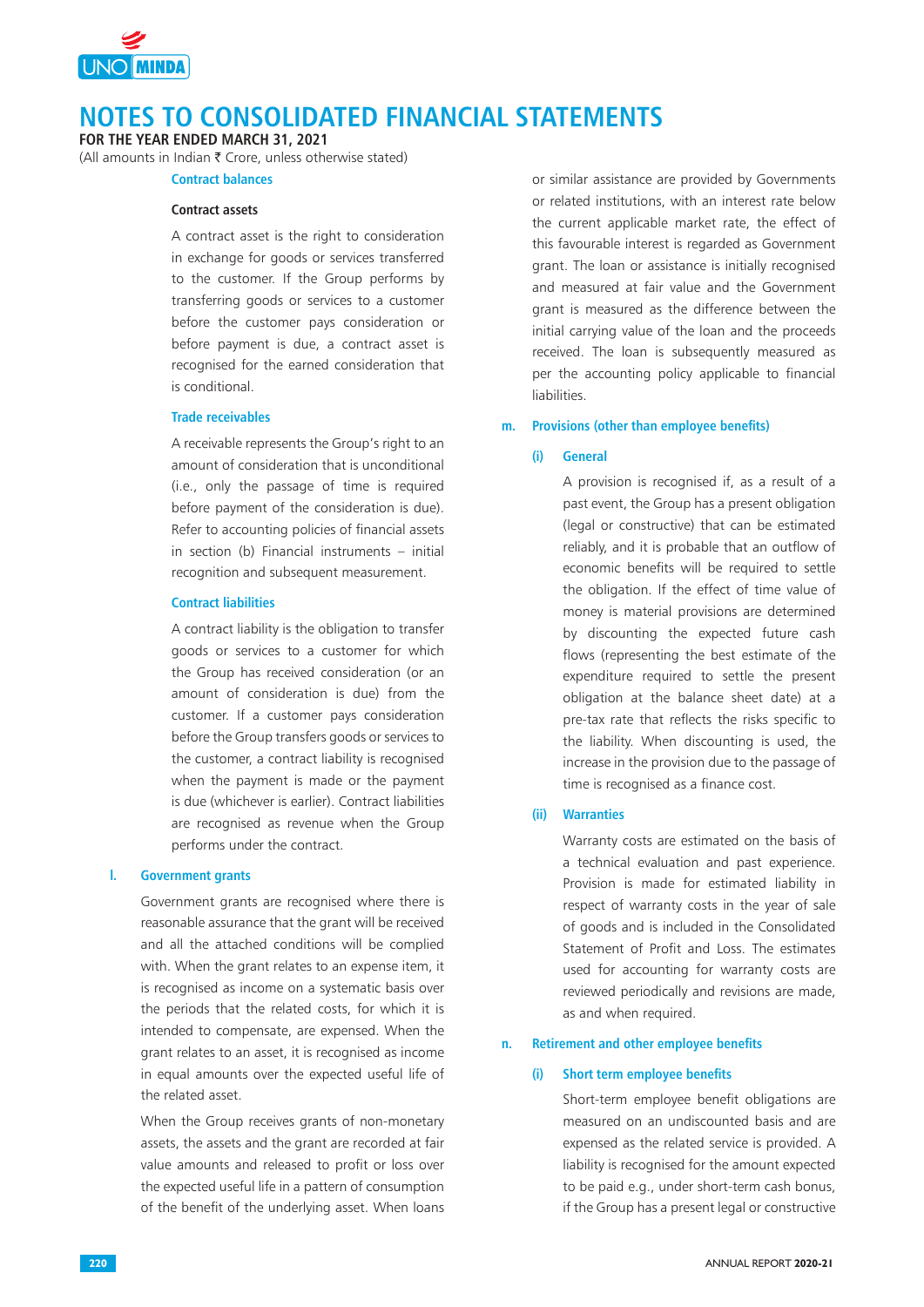# NOTES TO CONSOLIDATED FINANCIAL STATEMENTS

**FOR THE YEAR ENDED MARCH 31, 2021**

(All amounts in Indian ₹ Crore, unless otherwise stated)

**Contract balances**

**Contract assets**

A contract asset is the right to consideration in exchange for goods or services transferred to the customer. If the Group performs by transferring goods or services to a customer before the customer pays consideration or before payment is due, a contract asset is recognised for the earned consideration that is conditional.

**Trade receivables**

A receivable represents the Group's right to an amount of consideration that is unconditional (i.e., only the passage of time is required before payment of the consideration is due). Refer to accounting policies of financial assets in section (b) Financial instruments – initial recognition and subsequent measurement.

**Contract liabilities**

A contract liability is the obligation to transfer goods or services to a customer for which the Group has received consideration (or an amount of consideration is due) from the customer. If a customer pays consideration before the Group transfers goods or services to the customer, a contract liability is recognised when the payment is made or the payment is due (whichever is earlier). Contract liabilities are recognised as revenue when the Group performs under the contract.

## l. Government grants

Government grants are recognised where there is reasonable assurance that the grant will be received and all the attached conditions will be complied with. When the grant relates to an expense item, it is recognised as income on a systematic basis over the periods that the related costs, for which it is intended to compensate, are expensed. When the grant relates to an asset, it is recognised as income in equal amounts over the expected useful life of the related asset.

When the Group receives grants of non-monetary assets, the assets and the grant are recorded at fair value amounts and released to profit or loss over the expected useful life in a pattern of consumption of the benefit of the underlying asset. When loans or similar assistance are provided by Governments or related institutions, with an interest rate below the current applicable market rate, the effect of this favourable interest is regarded as Government grant. The loan or assistance is initially recognised and measured at fair value and the Government grant is measured as the difference between the initial carrying value of the loan and the proceeds received. The loan is subsequently measured as per the accounting policy applicable to financial liabilities.

## m. Provisions (other than employee benefits)

### (i) General

A provision is recognised if, as a result of a past event, the Group has a present obligation (legal or constructive) that can be estimated reliably, and it is probable that an outflow of economic benefits will be required to settle the obligation. If the effect of time value of money is material provisions are determined by discounting the expected future cash flows (representing the best estimate of the expenditure required to settle the present obligation at the balance sheet date) at a pre-tax rate that reflects the risks specific to the liability. When discounting is used, the increase in the provision due to the passage of time is recognised as a finance cost.

### (ii) Warranties

Warranty costs are estimated on the basis of a technical evaluation and past experience. Provision is made for estimated liability in respect of warranty costs in the year of sale of goods and is included in the Consolidated Statement of Profit and Loss. The estimates used for accounting for warranty costs are reviewed periodically and revisions are made, as and when required.

## n. Retirement and other employee benefits

### (i) Short term employee benefits

Short-term employee benefit obligations are measured on an undiscounted basis and are expensed as the related service is provided. A liability is recognised for the amount expected to be paid e.g., under short-term cash bonus, if the Group has a present legal or constructive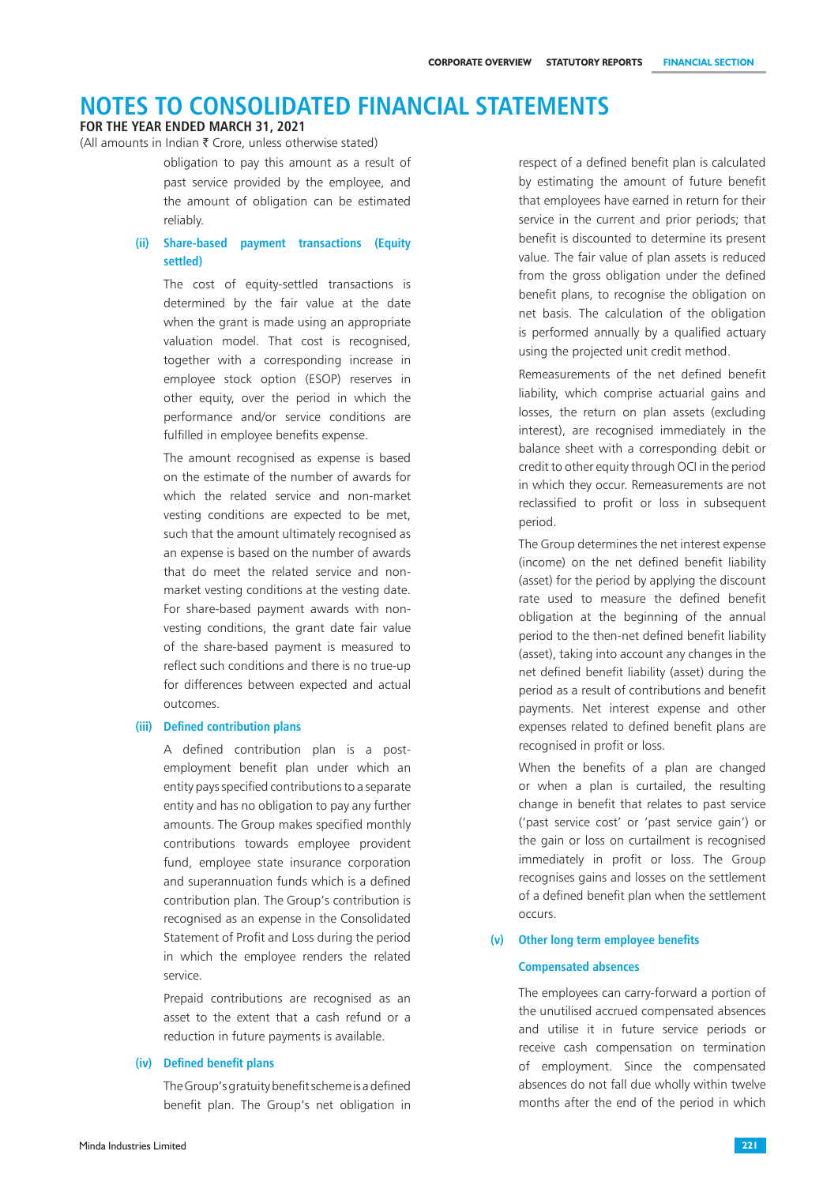# NOTES TO CONSOLIDATED FINANCIAL STATEMENTS

**FOR THE YEAR ENDED MARCH 31, 2021**

(All amounts in Indian ₹ Crore, unless otherwise stated)

obligation to pay this amount as a result of past service provided by the employee, and the amount of obligation can be estimated reliably.

**(ii) Share-based payment transactions (Equity settled)**

The cost of equity-settled transactions is determined by the fair value at the date when the grant is made using an appropriate valuation model. That cost is recognised, together with a corresponding increase in employee stock option (ESOP) reserves in other equity, over the period in which the performance and/or service conditions are fulfilled in employee benefits expense.

The amount recognised as expense is based on the estimate of the number of awards for which the related service and non-market vesting conditions are expected to be met, such that the amount ultimately recognised as an expense is based on the number of awards that do meet the related service and non-market vesting conditions at the vesting date. For share-based payment awards with non-vesting conditions, the grant date fair value of the share-based payment is measured to reflect such conditions and there is no true-up for differences between expected and actual outcomes.

**(iii) Defined contribution plans**

A defined contribution plan is a post-employment benefit plan under which an entity pays specified contributions to a separate entity and has no obligation to pay any further amounts. The Group makes specified monthly contributions towards employee provident fund, employee state insurance corporation and superannuation funds which is a defined contribution plan. The Group's contribution is recognised as an expense in the Consolidated Statement of Profit and Loss during the period in which the employee renders the related service.

Prepaid contributions are recognised as an asset to the extent that a cash refund or a reduction in future payments is available.

**(iv) Defined benefit plans**

The Group's gratuity benefit scheme is a defined benefit plan. The Group's net obligation in respect of a defined benefit plan is calculated by estimating the amount of future benefit that employees have earned in return for their service in the current and prior periods; that benefit is discounted to determine its present value. The fair value of plan assets is reduced from the gross obligation under the defined benefit plans, to recognise the obligation on net basis. The calculation of the obligation is performed annually by a qualified actuary using the projected unit credit method.

Remeasurements of the net defined benefit liability, which comprise actuarial gains and losses, the return on plan assets (excluding interest), are recognised immediately in the balance sheet with a corresponding debit or credit to other equity through OCI in the period in which they occur. Remeasurements are not reclassified to profit or loss in subsequent period.

The Group determines the net interest expense (income) on the net defined benefit liability (asset) for the period by applying the discount rate used to measure the defined benefit obligation at the beginning of the annual period to the then-net defined benefit liability (asset), taking into account any changes in the net defined benefit liability (asset) during the period as a result of contributions and benefit payments. Net interest expense and other expenses related to defined benefit plans are recognised in profit or loss.

When the benefits of a plan are changed or when a plan is curtailed, the resulting change in benefit that relates to past service ('past service cost' or 'past service gain') or the gain or loss on curtailment is recognised immediately in profit or loss. The Group recognises gains and losses on the settlement of a defined benefit plan when the settlement occurs.

**(v) Other long term employee benefits**

**Compensated absences**

The employees can carry-forward a portion of the unutilised accrued compensated absences and utilise it in future service periods or receive cash compensation on termination of employment. Since the compensated absences do not fall due wholly within twelve months after the end of the period in which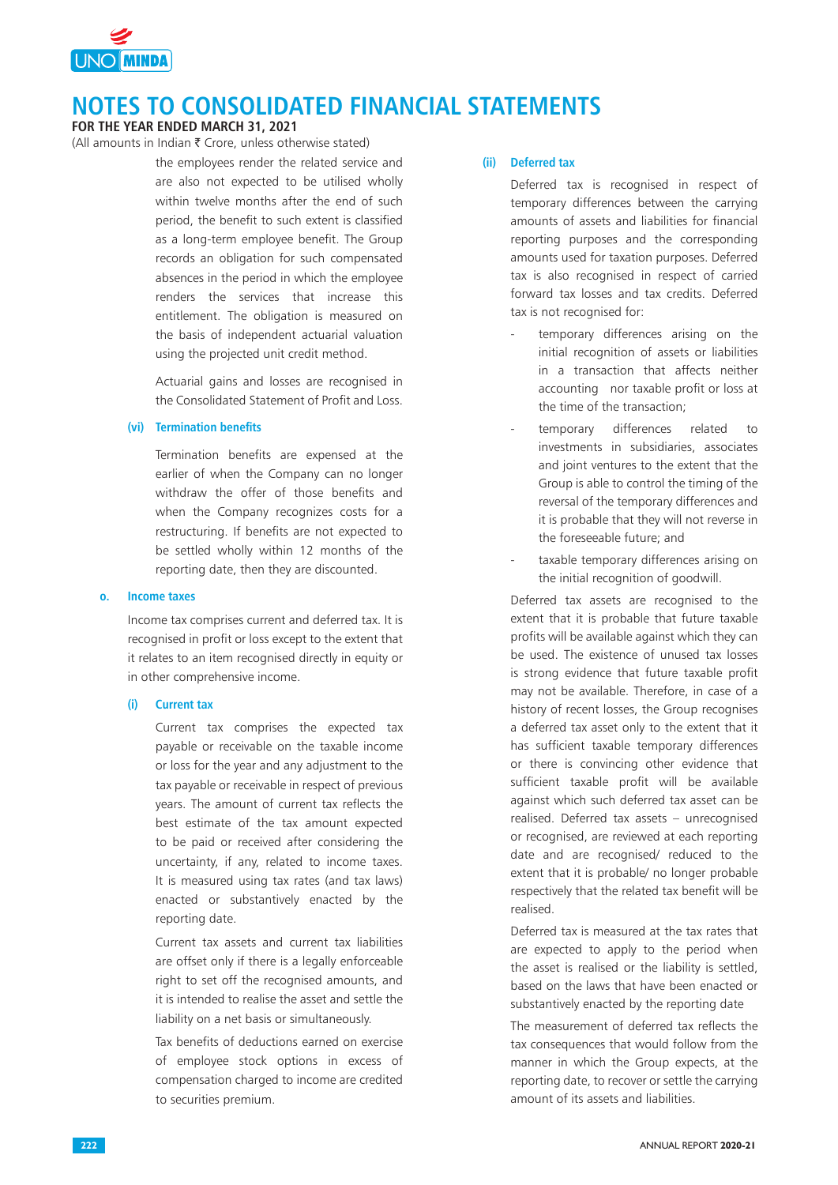the employees render the related service and are also not expected to be utilised wholly within twelve months after the end of such period, the benefit to such extent is classified as a long-term employee benefit. The Group records an obligation for such compensated absences in the period in which the employee renders the services that increase this entitlement. The obligation is measured on the basis of independent actuarial valuation using the projected unit credit method.

Actuarial gains and losses are recognised in the Consolidated Statement of Profit and Loss.

#### (vi) Termination benefits

Termination benefits are expensed at the earlier of when the Company can no longer withdraw the offer of those benefits and when the Company recognizes costs for a restructuring. If benefits are not expected to be settled wholly within 12 months of the reporting date, then they are discounted.

### o. Income taxes

Income tax comprises current and deferred tax. It is recognised in profit or loss except to the extent that it relates to an item recognised directly in equity or in other comprehensive income.

#### (i) Current tax

Current tax comprises the expected tax payable or receivable on the taxable income or loss for the year and any adjustment to the tax payable or receivable in respect of previous years. The amount of current tax reflects the best estimate of the tax amount expected to be paid or received after considering the uncertainty, if any, related to income taxes. It is measured using tax rates (and tax laws) enacted or substantively enacted by the reporting date.

Current tax assets and current tax liabilities are offset only if there is a legally enforceable right to set off the recognised amounts, and it is intended to realise the asset and settle the liability on a net basis or simultaneously.

Tax benefits of deductions earned on exercise of employee stock options in excess of compensation charged to income are credited to securities premium.

#### (ii) Deferred tax

Deferred tax is recognised in respect of temporary differences between the carrying amounts of assets and liabilities for financial reporting purposes and the corresponding amounts used for taxation purposes. Deferred tax is also recognised in respect of carried forward tax losses and tax credits. Deferred tax is not recognised for:

- temporary differences arising on the initial recognition of assets or liabilities in a transaction that affects neither accounting nor taxable profit or loss at the time of the transaction;
- temporary differences related to investments in subsidiaries, associates and joint ventures to the extent that the Group is able to control the timing of the reversal of the temporary differences and it is probable that they will not reverse in the foreseeable future; and
- taxable temporary differences arising on the initial recognition of goodwill.

Deferred tax assets are recognised to the extent that it is probable that future taxable profits will be available against which they can be used. The existence of unused tax losses is strong evidence that future taxable profit may not be available. Therefore, in case of a history of recent losses, the Group recognises a deferred tax asset only to the extent that it has sufficient taxable temporary differences or there is convincing other evidence that sufficient taxable profit will be available against which such deferred tax asset can be realised. Deferred tax assets – unrecognised or recognised, are reviewed at each reporting date and are recognised/ reduced to the extent that it is probable/ no longer probable respectively that the related tax benefit will be realised.

Deferred tax is measured at the tax rates that are expected to apply to the period when the asset is realised or the liability is settled, based on the laws that have been enacted or substantively enacted by the reporting date

The measurement of deferred tax reflects the tax consequences that would follow from the manner in which the Group expects, at the reporting date, to recover or settle the carrying amount of its assets and liabilities.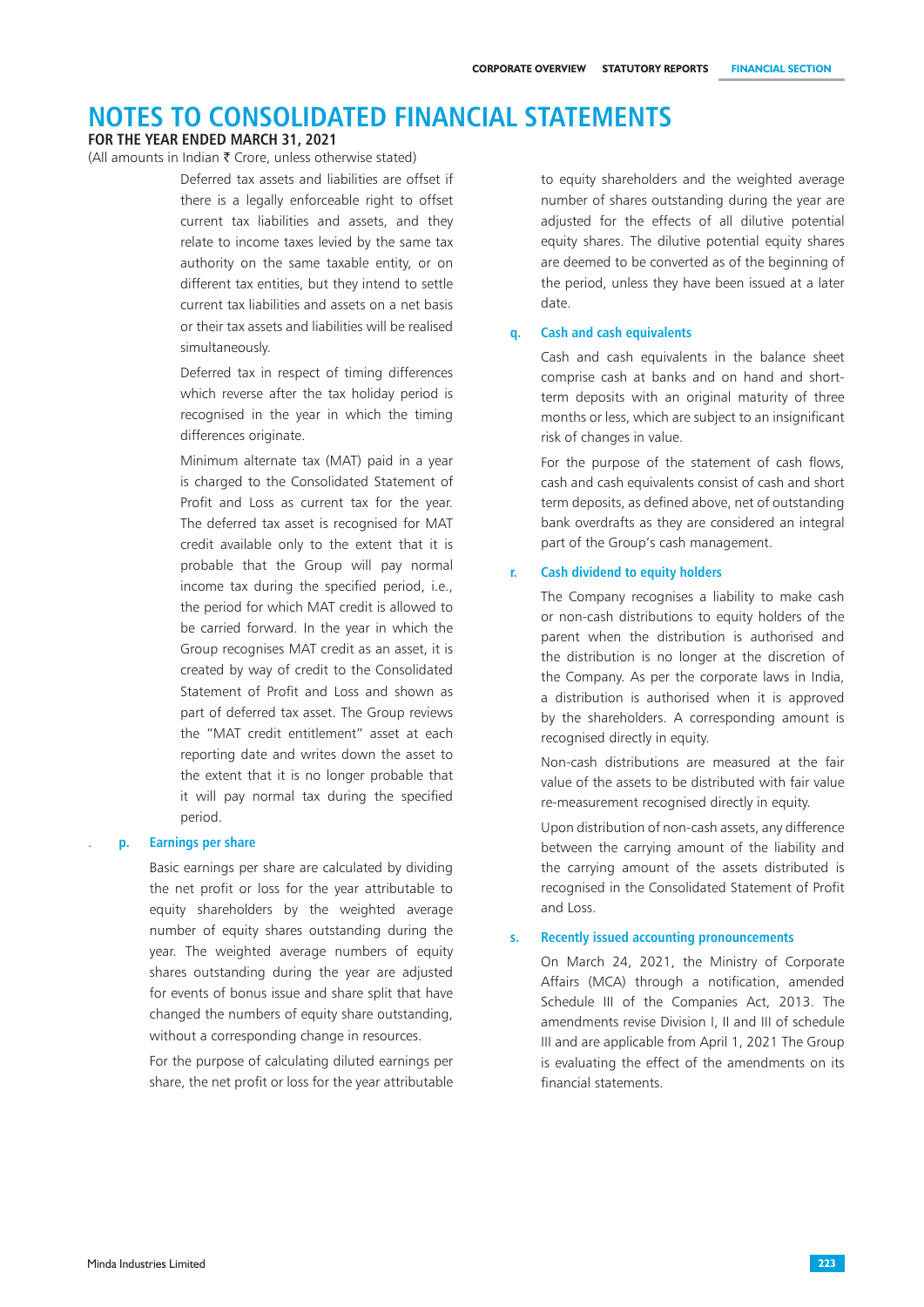# NOTES TO CONSOLIDATED FINANCIAL STATEMENTS

**FOR THE YEAR ENDED MARCH 31, 2021**

(All amounts in Indian ₹ Crore, unless otherwise stated)

Deferred tax assets and liabilities are offset if there is a legally enforceable right to offset current tax liabilities and assets, and they relate to income taxes levied by the same tax authority on the same taxable entity, or on different tax entities, but they intend to settle current tax liabilities and assets on a net basis or their tax assets and liabilities will be realised simultaneously.

Deferred tax in respect of timing differences which reverse after the tax holiday period is recognised in the year in which the timing differences originate.

Minimum alternate tax (MAT) paid in a year is charged to the Consolidated Statement of Profit and Loss as current tax for the year. The deferred tax asset is recognised for MAT credit available only to the extent that it is probable that the Group will pay normal income tax during the specified period, i.e., the period for which MAT credit is allowed to be carried forward. In the year in which the Group recognises MAT credit as an asset, it is created by way of credit to the Consolidated Statement of Profit and Loss and shown as part of deferred tax asset. The Group reviews the "MAT credit entitlement" asset at each reporting date and writes down the asset to the extent that it is no longer probable that it will pay normal tax during the specified period.

### p. Earnings per share

Basic earnings per share are calculated by dividing the net profit or loss for the year attributable to equity shareholders by the weighted average number of equity shares outstanding during the year. The weighted average numbers of equity shares outstanding during the year are adjusted for events of bonus issue and share split that have changed the numbers of equity share outstanding, without a corresponding change in resources.

For the purpose of calculating diluted earnings per share, the net profit or loss for the year attributable to equity shareholders and the weighted average number of shares outstanding during the year are adjusted for the effects of all dilutive potential equity shares. The dilutive potential equity shares are deemed to be converted as of the beginning of the period, unless they have been issued at a later date.

### q. Cash and cash equivalents

Cash and cash equivalents in the balance sheet comprise cash at banks and on hand and short-term deposits with an original maturity of three months or less, which are subject to an insignificant risk of changes in value.

For the purpose of the statement of cash flows, cash and cash equivalents consist of cash and short term deposits, as defined above, net of outstanding bank overdrafts as they are considered an integral part of the Group's cash management.

### r. Cash dividend to equity holders

The Company recognises a liability to make cash or non-cash distributions to equity holders of the parent when the distribution is authorised and the distribution is no longer at the discretion of the Company. As per the corporate laws in India, a distribution is authorised when it is approved by the shareholders. A corresponding amount is recognised directly in equity.

Non-cash distributions are measured at the fair value of the assets to be distributed with fair value re-measurement recognised directly in equity.

Upon distribution of non-cash assets, any difference between the carrying amount of the liability and the carrying amount of the assets distributed is recognised in the Consolidated Statement of Profit and Loss.

### s. Recently issued accounting pronouncements

On March 24, 2021, the Ministry of Corporate Affairs (MCA) through a notification, amended Schedule III of the Companies Act, 2013. The amendments revise Division I, II and III of schedule III and are applicable from April 1, 2021 The Group is evaluating the effect of the amendments on its financial statements.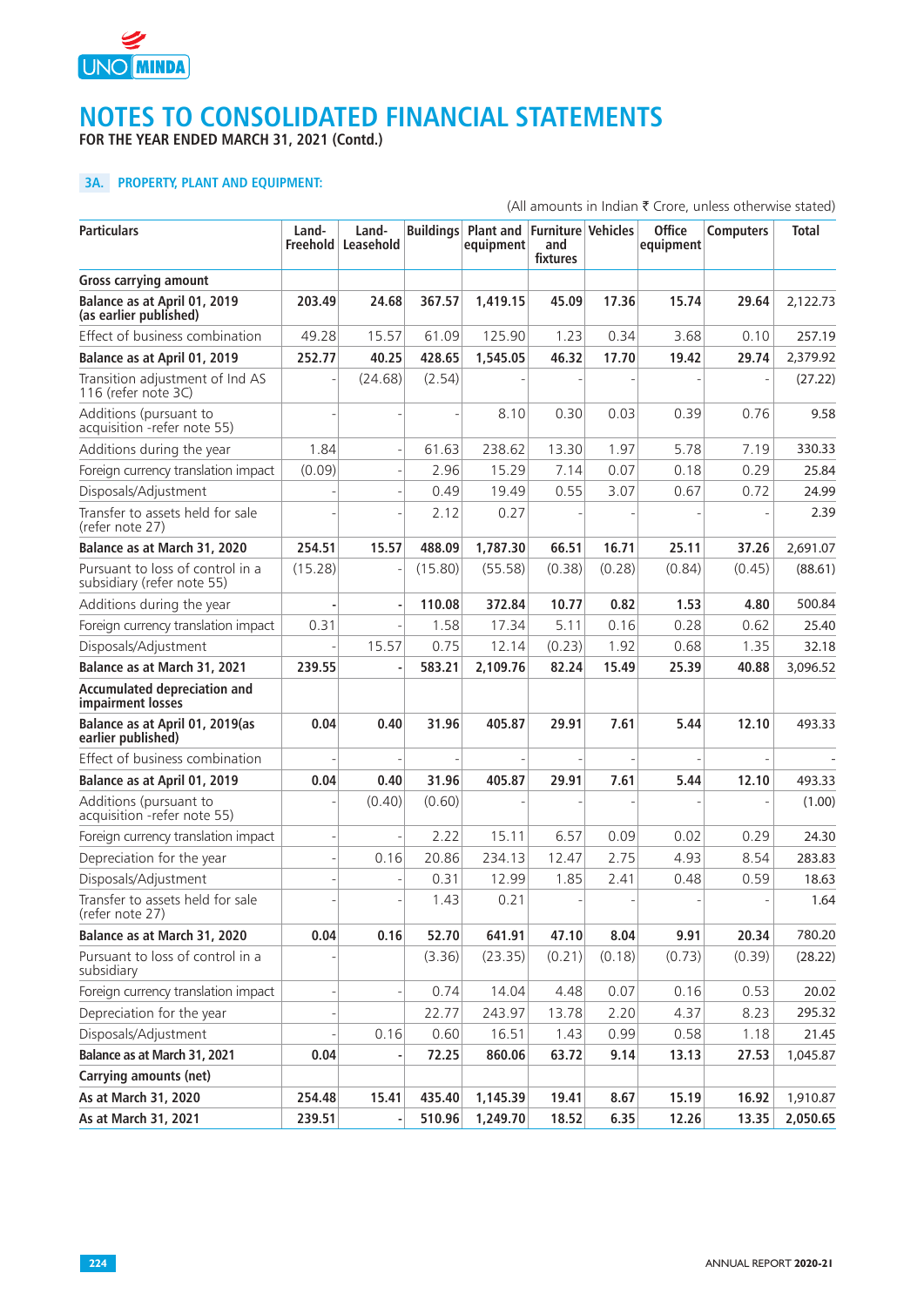# NOTES TO CONSOLIDATED FINANCIAL STATEMENTS

**FOR THE YEAR ENDED MARCH 31, 2021 (Contd.)**

### 3A. PROPERTY, PLANT AND EQUIPMENT:

(All amounts in Indian ₹ Crore, unless otherwise stated)

| Particulars | Land-Freehold | Land-Leasehold | Buildings | Plant and equipment | Furniture and fixtures | Vehicles | Office equipment | Computers | Total |
|---|---|---|---|---|---|---|---|---|---|
| **Gross carrying amount** | | | | | | | | | |
| **Balance as at April 01, 2019 (as earlier published)** | **203.49** | **24.68** | **367.57** | **1,419.15** | **45.09** | **17.36** | **15.74** | **29.64** | 2,122.73 |
| Effect of business combination | 49.28 | 15.57 | 61.09 | 125.90 | 1.23 | 0.34 | 3.68 | 0.10 | 257.19 |
| **Balance as at April 01, 2019** | **252.77** | **40.25** | **428.65** | **1,545.05** | **46.32** | **17.70** | **19.42** | **29.74** | 2,379.92 |
| Transition adjustment of Ind AS 116 (refer note 3C) | - | (24.68) | (2.54) | - | - | - | - | - | (27.22) |
| Additions (pursuant to acquisition -refer note 55) | - | - | - | 8.10 | 0.30 | 0.03 | 0.39 | 0.76 | 9.58 |
| Additions during the year | 1.84 | - | 61.63 | 238.62 | 13.30 | 1.97 | 5.78 | 7.19 | 330.33 |
| Foreign currency translation impact | (0.09) | - | 2.96 | 15.29 | 7.14 | 0.07 | 0.18 | 0.29 | 25.84 |
| Disposals/Adjustment | - | - | 0.49 | 19.49 | 0.55 | 3.07 | 0.67 | 0.72 | 24.99 |
| Transfer to assets held for sale (refer note 27) | - | - | 2.12 | 0.27 | - | - | - | - | 2.39 |
| **Balance as at March 31, 2020** | **254.51** | **15.57** | **488.09** | **1,787.30** | **66.51** | **16.71** | **25.11** | **37.26** | 2,691.07 |
| Pursuant to loss of control in a subsidiary (refer note 55) | (15.28) | - | (15.80) | (55.58) | (0.38) | (0.28) | (0.84) | (0.45) | (88.61) |
| Additions during the year | **-** | **-** | **110.08** | **372.84** | **10.77** | **0.82** | **1.53** | **4.80** | 500.84 |
| Foreign currency translation impact | 0.31 | - | 1.58 | 17.34 | 5.11 | 0.16 | 0.28 | 0.62 | 25.40 |
| Disposals/Adjustment | - | 15.57 | 0.75 | 12.14 | (0.23) | 1.92 | 0.68 | 1.35 | 32.18 |
| **Balance as at March 31, 2021** | **239.55** | **-** | **583.21** | **2,109.76** | **82.24** | **15.49** | **25.39** | **40.88** | 3,096.52 |
| **Accumulated depreciation and impairment losses** | | | | | | | | | |
| **Balance as at April 01, 2019(as earlier published)** | **0.04** | **0.40** | **31.96** | **405.87** | **29.91** | **7.61** | **5.44** | **12.10** | 493.33 |
| Effect of business combination | - | - | - | - | - | - | - | - | - |
| **Balance as at April 01, 2019** | **0.04** | **0.40** | **31.96** | **405.87** | **29.91** | **7.61** | **5.44** | **12.10** | 493.33 |
| Additions (pursuant to acquisition -refer note 55) | - | (0.40) | (0.60) | - | - | - | - | - | (1.00) |
| Foreign currency translation impact | - | - | 2.22 | 15.11 | 6.57 | 0.09 | 0.02 | 0.29 | 24.30 |
| Depreciation for the year | - | 0.16 | 20.86 | 234.13 | 12.47 | 2.75 | 4.93 | 8.54 | 283.83 |
| Disposals/Adjustment | - | - | 0.31 | 12.99 | 1.85 | 2.41 | 0.48 | 0.59 | 18.63 |
| Transfer to assets held for sale (refer note 27) | - | - | 1.43 | 0.21 | - | - | - | - | 1.64 |
| **Balance as at March 31, 2020** | **0.04** | **0.16** | **52.70** | **641.91** | **47.10** | **8.04** | **9.91** | **20.34** | 780.20 |
| Pursuant to loss of control in a subsidiary | - | | (3.36) | (23.35) | (0.21) | (0.18) | (0.73) | (0.39) | (28.22) |
| Foreign currency translation impact | - | - | 0.74 | 14.04 | 4.48 | 0.07 | 0.16 | 0.53 | 20.02 |
| Depreciation for the year | - | | 22.77 | 243.97 | 13.78 | 2.20 | 4.37 | 8.23 | 295.32 |
| Disposals/Adjustment | - | 0.16 | 0.60 | 16.51 | 1.43 | 0.99 | 0.58 | 1.18 | 21.45 |
| **Balance as at March 31, 2021** | **0.04** | **-** | **72.25** | **860.06** | **63.72** | **9.14** | **13.13** | **27.53** | 1,045.87 |
| **Carrying amounts (net)** | | | | | | | | | |
| **As at March 31, 2020** | **254.48** | **15.41** | **435.40** | **1,145.39** | **19.41** | **8.67** | **15.19** | **16.92** | 1,910.87 |
| **As at March 31, 2021** | **239.51** | **-** | **510.96** | **1,249.70** | **18.52** | **6.35** | **12.26** | **13.35** | **2,050.65** |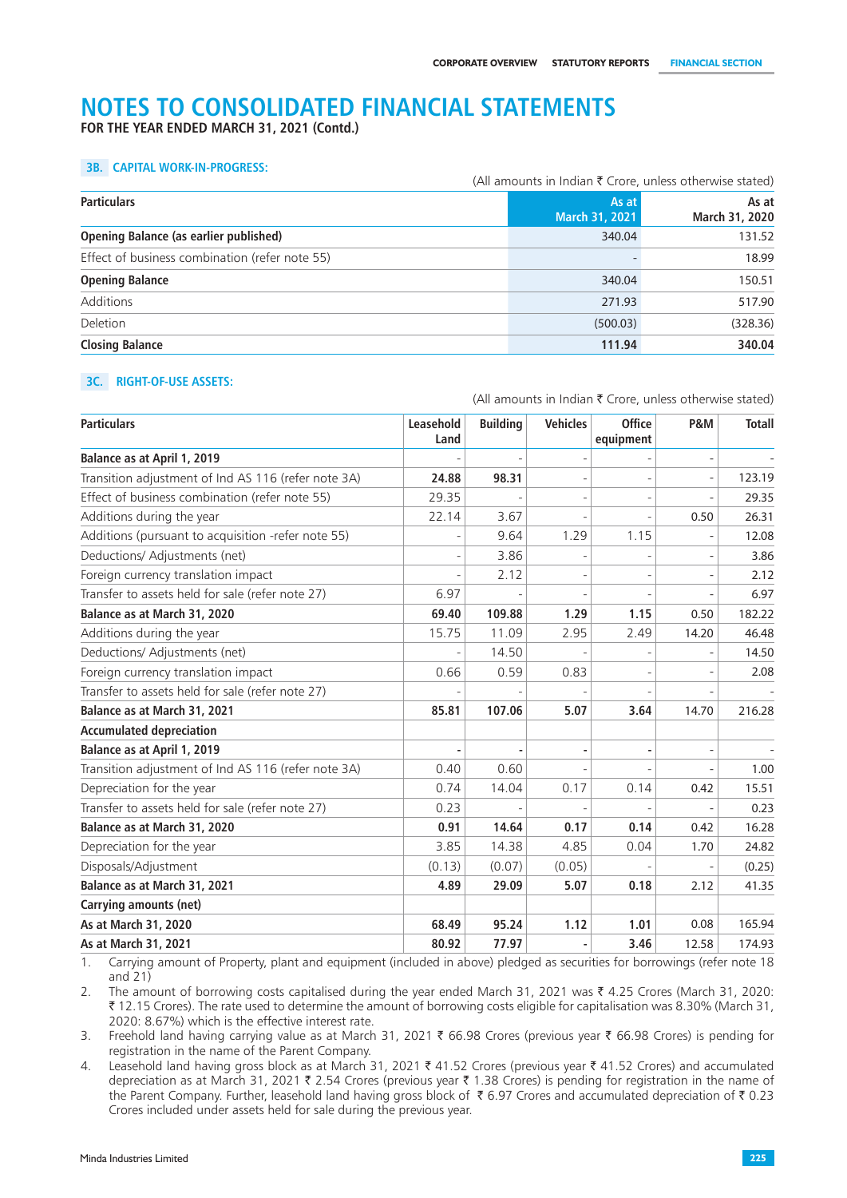# NOTES TO CONSOLIDATED FINANCIAL STATEMENTS

**FOR THE YEAR ENDED MARCH 31, 2021 (Contd.)**

### 3B. CAPITAL WORK-IN-PROGRESS:

(All amounts in Indian ₹ Crore, unless otherwise stated)

| Particulars | As at March 31, 2021 | As at March 31, 2020 |
|---|---|---|
| **Opening Balance (as earlier published)** | 340.04 | 131.52 |
| Effect of business combination (refer note 55) | - | 18.99 |
| **Opening Balance** | 340.04 | 150.51 |
| Additions | 271.93 | 517.90 |
| Deletion | (500.03) | (328.36) |
| **Closing Balance** | **111.94** | **340.04** |

### 3C. RIGHT-OF-USE ASSETS:

(All amounts in Indian ₹ Crore, unless otherwise stated)

| Particulars | Leasehold Land | Building | Vehicles | Office equipment | P&M | Totall |
|---|---|---|---|---|---|---|
| **Balance as at April 1, 2019** | - | - | - | - | - | - |
| Transition adjustment of Ind AS 116 (refer note 3A) | **24.88** | **98.31** | - | - | - | 123.19 |
| Effect of business combination (refer note 55) | 29.35 | - | - | - | - | 29.35 |
| Additions during the year | 22.14 | 3.67 | - | - | 0.50 | 26.31 |
| Additions (pursuant to acquisition -refer note 55) | - | 9.64 | 1.29 | 1.15 | - | 12.08 |
| Deductions/ Adjustments (net) | - | 3.86 | - | - | - | 3.86 |
| Foreign currency translation impact | - | 2.12 | - | - | - | 2.12 |
| Transfer to assets held for sale (refer note 27) | 6.97 | - | - | - | - | 6.97 |
| **Balance as at March 31, 2020** | **69.40** | **109.88** | **1.29** | **1.15** | 0.50 | 182.22 |
| Additions during the year | 15.75 | 11.09 | 2.95 | 2.49 | 14.20 | 46.48 |
| Deductions/ Adjustments (net) | - | 14.50 | - | - | - | 14.50 |
| Foreign currency translation impact | 0.66 | 0.59 | 0.83 | - | - | 2.08 |
| Transfer to assets held for sale (refer note 27) | - | - | - | - | - | - |
| **Balance as at March 31, 2021** | **85.81** | **107.06** | **5.07** | **3.64** | 14.70 | 216.28 |
| **Accumulated depreciation** | | | | | | |
| **Balance as at April 1, 2019** | - | - | - | - | - | - |
| Transition adjustment of Ind AS 116 (refer note 3A) | 0.40 | 0.60 | - | - | - | 1.00 |
| Depreciation for the year | 0.74 | 14.04 | 0.17 | 0.14 | 0.42 | 15.51 |
| Transfer to assets held for sale (refer note 27) | 0.23 | - | - | - | - | 0.23 |
| **Balance as at March 31, 2020** | **0.91** | **14.64** | **0.17** | **0.14** | 0.42 | 16.28 |
| Depreciation for the year | 3.85 | 14.38 | 4.85 | 0.04 | 1.70 | 24.82 |
| Disposals/Adjustment | (0.13) | (0.07) | (0.05) | - | - | (0.25) |
| **Balance as at March 31, 2021** | **4.89** | **29.09** | **5.07** | **0.18** | 2.12 | 41.35 |
| **Carrying amounts (net)** | | | | | | |
| **As at March 31, 2020** | **68.49** | **95.24** | **1.12** | **1.01** | 0.08 | 165.94 |
| **As at March 31, 2021** | **80.92** | **77.97** | **-** | **3.46** | 12.58 | 174.93 |

1. Carrying amount of Property, plant and equipment (included in above) pledged as securities for borrowings (refer note 18 and 21)
2. The amount of borrowing costs capitalised during the year ended March 31, 2021 was ₹ 4.25 Crores (March 31, 2020: ₹ 12.15 Crores). The rate used to determine the amount of borrowing costs eligible for capitalisation was 8.30% (March 31, 2020: 8.67%) which is the effective interest rate.
3. Freehold land having carrying value as at March 31, 2021 ₹ 66.98 Crores (previous year ₹ 66.98 Crores) is pending for registration in the name of the Parent Company.
4. Leasehold land having gross block as at March 31, 2021 ₹ 41.52 Crores (previous year ₹ 41.52 Crores) and accumulated depreciation as at March 31, 2021 ₹ 2.54 Crores (previous year ₹ 1.38 Crores) is pending for registration in the name of the Parent Company. Further, leasehold land having gross block of ₹ 6.97 Crores and accumulated depreciation of ₹ 0.23 Crores included under assets held for sale during the previous year.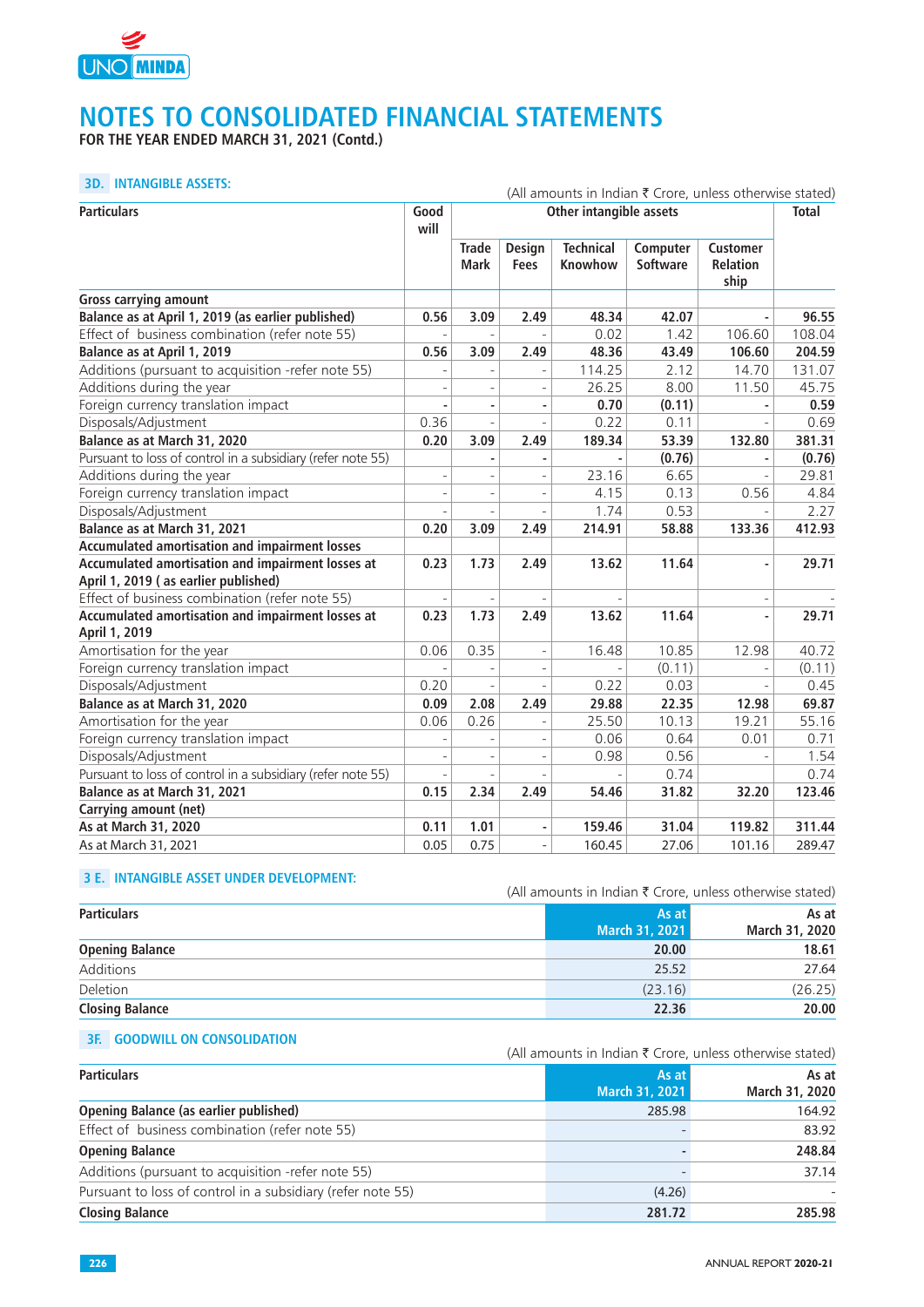# NOTES TO CONSOLIDATED FINANCIAL STATEMENTS

**FOR THE YEAR ENDED MARCH 31, 2021 (Contd.)**

### 3D. INTANGIBLE ASSETS:

(All amounts in Indian ₹ Crore, unless otherwise stated)

| Particulars | Good will | Other intangible assets | | | | | Total |
|---|---|---|---|---|---|---|---|
| | | Trade Mark | Design Fees | Technical Knowhow | Computer Software | Customer Relation ship | |
| **Gross carrying amount** | | | | | | | |
| **Balance as at April 1, 2019 (as earlier published)** | **0.56** | **3.09** | **2.49** | **48.34** | **42.07** | **-** | **96.55** |
| Effect of business combination (refer note 55) | - | - | - | 0.02 | 1.42 | 106.60 | 108.04 |
| **Balance as at April 1, 2019** | **0.56** | **3.09** | **2.49** | **48.36** | **43.49** | **106.60** | **204.59** |
| Additions (pursuant to acquisition -refer note 55) | - | - | - | 114.25 | 2.12 | 14.70 | 131.07 |
| Additions during the year | - | - | - | 26.25 | 8.00 | 11.50 | 45.75 |
| Foreign currency translation impact | **-** | **-** | **-** | **0.70** | **(0.11)** | **-** | **0.59** |
| Disposals/Adjustment | 0.36 | - | - | 0.22 | 0.11 | - | 0.69 |
| **Balance as at March 31, 2020** | **0.20** | **3.09** | **2.49** | **189.34** | **53.39** | **132.80** | **381.31** |
| Pursuant to loss of control in a subsidiary (refer note 55) | | **-** | **-** | **-** | **(0.76)** | **-** | **(0.76)** |
| Additions during the year | - | - | - | 23.16 | 6.65 | - | 29.81 |
| Foreign currency translation impact | - | - | - | 4.15 | 0.13 | 0.56 | 4.84 |
| Disposals/Adjustment | - | - | - | 1.74 | 0.53 | - | 2.27 |
| **Balance as at March 31, 2021** | **0.20** | **3.09** | **2.49** | **214.91** | **58.88** | **133.36** | **412.93** |
| **Accumulated amortisation and impairment losses** | | | | | | | |
| **Accumulated amortisation and impairment losses at April 1, 2019 ( as earlier published)** | **0.23** | **1.73** | **2.49** | **13.62** | **11.64** | **-** | **29.71** |
| Effect of business combination (refer note 55) | - | - | - | - | | - | - |
| **Accumulated amortisation and impairment losses at April 1, 2019** | **0.23** | **1.73** | **2.49** | **13.62** | **11.64** | **-** | **29.71** |
| Amortisation for the year | 0.06 | 0.35 | - | 16.48 | 10.85 | 12.98 | 40.72 |
| Foreign currency translation impact | - | - | - | - | (0.11) | - | (0.11) |
| Disposals/Adjustment | 0.20 | - | - | 0.22 | 0.03 | - | 0.45 |
| **Balance as at March 31, 2020** | **0.09** | **2.08** | **2.49** | **29.88** | **22.35** | **12.98** | **69.87** |
| Amortisation for the year | 0.06 | 0.26 | - | 25.50 | 10.13 | 19.21 | 55.16 |
| Foreign currency translation impact | - | - | - | 0.06 | 0.64 | 0.01 | 0.71 |
| Disposals/Adjustment | - | - | - | 0.98 | 0.56 | - | 1.54 |
| Pursuant to loss of control in a subsidiary (refer note 55) | - | - | - | - | 0.74 | | 0.74 |
| **Balance as at March 31, 2021** | **0.15** | **2.34** | **2.49** | **54.46** | **31.82** | **32.20** | **123.46** |
| **Carrying amount (net)** | | | | | | | |
| **As at March 31, 2020** | **0.11** | **1.01** | **-** | **159.46** | **31.04** | **119.82** | **311.44** |
| As at March 31, 2021 | 0.05 | 0.75 | - | 160.45 | 27.06 | 101.16 | 289.47 |

### 3 E. INTANGIBLE ASSET UNDER DEVELOPMENT:

(All amounts in Indian ₹ Crore, unless otherwise stated)

| Particulars | As at March 31, 2021 | As at March 31, 2020 |
|---|---|---|
| **Opening Balance** | **20.00** | **18.61** |
| Additions | 25.52 | 27.64 |
| Deletion | (23.16) | (26.25) |
| **Closing Balance** | **22.36** | **20.00** |

### 3F. GOODWILL ON CONSOLIDATION

(All amounts in Indian ₹ Crore, unless otherwise stated)

| Particulars | As at March 31, 2021 | As at March 31, 2020 |
|---|---|---|
| **Opening Balance (as earlier published)** | 285.98 | 164.92 |
| Effect of business combination (refer note 55) | - | 83.92 |
| **Opening Balance** | **-** | **248.84** |
| Additions (pursuant to acquisition -refer note 55) | - | 37.14 |
| Pursuant to loss of control in a subsidiary (refer note 55) | (4.26) | - |
| **Closing Balance** | **281.72** | **285.98** |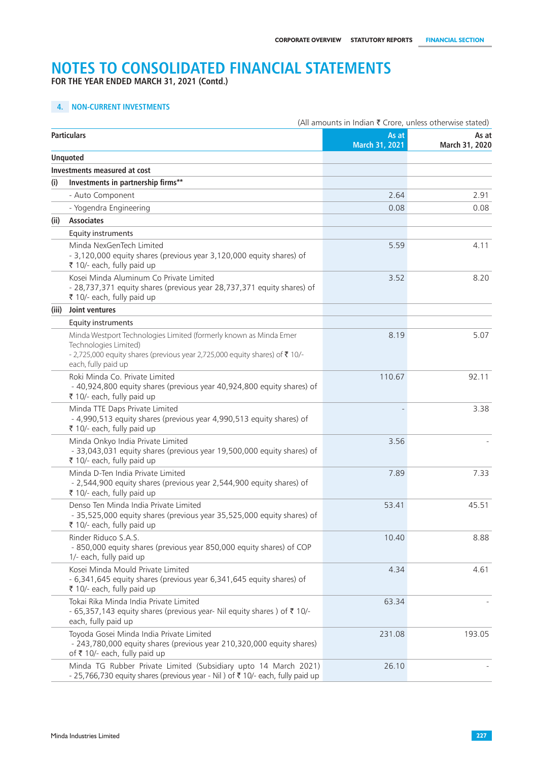# NOTES TO CONSOLIDATED FINANCIAL STATEMENTS

**FOR THE YEAR ENDED MARCH 31, 2021 (Contd.)**

## 4. NON-CURRENT INVESTMENTS

(All amounts in Indian ₹ Crore, unless otherwise stated)

| Particulars | | As at March 31, 2021 | As at March 31, 2020 |
|---|---|---|---|
| **Unquoted** | | | |
| **Investments measured at cost** | | | |
| **(i)** | **Investments in partnership firms**** | | |
| | - Auto Component | 2.64 | 2.91 |
| | - Yogendra Engineering | 0.08 | 0.08 |
| **(ii)** | **Associates** | | |
| | Equity instruments | | |
| | Minda NexGenTech Limited - 3,120,000 equity shares (previous year 3,120,000 equity shares) of ₹ 10/- each, fully paid up | 5.59 | 4.11 |
| | Kosei Minda Aluminum Co Private Limited - 28,737,371 equity shares (previous year 28,737,371 equity shares) of ₹ 10/- each, fully paid up | 3.52 | 8.20 |
| **(iii)** | **Joint ventures** | | |
| | Equity instruments | | |
| | Minda Westport Technologies Limited (formerly known as Minda Emer Technologies Limited) - 2,725,000 equity shares (previous 2,725,000 equity shares) of ₹ 10/- each, fully paid up | 8.19 | 5.07 |
| | Roki Minda Co. Private Limited - 40,924,800 equity shares (previous year 40,924,800 equity shares) of ₹ 10/- each, fully paid up | 110.67 | 92.11 |
| | Minda TTE Daps Private Limited - 4,990,513 equity shares (previous year 4,990,513 equity shares) of ₹ 10/- each, fully paid up | - | 3.38 |
| | Minda Onkyo India Private Limited - 33,043,031 equity shares (previous year 19,500,000 equity shares) of ₹ 10/- each, fully paid up | 3.56 | - |
| | Minda D-Ten India Private Limited - 2,544,900 equity shares (previous year 2,544,900 equity shares) of ₹ 10/- each, fully paid up | 7.89 | 7.33 |
| | Denso Ten Minda India Private Limited - 35,525,000 equity shares (previous year 35,525,000 equity shares) of ₹ 10/- each, fully paid up | 53.41 | 45.51 |
| | Rinder Riduco S.A.S. - 850,000 equity shares (previous year 850,000 equity shares) of COP 1/- each, fully paid up | 10.40 | 8.88 |
| | Kosei Minda Mould Private Limited - 6,341,645 equity shares (previous year 6,341,645 equity shares) of ₹ 10/- each, fully paid up | 4.34 | 4.61 |
| | Tokai Rika Minda India Private Limited - 65,357,143 equity shares (previous year- Nil equity shares ) of ₹ 10/- each, fully paid up | 63.34 | - |
| | Toyoda Gosei Minda India Private Limited - 243,780,000 equity shares (previous year 210,320,000 equity shares) of ₹ 10/- each, fully paid up | 231.08 | 193.05 |
| | Minda TG Rubber Private Limited (Subsidiary upto 14 March 2021) - 25,766,730 equity shares (previous year - Nil ) of ₹ 10/- each, fully paid up | 26.10 | - |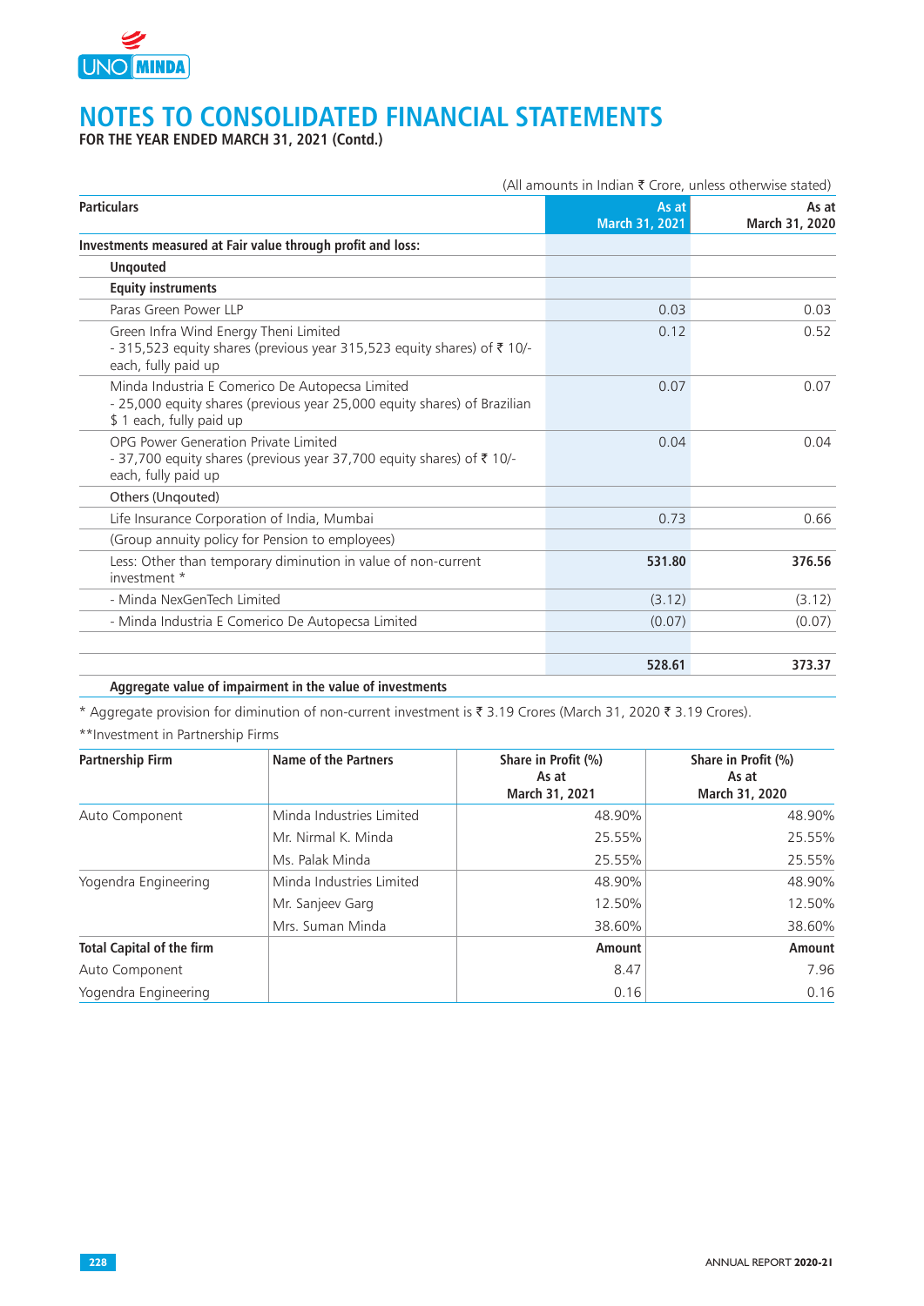# NOTES TO CONSOLIDATED FINANCIAL STATEMENTS

**FOR THE YEAR ENDED MARCH 31, 2021 (Contd.)**

(All amounts in Indian ₹ Crore, unless otherwise stated)

| Particulars | As at March 31, 2021 | As at March 31, 2020 |
|---|---|---|
| **Investments measured at Fair value through profit and loss:** | | |
| **Unqouted** | | |
| **Equity instruments** | | |
| Paras Green Power LLP | 0.03 | 0.03 |
| Green Infra Wind Energy Theni Limited - 315,523 equity shares (previous year 315,523 equity shares) of ₹ 10/- each, fully paid up | 0.12 | 0.52 |
| Minda Industria E Comerico De Autopecsa Limited - 25,000 equity shares (previous year 25,000 equity shares) of Brazilian $ 1 each, fully paid up | 0.07 | 0.07 |
| OPG Power Generation Private Limited - 37,700 equity shares (previous year 37,700 equity shares) of ₹ 10/- each, fully paid up | 0.04 | 0.04 |
| Others (Unqouted) | | |
| Life Insurance Corporation of India, Mumbai | 0.73 | 0.66 |
| (Group annuity policy for Pension to employees) | | |
| Less: Other than temporary diminution in value of non-current investment * | **531.80** | **376.56** |
| - Minda NexGenTech Limited | (3.12) | (3.12) |
| - Minda Industria E Comerico De Autopecsa Limited | (0.07) | (0.07) |
| | | |
| | **528.61** | **373.37** |
| **Aggregate value of impairment in the value of investments** | | |

\* Aggregate provision for diminution of non-current investment is ₹ 3.19 Crores (March 31, 2020 ₹ 3.19 Crores).

**Investment in Partnership Firms

| Partnership Firm | Name of the Partners | Share in Profit (%) As at March 31, 2021 | Share in Profit (%) As at March 31, 2020 |
|---|---|---|---|
| Auto Component | Minda Industries Limited | 48.90% | 48.90% |
| | Mr. Nirmal K. Minda | 25.55% | 25.55% |
| | Ms. Palak Minda | 25.55% | 25.55% |
| Yogendra Engineering | Minda Industries Limited | 48.90% | 48.90% |
| | Mr. Sanjeev Garg | 12.50% | 12.50% |
| | Mrs. Suman Minda | 38.60% | 38.60% |
| **Total Capital of the firm** | | **Amount** | **Amount** |
| Auto Component | | 8.47 | 7.96 |
| Yogendra Engineering | | 0.16 | 0.16 |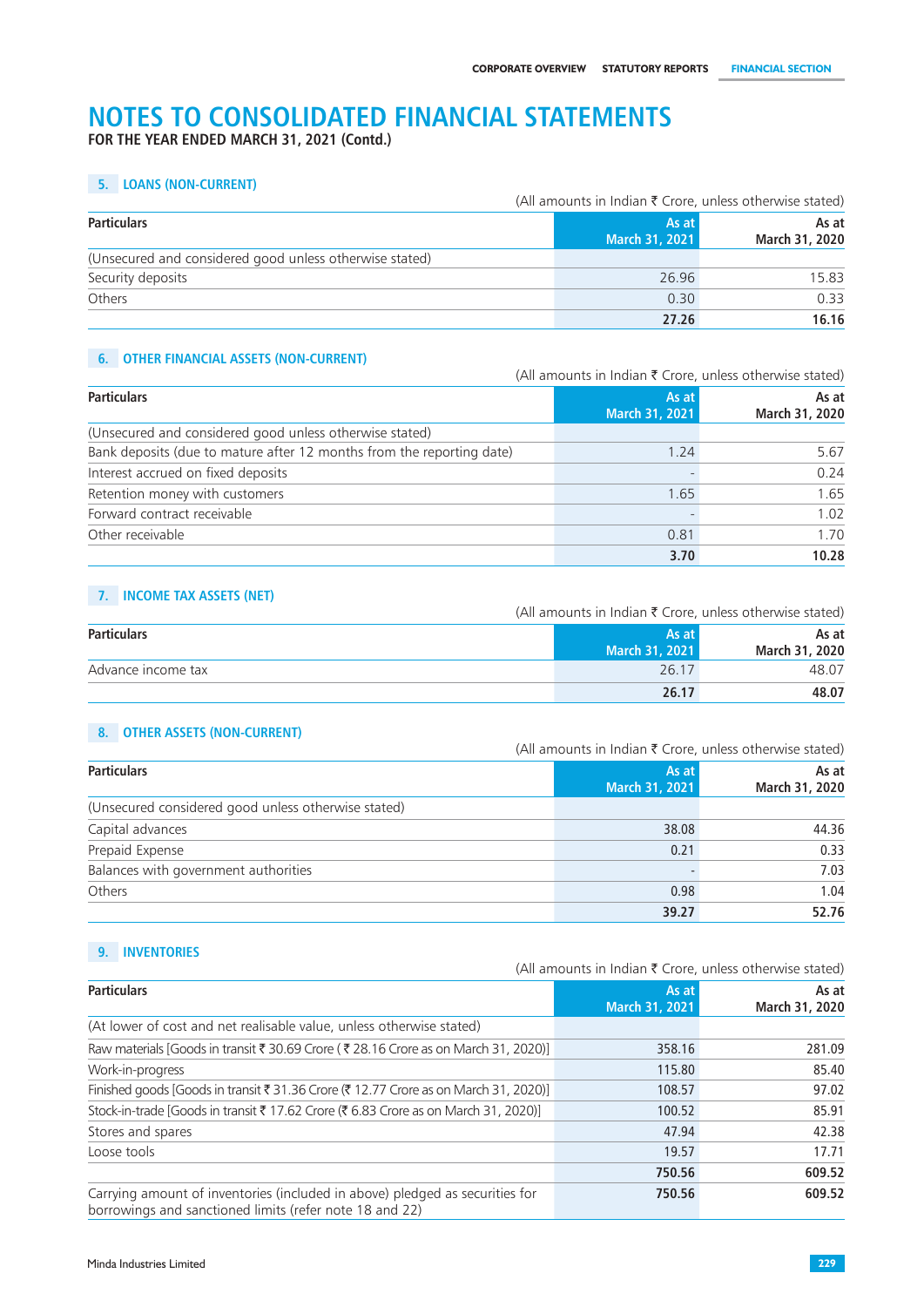# NOTES TO CONSOLIDATED FINANCIAL STATEMENTS

**FOR THE YEAR ENDED MARCH 31, 2021 (Contd.)**

## 5. LOANS (NON-CURRENT)

(All amounts in Indian ₹ Crore, unless otherwise stated)

| Particulars | As at March 31, 2021 | As at March 31, 2020 |
|---|---|---|
| (Unsecured and considered good unless otherwise stated) | | |
| Security deposits | 26.96 | 15.83 |
| Others | 0.30 | 0.33 |
| | **27.26** | **16.16** |

## 6. OTHER FINANCIAL ASSETS (NON-CURRENT)

(All amounts in Indian ₹ Crore, unless otherwise stated)

| Particulars | As at March 31, 2021 | As at March 31, 2020 |
|---|---|---|
| (Unsecured and considered good unless otherwise stated) | | |
| Bank deposits (due to mature after 12 months from the reporting date) | 1.24 | 5.67 |
| Interest accrued on fixed deposits | - | 0.24 |
| Retention money with customers | 1.65 | 1.65 |
| Forward contract receivable | - | 1.02 |
| Other receivable | 0.81 | 1.70 |
| | **3.70** | **10.28** |

## 7. INCOME TAX ASSETS (NET)

(All amounts in Indian ₹ Crore, unless otherwise stated)

| Particulars | As at March 31, 2021 | As at March 31, 2020 |
|---|---|---|
| Advance income tax | 26.17 | 48.07 |
| | **26.17** | **48.07** |

## 8. OTHER ASSETS (NON-CURRENT)

(All amounts in Indian ₹ Crore, unless otherwise stated)

| Particulars | As at March 31, 2021 | As at March 31, 2020 |
|---|---|---|
| (Unsecured considered good unless otherwise stated) | | |
| Capital advances | 38.08 | 44.36 |
| Prepaid Expense | 0.21 | 0.33 |
| Balances with government authorities | - | 7.03 |
| Others | 0.98 | 1.04 |
| | **39.27** | **52.76** |

## 9. INVENTORIES

(All amounts in Indian ₹ Crore, unless otherwise stated)

| Particulars | As at March 31, 2021 | As at March 31, 2020 |
|---|---|---|
| (At lower of cost and net realisable value, unless otherwise stated) | | |
| Raw materials [Goods in transit ₹ 30.69 Crore ( ₹ 28.16 Crore as on March 31, 2020)] | 358.16 | 281.09 |
| Work-in-progress | 115.80 | 85.40 |
| Finished goods [Goods in transit ₹ 31.36 Crore (₹ 12.77 Crore as on March 31, 2020)] | 108.57 | 97.02 |
| Stock-in-trade [Goods in transit ₹ 17.62 Crore (₹ 6.83 Crore as on March 31, 2020)] | 100.52 | 85.91 |
| Stores and spares | 47.94 | 42.38 |
| Loose tools | 19.57 | 17.71 |
| | **750.56** | **609.52** |
| Carrying amount of inventories (included in above) pledged as securities for borrowings and sanctioned limits (refer note 18 and 22) | **750.56** | **609.52** |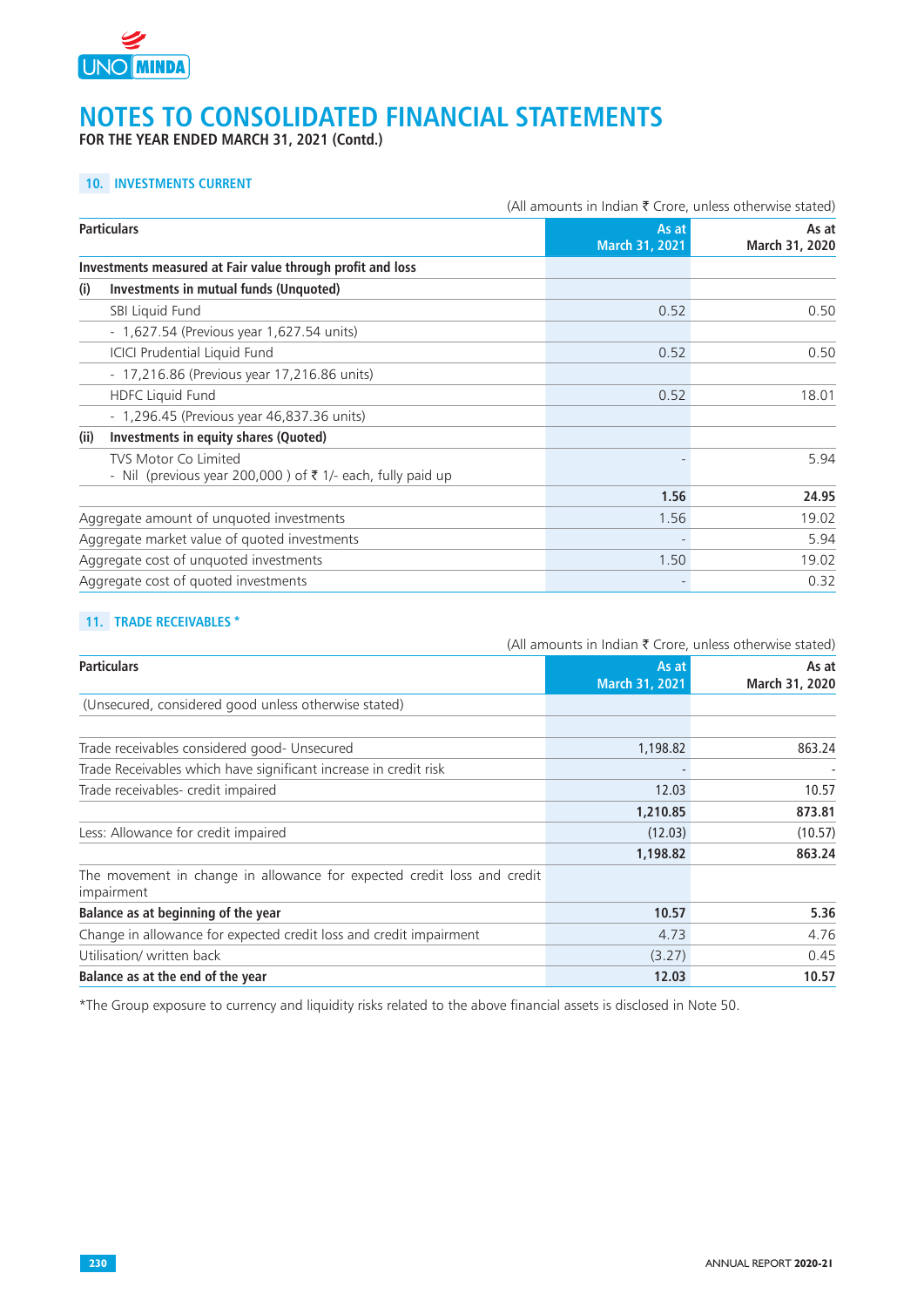# NOTES TO CONSOLIDATED FINANCIAL STATEMENTS

**FOR THE YEAR ENDED MARCH 31, 2021 (Contd.)**

## 10. INVESTMENTS CURRENT

(All amounts in Indian ₹ Crore, unless otherwise stated)

| Particulars | As at March 31, 2021 | As at March 31, 2020 |
|---|---|---|
| **Investments measured at Fair value through profit and loss** | | |
| **(i) Investments in mutual funds (Unquoted)** | | |
| SBI Liquid Fund | 0.52 | 0.50 |
| - 1,627.54 (Previous year 1,627.54 units) | | |
| ICICI Prudential Liquid Fund | 0.52 | 0.50 |
| - 17,216.86 (Previous year 17,216.86 units) | | |
| HDFC Liquid Fund | 0.52 | 18.01 |
| - 1,296.45 (Previous year 46,837.36 units) | | |
| **(ii) Investments in equity shares (Quoted)** | | |
| TVS Motor Co Limited<br>- Nil (previous year 200,000 ) of ₹ 1/- each, fully paid up | - | 5.94 |
| | **1.56** | **24.95** |
| Aggregate amount of unquoted investments | 1.56 | 19.02 |
| Aggregate market value of quoted investments | - | 5.94 |
| Aggregate cost of unquoted investments | 1.50 | 19.02 |
| Aggregate cost of quoted investments | - | 0.32 |

## 11. TRADE RECEIVABLES *

(All amounts in Indian ₹ Crore, unless otherwise stated)

| Particulars | As at March 31, 2021 | As at March 31, 2020 |
|---|---|---|
| (Unsecured, considered good unless otherwise stated) | | |
| Trade receivables considered good- Unsecured | 1,198.82 | 863.24 |
| Trade Receivables which have significant increase in credit risk | - | - |
| Trade receivables- credit impaired | 12.03 | 10.57 |
| | **1,210.85** | **873.81** |
| Less: Allowance for credit impaired | (12.03) | (10.57) |
| | **1,198.82** | **863.24** |
| The movement in change in allowance for expected credit loss and credit impairment | | |
| **Balance as at beginning of the year** | **10.57** | **5.36** |
| Change in allowance for expected credit loss and credit impairment | 4.73 | 4.76 |
| Utilisation/ written back | (3.27) | 0.45 |
| **Balance as at the end of the year** | **12.03** | **10.57** |

*The Group exposure to currency and liquidity risks related to the above financial assets is disclosed in Note 50.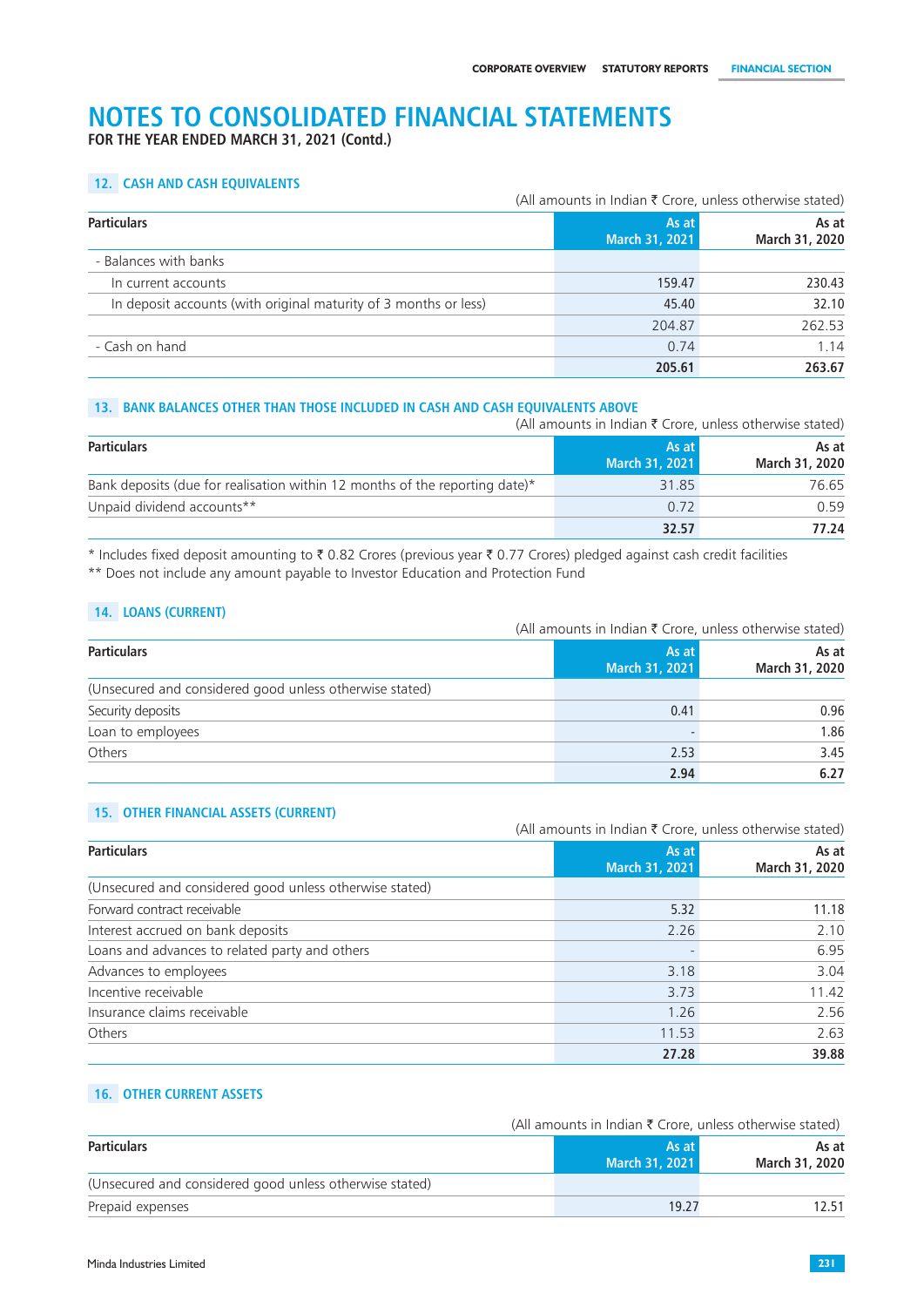# NOTES TO CONSOLIDATED FINANCIAL STATEMENTS

**FOR THE YEAR ENDED MARCH 31, 2021 (Contd.)**

## 12. CASH AND CASH EQUIVALENTS

(All amounts in Indian ₹ Crore, unless otherwise stated)

| Particulars | As at March 31, 2021 | As at March 31, 2020 |
|---|---|---|
| - Balances with banks | | |
| In current accounts | 159.47 | 230.43 |
| In deposit accounts (with original maturity of 3 months or less) | 45.40 | 32.10 |
| | 204.87 | 262.53 |
| - Cash on hand | 0.74 | 1.14 |
| | **205.61** | **263.67** |

## 13. BANK BALANCES OTHER THAN THOSE INCLUDED IN CASH AND CASH EQUIVALENTS ABOVE

(All amounts in Indian ₹ Crore, unless otherwise stated)

| Particulars | As at March 31, 2021 | As at March 31, 2020 |
|---|---|---|
| Bank deposits (due for realisation within 12 months of the reporting date)* | 31.85 | 76.65 |
| Unpaid dividend accounts** | 0.72 | 0.59 |
| | **32.57** | **77.24** |

\* Includes fixed deposit amounting to ₹ 0.82 Crores (previous year ₹ 0.77 Crores) pledged against cash credit facilities

\*\* Does not include any amount payable to Investor Education and Protection Fund

## 14. LOANS (CURRENT)

(All amounts in Indian ₹ Crore, unless otherwise stated)

| Particulars | As at March 31, 2021 | As at March 31, 2020 |
|---|---|---|
| (Unsecured and considered good unless otherwise stated) | | |
| Security deposits | 0.41 | 0.96 |
| Loan to employees | - | 1.86 |
| Others | 2.53 | 3.45 |
| | **2.94** | **6.27** |

## 15. OTHER FINANCIAL ASSETS (CURRENT)

(All amounts in Indian ₹ Crore, unless otherwise stated)

| Particulars | As at March 31, 2021 | As at March 31, 2020 |
|---|---|---|
| (Unsecured and considered good unless otherwise stated) | | |
| Forward contract receivable | 5.32 | 11.18 |
| Interest accrued on bank deposits | 2.26 | 2.10 |
| Loans and advances to related party and others | - | 6.95 |
| Advances to employees | 3.18 | 3.04 |
| Incentive receivable | 3.73 | 11.42 |
| Insurance claims receivable | 1.26 | 2.56 |
| Others | 11.53 | 2.63 |
| | **27.28** | **39.88** |

## 16. OTHER CURRENT ASSETS

(All amounts in Indian ₹ Crore, unless otherwise stated)

| Particulars | As at March 31, 2021 | As at March 31, 2020 |
|---|---|---|
| (Unsecured and considered good unless otherwise stated) | | |
| Prepaid expenses | 19.27 | 12.51 |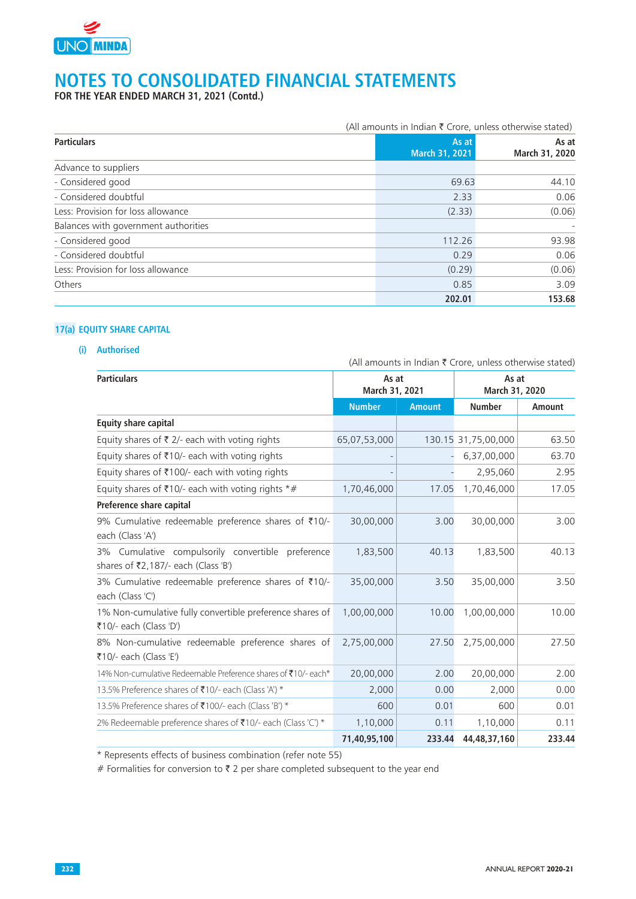# NOTES TO CONSOLIDATED FINANCIAL STATEMENTS

**FOR THE YEAR ENDED MARCH 31, 2021 (Contd.)**

(All amounts in Indian ₹ Crore, unless otherwise stated)

| Particulars | As at March 31, 2021 | As at March 31, 2020 |
|---|---|---|
| Advance to suppliers | | |
| - Considered good | 69.63 | 44.10 |
| - Considered doubtful | 2.33 | 0.06 |
| Less: Provision for loss allowance | (2.33) | (0.06) |
| Balances with government authorities | | - |
| - Considered good | 112.26 | 93.98 |
| - Considered doubtful | 0.29 | 0.06 |
| Less: Provision for loss allowance | (0.29) | (0.06) |
| Others | 0.85 | 3.09 |
| | **202.01** | **153.68** |

## 17(a) EQUITY SHARE CAPITAL

### (i) Authorised

(All amounts in Indian ₹ Crore, unless otherwise stated)

| Particulars | As at March 31, 2021 | | As at March 31, 2020 | |
|---|---|---|---|---|
| | Number | Amount | Number | Amount |
| **Equity share capital** | | | | |
| Equity shares of ₹ 2/- each with voting rights | 65,07,53,000 | 130.15 | 31,75,00,000 | 63.50 |
| Equity shares of ₹10/- each with voting rights | - | - | 6,37,00,000 | 63.70 |
| Equity shares of ₹100/- each with voting rights | - | - | 2,95,060 | 2.95 |
| Equity shares of ₹10/- each with voting rights *# | 1,70,46,000 | 17.05 | 1,70,46,000 | 17.05 |
| **Preference share capital** | | | | |
| 9% Cumulative redeemable preference shares of ₹10/- each (Class 'A') | 30,00,000 | 3.00 | 30,00,000 | 3.00 |
| 3% Cumulative compulsorily convertible preference shares of ₹2,187/- each (Class 'B') | 1,83,500 | 40.13 | 1,83,500 | 40.13 |
| 3% Cumulative redeemable preference shares of ₹10/- each (Class 'C') | 35,00,000 | 3.50 | 35,00,000 | 3.50 |
| 1% Non-cumulative fully convertible preference shares of ₹10/- each (Class 'D') | 1,00,00,000 | 10.00 | 1,00,00,000 | 10.00 |
| 8% Non-cumulative redeemable preference shares of ₹10/- each (Class 'E') | 2,75,00,000 | 27.50 | 2,75,00,000 | 27.50 |
| 14% Non-cumulative Redeemable Preference shares of ₹10/- each* | 20,00,000 | 2.00 | 20,00,000 | 2.00 |
| 13.5% Preference shares of ₹10/- each (Class 'A') * | 2,000 | 0.00 | 2,000 | 0.00 |
| 13.5% Preference shares of ₹100/- each (Class 'B') * | 600 | 0.01 | 600 | 0.01 |
| 2% Redeemable preference shares of ₹10/- each (Class 'C') * | 1,10,000 | 0.11 | 1,10,000 | 0.11 |
| | **71,40,95,100** | **233.44** | **44,48,37,160** | **233.44** |

\* Represents effects of business combination (refer note 55)

# Formalities for conversion to ₹ 2 per share completed subsequent to the year end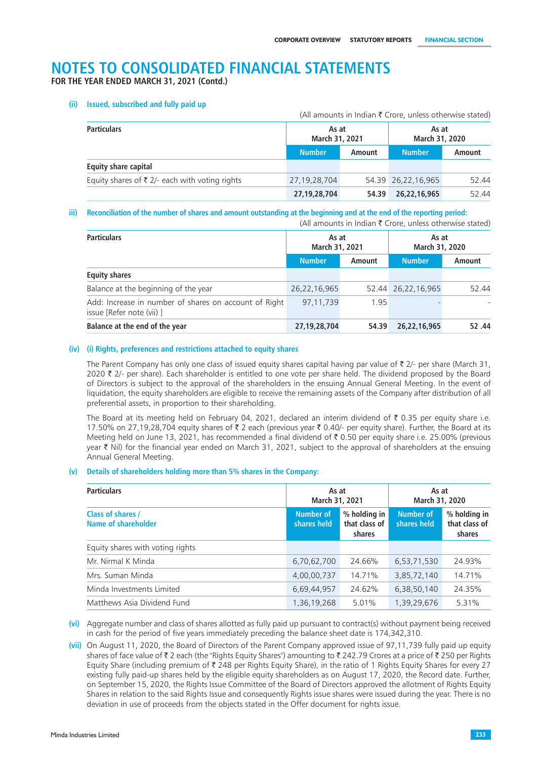# NOTES TO CONSOLIDATED FINANCIAL STATEMENTS

**FOR THE YEAR ENDED MARCH 31, 2021 (Contd.)**

### (ii) Issued, subscribed and fully paid up

(All amounts in Indian ₹ Crore, unless otherwise stated)

| Particulars | As at March 31, 2021 | | As at March 31, 2020 | |
|---|---|---|---|---|
| | Number | Amount | Number | Amount |
| **Equity share capital** | | | | |
| Equity shares of ₹ 2/- each with voting rights | 27,19,28,704 | 54.39 | 26,22,16,965 | 52.44 |
| | **27,19,28,704** | **54.39** | **26,22,16,965** | 52.44 |

### iii) Reconciliation of the number of shares and amount outstanding at the beginning and at the end of the reporting period:

(All amounts in Indian ₹ Crore, unless otherwise stated)

| Particulars | As at March 31, 2021 | | As at March 31, 2020 | |
|---|---|---|---|---|
| | Number | Amount | Number | Amount |
| **Equity shares** | | | | |
| Balance at the beginning of the year | 26,22,16,965 | 52.44 | 26,22,16,965 | 52.44 |
| Add: Increase in number of shares on account of Right issue [Refer note (vii) ] | 97,11,739 | 1.95 | - | - |
| **Balance at the end of the year** | **27,19,28,704** | **54.39** | **26,22,16,965** | **52 .44** |

### (iv) (i) Rights, preferences and restrictions attached to equity shares

The Parent Company has only one class of issued equity shares capital having par value of ₹ 2/- per share (March 31, 2020 ₹ 2/- per share). Each shareholder is entitled to one vote per share held. The dividend proposed by the Board of Directors is subject to the approval of the shareholders in the ensuing Annual General Meeting. In the event of liquidation, the equity shareholders are eligible to receive the remaining assets of the Company after distribution of all preferential assets, in proportion to their shareholding.

The Board at its meeting held on February 04, 2021, declared an interim dividend of ₹ 0.35 per equity share i.e. 17.50% on 27,19,28,704 equity shares of ₹ 2 each (previous year ₹ 0.40/- per equity share). Further, the Board at its Meeting held on June 13, 2021, has recommended a final dividend of ₹ 0.50 per equity share i.e. 25.00% (previous year ₹ Nil) for the financial year ended on March 31, 2021, subject to the approval of shareholders at the ensuing Annual General Meeting.

### (v) Details of shareholders holding more than 5% shares in the Company:

| Particulars | As at March 31, 2021 | | As at March 31, 2020 | |
|---|---|---|---|---|
| Class of shares / Name of shareholder | Number of shares held | % holding in that class of shares | Number of shares held | % holding in that class of shares |
| Equity shares with voting rights | | | | |
| Mr. Nirmal K Minda | 6,70,62,700 | 24.66% | 6,53,71,530 | 24.93% |
| Mrs. Suman Minda | 4,00,00,737 | 14.71% | 3,85,72,140 | 14.71% |
| Minda Investments Limited | 6,69,44,957 | 24.62% | 6,38,50,140 | 24.35% |
| Matthews Asia Dividend Fund | 1,36,19,268 | 5.01% | 1,39,29,676 | 5.31% |

**(vi)** Aggregate number and class of shares allotted as fully paid up pursuant to contract(s) without payment being received in cash for the period of five years immediately preceding the balance sheet date is 174,342,310.

**(vii)** On August 11, 2020, the Board of Directors of the Parent Company approved issue of 97,11,739 fully paid up equity shares of face value of ₹ 2 each (the "Rights Equity Shares") amounting to ₹ 242.79 Crores at a price of ₹ 250 per Rights Equity Share (including premium of ₹ 248 per Rights Equity Share), in the ratio of 1 Rights Equity Shares for every 27 existing fully paid-up shares held by the eligible equity shareholders as on August 17, 2020, the Record date. Further, on September 15, 2020, the Rights Issue Committee of the Board of Directors approved the allotment of Rights Equity Shares in relation to the said Rights Issue and consequently Rights issue shares were issued during the year. There is no deviation in use of proceeds from the objects stated in the Offer document for rights issue.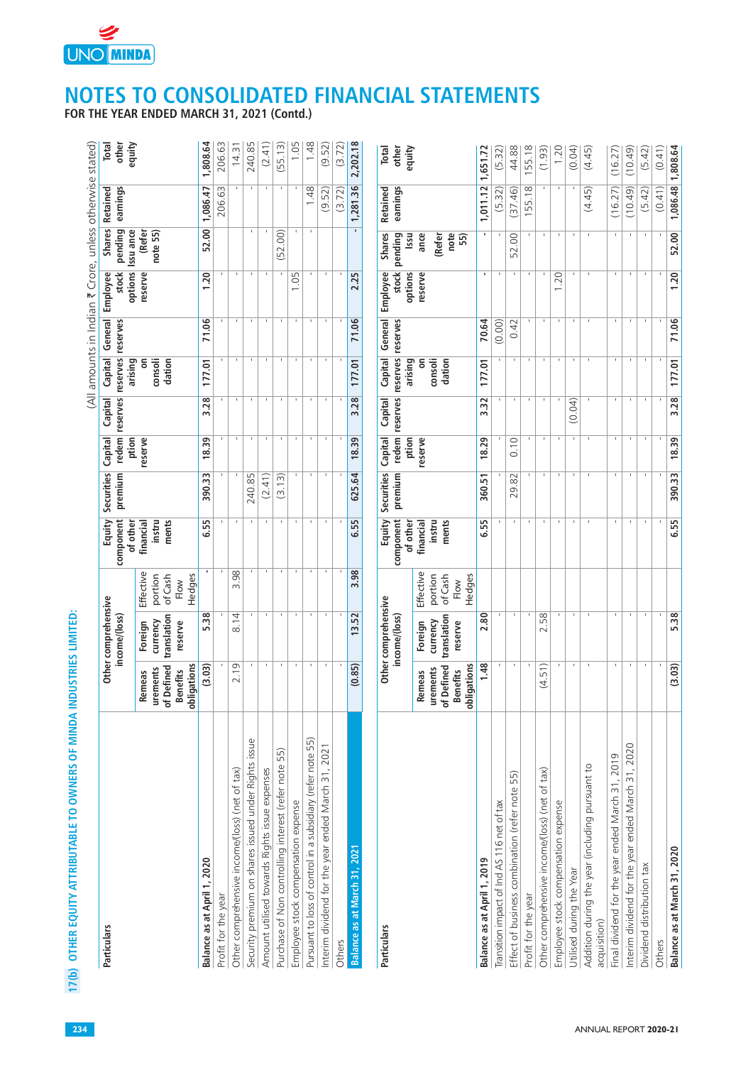# NOTES TO CONSOLIDATED FINANCIAL STATEMENTS

**FOR THE YEAR ENDED MARCH 31, 2021 (Contd.)**

## 17(b) OTHER EQUITY ATTRIBUTABLE TO OWNERS OF MINDA INDUSTRIES LIMITED:

(All amounts in Indian ₹ Crore, unless otherwise stated)

| Particulars | Other comprehensive income/(loss) | | | Equity component of other financial instruments | Securities premium | Capital redemption reserve | Capital reserves | Capital reserves arising on consolidation | General reserves | Employee stock options reserve | Shares pending issuance (Refer note 55) | Retained earnings | Total other equity |
|---|---|---|---|---|---|---|---|---|---|---|---|---|---|
| | Remeasurements of Defined Benefits obligations | Foreign currency translation reserve | Effective portion of Cash Flow Hedges | | | | | | | | | | |
| **Balance as at April 1, 2020** | **(3.03)** | **5.38** | **-** | **6.55** | **390.33** | **18.39** | **3.28** | **177.01** | **71.06** | **1.20** | **52.00** | **1,086.47** | **1,808.64** |
| Profit for the year | - | - | - | - | - | - | - | - | - | - | - | 206.63 | 206.63 |
| Other comprehensive income/(loss) (net of tax) | 2.19 | 8.14 | 3.98 | - | - | - | - | - | - | - | - | - | 14.31 |
| Security premium on shares issued under Rights issue | - | - | - | - | 240.85 | - | - | - | - | - | - | - | 240.85 |
| Amount utilised towards Rights issue expenses | - | - | - | - | (2.41) | - | - | - | - | - | - | - | (2.41) |
| Purchase of Non controlling interest (refer note 55) | - | - | - | - | (3.13) | - | - | - | - | - | (52.00) | - | (55.13) |
| Employee stock compensation expense | - | - | - | - | - | - | - | - | - | 1.05 | - | - | 1.05 |
| Pursuant to loss of control in a subsidiary (refer note 55) | - | - | - | - | - | - | - | - | - | - | - | 1.48 | 1.48 |
| Interim dividend for the year ended March 31, 2021 | - | - | - | - | - | - | - | - | - | - | - | (9.52) | (9.52) |
| Others | - | - | - | - | - | - | - | - | - | - | - | (3.72) | (3.72) |
| **Balance as at March 31, 2021** | **(0.85)** | **13.52** | **3.98** | **6.55** | **625.64** | **18.39** | **3.28** | **177.01** | **71.06** | **2.25** | **-** | **1,281.36** | **2,202.18** |

| Particulars | Other comprehensive income/(loss) | | | Equity component of other financial instruments | Securities premium | Capital redemption reserve | Capital reserves | Capital reserves arising on consolidation | General reserves | Employee stock options reserve | Shares pending issuance (Refer note 55) | Retained earnings | Total other equity |
|---|---|---|---|---|---|---|---|---|---|---|---|---|---|
| | Remeasurements of Defined Benefits obligations | Foreign currency translation reserve | Effective portion of Cash Flow Hedges | | | | | | | | | | |
| **Balance as at April 1, 2019** | **1.48** | **2.80** | | **6.55** | **360.51** | **18.29** | **3.32** | **177.01** | **70.64** | **-** | **-** | **1,011.12** | **1,651.72** |
| Transition impact of Ind AS 116 net of tax | - | - | | - | - | - | - | - | (0.00) | - | - | (5.32) | (5.32) |
| Effect of business combination (refer note 55) | - | - | | - | 29.82 | 0.10 | - | - | 0.42 | - | 52.00 | (37.46) | 44.88 |
| Profit for the year | - | - | | - | - | - | - | - | - | - | - | 155.18 | 155.18 |
| Other comprehensive income/(loss) (net of tax) | (4.51) | 2.58 | | - | - | - | - | - | - | - | - | - | (1.93) |
| Employee stock compensation expense | - | - | | - | - | - | - | - | - | 1.20 | - | - | 1.20 |
| Utilised during the Year | - | - | | - | - | - | (0.04) | - | - | - | - | - | (0.04) |
| Addition during the year (including pursuant to acquisition) | - | - | | - | - | - | - | - | - | - | - | (4.45) | (4.45) |
| Final dividend for the year ended March 31, 2019 | - | - | | - | - | - | - | - | - | - | - | (16.27) | (16.27) |
| Interim dividend for the year ended March 31, 2020 | - | - | | - | - | - | - | - | - | - | - | (10.49) | (10.49) |
| Dividend distribution tax | - | - | | - | - | - | - | - | - | - | - | (5.42) | (5.42) |
| Others | - | - | | - | - | - | - | - | - | - | - | (0.41) | (0.41) |
| **Balance as at March 31, 2020** | **(3.03)** | **5.38** | | **6.55** | **390.33** | **18.39** | **3.28** | **177.01** | **71.06** | **1.20** | **52.00** | **1,086.48** | **1,808.64** |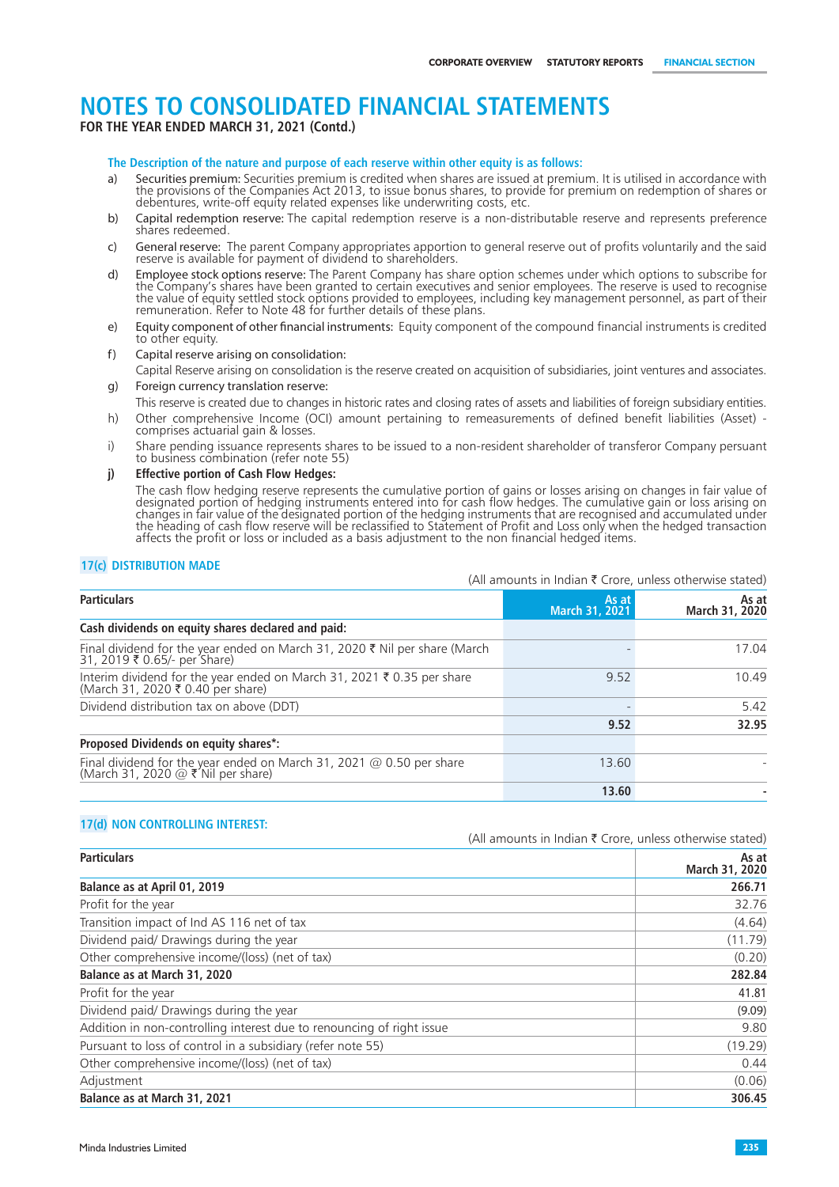# NOTES TO CONSOLIDATED FINANCIAL STATEMENTS

**FOR THE YEAR ENDED MARCH 31, 2021 (Contd.)**

**The Description of the nature and purpose of each reserve within other equity is as follows:**

a) Securities premium: Securities premium is credited when shares are issued at premium. It is utilised in accordance with the provisions of the Companies Act 2013, to issue bonus shares, to provide for premium on redemption of shares or debentures, write-off equity related expenses like underwriting costs, etc.

b) Capital redemption reserve: The capital redemption reserve is a non-distributable reserve and represents preference shares redeemed.

c) General reserve: The parent Company appropriates apportion to general reserve out of profits voluntarily and the said reserve is available for payment of dividend to shareholders.

d) Employee stock options reserve: The Parent Company has share option schemes under which options to subscribe for the Company's shares have been granted to certain executives and senior employees. The reserve is used to recognise the value of equity settled stock options provided to employees, including key management personnel, as part of their remuneration. Refer to Note 48 for further details of these plans.

e) Equity component of other financial instruments: Equity component of the compound financial instruments is credited to other equity.

f) Capital reserve arising on consolidation:

Capital Reserve arising on consolidation is the reserve created on acquisition of subsidiaries, joint ventures and associates.

g) Foreign currency translation reserve:

This reserve is created due to changes in historic rates and closing rates of assets and liabilities of foreign subsidiary entities.

h) Other comprehensive Income (OCI) amount pertaining to remeasurements of defined benefit liabilities (Asset) - comprises actuarial gain & losses.

i) Share pending issuance represents shares to be issued to a non-resident shareholder of transferor Company persuant to business combination (refer note 55)

**j) Effective portion of Cash Flow Hedges:**

The cash flow hedging reserve represents the cumulative portion of gains or losses arising on changes in fair value of designated portion of hedging instruments entered into for cash flow hedges. The cumulative gain or loss arising on changes in fair value of the designated portion of the hedging instruments that are recognised and accumulated under the heading of cash flow reserve will be reclassified to Statement of Profit and Loss only when the hedged transaction affects the profit or loss or included as a basis adjustment to the non financial hedged items.

## 17(c) DISTRIBUTION MADE

(All amounts in Indian ₹ Crore, unless otherwise stated)

| Particulars | As at March 31, 2021 | As at March 31, 2020 |
|---|---|---|
| **Cash dividends on equity shares declared and paid:** | | |
| Final dividend for the year ended on March 31, 2020 ₹ Nil per share (March 31, 2019 ₹ 0.65/- per Share) | - | 17.04 |
| Interim dividend for the year ended on March 31, 2021 ₹ 0.35 per share (March 31, 2020 ₹ 0.40 per share) | 9.52 | 10.49 |
| Dividend distribution tax on above (DDT) | - | 5.42 |
| | **9.52** | **32.95** |
| **Proposed Dividends on equity shares*:** | | |
| Final dividend for the year ended on March 31, 2021 @ 0.50 per share (March 31, 2020 @ ₹ Nil per share) | 13.60 | - |
| | **13.60** | **-** |

## 17(d) NON CONTROLLING INTEREST:

(All amounts in Indian ₹ Crore, unless otherwise stated)

| Particulars | As at March 31, 2020 |
|---|---|
| **Balance as at April 01, 2019** | **266.71** |
| Profit for the year | 32.76 |
| Transition impact of Ind AS 116 net of tax | (4.64) |
| Dividend paid/ Drawings during the year | (11.79) |
| Other comprehensive income/(loss) (net of tax) | (0.20) |
| **Balance as at March 31, 2020** | **282.84** |
| Profit for the year | 41.81 |
| Dividend paid/ Drawings during the year | (9.09) |
| Addition in non-controlling interest due to renouncing of right issue | 9.80 |
| Pursuant to loss of control in a subsidiary (refer note 55) | (19.29) |
| Other comprehensive income/(loss) (net of tax) | 0.44 |
| Adjustment | (0.06) |
| **Balance as at March 31, 2021** | **306.45** |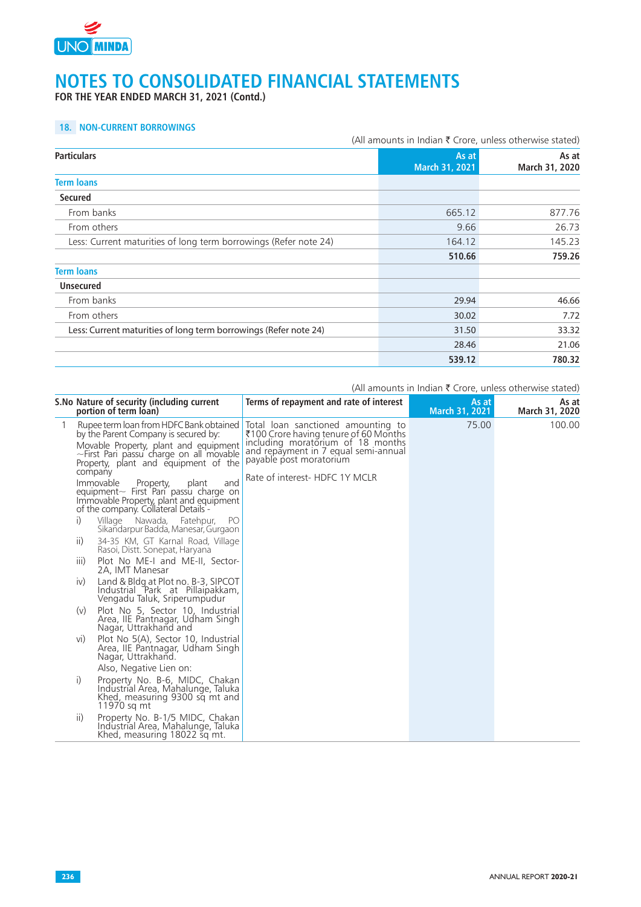# NOTES TO CONSOLIDATED FINANCIAL STATEMENTS

**FOR THE YEAR ENDED MARCH 31, 2021 (Contd.)**

## 18. NON-CURRENT BORROWINGS

(All amounts in Indian ₹ Crore, unless otherwise stated)

| Particulars | As at March 31, 2021 | As at March 31, 2020 |
|---|---|---|
| **Term loans** | | |
| **Secured** | | |
| From banks | 665.12 | 877.76 |
| From others | 9.66 | 26.73 |
| Less: Current maturities of long term borrowings (Refer note 24) | 164.12 | 145.23 |
| | **510.66** | **759.26** |
| **Term loans** | | |
| **Unsecured** | | |
| From banks | 29.94 | 46.66 |
| From others | 30.02 | 7.72 |
| Less: Current maturities of long term borrowings (Refer note 24) | 31.50 | 33.32 |
| | 28.46 | 21.06 |
| | **539.12** | **780.32** |

(All amounts in Indian ₹ Crore, unless otherwise stated)

| S.No | Nature of security (including current portion of term loan) | Terms of repayment and rate of interest | As at March 31, 2021 | As at March 31, 2020 |
|---|---|---|---|---|
| 1 | Rupee term loan from HDFC Bank obtained by the Parent Company is secured by:<br>Movable Property, plant and equipment ~First Pari passu charge on all movable Property, plant and equipment of the company<br>Immovable Property, plant and equipment~ First Pari passu charge on Immovable Property, plant and equipment of the company. Collateral Details -<br>i) Village Nawada, Fatehpur, PO Sikandarpur Badda, Manesar, Gurgaon<br>ii) 34-35 KM, GT Karnal Road, Village Rasoi, Distt. Sonepat, Haryana<br>iii) Plot No ME-I and ME-II, Sector-2A, IMT Manesar<br>iv) Land & Bldg at Plot no. B-3, SIPCOT Industrial Park at Pillaipakkam, Vengadu Taluk, Sriperumpudur<br>(v) Plot No 5, Sector 10, Industrial Area, IIE Pantnagar, Udham Singh Nagar, Uttrakhand and<br>vi) Plot No 5(A), Sector 10, Industrial Area, IIE Pantnagar, Udham Singh Nagar, Uttrakhand.<br>Also, Negative Lien on:<br>i) Property No. B-6, MIDC, Chakan Industrial Area, Mahalunge, Taluka Khed, measuring 9300 sq mt and 11970 sq mt<br>ii) Property No. B-1/5 MIDC, Chakan Industrial Area, Mahalunge, Taluka Khed, measuring 18022 sq mt. | Total loan sanctioned amounting to ₹100 Crore having tenure of 60 Months including moratorium of 18 months and repayment in 7 equal semi-annual payable post moratorium<br>Rate of interest- HDFC 1Y MCLR | 75.00 | 100.00 |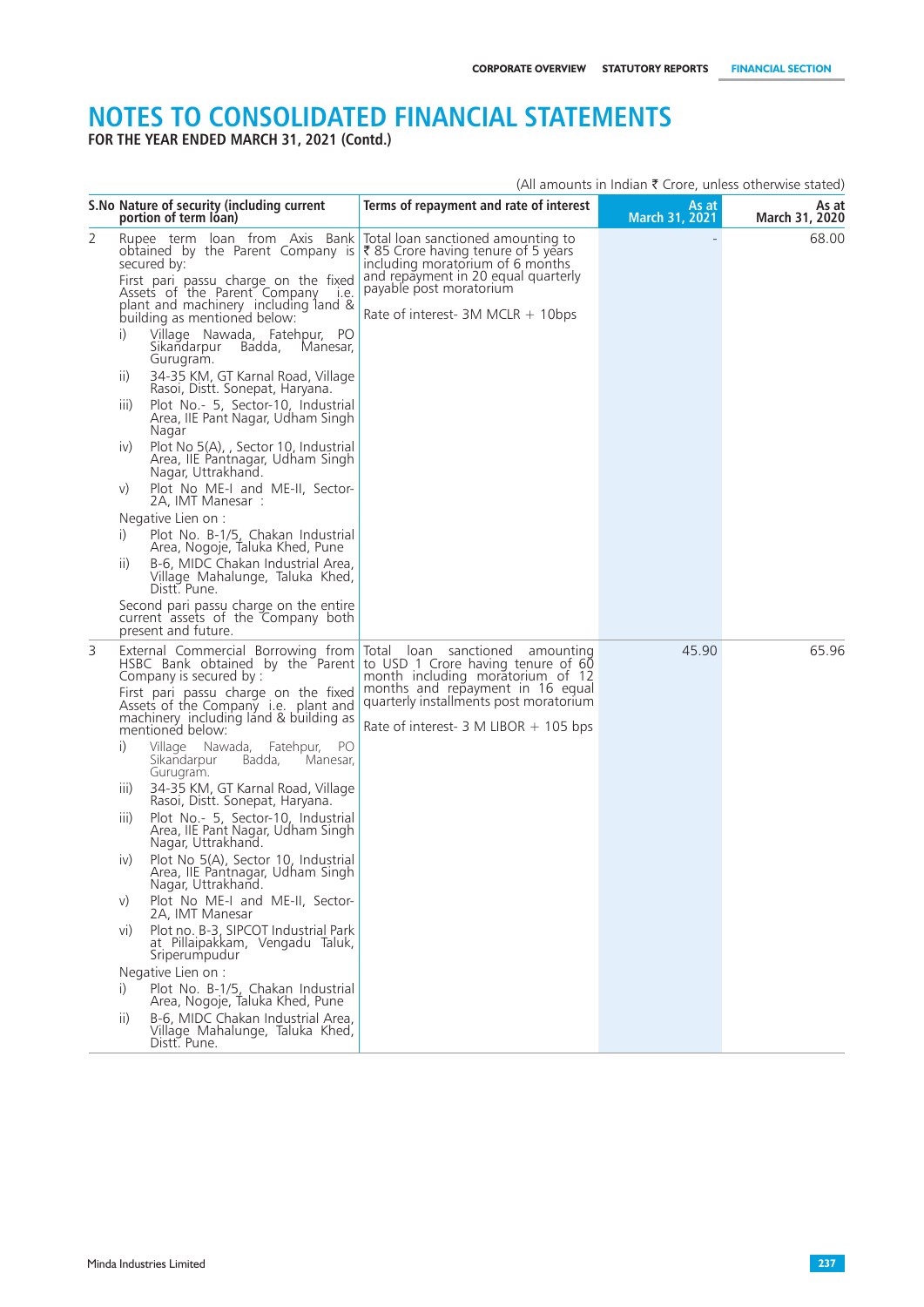# NOTES TO CONSOLIDATED FINANCIAL STATEMENTS

**FOR THE YEAR ENDED MARCH 31, 2021 (Contd.)**

(All amounts in Indian ₹ Crore, unless otherwise stated)

| S.No | Nature of security (including current portion of term loan) | Terms of repayment and rate of interest | As at March 31, 2021 | As at March 31, 2020 |
|---|---|---|---|---|
| 2 | Rupee term loan from Axis Bank obtained by the Parent Company is secured by:<br>First pari passu charge on the fixed Assets of the Parent Company i.e. plant and machinery including land & building as mentioned below:<br>i) Village Nawada, Fatehpur, PO Sikandarpur Badda, Manesar, Gurugram.<br>ii) 34-35 KM, GT Karnal Road, Village Rasoi, Distt. Sonepat, Haryana.<br>iii) Plot No.- 5, Sector-10, Industrial Area, IIE Pant Nagar, Udham Singh Nagar<br>iv) Plot No 5(A), , Sector 10, Industrial Area, IIE Pantnagar, Udham Singh Nagar, Uttrakhand.<br>v) Plot No ME-I and ME-II, Sector-2A, IMT Manesar :<br>Negative Lien on :<br>i) Plot No. B-1/5, Chakan Industrial Area, Nogoje, Taluka Khed, Pune<br>ii) B-6, MIDC Chakan Industrial Area, Village Mahalunge, Taluka Khed, Distt. Pune.<br>Second pari passu charge on the entire current assets of the Company both present and future. | Total loan sanctioned amounting to ₹ 85 Crore having tenure of 5 years including moratorium of 6 months and repayment in 20 equal quarterly payable post moratorium<br>Rate of interest- 3M MCLR + 10bps | - | 68.00 |
| 3 | External Commercial Borrowing from HSBC Bank obtained by the Parent Company is secured by :<br>First pari passu charge on the fixed Assets of the Company i.e. plant and machinery including land & building as mentioned below:<br>i) Village Nawada, Fatehpur, PO Sikandarpur Badda, Manesar, Gurugram.<br>iii) 34-35 KM, GT Karnal Road, Village Rasoi, Distt. Sonepat, Haryana.<br>iii) Plot No.- 5, Sector-10, Industrial Area, IIE Pant Nagar, Udham Singh Nagar, Uttrakhand.<br>iv) Plot No 5(A), Sector 10, Industrial Area, IIE Pantnagar, Udham Singh Nagar, Uttrakhand.<br>v) Plot No ME-I and ME-II, Sector-2A, IMT Manesar<br>vi) Plot no. B-3, SIPCOT Industrial Park at Pillaipakkam, Vengadu Taluk, Sriperumpudur<br>Negative Lien on :<br>i) Plot No. B-1/5, Chakan Industrial Area, Nogoje, Taluka Khed, Pune<br>ii) B-6, MIDC Chakan Industrial Area, Village Mahalunge, Taluka Khed, Distt. Pune. | Total loan sanctioned amounting to USD 1 Crore having tenure of 60 month including moratorium of 12 months and repayment in 16 equal quarterly installments post moratorium<br>Rate of interest- 3 M LIBOR + 105 bps | 45.90 | 65.96 |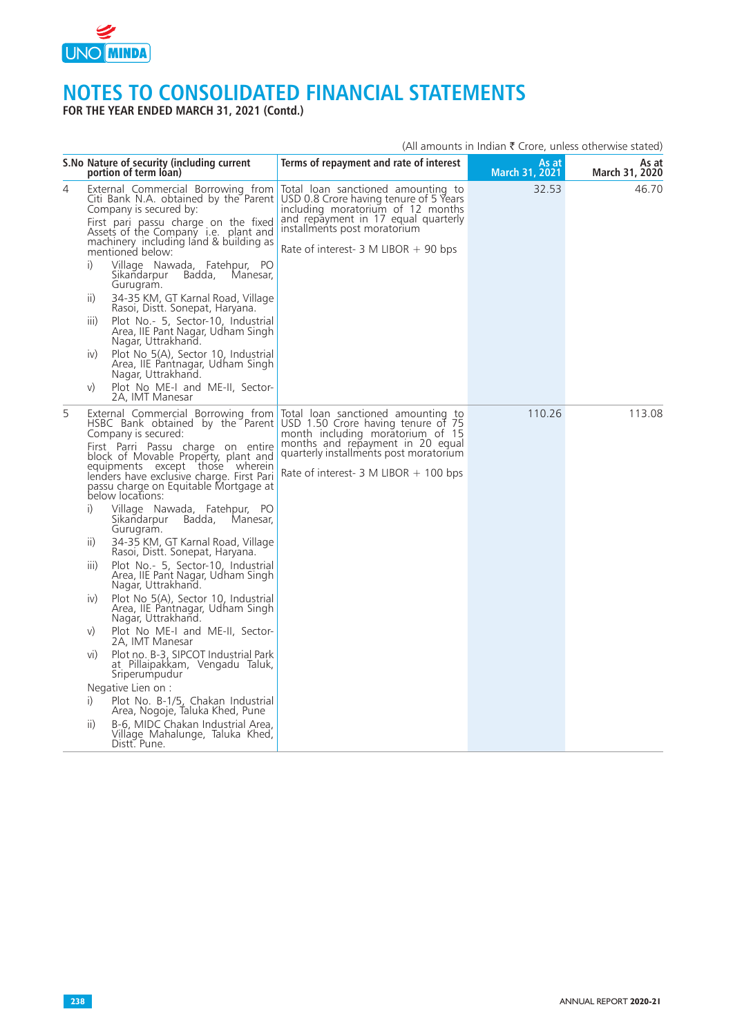# NOTES TO CONSOLIDATED FINANCIAL STATEMENTS

**FOR THE YEAR ENDED MARCH 31, 2021 (Contd.)**

(All amounts in Indian ₹ Crore, unless otherwise stated)

| S.No | Nature of security (including current portion of term loan) | Terms of repayment and rate of interest | As at March 31, 2021 | As at March 31, 2020 |
|---|---|---|---|---|
| 4 | External Commercial Borrowing from Citi Bank N.A. obtained by the Parent Company is secured by:<br>First pari passu charge on the fixed Assets of the Company i.e. plant and machinery including land & building as mentioned below:<br>i) Village Nawada, Fatehpur, PO Sikandarpur Badda, Manesar, Gurugram.<br>ii) 34-35 KM, GT Karnal Road, Village Rasoi, Distt. Sonepat, Haryana.<br>iii) Plot No.- 5, Sector-10, Industrial Area, IIE Pant Nagar, Udham Singh Nagar, Uttrakhand.<br>iv) Plot No 5(A), Sector 10, Industrial Area, IIE Pantnagar, Udham Singh Nagar, Uttrakhand.<br>v) Plot No ME-I and ME-II, Sector-2A, IMT Manesar | Total loan sanctioned amounting to USD 0.8 Crore having tenure of 5 Years including moratorium of 12 months and repayment in 17 equal quarterly installments post moratorium<br><br>Rate of interest- 3 M LIBOR + 90 bps | 32.53 | 46.70 |
| 5 | External Commercial Borrowing from HSBC Bank obtained by the Parent Company is secured:<br>First Parri Passu charge on entire block of Movable Property, plant and equipments except those wherein lenders have exclusive charge. First Pari passu charge on Equitable Mortgage at below locations:<br>i) Village Nawada, Fatehpur, PO Sikandarpur Badda, Manesar, Gurugram.<br>ii) 34-35 KM, GT Karnal Road, Village Rasoi, Distt. Sonepat, Haryana.<br>iii) Plot No.- 5, Sector-10, Industrial Area, IIE Pant Nagar, Udham Singh Nagar, Uttrakhand.<br>iv) Plot No 5(A), Sector 10, Industrial Area, IIE Pantnagar, Udham Singh Nagar, Uttrakhand.<br>v) Plot No ME-I and ME-II, Sector-2A, IMT Manesar<br>vi) Plot no. B-3, SIPCOT Industrial Park at Pillaipakkam, Vengadu Taluk, Sriperumpudur<br>Negative Lien on :<br>i) Plot No. B-1/5, Chakan Industrial Area, Nogoje, Taluka Khed, Pune<br>ii) B-6, MIDC Chakan Industrial Area, Village Mahalunge, Taluka Khed, Distt. Pune. | Total loan sanctioned amounting to USD 1.50 Crore having tenure of 75 month including moratorium of 15 months and repayment in 20 equal quarterly installments post moratorium<br><br>Rate of interest- 3 M LIBOR + 100 bps | 110.26 | 113.08 |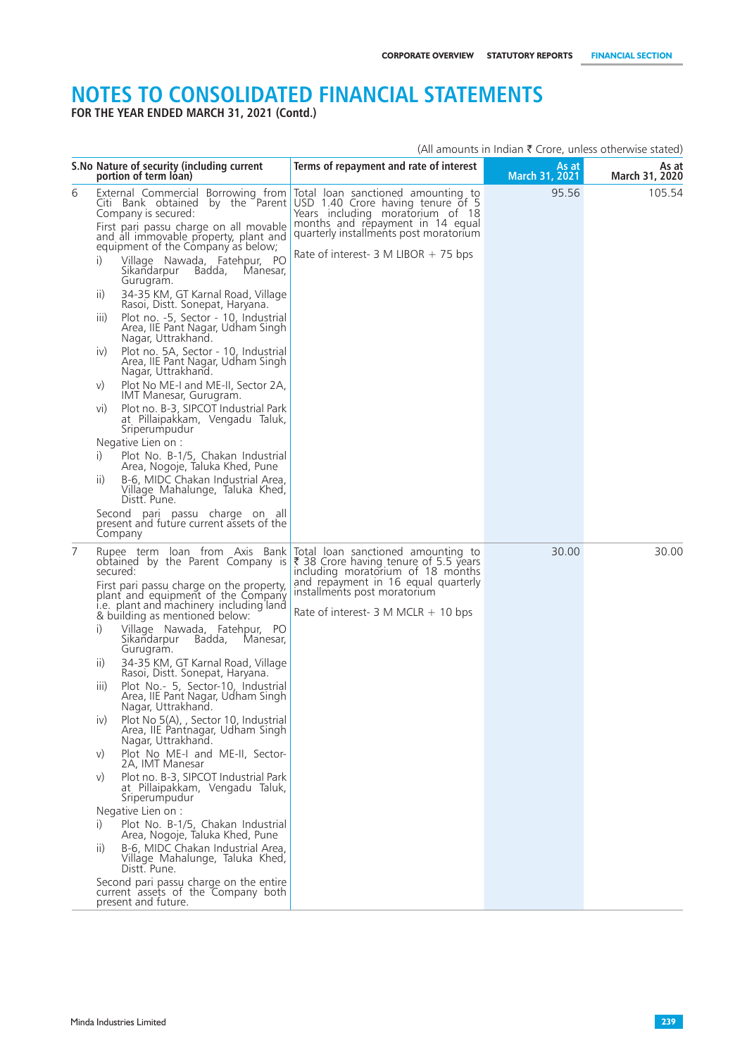# NOTES TO CONSOLIDATED FINANCIAL STATEMENTS

**FOR THE YEAR ENDED MARCH 31, 2021 (Contd.)**

(All amounts in Indian ₹ Crore, unless otherwise stated)

| S.No | Nature of security (including current portion of term loan) | Terms of repayment and rate of interest | As at March 31, 2021 | As at March 31, 2020 |
|---|---|---|---|---|
| 6 | External Commercial Borrowing from Citi Bank obtained by the Parent Company is secured:<br>First pari passu charge on all movable and all immovable property, plant and equipment of the Company as below;<br>i) Village Nawada, Fatehpur, PO Sikandarpur Badda, Manesar, Gurugram.<br>ii) 34-35 KM, GT Karnal Road, Village Rasoi, Distt. Sonepat, Haryana.<br>iii) Plot no. -5, Sector - 10, Industrial Area, IIE Pant Nagar, Udham Singh Nagar, Uttrakhand.<br>iv) Plot no. 5A, Sector - 10, Industrial Area, IIE Pant Nagar, Udham Singh Nagar, Uttrakhand.<br>v) Plot No ME-I and ME-II, Sector 2A, IMT Manesar, Gurugram.<br>vi) Plot no. B-3, SIPCOT Industrial Park at Pillaipakkam, Vengadu Taluk, Sriperumpudur<br>Negative Lien on :<br>i) Plot No. B-1/5, Chakan Industrial Area, Nogoje, Taluka Khed, Pune<br>ii) B-6, MIDC Chakan Industrial Area, Village Mahalunge, Taluka Khed, Distt. Pune.<br>Second pari passu charge on all present and future current assets of the Company | Total loan sanctioned amounting to USD 1.40 Crore having tenure of 5 Years including moratorium of 18 months and repayment in 14 equal quarterly installments post moratorium<br>Rate of interest- 3 M LIBOR + 75 bps | 95.56 | 105.54 |
| 7 | Rupee term loan from Axis Bank obtained by the Parent Company is secured:<br>First pari passu charge on the property, plant and equipment of the Company i.e. plant and machinery including land & building as mentioned below:<br>i) Village Nawada, Fatehpur, PO Sikandarpur Badda, Manesar, Gurugram.<br>ii) 34-35 KM, GT Karnal Road, Village Rasoi, Distt. Sonepat, Haryana.<br>iii) Plot No.- 5, Sector-10, Industrial Area, IIE Pant Nagar, Udham Singh Nagar, Uttrakhand.<br>iv) Plot No 5(A), , Sector 10, Industrial Area, IIE Pantnagar, Udham Singh Nagar, Uttrakhand.<br>v) Plot No ME-I and ME-II, Sector-2A, IMT Manesar<br>v) Plot no. B-3, SIPCOT Industrial Park at Pillaipakkam, Vengadu Taluk, Sriperumpudur<br>Negative Lien on :<br>i) Plot No. B-1/5, Chakan Industrial Area, Nogoje, Taluka Khed, Pune<br>ii) B-6, MIDC Chakan Industrial Area, Village Mahalunge, Taluka Khed, Distt. Pune.<br>Second pari passu charge on the entire current assets of the Company both present and future. | Total loan sanctioned amounting to ₹ 38 Crore having tenure of 5.5 years including moratorium of 18 months and repayment in 16 equal quarterly installments post moratorium<br>Rate of interest- 3 M MCLR + 10 bps | 30.00 | 30.00 |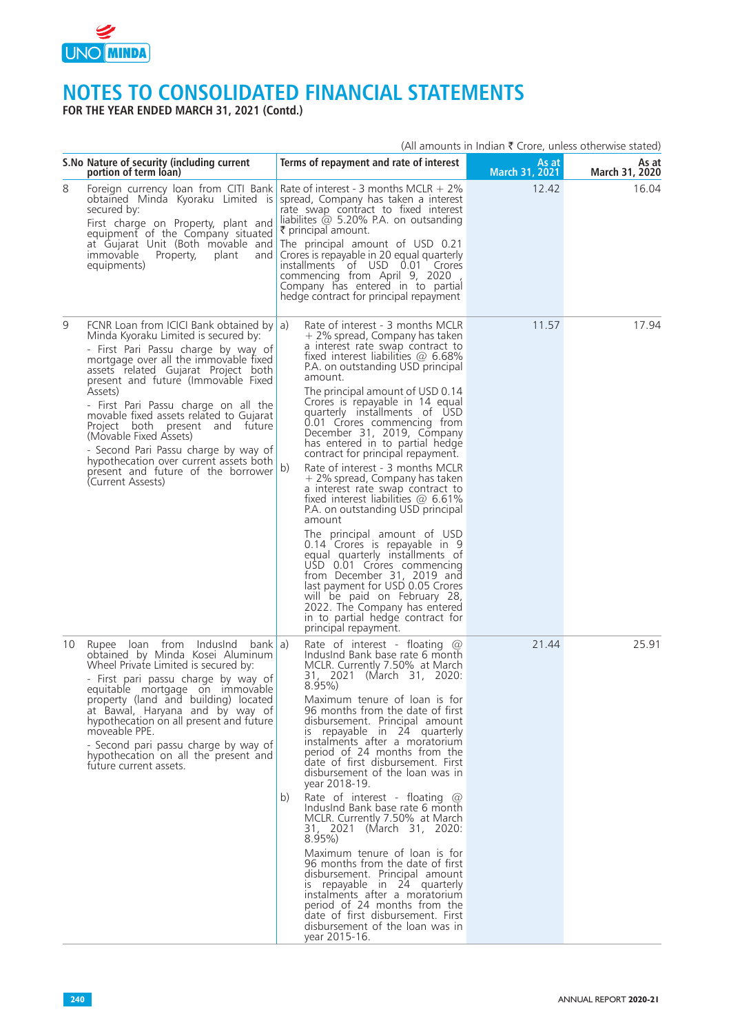# NOTES TO CONSOLIDATED FINANCIAL STATEMENTS

**FOR THE YEAR ENDED MARCH 31, 2021 (Contd.)**

(All amounts in Indian ₹ Crore, unless otherwise stated)

| S.No | Nature of security (including current portion of term loan) | Terms of repayment and rate of interest | As at March 31, 2021 | As at March 31, 2020 |
|---|---|---|---|---|
| 8 | Foreign currency loan from CITI Bank obtained Minda Kyoraku Limited is secured by:<br>First charge on Property, plant and equipment of the Company situated at Gujarat Unit (Both movable and immovable Property, plant and equipments) | Rate of interest - 3 months MCLR + 2% spread, Company has taken a interest rate swap contract to fixed interest liabilities @ 5.20% P.A. on outsanding ₹ principal amount.<br>The principal amount of USD 0.21 Crores is repayable in 20 equal quarterly installments of USD 0.01 Crores commencing from April 9, 2020 , Company has entered in to partial hedge contract for principal repayment | 12.42 | 16.04 |
| 9 | FCNR Loan from ICICI Bank obtained by Minda Kyoraku Limited is secured by:<br>- First Pari Passu charge by way of mortgage over all the immovable fixed assets related Gujarat Project both present and future (Immovable Fixed Assets)<br>- First Pari Passu charge on all the movable fixed assets related to Gujarat Project both present and future (Movable Fixed Assets)<br>- Second Pari Passu charge by way of hypothecation over current assets both present and future of the borrower (Current Assests) | a) Rate of interest - 3 months MCLR + 2% spread, Company has taken a interest rate swap contract to fixed interest liabilities @ 6.68% P.A. on outstanding USD principal amount.<br>The principal amount of USD 0.14 Crores is repayable in 14 equal quarterly installments of USD 0.01 Crores commencing from December 31, 2019, Company has entered in to partial hedge contract for principal repayment.<br>b) Rate of interest - 3 months MCLR + 2% spread, Company has taken a interest rate swap contract to fixed interest liabilities @ 6.61% P.A. on outstanding USD principal amount<br>The principal amount of USD 0.14 Crores is repayable in 9 equal quarterly installments of USD 0.01 Crores commencing from December 31, 2019 and last payment for USD 0.05 Crores will be paid on February 28, 2022. The Company has entered in to partial hedge contract for principal repayment. | 11.57 | 17.94 |
| 10 | Rupee loan from IndusInd bank obtained by Minda Kosei Aluminum Wheel Private Limited is secured by:<br>- First pari passu charge by way of equitable mortgage on immovable property (land and building) located at Bawal, Haryana and by way of hypothecation on all present and future moveable PPE.<br>- Second pari passu charge by way of hypothecation on all the present and future current assets. | a) Rate of interest - floating @ IndusInd Bank base rate 6 month MCLR. Currently 7.50% at March 31, 2021 (March 31, 2020: 8.95%)<br>Maximum tenure of loan is for 96 months from the date of first disbursement. Principal amount is repayable in 24 quarterly instalments after a moratorium period of 24 months from the date of first disbursement. First disbursement of the loan was in year 2018-19.<br>b) Rate of interest - floating @ IndusInd Bank base rate 6 month MCLR. Currently 7.50% at March 31, 2021 (March 31, 2020: 8.95%)<br>Maximum tenure of loan is for 96 months from the date of first disbursement. Principal amount is repayable in 24 quarterly instalments after a moratorium period of 24 months from the date of first disbursement. First disbursement of the loan was in year 2015-16. | 21.44 | 25.91 |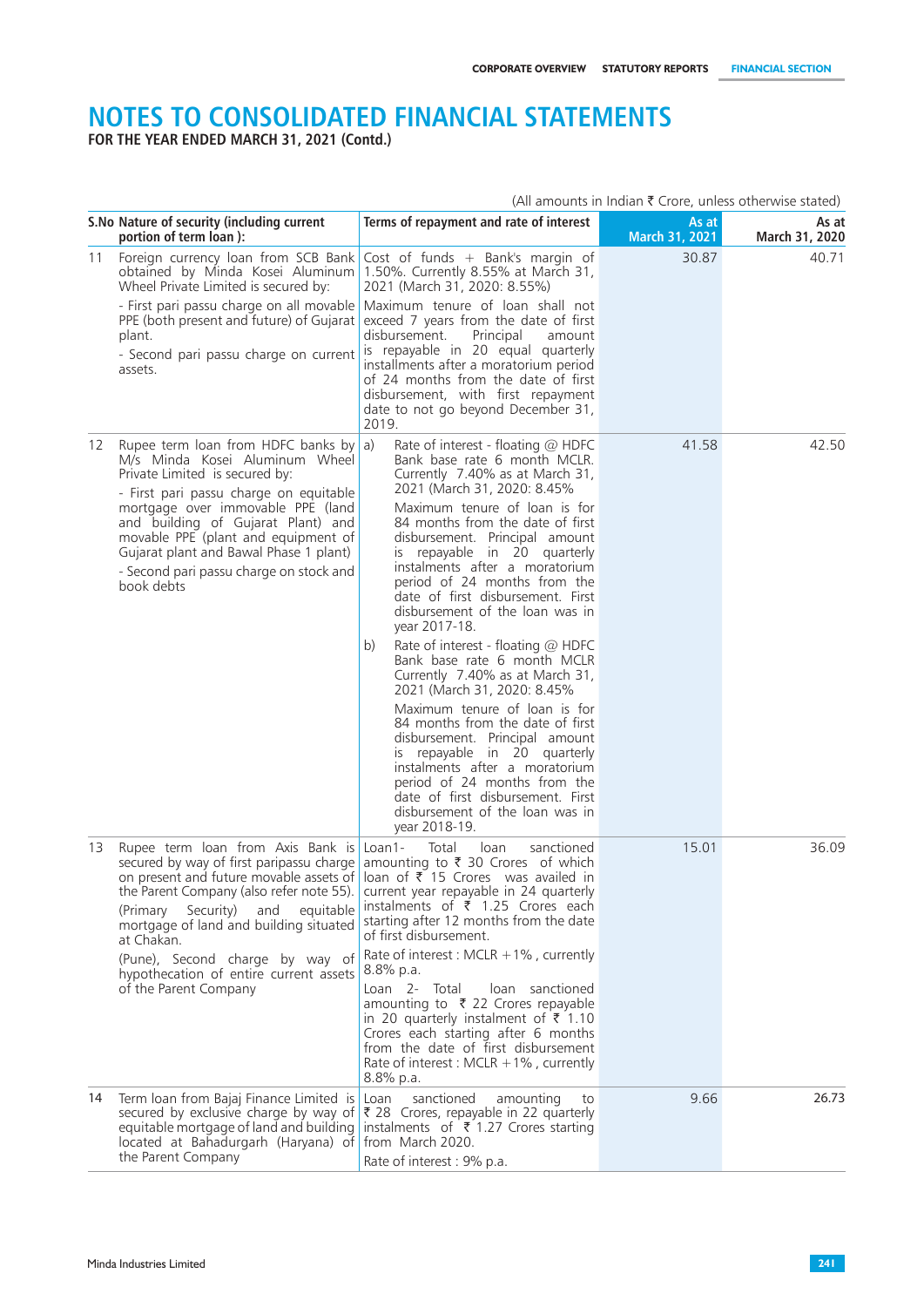# NOTES TO CONSOLIDATED FINANCIAL STATEMENTS

**FOR THE YEAR ENDED MARCH 31, 2021 (Contd.)**

(All amounts in Indian ₹ Crore, unless otherwise stated)

| S.No | Nature of security (including current portion of term loan ): | Terms of repayment and rate of interest | As at March 31, 2021 | As at March 31, 2020 |
|---|---|---|---|---|
| 11 | Foreign currency loan from SCB Bank obtained by Minda Kosei Aluminum Wheel Private Limited is secured by:<br>- First pari passu charge on all movable PPE (both present and future) of Gujarat plant.<br>- Second pari passu charge on current assets. | Cost of funds + Bank's margin of 1.50%. Currently 8.55% at March 31, 2021 (March 31, 2020: 8.55%)<br>Maximum tenure of loan shall not exceed 7 years from the date of first disbursement. Principal amount is repayable in 20 equal quarterly installments after a moratorium period of 24 months from the date of first disbursement, with first repayment date to not go beyond December 31, 2019. | 30.87 | 40.71 |
| 12 | Rupee term loan from HDFC banks by M/s Minda Kosei Aluminum Wheel Private Limited is secured by:<br>- First pari passu charge on equitable mortgage over immovable PPE (land and building of Gujarat Plant) and movable PPE (plant and equipment of Gujarat plant and Bawal Phase 1 plant)<br>- Second pari passu charge on stock and book debts | a) Rate of interest - floating @ HDFC Bank base rate 6 month MCLR. Currently 7.40% as at March 31, 2021 (March 31, 2020: 8.45%<br>Maximum tenure of loan is for 84 months from the date of first disbursement. Principal amount is repayable in 20 quarterly instalments after a moratorium period of 24 months from the date of first disbursement. First disbursement of the loan was in year 2017-18.<br>b) Rate of interest - floating @ HDFC Bank base rate 6 month MCLR Currently 7.40% as at March 31, 2021 (March 31, 2020: 8.45%<br>Maximum tenure of loan is for 84 months from the date of first disbursement. Principal amount is repayable in 20 quarterly instalments after a moratorium period of 24 months from the date of first disbursement. First disbursement of the loan was in year 2018-19. | 41.58 | 42.50 |
| 13 | Rupee term loan from Axis Bank is secured by way of first paripassu charge on present and future movable assets of the Parent Company (also refer note 55). (Primary Security) and equitable mortgage of land and building situated at Chakan.<br>(Pune), Second charge by way of hypothecation of entire current assets of the Parent Company | Loan1- Total loan sanctioned amounting to ₹ 30 Crores of which loan of ₹ 15 Crores was availed in current year repayable in 24 quarterly instalments of ₹ 1.25 Crores each starting after 12 months from the date of first disbursement.<br>Rate of interest : MCLR +1% , currently 8.8% p.a.<br>Loan 2- Total loan sanctioned amounting to ₹ 22 Crores repayable in 20 quarterly instalment of ₹ 1.10 Crores each starting after 6 months from the date of first disbursement Rate of interest : MCLR +1% , currently 8.8% p.a. | 15.01 | 36.09 |
| 14 | Term loan from Bajaj Finance Limited is secured by exclusive charge by way of equitable mortgage of land and building located at Bahadurgarh (Haryana) of the Parent Company | Loan sanctioned amounting to ₹ 28 Crores, repayable in 22 quarterly instalments of ₹ 1.27 Crores starting from March 2020.<br>Rate of interest : 9% p.a. | 9.66 | 26.73 |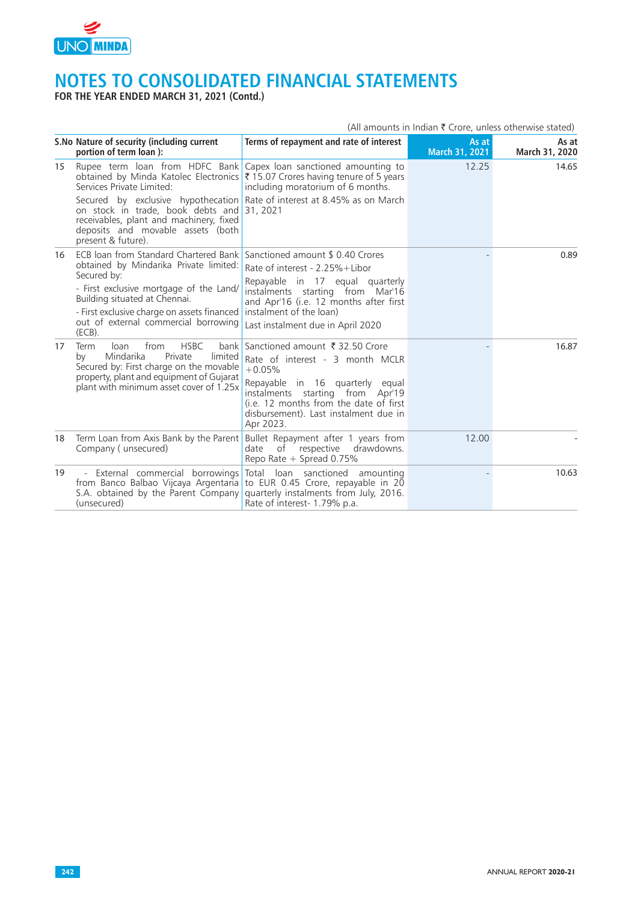# NOTES TO CONSOLIDATED FINANCIAL STATEMENTS

**FOR THE YEAR ENDED MARCH 31, 2021 (Contd.)**

(All amounts in Indian ₹ Crore, unless otherwise stated)

| S.No | Nature of security (including current portion of term loan ): | Terms of repayment and rate of interest | As at March 31, 2021 | As at March 31, 2020 |
|---|---|---|---|---|
| 15 | Rupee term loan from HDFC Bank obtained by Minda Katolec Electronics Services Private Limited:<br>Secured by exclusive hypothecation on stock in trade, book debts and receivables, plant and machinery, fixed deposits and movable assets (both present & future). | Capex loan sanctioned amounting to ₹ 15.07 Crores having tenure of 5 years including moratorium of 6 months.<br>Rate of interest at 8.45% as on March 31, 2021 | 12.25 | 14.65 |
| 16 | ECB loan from Standard Chartered Bank obtained by Mindarika Private limited: Secured by:<br>- First exclusive mortgage of the Land/ Building situated at Chennai.<br>- First exclusive charge on assets financed out of external commercial borrowing (ECB). | Sanctioned amount $ 0.40 Crores<br>Rate of interest - 2.25%+Libor<br>Repayable in 17 equal quarterly instalments starting from Mar'16 and Apr'16 (i.e. 12 months after first instalment of the loan)<br>Last instalment due in April 2020 | - | 0.89 |
| 17 | Term loan from HSBC bank by Mindarika Private limited Secured by: First charge on the movable property, plant and equipment of Gujarat plant with minimum asset cover of 1.25x | Sanctioned amount ₹ 32.50 Crore<br>Rate of interest - 3 month MCLR +0.05%<br>Repayable in 16 quarterly equal instalments starting from Apr'19 (i.e. 12 months from the date of first disbursement). Last instalment due in Apr 2023. | - | 16.87 |
| 18 | Term Loan from Axis Bank by the Parent Company ( unsecured) | Bullet Repayment after 1 years from date of respective drawdowns. Repo Rate + Spread 0.75% | 12.00 | - |
| 19 | - External commercial borrowings from Banco Balbao Vijcaya Argentaria S.A. obtained by the Parent Company (unsecured) | Total loan sanctioned amounting to EUR 0.45 Crore, repayable in 20 quarterly instalments from July, 2016. Rate of interest- 1.79% p.a. | - | 10.63 |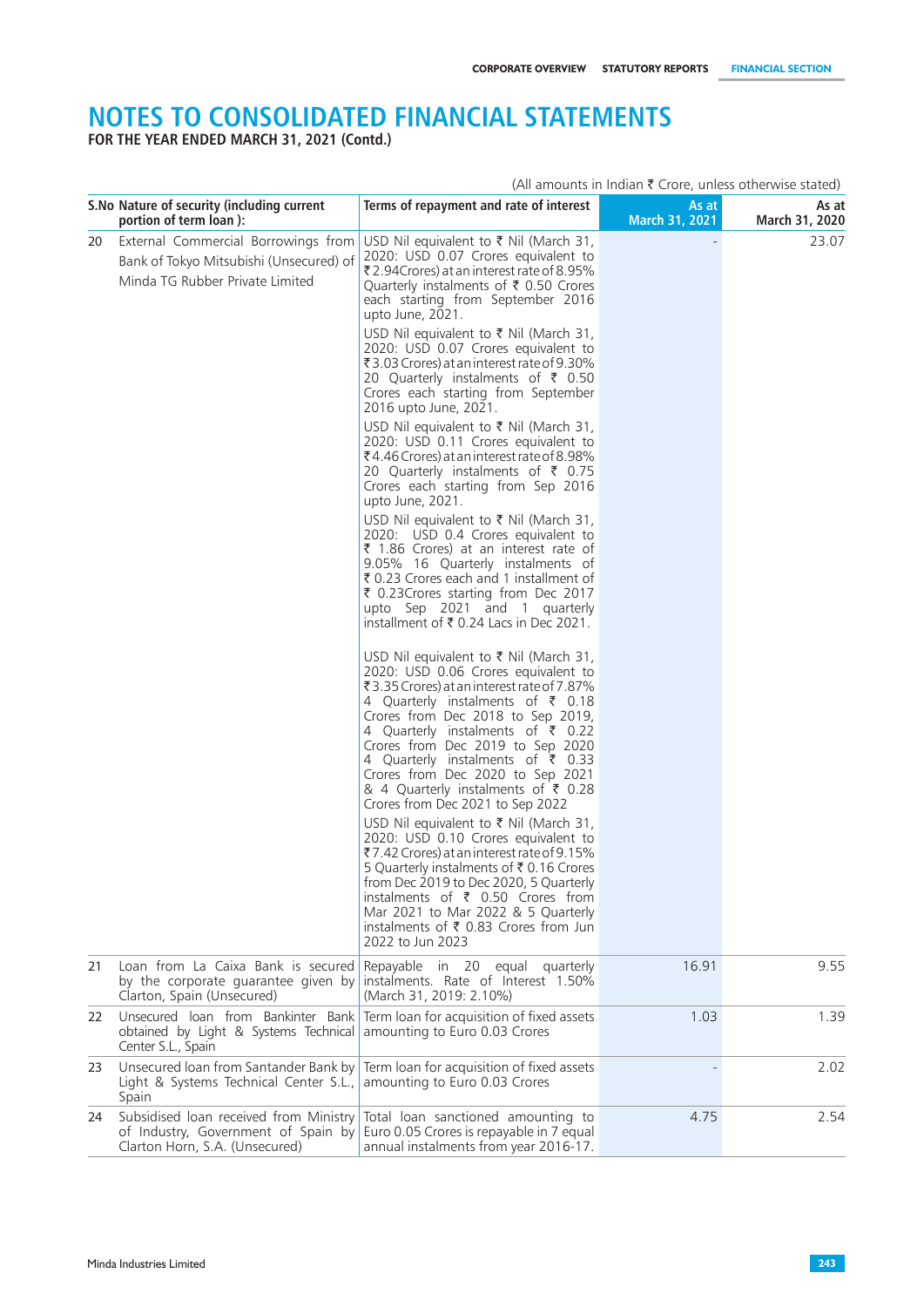# NOTES TO CONSOLIDATED FINANCIAL STATEMENTS

**FOR THE YEAR ENDED MARCH 31, 2021 (Contd.)**

(All amounts in Indian ₹ Crore, unless otherwise stated)

| S.No | Nature of security (including current portion of term loan ): | Terms of repayment and rate of interest | As at March 31, 2021 | As at March 31, 2020 |
|---|---|---|---|---|
| 20 | External Commercial Borrowings from Bank of Tokyo Mitsubishi (Unsecured) of Minda TG Rubber Private Limited | USD Nil equivalent to ₹ Nil (March 31, 2020: USD 0.07 Crores equivalent to ₹ 2.94Crores) at an interest rate of 8.95% Quarterly instalments of ₹ 0.50 Crores each starting from September 2016 upto June, 2021.<br><br>USD Nil equivalent to ₹ Nil (March 31, 2020: USD 0.07 Crores equivalent to ₹ 3.03 Crores) at an interest rate of 9.30% 20 Quarterly instalments of ₹ 0.50 Crores each starting from September 2016 upto June, 2021.<br><br>USD Nil equivalent to ₹ Nil (March 31, 2020: USD 0.11 Crores equivalent to ₹ 4.46 Crores) at an interest rate of 8.98% 20 Quarterly instalments of ₹ 0.75 Crores each starting from Sep 2016 upto June, 2021.<br><br>USD Nil equivalent to ₹ Nil (March 31, 2020: USD 0.4 Crores equivalent to ₹ 1.86 Crores) at an interest rate of 9.05% 16 Quarterly instalments of ₹ 0.23 Crores each and 1 installment of ₹ 0.23Crores starting from Dec 2017 upto Sep 2021 and 1 quarterly installment of ₹ 0.24 Lacs in Dec 2021.<br><br>USD Nil equivalent to ₹ Nil (March 31, 2020: USD 0.06 Crores equivalent to ₹ 3.35 Crores) at an interest rate of 7.87% 4 Quarterly instalments of ₹ 0.18 Crores from Dec 2018 to Sep 2019, 4 Quarterly instalments of ₹ 0.22 Crores from Dec 2019 to Sep 2020 4 Quarterly instalments of ₹ 0.33 Crores from Dec 2020 to Sep 2021 & 4 Quarterly instalments of ₹ 0.28 Crores from Dec 2021 to Sep 2022<br><br>USD Nil equivalent to ₹ Nil (March 31, 2020: USD 0.10 Crores equivalent to ₹ 7.42 Crores) at an interest rate of 9.15% 5 Quarterly instalments of ₹ 0.16 Crores from Dec 2019 to Dec 2020, 5 Quarterly instalments of ₹ 0.50 Crores from Mar 2021 to Mar 2022 & 5 Quarterly instalments of ₹ 0.83 Crores from Jun 2022 to Jun 2023 | - | 23.07 |
| 21 | Loan from La Caixa Bank is secured by the corporate guarantee given by Clarton, Spain (Unsecured) | Repayable in 20 equal quarterly instalments. Rate of Interest 1.50% (March 31, 2019: 2.10%) | 16.91 | 9.55 |
| 22 | Unsecured loan from Bankinter Bank obtained by Light & Systems Technical Center S.L., Spain | Term loan for acquisition of fixed assets amounting to Euro 0.03 Crores | 1.03 | 1.39 |
| 23 | Unsecured loan from Santander Bank by Light & Systems Technical Center S.L., Spain | Term loan for acquisition of fixed assets amounting to Euro 0.03 Crores | - | 2.02 |
| 24 | Subsidised loan received from Ministry of Industry, Government of Spain by Clarton Horn, S.A. (Unsecured) | Total loan sanctioned amounting to Euro 0.05 Crores is repayable in 7 equal annual instalments from year 2016-17. | 4.75 | 2.54 |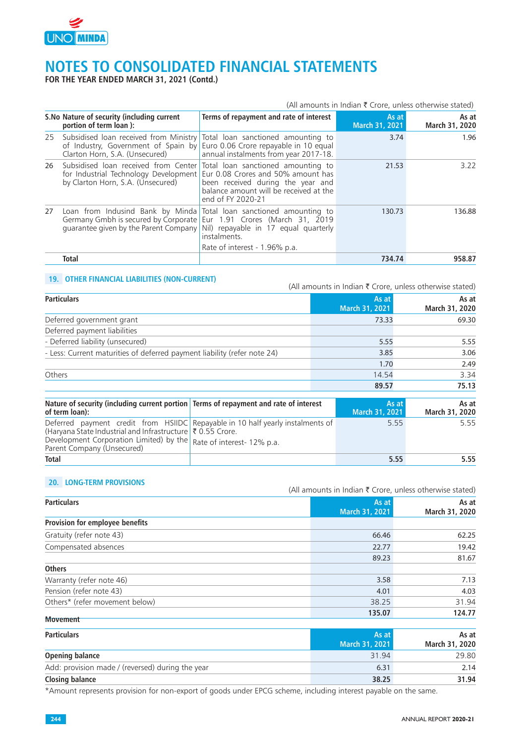# NOTES TO CONSOLIDATED FINANCIAL STATEMENTS

**FOR THE YEAR ENDED MARCH 31, 2021 (Contd.)**

(All amounts in Indian ₹ Crore, unless otherwise stated)

| S.No | Nature of security (including current portion of term loan ): | Terms of repayment and rate of interest | As at March 31, 2021 | As at March 31, 2020 |
|---|---|---|---|---|
| 25 | Subsidised loan received from Ministry of Industry, Government of Spain by Clarton Horn, S.A. (Unsecured) | Total loan sanctioned amounting to Euro 0.06 Crore repayable in 10 equal annual instalments from year 2017-18. | 3.74 | 1.96 |
| 26 | Subsidised loan received from Center for Industrial Technology Development by Clarton Horn, S.A. (Unsecured) | Total loan sanctioned amounting to Eur 0.08 Crores and 50% amount has been received during the year and balance amount will be received at the end of FY 2020-21 | 21.53 | 3.22 |
| 27 | Loan from Indusind Bank by Minda Germany Gmbh is secured by Corporate guarantee given by the Parent Company | Total loan sanctioned amounting to Eur 1.91 Crores (March 31, 2019 Nil) repayable in 17 equal quarterly instalments. Rate of interest - 1.96% p.a. | 130.73 | 136.88 |
| | **Total** | | **734.74** | **958.87** |

## 19. OTHER FINANCIAL LIABILITIES (NON-CURRENT)

(All amounts in Indian ₹ Crore, unless otherwise stated)

| Particulars | As at March 31, 2021 | As at March 31, 2020 |
|---|---|---|
| Deferred government grant | 73.33 | 69.30 |
| Deferred payment liabilities | | |
| - Deferred liability (unsecured) | 5.55 | 5.55 |
| - Less: Current maturities of deferred payment liability (refer note 24) | 3.85 | 3.06 |
| | 1.70 | 2.49 |
| Others | 14.54 | 3.34 |
| | **89.57** | **75.13** |

| Nature of security (including current portion of term loan): | Terms of repayment and rate of interest | As at March 31, 2021 | As at March 31, 2020 |
|---|---|---|---|
| Deferred payment credit from HSIIDC (Haryana State Industrial and Infrastructure Development Corporation Limited) by the Parent Company (Unsecured) | Repayable in 10 half yearly instalments of ₹ 0.55 Crore. Rate of interest- 12% p.a. | 5.55 | 5.55 |
| **Total** | | **5.55** | **5.55** |

## 20. LONG-TERM PROVISIONS

(All amounts in Indian ₹ Crore, unless otherwise stated)

| Particulars | As at March 31, 2021 | As at March 31, 2020 |
|---|---|---|
| **Provision for employee benefits** | | |
| Gratuity (refer note 43) | 66.46 | 62.25 |
| Compensated absences | 22.77 | 19.42 |
| | 89.23 | 81.67 |
| **Others** | | |
| Warranty (refer note 46) | 3.58 | 7.13 |
| Pension (refer note 43) | 4.01 | 4.03 |
| Others* (refer movement below) | 38.25 | 31.94 |
| | **135.07** | **124.77** |

**Movement**

| Particulars | As at March 31, 2021 | As at March 31, 2020 |
|---|---|---|
| **Opening balance** | 31.94 | 29.80 |
| Add: provision made / (reversed) during the year | 6.31 | 2.14 |
| **Closing balance** | **38.25** | **31.94** |

*Amount represents provision for non-export of goods under EPCG scheme, including interest payable on the same.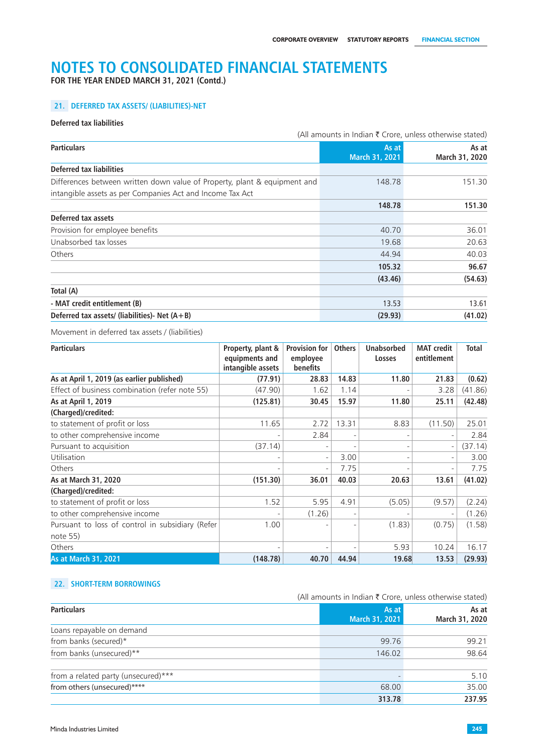# NOTES TO CONSOLIDATED FINANCIAL STATEMENTS

**FOR THE YEAR ENDED MARCH 31, 2021 (Contd.)**

## 21. DEFERRED TAX ASSETS/ (LIABILITIES)-NET

**Deferred tax liabilities**

(All amounts in Indian ₹ Crore, unless otherwise stated)

| Particulars | As at March 31, 2021 | As at March 31, 2020 |
|---|---|---|
| **Deferred tax liabilities** | | |
| Differences between written down value of Property, plant & equipment and intangible assets as per Companies Act and Income Tax Act | 148.78 | 151.30 |
| | **148.78** | **151.30** |
| **Deferred tax assets** | | |
| Provision for employee benefits | 40.70 | 36.01 |
| Unabsorbed tax losses | 19.68 | 20.63 |
| Others | 44.94 | 40.03 |
| | **105.32** | **96.67** |
| | **(43.46)** | **(54.63)** |
| **Total (A)** | | |
| **- MAT credit entitlement (B)** | 13.53 | 13.61 |
| **Deferred tax assets/ (liabilities)- Net (A+B)** | **(29.93)** | **(41.02)** |

Movement in deferred tax assets / (liabilities)

| Particulars | Property, plant & equipments and intangible assets | Provision for employee benefits | Others | Unabsorbed Losses | MAT credit entitlement | Total |
|---|---|---|---|---|---|---|
| **As at April 1, 2019 (as earlier published)** | **(77.91)** | **28.83** | **14.83** | **11.80** | **21.83** | **(0.62)** |
| Effect of business combination (refer note 55) | (47.90) | 1.62 | 1.14 | - | 3.28 | (41.86) |
| **As at April 1, 2019** | **(125.81)** | **30.45** | **15.97** | **11.80** | **25.11** | **(42.48)** |
| **(Charged)/credited:** | | | | | | |
| to statement of profit or loss | 11.65 | 2.72 | 13.31 | 8.83 | (11.50) | 25.01 |
| to other comprehensive income | - | 2.84 | - | - | - | 2.84 |
| Pursuant to acquisition | (37.14) | - | - | - | - | (37.14) |
| Utilisation | - | - | 3.00 | - | - | 3.00 |
| Others | - | - | 7.75 | - | - | 7.75 |
| **As at March 31, 2020** | **(151.30)** | **36.01** | **40.03** | **20.63** | **13.61** | **(41.02)** |
| **(Charged)/credited:** | | | | | | |
| to statement of profit or loss | 1.52 | 5.95 | 4.91 | (5.05) | (9.57) | (2.24) |
| to other comprehensive income | - | (1.26) | - | - | - | (1.26) |
| Pursuant to loss of control in subsidiary (Refer note 55) | 1.00 | - | - | (1.83) | (0.75) | (1.58) |
| Others | - | - | - | 5.93 | 10.24 | 16.17 |
| **As at March 31, 2021** | **(148.78)** | **40.70** | **44.94** | **19.68** | **13.53** | **(29.93)** |

## 22. SHORT-TERM BORROWINGS

(All amounts in Indian ₹ Crore, unless otherwise stated)

| Particulars | As at March 31, 2021 | As at March 31, 2020 |
|---|---|---|
| Loans repayable on demand | | |
| from banks (secured)* | 99.76 | 99.21 |
| from banks (unsecured)** | 146.02 | 98.64 |
| | | |
| from a related party (unsecured)*** | - | 5.10 |
| from others (unsecured)**** | 68.00 | 35.00 |
| | **313.78** | **237.95** |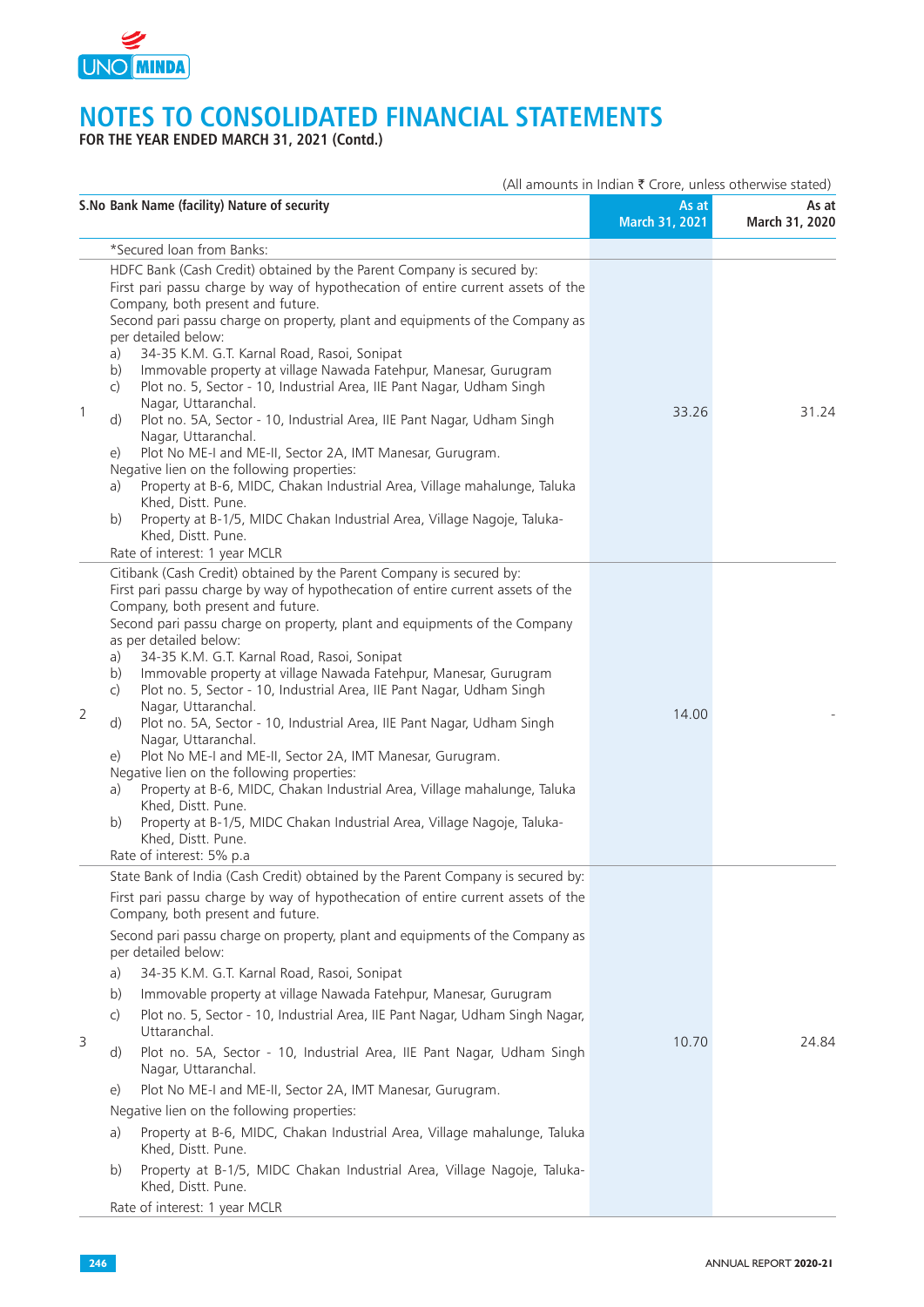# NOTES TO CONSOLIDATED FINANCIAL STATEMENTS

**FOR THE YEAR ENDED MARCH 31, 2021 (Contd.)**

(All amounts in Indian ₹ Crore, unless otherwise stated)

| S.No | Bank Name (facility) Nature of security | As at March 31, 2021 | As at March 31, 2020 |
|---|---|---|---|
| | *Secured loan from Banks: | | |
| 1 | HDFC Bank (Cash Credit) obtained by the Parent Company is secured by:<br>First pari passu charge by way of hypothecation of entire current assets of the Company, both present and future.<br>Second pari passu charge on property, plant and equipments of the Company as per detailed below:<br>a) 34-35 K.M. G.T. Karnal Road, Rasoi, Sonipat<br>b) Immovable property at village Nawada Fatehpur, Manesar, Gurugram<br>c) Plot no. 5, Sector - 10, Industrial Area, IIE Pant Nagar, Udham Singh Nagar, Uttaranchal.<br>d) Plot no. 5A, Sector - 10, Industrial Area, IIE Pant Nagar, Udham Singh Nagar, Uttaranchal.<br>e) Plot No ME-I and ME-II, Sector 2A, IMT Manesar, Gurugram.<br>Negative lien on the following properties:<br>a) Property at B-6, MIDC, Chakan Industrial Area, Village mahalunge, Taluka Khed, Distt. Pune.<br>b) Property at B-1/5, MIDC Chakan Industrial Area, Village Nagoje, Taluka-Khed, Distt. Pune.<br>Rate of interest: 1 year MCLR | 33.26 | 31.24 |
| 2 | Citibank (Cash Credit) obtained by the Parent Company is secured by:<br>First pari passu charge by way of hypothecation of entire current assets of the Company, both present and future.<br>Second pari passu charge on property, plant and equipments of the Company as per detailed below:<br>a) 34-35 K.M. G.T. Karnal Road, Rasoi, Sonipat<br>b) Immovable property at village Nawada Fatehpur, Manesar, Gurugram<br>c) Plot no. 5, Sector - 10, Industrial Area, IIE Pant Nagar, Udham Singh Nagar, Uttaranchal.<br>d) Plot no. 5A, Sector - 10, Industrial Area, IIE Pant Nagar, Udham Singh Nagar, Uttaranchal.<br>e) Plot No ME-I and ME-II, Sector 2A, IMT Manesar, Gurugram.<br>Negative lien on the following properties:<br>a) Property at B-6, MIDC, Chakan Industrial Area, Village mahalunge, Taluka Khed, Distt. Pune.<br>b) Property at B-1/5, MIDC Chakan Industrial Area, Village Nagoje, Taluka-Khed, Distt. Pune.<br>Rate of interest: 5% p.a | 14.00 | - |
| 3 | State Bank of India (Cash Credit) obtained by the Parent Company is secured by:<br>First pari passu charge by way of hypothecation of entire current assets of the Company, both present and future.<br>Second pari passu charge on property, plant and equipments of the Company as per detailed below:<br>a) 34-35 K.M. G.T. Karnal Road, Rasoi, Sonipat<br>b) Immovable property at village Nawada Fatehpur, Manesar, Gurugram<br>c) Plot no. 5, Sector - 10, Industrial Area, IIE Pant Nagar, Udham Singh Nagar, Uttaranchal.<br>d) Plot no. 5A, Sector - 10, Industrial Area, IIE Pant Nagar, Udham Singh Nagar, Uttaranchal.<br>e) Plot No ME-I and ME-II, Sector 2A, IMT Manesar, Gurugram.<br>Negative lien on the following properties:<br>a) Property at B-6, MIDC, Chakan Industrial Area, Village mahalunge, Taluka Khed, Distt. Pune.<br>b) Property at B-1/5, MIDC Chakan Industrial Area, Village Nagoje, Taluka-Khed, Distt. Pune.<br>Rate of interest: 1 year MCLR | 10.70 | 24.84 |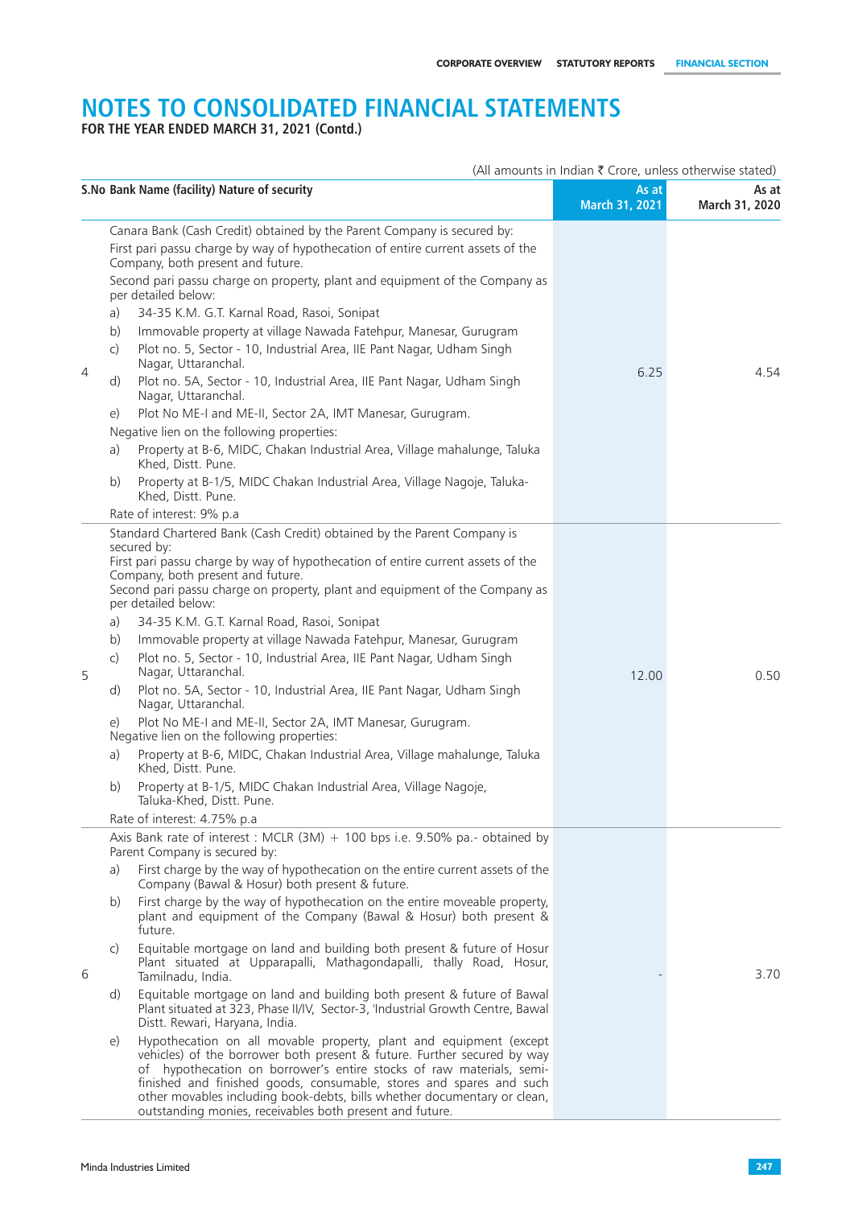# NOTES TO CONSOLIDATED FINANCIAL STATEMENTS

**FOR THE YEAR ENDED MARCH 31, 2021 (Contd.)**

(All amounts in Indian ₹ Crore, unless otherwise stated)

| S.No | Bank Name (facility) Nature of security | As at March 31, 2021 | As at March 31, 2020 |
|---|---|---|---|
| 4 | Canara Bank (Cash Credit) obtained by the Parent Company is secured by:<br>First pari passu charge by way of hypothecation of entire current assets of the Company, both present and future.<br>Second pari passu charge on property, plant and equipment of the Company as per detailed below:<br>a) 34-35 K.M. G.T. Karnal Road, Rasoi, Sonipat<br>b) Immovable property at village Nawada Fatehpur, Manesar, Gurugram<br>c) Plot no. 5, Sector - 10, Industrial Area, IIE Pant Nagar, Udham Singh Nagar, Uttaranchal.<br>d) Plot no. 5A, Sector - 10, Industrial Area, IIE Pant Nagar, Udham Singh Nagar, Uttaranchal.<br>e) Plot No ME-I and ME-II, Sector 2A, IMT Manesar, Gurugram.<br>Negative lien on the following properties:<br>a) Property at B-6, MIDC, Chakan Industrial Area, Village mahalunge, Taluka Khed, Distt. Pune.<br>b) Property at B-1/5, MIDC Chakan Industrial Area, Village Nagoje, Taluka-Khed, Distt. Pune.<br>Rate of interest: 9% p.a | 6.25 | 4.54 |
| 5 | Standard Chartered Bank (Cash Credit) obtained by the Parent Company is secured by:<br>First pari passu charge by way of hypothecation of entire current assets of the Company, both present and future.<br>Second pari passu charge on property, plant and equipment of the Company as per detailed below:<br>a) 34-35 K.M. G.T. Karnal Road, Rasoi, Sonipat<br>b) Immovable property at village Nawada Fatehpur, Manesar, Gurugram<br>c) Plot no. 5, Sector - 10, Industrial Area, IIE Pant Nagar, Udham Singh Nagar, Uttaranchal.<br>d) Plot no. 5A, Sector - 10, Industrial Area, IIE Pant Nagar, Udham Singh Nagar, Uttaranchal.<br>e) Plot No ME-I and ME-II, Sector 2A, IMT Manesar, Gurugram.<br>Negative lien on the following properties:<br>a) Property at B-6, MIDC, Chakan Industrial Area, Village mahalunge, Taluka Khed, Distt. Pune.<br>b) Property at B-1/5, MIDC Chakan Industrial Area, Village Nagoje, Taluka-Khed, Distt. Pune.<br>Rate of interest: 4.75% p.a | 12.00 | 0.50 |
| 6 | Axis Bank rate of interest : MCLR (3M) + 100 bps i.e. 9.50% pa.- obtained by Parent Company is secured by:<br>a) First charge by the way of hypothecation on the entire current assets of the Company (Bawal & Hosur) both present & future.<br>b) First charge by the way of hypothecation on the entire moveable property, plant and equipment of the Company (Bawal & Hosur) both present & future.<br>c) Equitable mortgage on land and building both present & future of Hosur Plant situated at Upparapalli, Mathagondapalli, thally Road, Hosur, Tamilnadu, India.<br>d) Equitable mortgage on land and building both present & future of Bawal Plant situated at 323, Phase II/IV, Sector-3, 'Industrial Growth Centre, Bawal Distt. Rewari, Haryana, India.<br>e) Hypothecation on all movable property, plant and equipment (except vehicles) of the borrower both present & future. Further secured by way of hypothecation on borrower's entire stocks of raw materials, semi-finished and finished goods, consumable, stores and spares and such other movables including book-debts, bills whether documentary or clean, outstanding monies, receivables both present and future. | - | 3.70 |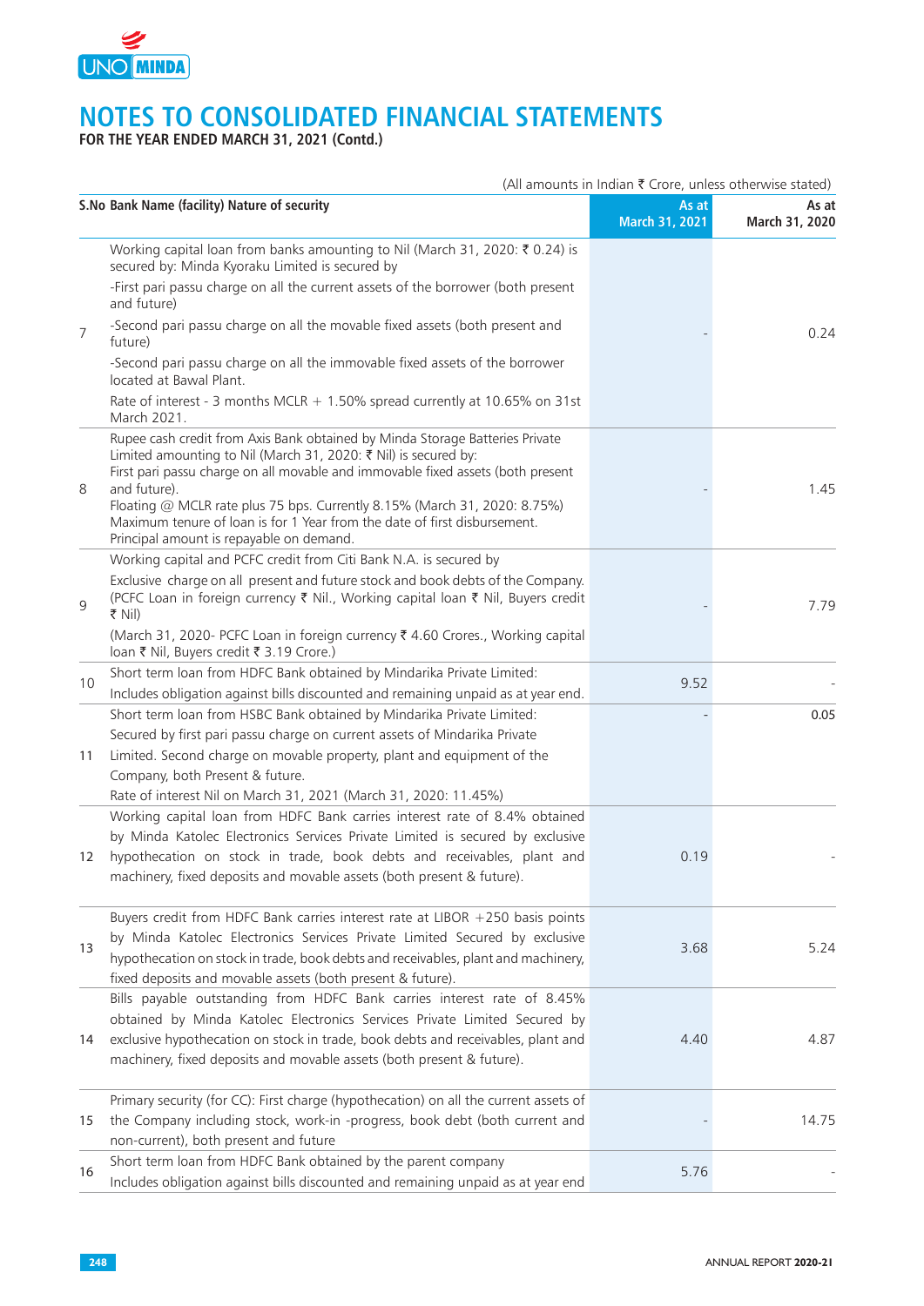# NOTES TO CONSOLIDATED FINANCIAL STATEMENTS

**FOR THE YEAR ENDED MARCH 31, 2021 (Contd.)**

(All amounts in Indian ₹ Crore, unless otherwise stated)

| S.No | Bank Name (facility) Nature of security | As at March 31, 2021 | As at March 31, 2020 |
|---|---|---|---|
| 7 | Working capital loan from banks amounting to Nil (March 31, 2020: ₹ 0.24) is secured by: Minda Kyoraku Limited is secured by<br>-First pari passu charge on all the current assets of the borrower (both present and future)<br>-Second pari passu charge on all the movable fixed assets (both present and future)<br>-Second pari passu charge on all the immovable fixed assets of the borrower located at Bawal Plant.<br>Rate of interest - 3 months MCLR + 1.50% spread currently at 10.65% on 31st March 2021. | - | 0.24 |
| 8 | Rupee cash credit from Axis Bank obtained by Minda Storage Batteries Private Limited amounting to Nil (March 31, 2020: ₹ Nil) is secured by:<br>First pari passu charge on all movable and immovable fixed assets (both present and future).<br>Floating @ MCLR rate plus 75 bps. Currently 8.15% (March 31, 2020: 8.75%)<br>Maximum tenure of loan is for 1 Year from the date of first disbursement.<br>Principal amount is repayable on demand. | - | 1.45 |
| 9 | Working capital and PCFC credit from Citi Bank N.A. is secured by<br>Exclusive charge on all present and future stock and book debts of the Company. (PCFC Loan in foreign currency ₹ Nil., Working capital loan ₹ Nil, Buyers credit ₹ Nil)<br>(March 31, 2020- PCFC Loan in foreign currency ₹ 4.60 Crores., Working capital loan ₹ Nil, Buyers credit ₹ 3.19 Crore.) | - | 7.79 |
| 10 | Short term loan from HDFC Bank obtained by Mindarika Private Limited:<br>Includes obligation against bills discounted and remaining unpaid as at year end. | 9.52 | - |
| 11 | Short term loan from HSBC Bank obtained by Mindarika Private Limited:<br>Secured by first pari passu charge on current assets of Mindarika Private Limited. Second charge on movable property, plant and equipment of the Company, both Present & future.<br>Rate of interest Nil on March 31, 2021 (March 31, 2020: 11.45%) | - | 0.05 |
| 12 | Working capital loan from HDFC Bank carries interest rate of 8.4% obtained by Minda Katolec Electronics Services Private Limited is secured by exclusive hypothecation on stock in trade, book debts and receivables, plant and machinery, fixed deposits and movable assets (both present & future). | 0.19 | - |
| 13 | Buyers credit from HDFC Bank carries interest rate at LIBOR +250 basis points by Minda Katolec Electronics Services Private Limited Secured by exclusive hypothecation on stock in trade, book debts and receivables, plant and machinery, fixed deposits and movable assets (both present & future). | 3.68 | 5.24 |
| 14 | Bills payable outstanding from HDFC Bank carries interest rate of 8.45% obtained by Minda Katolec Electronics Services Private Limited Secured by exclusive hypothecation on stock in trade, book debts and receivables, plant and machinery, fixed deposits and movable assets (both present & future). | 4.40 | 4.87 |
| 15 | Primary security (for CC): First charge (hypothecation) on all the current assets of the Company including stock, work-in -progress, book debt (both current and non-current), both present and future | - | 14.75 |
| 16 | Short term loan from HDFC Bank obtained by the parent company<br>Includes obligation against bills discounted and remaining unpaid as at year end | 5.76 | - |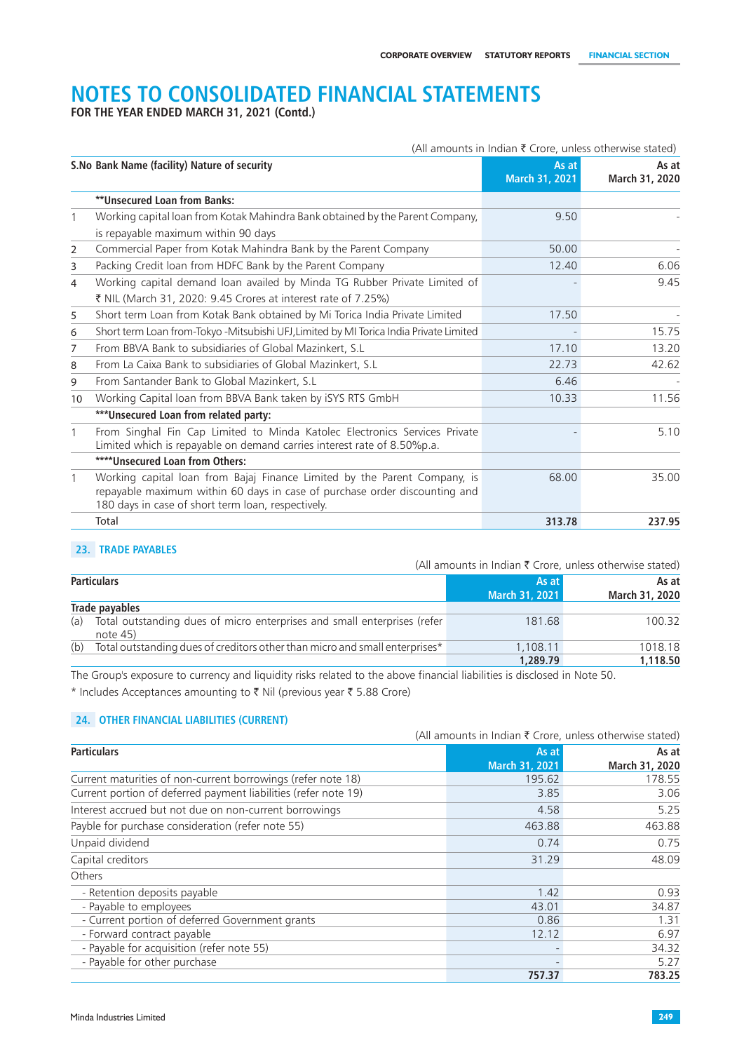# NOTES TO CONSOLIDATED FINANCIAL STATEMENTS

**FOR THE YEAR ENDED MARCH 31, 2021 (Contd.)**

(All amounts in Indian ₹ Crore, unless otherwise stated)

| S.No | Bank Name (facility) Nature of security | As at March 31, 2021 | As at March 31, 2020 |
|---|---|---|---|
| | **\*\*Unsecured Loan from Banks:** | | |
| 1 | Working capital loan from Kotak Mahindra Bank obtained by the Parent Company, is repayable maximum within 90 days | 9.50 | - |
| 2 | Commercial Paper from Kotak Mahindra Bank by the Parent Company | 50.00 | - |
| 3 | Packing Credit loan from HDFC Bank by the Parent Company | 12.40 | 6.06 |
| 4 | Working capital demand loan availed by Minda TG Rubber Private Limited of ₹ NIL (March 31, 2020: 9.45 Crores at interest rate of 7.25%) | - | 9.45 |
| 5 | Short term Loan from Kotak Bank obtained by Mi Torica India Private Limited | 17.50 | - |
| 6 | Short term Loan from-Tokyo -Mitsubishi UFJ,Limited by MI Torica India Private Limited | - | 15.75 |
| 7 | From BBVA Bank to subsidiaries of Global Mazinkert, S.L | 17.10 | 13.20 |
| 8 | From La Caixa Bank to subsidiaries of Global Mazinkert, S.L | 22.73 | 42.62 |
| 9 | From Santander Bank to Global Mazinkert, S.L | 6.46 | - |
| 10 | Working Capital loan from BBVA Bank taken by iSYS RTS GmbH | 10.33 | 11.56 |
| | **\*\*\*Unsecured Loan from related party:** | | |
| 1 | From Singhal Fin Cap Limited to Minda Katolec Electronics Services Private Limited which is repayable on demand carries interest rate of 8.50%p.a. | - | 5.10 |
| | **\*\*\*\*Unsecured Loan from Others:** | | |
| 1 | Working capital loan from Bajaj Finance Limited by the Parent Company, is repayable maximum within 60 days in case of purchase order discounting and 180 days in case of short term loan, respectively. | 68.00 | 35.00 |
| | Total | **313.78** | **237.95** |

## 23. TRADE PAYABLES

(All amounts in Indian ₹ Crore, unless otherwise stated)

| Particulars | As at March 31, 2021 | As at March 31, 2020 |
|---|---|---|
| **Trade payables** | | |
| (a) Total outstanding dues of micro enterprises and small enterprises (refer note 45) | 181.68 | 100.32 |
| (b) Total outstanding dues of creditors other than micro and small enterprises* | 1,108.11 | 1018.18 |
| | **1,289.79** | **1,118.50** |

The Group's exposure to currency and liquidity risks related to the above financial liabilities is disclosed in Note 50.

\* Includes Acceptances amounting to ₹ Nil (previous year ₹ 5.88 Crore)

## 24. OTHER FINANCIAL LIABILITIES (CURRENT)

(All amounts in Indian ₹ Crore, unless otherwise stated)

| Particulars | As at March 31, 2021 | As at March 31, 2020 |
|---|---|---|
| Current maturities of non-current borrowings (refer note 18) | 195.62 | 178.55 |
| Current portion of deferred payment liabilities (refer note 19) | 3.85 | 3.06 |
| Interest accrued but not due on non-current borrowings | 4.58 | 5.25 |
| Payble for purchase consideration (refer note 55) | 463.88 | 463.88 |
| Unpaid dividend | 0.74 | 0.75 |
| Capital creditors | 31.29 | 48.09 |
| Others | | |
| - Retention deposits payable | 1.42 | 0.93 |
| - Payable to employees | 43.01 | 34.87 |
| - Current portion of deferred Government grants | 0.86 | 1.31 |
| - Forward contract payable | 12.12 | 6.97 |
| - Payable for acquisition (refer note 55) | - | 34.32 |
| - Payable for other purchase | - | 5.27 |
| | **757.37** | **783.25** |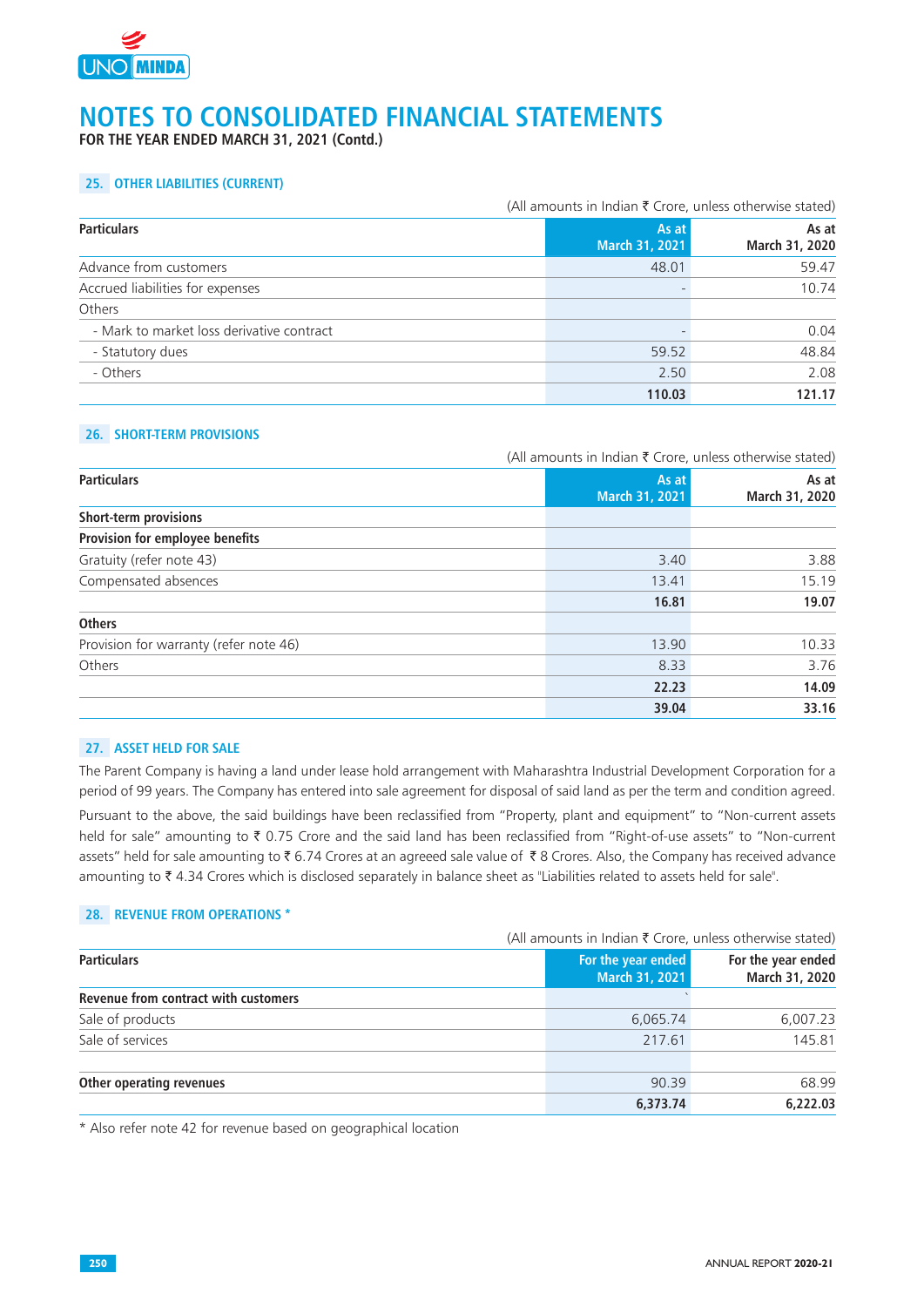# NOTES TO CONSOLIDATED FINANCIAL STATEMENTS

**FOR THE YEAR ENDED MARCH 31, 2021 (Contd.)**

## 25. OTHER LIABILITIES (CURRENT)

(All amounts in Indian ₹ Crore, unless otherwise stated)

| Particulars | As at March 31, 2021 | As at March 31, 2020 |
|---|---|---|
| Advance from customers | 48.01 | 59.47 |
| Accrued liabilities for expenses | - | 10.74 |
| Others | | |
| - Mark to market loss derivative contract | - | 0.04 |
| - Statutory dues | 59.52 | 48.84 |
| - Others | 2.50 | 2.08 |
| | **110.03** | **121.17** |

## 26. SHORT-TERM PROVISIONS

(All amounts in Indian ₹ Crore, unless otherwise stated)

| Particulars | As at March 31, 2021 | As at March 31, 2020 |
|---|---|---|
| **Short-term provisions** | | |
| **Provision for employee benefits** | | |
| Gratuity (refer note 43) | 3.40 | 3.88 |
| Compensated absences | 13.41 | 15.19 |
| | **16.81** | **19.07** |
| **Others** | | |
| Provision for warranty (refer note 46) | 13.90 | 10.33 |
| Others | 8.33 | 3.76 |
| | **22.23** | **14.09** |
| | **39.04** | **33.16** |

## 27. ASSET HELD FOR SALE

The Parent Company is having a land under lease hold arrangement with Maharashtra Industrial Development Corporation for a period of 99 years. The Company has entered into sale agreement for disposal of said land as per the term and condition agreed.

Pursuant to the above, the said buildings have been reclassified from "Property, plant and equipment" to "Non-current assets held for sale" amounting to ₹ 0.75 Crore and the said land has been reclassified from "Right-of-use assets" to "Non-current assets" held for sale amounting to ₹ 6.74 Crores at an agreeed sale value of ₹ 8 Crores. Also, the Company has received advance amounting to ₹ 4.34 Crores which is disclosed separately in balance sheet as "Liabilities related to assets held for sale".

## 28. REVENUE FROM OPERATIONS *

(All amounts in Indian ₹ Crore, unless otherwise stated)

| Particulars | For the year ended March 31, 2021 | For the year ended March 31, 2020 |
|---|---|---|
| **Revenue from contract with customers** | | |
| Sale of products | 6,065.74 | 6,007.23 |
| Sale of services | 217.61 | 145.81 |
| | | |
| **Other operating revenues** | 90.39 | 68.99 |
| | **6,373.74** | **6,222.03** |

\* Also refer note 42 for revenue based on geographical location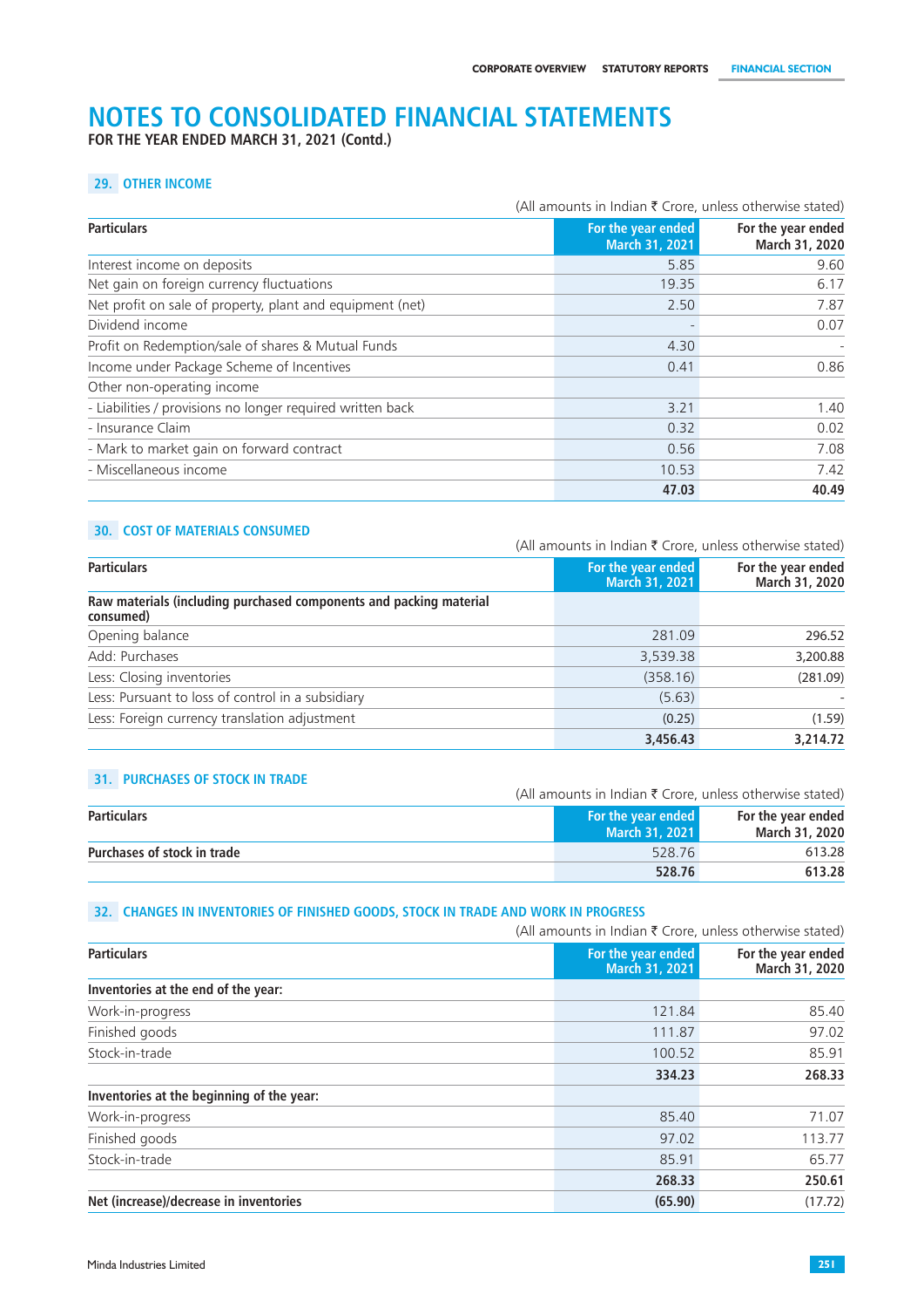# NOTES TO CONSOLIDATED FINANCIAL STATEMENTS

**FOR THE YEAR ENDED MARCH 31, 2021 (Contd.)**

## 29. OTHER INCOME

(All amounts in Indian ₹ Crore, unless otherwise stated)

| Particulars | For the year ended March 31, 2021 | For the year ended March 31, 2020 |
|---|---|---|
| Interest income on deposits | 5.85 | 9.60 |
| Net gain on foreign currency fluctuations | 19.35 | 6.17 |
| Net profit on sale of property, plant and equipment (net) | 2.50 | 7.87 |
| Dividend income | - | 0.07 |
| Profit on Redemption/sale of shares & Mutual Funds | 4.30 | - |
| Income under Package Scheme of Incentives | 0.41 | 0.86 |
| Other non-operating income | | |
| - Liabilities / provisions no longer required written back | 3.21 | 1.40 |
| - Insurance Claim | 0.32 | 0.02 |
| - Mark to market gain on forward contract | 0.56 | 7.08 |
| - Miscellaneous income | 10.53 | 7.42 |
| | **47.03** | **40.49** |

## 30. COST OF MATERIALS CONSUMED

(All amounts in Indian ₹ Crore, unless otherwise stated)

| Particulars | For the year ended March 31, 2021 | For the year ended March 31, 2020 |
|---|---|---|
| **Raw materials (including purchased components and packing material consumed)** | | |
| Opening balance | 281.09 | 296.52 |
| Add: Purchases | 3,539.38 | 3,200.88 |
| Less: Closing inventories | (358.16) | (281.09) |
| Less: Pursuant to loss of control in a subsidiary | (5.63) | - |
| Less: Foreign currency translation adjustment | (0.25) | (1.59) |
| | **3,456.43** | **3,214.72** |

## 31. PURCHASES OF STOCK IN TRADE

(All amounts in Indian ₹ Crore, unless otherwise stated)

| Particulars | For the year ended March 31, 2021 | For the year ended March 31, 2020 |
|---|---|---|
| **Purchases of stock in trade** | 528.76 | 613.28 |
| | **528.76** | **613.28** |

## 32. CHANGES IN INVENTORIES OF FINISHED GOODS, STOCK IN TRADE AND WORK IN PROGRESS

(All amounts in Indian ₹ Crore, unless otherwise stated)

| Particulars | For the year ended March 31, 2021 | For the year ended March 31, 2020 |
|---|---|---|
| **Inventories at the end of the year:** | | |
| Work-in-progress | 121.84 | 85.40 |
| Finished goods | 111.87 | 97.02 |
| Stock-in-trade | 100.52 | 85.91 |
| | **334.23** | **268.33** |
| **Inventories at the beginning of the year:** | | |
| Work-in-progress | 85.40 | 71.07 |
| Finished goods | 97.02 | 113.77 |
| Stock-in-trade | 85.91 | 65.77 |
| | **268.33** | **250.61** |
| **Net (increase)/decrease in inventories** | **(65.90)** | (17.72) |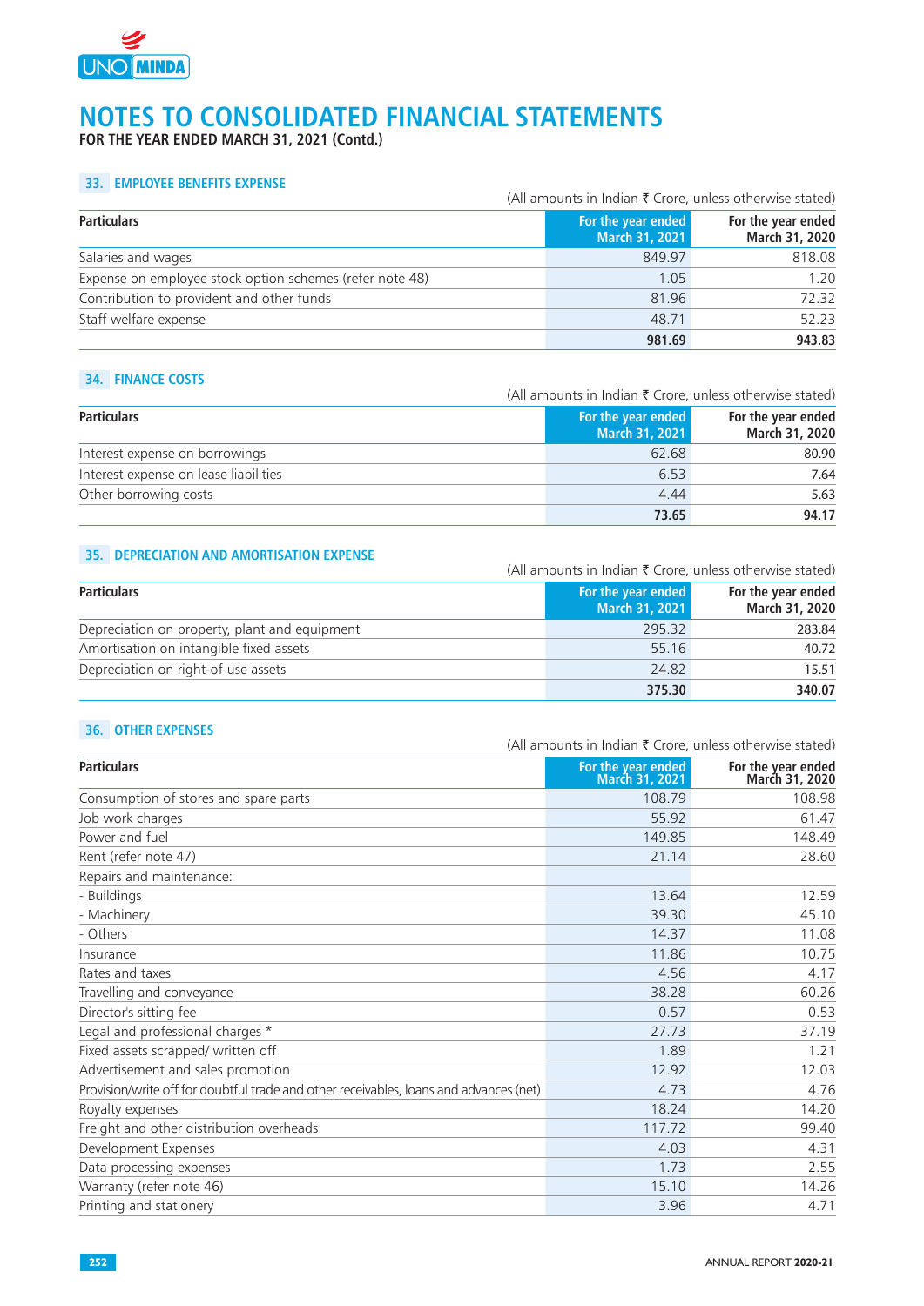# NOTES TO CONSOLIDATED FINANCIAL STATEMENTS

**FOR THE YEAR ENDED MARCH 31, 2021 (Contd.)**

## 33. EMPLOYEE BENEFITS EXPENSE

(All amounts in Indian ₹ Crore, unless otherwise stated)

| Particulars | For the year ended March 31, 2021 | For the year ended March 31, 2020 |
|---|---|---|
| Salaries and wages | 849.97 | 818.08 |
| Expense on employee stock option schemes (refer note 48) | 1.05 | 1.20 |
| Contribution to provident and other funds | 81.96 | 72.32 |
| Staff welfare expense | 48.71 | 52.23 |
| | **981.69** | **943.83** |

## 34. FINANCE COSTS

(All amounts in Indian ₹ Crore, unless otherwise stated)

| Particulars | For the year ended March 31, 2021 | For the year ended March 31, 2020 |
|---|---|---|
| Interest expense on borrowings | 62.68 | 80.90 |
| Interest expense on lease liabilities | 6.53 | 7.64 |
| Other borrowing costs | 4.44 | 5.63 |
| | **73.65** | **94.17** |

## 35. DEPRECIATION AND AMORTISATION EXPENSE

(All amounts in Indian ₹ Crore, unless otherwise stated)

| Particulars | For the year ended March 31, 2021 | For the year ended March 31, 2020 |
|---|---|---|
| Depreciation on property, plant and equipment | 295.32 | 283.84 |
| Amortisation on intangible fixed assets | 55.16 | 40.72 |
| Depreciation on right-of-use assets | 24.82 | 15.51 |
| | **375.30** | **340.07** |

## 36. OTHER EXPENSES

(All amounts in Indian ₹ Crore, unless otherwise stated)

| Particulars | For the year ended March 31, 2021 | For the year ended March 31, 2020 |
|---|---|---|
| Consumption of stores and spare parts | 108.79 | 108.98 |
| Job work charges | 55.92 | 61.47 |
| Power and fuel | 149.85 | 148.49 |
| Rent (refer note 47) | 21.14 | 28.60 |
| Repairs and maintenance: | | |
| - Buildings | 13.64 | 12.59 |
| - Machinery | 39.30 | 45.10 |
| - Others | 14.37 | 11.08 |
| Insurance | 11.86 | 10.75 |
| Rates and taxes | 4.56 | 4.17 |
| Travelling and conveyance | 38.28 | 60.26 |
| Director's sitting fee | 0.57 | 0.53 |
| Legal and professional charges * | 27.73 | 37.19 |
| Fixed assets scrapped/ written off | 1.89 | 1.21 |
| Advertisement and sales promotion | 12.92 | 12.03 |
| Provision/write off for doubtful trade and other receivables, loans and advances (net) | 4.73 | 4.76 |
| Royalty expenses | 18.24 | 14.20 |
| Freight and other distribution overheads | 117.72 | 99.40 |
| Development Expenses | 4.03 | 4.31 |
| Data processing expenses | 1.73 | 2.55 |
| Warranty (refer note 46) | 15.10 | 14.26 |
| Printing and stationery | 3.96 | 4.71 |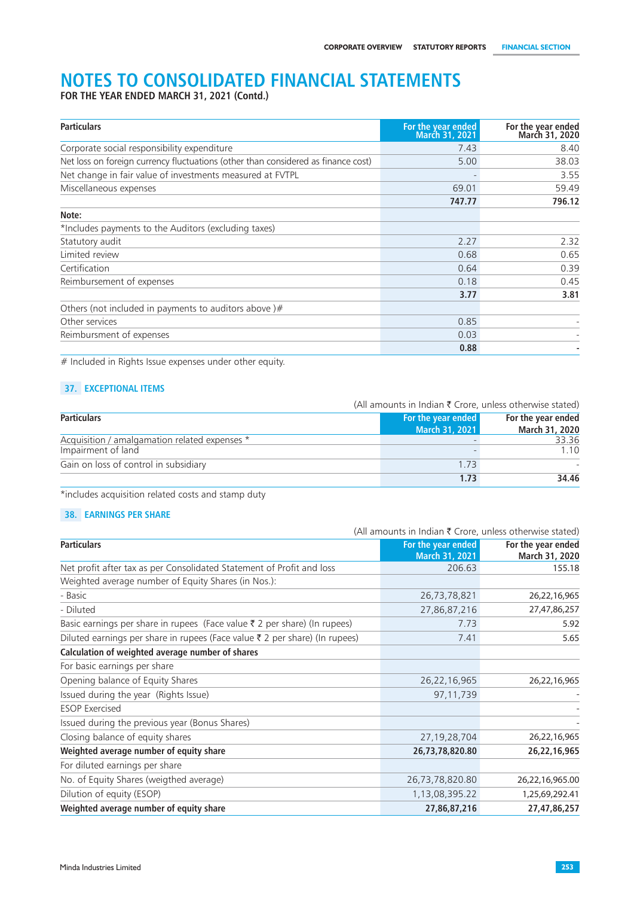# NOTES TO CONSOLIDATED FINANCIAL STATEMENTS

**FOR THE YEAR ENDED MARCH 31, 2021 (Contd.)**

| Particulars | For the year ended March 31, 2021 | For the year ended March 31, 2020 |
|---|---|---|
| Corporate social responsibility expenditure | 7.43 | 8.40 |
| Net loss on foreign currency fluctuations (other than considered as finance cost) | 5.00 | 38.03 |
| Net change in fair value of investments measured at FVTPL | - | 3.55 |
| Miscellaneous expenses | 69.01 | 59.49 |
| | **747.77** | **796.12** |
| **Note:** | | |
| *Includes payments to the Auditors (excluding taxes) | | |
| Statutory audit | 2.27 | 2.32 |
| Limited review | 0.68 | 0.65 |
| Certification | 0.64 | 0.39 |
| Reimbursement of expenses | 0.18 | 0.45 |
| | **3.77** | **3.81** |
| Others (not included in payments to auditors above )# | | |
| Other services | 0.85 | - |
| Reimbursment of expenses | 0.03 | - |
| | **0.88** | **-** |

# Included in Rights Issue expenses under other equity.

## 37. EXCEPTIONAL ITEMS

(All amounts in Indian ₹ Crore, unless otherwise stated)

| Particulars | For the year ended March 31, 2021 | For the year ended March 31, 2020 |
|---|---|---|
| Acquisition / amalgamation related expenses * | - | 33.36 |
| Impairment of land | - | 1.10 |
| Gain on loss of control in subsidiary | 1.73 | - |
| | **1.73** | **34.46** |

*includes acquisition related costs and stamp duty

## 38. EARNINGS PER SHARE

(All amounts in Indian ₹ Crore, unless otherwise stated)

| Particulars | For the year ended March 31, 2021 | For the year ended March 31, 2020 |
|---|---|---|
| Net profit after tax as per Consolidated Statement of Profit and loss | 206.63 | 155.18 |
| Weighted average number of Equity Shares (in Nos.): | | |
| - Basic | 26,73,78,821 | 26,22,16,965 |
| - Diluted | 27,86,87,216 | 27,47,86,257 |
| Basic earnings per share in rupees (Face value ₹ 2 per share) (In rupees) | 7.73 | 5.92 |
| Diluted earnings per share in rupees (Face value ₹ 2 per share) (In rupees) | 7.41 | 5.65 |
| **Calculation of weighted average number of shares** | | |
| For basic earnings per share | | |
| Opening balance of Equity Shares | 26,22,16,965 | 26,22,16,965 |
| Issued during the year (Rights Issue) | 97,11,739 | - |
| ESOP Exercised | | - |
| Issued during the previous year (Bonus Shares) | | - |
| Closing balance of equity shares | 27,19,28,704 | 26,22,16,965 |
| **Weighted average number of equity share** | **26,73,78,820.80** | **26,22,16,965** |
| For diluted earnings per share | | |
| No. of Equity Shares (weigthed average) | 26,73,78,820.80 | 26,22,16,965.00 |
| Dilution of equity (ESOP) | 1,13,08,395.22 | 1,25,69,292.41 |
| **Weighted average number of equity share** | **27,86,87,216** | **27,47,86,257** |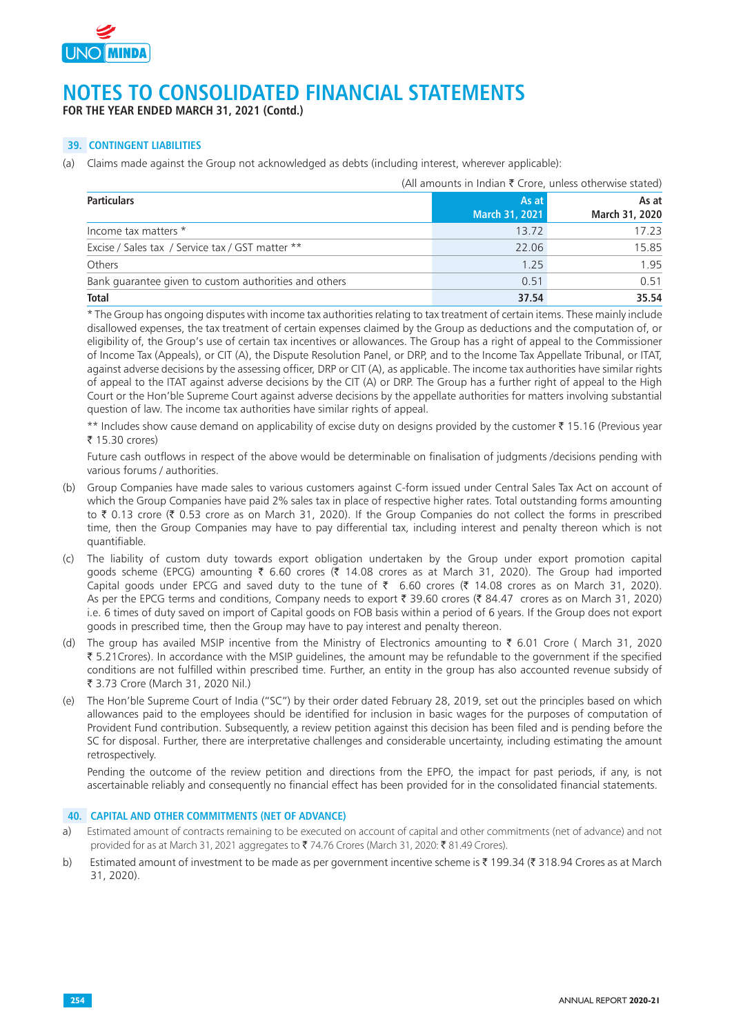# NOTES TO CONSOLIDATED FINANCIAL STATEMENTS

**FOR THE YEAR ENDED MARCH 31, 2021 (Contd.)**

## 39. CONTINGENT LIABILITIES

(a) Claims made against the Group not acknowledged as debts (including interest, wherever applicable):

(All amounts in Indian ₹ Crore, unless otherwise stated)

| Particulars | As at March 31, 2021 | As at March 31, 2020 |
|---|---|---|
| Income tax matters * | 13.72 | 17.23 |
| Excise / Sales tax / Service tax / GST matter ** | 22.06 | 15.85 |
| Others | 1.25 | 1.95 |
| Bank guarantee given to custom authorities and others | 0.51 | 0.51 |
| **Total** | **37.54** | **35.54** |

* The Group has ongoing disputes with income tax authorities relating to tax treatment of certain items. These mainly include disallowed expenses, the tax treatment of certain expenses claimed by the Group as deductions and the computation of, or eligibility of, the Group's use of certain tax incentives or allowances. The Group has a right of appeal to the Commissioner of Income Tax (Appeals), or CIT (A), the Dispute Resolution Panel, or DRP, and to the Income Tax Appellate Tribunal, or ITAT, against adverse decisions by the assessing officer, DRP or CIT (A), as applicable. The income tax authorities have similar rights of appeal to the ITAT against adverse decisions by the CIT (A) or DRP. The Group has a further right of appeal to the High Court or the Hon'ble Supreme Court against adverse decisions by the appellate authorities for matters involving substantial question of law. The income tax authorities have similar rights of appeal.

** Includes show cause demand on applicability of excise duty on designs provided by the customer ₹ 15.16 (Previous year ₹ 15.30 crores)

Future cash outflows in respect of the above would be determinable on finalisation of judgments /decisions pending with various forums / authorities.

(b) Group Companies have made sales to various customers against C-form issued under Central Sales Tax Act on account of which the Group Companies have paid 2% sales tax in place of respective higher rates. Total outstanding forms amounting to ₹ 0.13 crore (₹ 0.53 crore as on March 31, 2020). If the Group Companies do not collect the forms in prescribed time, then the Group Companies may have to pay differential tax, including interest and penalty thereon which is not quantifiable.

(c) The liability of custom duty towards export obligation undertaken by the Group under export promotion capital goods scheme (EPCG) amounting ₹ 6.60 crores (₹ 14.08 crores as at March 31, 2020). The Group had imported Capital goods under EPCG and saved duty to the tune of ₹ 6.60 crores (₹ 14.08 crores as on March 31, 2020). As per the EPCG terms and conditions, Company needs to export ₹ 39.60 crores (₹ 84.47 crores as on March 31, 2020) i.e. 6 times of duty saved on import of Capital goods on FOB basis within a period of 6 years. If the Group does not export goods in prescribed time, then the Group may have to pay interest and penalty thereon.

(d) The group has availed MSIP incentive from the Ministry of Electronics amounting to ₹ 6.01 Crore ( March 31, 2020 ₹ 5.21Crores). In accordance with the MSIP guidelines, the amount may be refundable to the government if the specified conditions are not fulfilled within prescribed time. Further, an entity in the group has also accounted revenue subsidy of ₹ 3.73 Crore (March 31, 2020 Nil.)

(e) The Hon'ble Supreme Court of India ("SC") by their order dated February 28, 2019, set out the principles based on which allowances paid to the employees should be identified for inclusion in basic wages for the purposes of computation of Provident Fund contribution. Subsequently, a review petition against this decision has been filed and is pending before the SC for disposal. Further, there are interpretative challenges and considerable uncertainty, including estimating the amount retrospectively.

Pending the outcome of the review petition and directions from the EPFO, the impact for past periods, if any, is not ascertainable reliably and consequently no financial effect has been provided for in the consolidated financial statements.

## 40. CAPITAL AND OTHER COMMITMENTS (NET OF ADVANCE)

a) Estimated amount of contracts remaining to be executed on account of capital and other commitments (net of advance) and not provided for as at March 31, 2021 aggregates to ₹ 74.76 Crores (March 31, 2020: ₹ 81.49 Crores).

b) Estimated amount of investment to be made as per government incentive scheme is ₹ 199.34 (₹ 318.94 Crores as at March 31, 2020).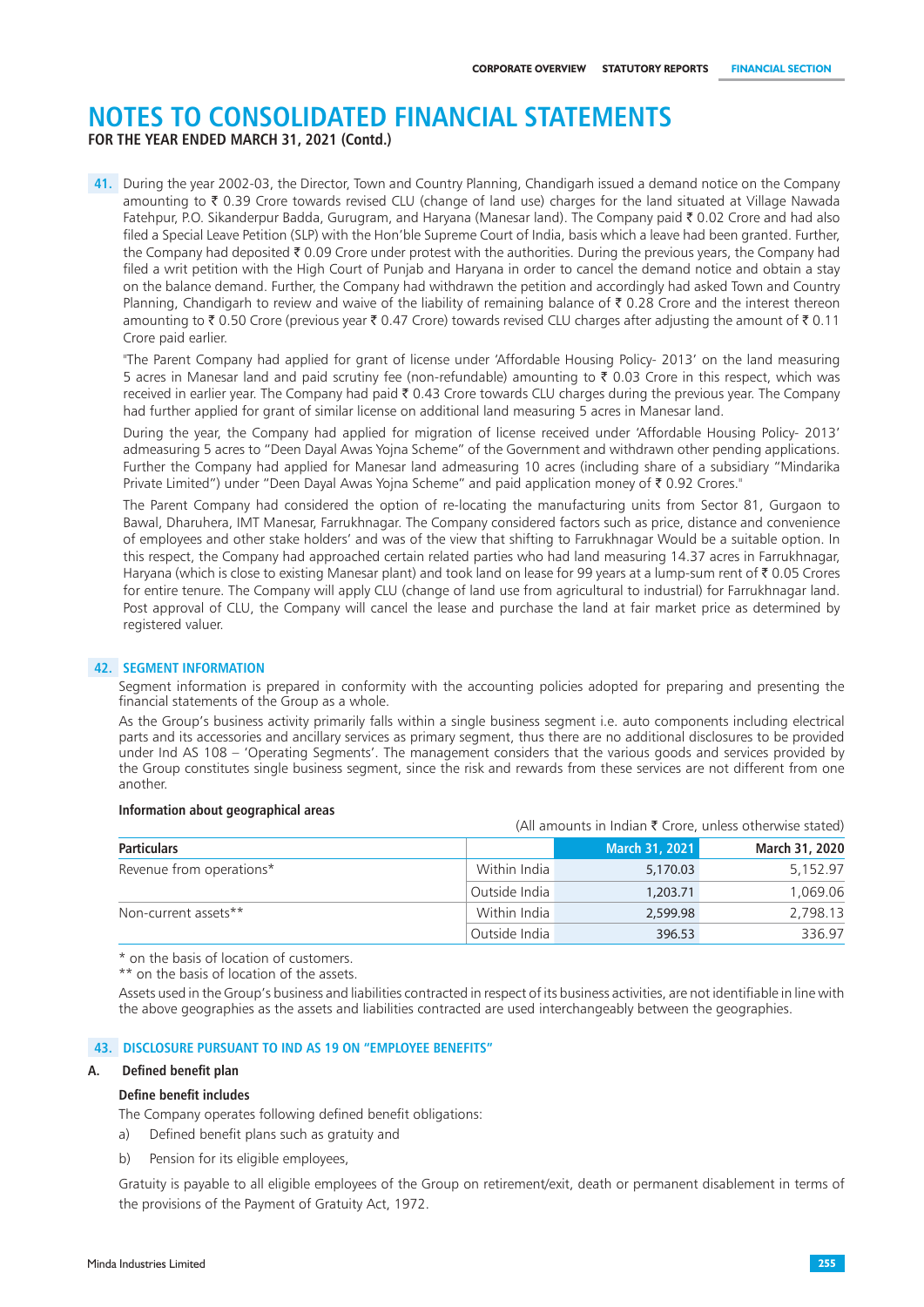# NOTES TO CONSOLIDATED FINANCIAL STATEMENTS

**FOR THE YEAR ENDED MARCH 31, 2021 (Contd.)**

**41.** During the year 2002-03, the Director, Town and Country Planning, Chandigarh issued a demand notice on the Company amounting to ₹ 0.39 Crore towards revised CLU (change of land use) charges for the land situated at Village Nawada Fatehpur, P.O. Sikanderpur Badda, Gurugram, and Haryana (Manesar land). The Company paid ₹ 0.02 Crore and had also filed a Special Leave Petition (SLP) with the Hon'ble Supreme Court of India, basis which a leave had been granted. Further, the Company had deposited ₹ 0.09 Crore under protest with the authorities. During the previous years, the Company had filed a writ petition with the High Court of Punjab and Haryana in order to cancel the demand notice and obtain a stay on the balance demand. Further, the Company had withdrawn the petition and accordingly had asked Town and Country Planning, Chandigarh to review and waive of the liability of remaining balance of ₹ 0.28 Crore and the interest thereon amounting to ₹ 0.50 Crore (previous year ₹ 0.47 Crore) towards revised CLU charges after adjusting the amount of ₹ 0.11 Crore paid earlier.

"The Parent Company had applied for grant of license under 'Affordable Housing Policy- 2013' on the land measuring 5 acres in Manesar land and paid scrutiny fee (non-refundable) amounting to ₹ 0.03 Crore in this respect, which was received in earlier year. The Company had paid ₹ 0.43 Crore towards CLU charges during the previous year. The Company had further applied for grant of similar license on additional land measuring 5 acres in Manesar land.

During the year, the Company had applied for migration of license received under 'Affordable Housing Policy- 2013' admeasuring 5 acres to "Deen Dayal Awas Yojna Scheme" of the Government and withdrawn other pending applications. Further the Company had applied for Manesar land admeasuring 10 acres (including share of a subsidiary "Mindarika Private Limited") under "Deen Dayal Awas Yojna Scheme" and paid application money of ₹ 0.92 Crores."

The Parent Company had considered the option of re-locating the manufacturing units from Sector 81, Gurgaon to Bawal, Dharuhera, IMT Manesar, Farrukhnagar. The Company considered factors such as price, distance and convenience of employees and other stake holders' and was of the view that shifting to Farrukhnagar Would be a suitable option. In this respect, the Company had approached certain related parties who had land measuring 14.37 acres in Farrukhnagar, Haryana (which is close to existing Manesar plant) and took land on lease for 99 years at a lump-sum rent of ₹ 0.05 Crores for entire tenure. The Company will apply CLU (change of land use from agricultural to industrial) for Farrukhnagar land. Post approval of CLU, the Company will cancel the lease and purchase the land at fair market price as determined by registered valuer.

## 42. SEGMENT INFORMATION

Segment information is prepared in conformity with the accounting policies adopted for preparing and presenting the financial statements of the Group as a whole.

As the Group's business activity primarily falls within a single business segment i.e. auto components including electrical parts and its accessories and ancillary services as primary segment, thus there are no additional disclosures to be provided under Ind AS 108 – 'Operating Segments'. The management considers that the various goods and services provided by the Group constitutes single business segment, since the risk and rewards from these services are not different from one another.

**Information about geographical areas**

(All amounts in Indian ₹ Crore, unless otherwise stated)

| Particulars | | March 31, 2021 | March 31, 2020 |
|---|---|---|---|
| Revenue from operations* | Within India | 5,170.03 | 5,152.97 |
| | Outside India | 1,203.71 | 1,069.06 |
| Non-current assets** | Within India | 2,599.98 | 2,798.13 |
| | Outside India | 396.53 | 336.97 |

\* on the basis of location of customers.

\** on the basis of location of the assets.

Assets used in the Group's business and liabilities contracted in respect of its business activities, are not identifiable in line with the above geographies as the assets and liabilities contracted are used interchangeably between the geographies.

## 43. DISCLOSURE PURSUANT TO IND AS 19 ON "EMPLOYEE BENEFITS"

**A. Defined benefit plan**

**Define benefit includes**

The Company operates following defined benefit obligations:

a) Defined benefit plans such as gratuity and

b) Pension for its eligible employees,

Gratuity is payable to all eligible employees of the Group on retirement/exit, death or permanent disablement in terms of the provisions of the Payment of Gratuity Act, 1972.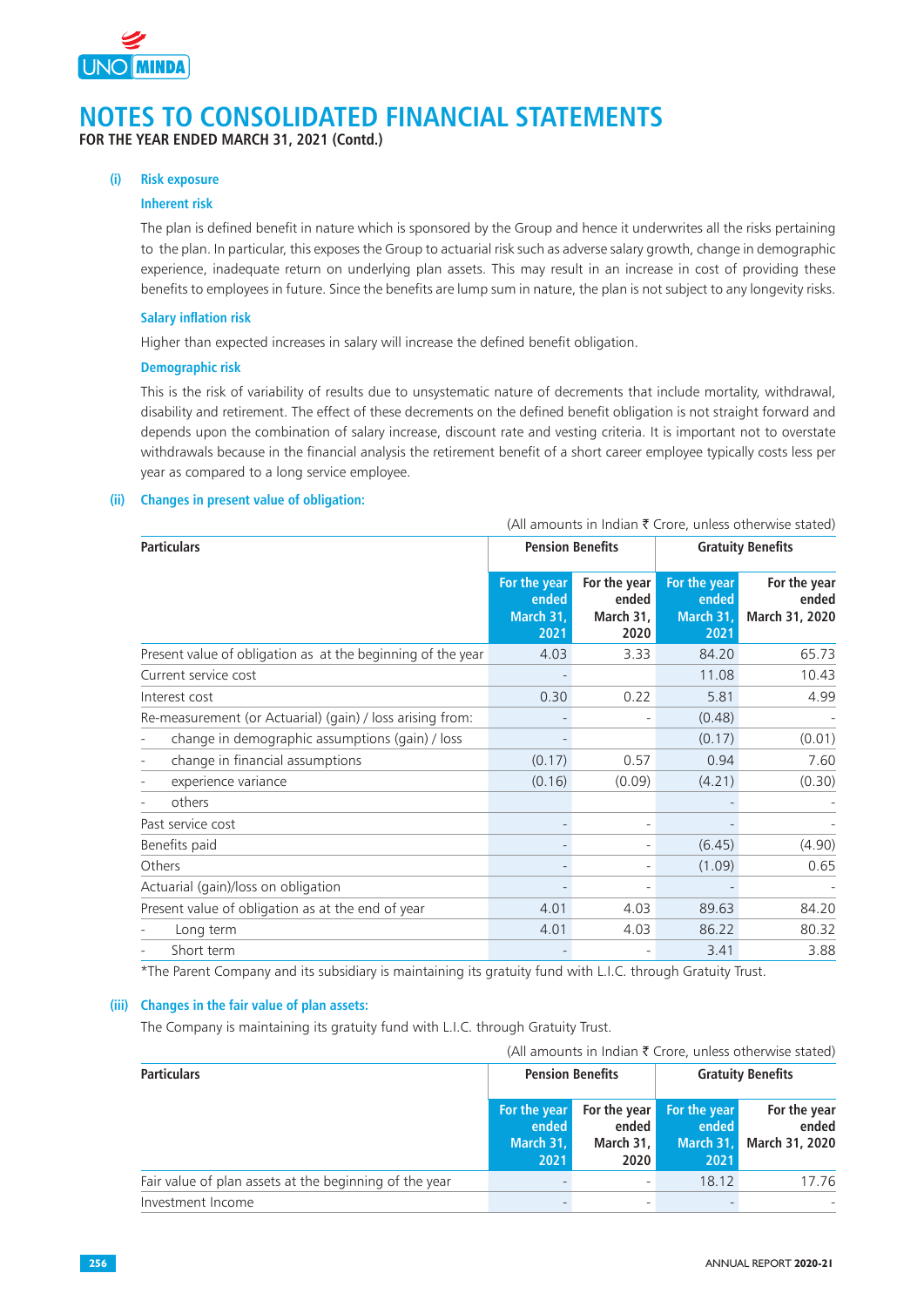# NOTES TO CONSOLIDATED FINANCIAL STATEMENTS

**FOR THE YEAR ENDED MARCH 31, 2021 (Contd.)**

**(i) Risk exposure**

**Inherent risk**

The plan is defined benefit in nature which is sponsored by the Group and hence it underwrites all the risks pertaining to the plan. In particular, this exposes the Group to actuarial risk such as adverse salary growth, change in demographic experience, inadequate return on underlying plan assets. This may result in an increase in cost of providing these benefits to employees in future. Since the benefits are lump sum in nature, the plan is not subject to any longevity risks.

**Salary inflation risk**

Higher than expected increases in salary will increase the defined benefit obligation.

**Demographic risk**

This is the risk of variability of results due to unsystematic nature of decrements that include mortality, withdrawal, disability and retirement. The effect of these decrements on the defined benefit obligation is not straight forward and depends upon the combination of salary increase, discount rate and vesting criteria. It is important not to overstate withdrawals because in the financial analysis the retirement benefit of a short career employee typically costs less per year as compared to a long service employee.

**(ii) Changes in present value of obligation:**

(All amounts in Indian ₹ Crore, unless otherwise stated)

| Particulars | Pension Benefits | | Gratuity Benefits | |
|---|---|---|---|---|
| | For the year ended March 31, 2021 | For the year ended March 31, 2020 | For the year ended March 31, 2021 | For the year ended March 31, 2020 |
| Present value of obligation as at the beginning of the year | 4.03 | 3.33 | 84.20 | 65.73 |
| Current service cost | - | | 11.08 | 10.43 |
| Interest cost | 0.30 | 0.22 | 5.81 | 4.99 |
| Re-measurement (or Actuarial) (gain) / loss arising from: | - | - | (0.48) | - |
| - change in demographic assumptions (gain) / loss | - | | (0.17) | (0.01) |
| - change in financial assumptions | (0.17) | 0.57 | 0.94 | 7.60 |
| - experience variance | (0.16) | (0.09) | (4.21) | (0.30) |
| - others | | | - | - |
| Past service cost | - | - | - | - |
| Benefits paid | - | - | (6.45) | (4.90) |
| Others | - | - | (1.09) | 0.65 |
| Actuarial (gain)/loss on obligation | - | - | - | - |
| Present value of obligation as at the end of year | 4.01 | 4.03 | 89.63 | 84.20 |
| - Long term | 4.01 | 4.03 | 86.22 | 80.32 |
| - Short term | - | - | 3.41 | 3.88 |

*The Parent Company and its subsidiary is maintaining its gratuity fund with L.I.C. through Gratuity Trust.

**(iii) Changes in the fair value of plan assets:**

The Company is maintaining its gratuity fund with L.I.C. through Gratuity Trust.

(All amounts in Indian ₹ Crore, unless otherwise stated)

| Particulars | Pension Benefits | | Gratuity Benefits | |
|---|---|---|---|---|
| | For the year ended March 31, 2021 | For the year ended March 31, 2020 | For the year ended March 31, 2021 | For the year ended March 31, 2020 |
| Fair value of plan assets at the beginning of the year | - | - | 18.12 | 17.76 |
| Investment Income | - | - | - | - |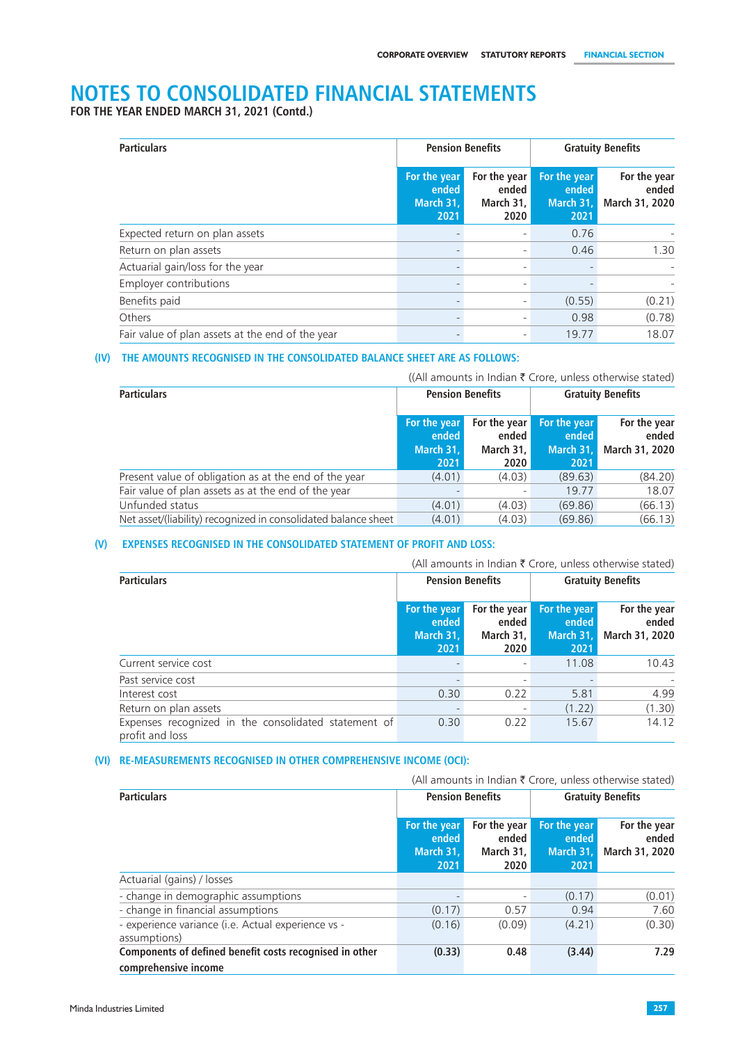# NOTES TO CONSOLIDATED FINANCIAL STATEMENTS

**FOR THE YEAR ENDED MARCH 31, 2021 (Contd.)**

| Particulars | Pension Benefits | | Gratuity Benefits | |
|---|---|---|---|---|
| | For the year ended March 31, 2021 | For the year ended March 31, 2020 | For the year ended March 31, 2021 | For the year ended March 31, 2020 |
| Expected return on plan assets | - | - | 0.76 | - |
| Return on plan assets | - | - | 0.46 | 1.30 |
| Actuarial gain/loss for the year | - | - | - | - |
| Employer contributions | - | - | - | - |
| Benefits paid | - | - | (0.55) | (0.21) |
| Others | - | - | 0.98 | (0.78) |
| Fair value of plan assets at the end of the year | - | - | 19.77 | 18.07 |

### (IV) THE AMOUNTS RECOGNISED IN THE CONSOLIDATED BALANCE SHEET ARE AS FOLLOWS:

((All amounts in Indian ₹ Crore, unless otherwise stated)

| Particulars | Pension Benefits | | Gratuity Benefits | |
|---|---|---|---|---|
| | For the year ended March 31, 2021 | For the year ended March 31, 2020 | For the year ended March 31, 2021 | For the year ended March 31, 2020 |
| Present value of obligation as at the end of the year | (4.01) | (4.03) | (89.63) | (84.20) |
| Fair value of plan assets as at the end of the year | - | - | 19.77 | 18.07 |
| Unfunded status | (4.01) | (4.03) | (69.86) | (66.13) |
| Net asset/(liability) recognized in consolidated balance sheet | (4.01) | (4.03) | (69.86) | (66.13) |

### (V) EXPENSES RECOGNISED IN THE CONSOLIDATED STATEMENT OF PROFIT AND LOSS:

(All amounts in Indian ₹ Crore, unless otherwise stated)

| Particulars | Pension Benefits | | Gratuity Benefits | |
|---|---|---|---|---|
| | For the year ended March 31, 2021 | For the year ended March 31, 2020 | For the year ended March 31, 2021 | For the year ended March 31, 2020 |
| Current service cost | - | - | 11.08 | 10.43 |
| Past service cost | - | - | - | - |
| Interest cost | 0.30 | 0.22 | 5.81 | 4.99 |
| Return on plan assets | - | - | (1.22) | (1.30) |
| Expenses recognized in the consolidated statement of profit and loss | 0.30 | 0.22 | 15.67 | 14.12 |

### (VI) RE-MEASUREMENTS RECOGNISED IN OTHER COMPREHENSIVE INCOME (OCI):

(All amounts in Indian ₹ Crore, unless otherwise stated)

| Particulars | Pension Benefits | | Gratuity Benefits | |
|---|---|---|---|---|
| | For the year ended March 31, 2021 | For the year ended March 31, 2020 | For the year ended March 31, 2021 | For the year ended March 31, 2020 |
| Actuarial (gains) / losses | | | | |
| - change in demographic assumptions | - | - | (0.17) | (0.01) |
| - change in financial assumptions | (0.17) | 0.57 | 0.94 | 7.60 |
| - experience variance (i.e. Actual experience vs - assumptions) | (0.16) | (0.09) | (4.21) | (0.30) |
| **Components of defined benefit costs recognised in other comprehensive income** | **(0.33)** | **0.48** | **(3.44)** | **7.29** |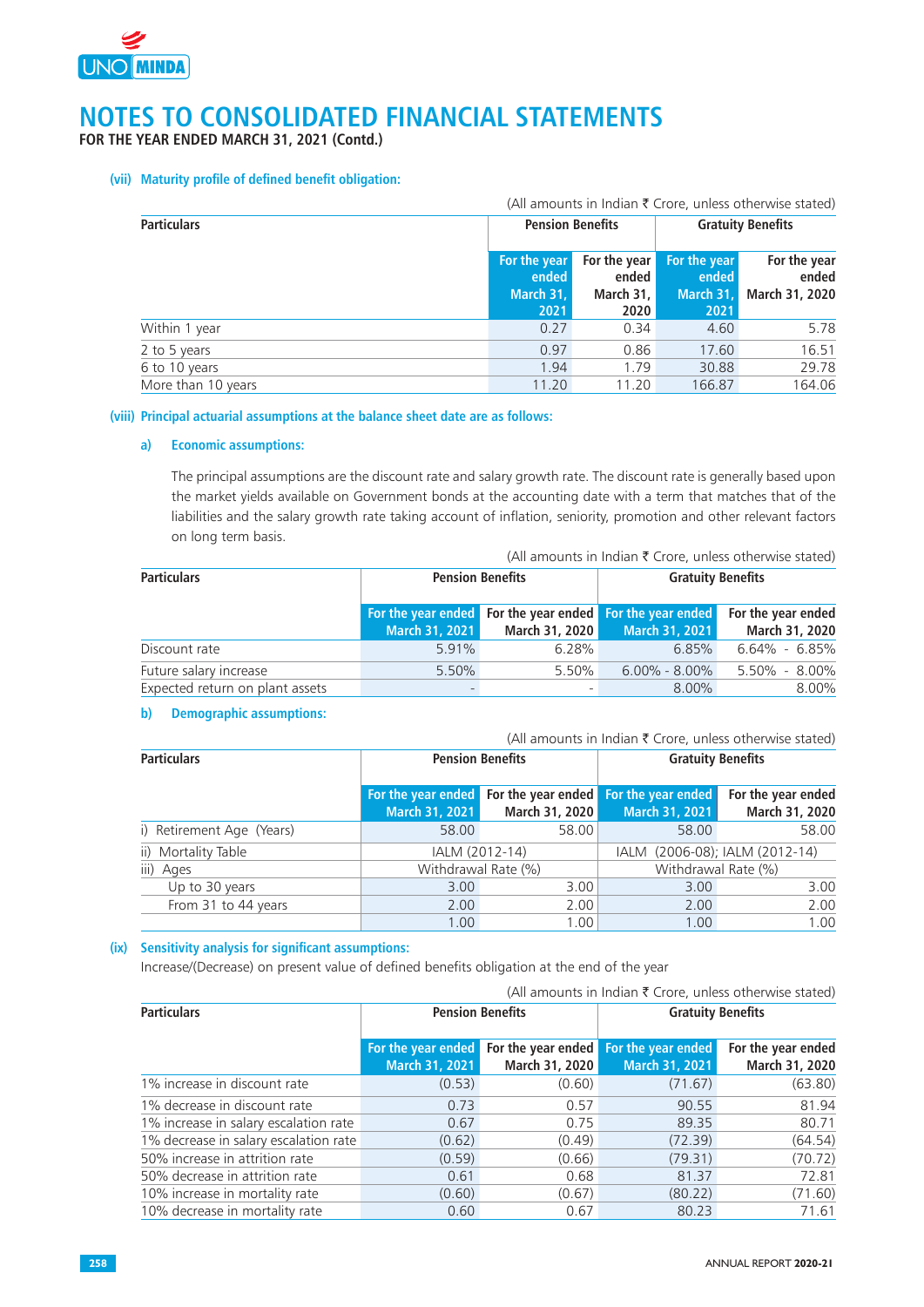# NOTES TO CONSOLIDATED FINANCIAL STATEMENTS

**FOR THE YEAR ENDED MARCH 31, 2021 (Contd.)**

### (vii) Maturity profile of defined benefit obligation:

(All amounts in Indian ₹ Crore, unless otherwise stated)

| Particulars | Pension Benefits | | Gratuity Benefits | |
|---|---|---|---|---|
| | For the year ended March 31, 2021 | For the year ended March 31, 2020 | For the year ended March 31, 2021 | For the year ended March 31, 2020 |
| Within 1 year | 0.27 | 0.34 | 4.60 | 5.78 |
| 2 to 5 years | 0.97 | 0.86 | 17.60 | 16.51 |
| 6 to 10 years | 1.94 | 1.79 | 30.88 | 29.78 |
| More than 10 years | 11.20 | 11.20 | 166.87 | 164.06 |

### (viii) Principal actuarial assumptions at the balance sheet date are as follows:

#### a) Economic assumptions:

The principal assumptions are the discount rate and salary growth rate. The discount rate is generally based upon the market yields available on Government bonds at the accounting date with a term that matches that of the liabilities and the salary growth rate taking account of inflation, seniority, promotion and other relevant factors on long term basis.

(All amounts in Indian ₹ Crore, unless otherwise stated)

| Particulars | Pension Benefits | | Gratuity Benefits | |
|---|---|---|---|---|
| | For the year ended March 31, 2021 | For the year ended March 31, 2020 | For the year ended March 31, 2021 | For the year ended March 31, 2020 |
| Discount rate | 5.91% | 6.28% | 6.85% | 6.64% - 6.85% |
| Future salary increase | 5.50% | 5.50% | 6.00% - 8.00% | 5.50% - 8.00% |
| Expected return on plant assets | - | - | 8.00% | 8.00% |

#### b) Demographic assumptions:

(All amounts in Indian ₹ Crore, unless otherwise stated)

| Particulars | Pension Benefits | | Gratuity Benefits | |
|---|---|---|---|---|
| | For the year ended March 31, 2021 | For the year ended March 31, 2020 | For the year ended March 31, 2021 | For the year ended March 31, 2020 |
| i) Retirement Age (Years) | 58.00 | 58.00 | 58.00 | 58.00 |
| ii) Mortality Table | IALM (2012-14) | | IALM (2006-08); IALM (2012-14) | |
| iii) Ages | Withdrawal Rate (%) | | Withdrawal Rate (%) | |
| Up to 30 years | 3.00 | 3.00 | 3.00 | 3.00 |
| From 31 to 44 years | 2.00 | 2.00 | 2.00 | 2.00 |
| | 1.00 | 1.00 | 1.00 | 1.00 |

### (ix) Sensitivity analysis for significant assumptions:

Increase/(Decrease) on present value of defined benefits obligation at the end of the year

(All amounts in Indian ₹ Crore, unless otherwise stated)

| Particulars | Pension Benefits | | Gratuity Benefits | |
|---|---|---|---|---|
| | For the year ended March 31, 2021 | For the year ended March 31, 2020 | For the year ended March 31, 2021 | For the year ended March 31, 2020 |
| 1% increase in discount rate | (0.53) | (0.60) | (71.67) | (63.80) |
| 1% decrease in discount rate | 0.73 | 0.57 | 90.55 | 81.94 |
| 1% increase in salary escalation rate | 0.67 | 0.75 | 89.35 | 80.71 |
| 1% decrease in salary escalation rate | (0.62) | (0.49) | (72.39) | (64.54) |
| 50% increase in attrition rate | (0.59) | (0.66) | (79.31) | (70.72) |
| 50% decrease in attrition rate | 0.61 | 0.68 | 81.37 | 72.81 |
| 10% increase in mortality rate | (0.60) | (0.67) | (80.22) | (71.60) |
| 10% decrease in mortality rate | 0.60 | 0.67 | 80.23 | 71.61 |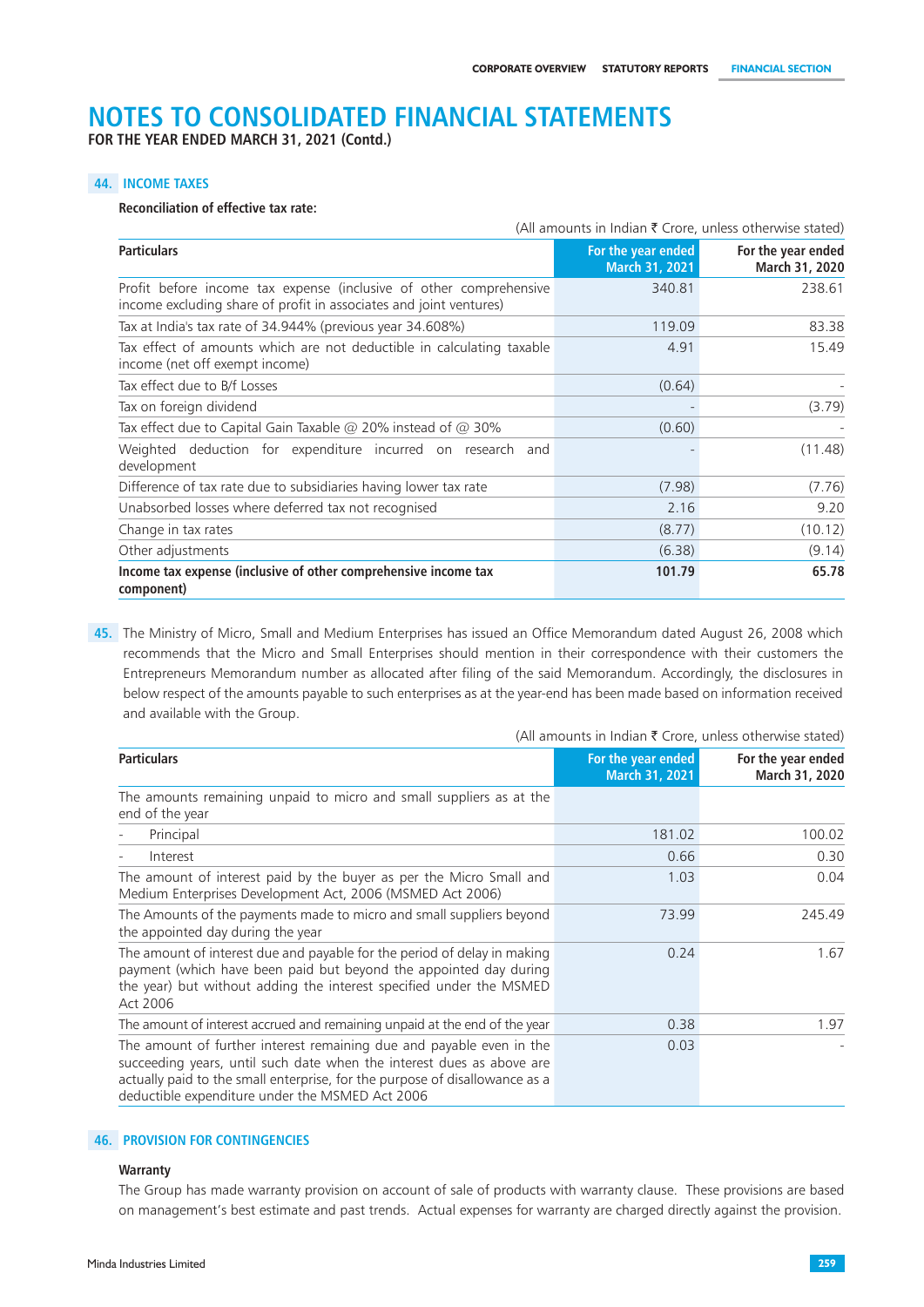# NOTES TO CONSOLIDATED FINANCIAL STATEMENTS

**FOR THE YEAR ENDED MARCH 31, 2021 (Contd.)**

## 44. INCOME TAXES

**Reconciliation of effective tax rate:**

(All amounts in Indian ₹ Crore, unless otherwise stated)

| Particulars | For the year ended March 31, 2021 | For the year ended March 31, 2020 |
|---|---|---|
| Profit before income tax expense (inclusive of other comprehensive income excluding share of profit in associates and joint ventures) | 340.81 | 238.61 |
| Tax at India's tax rate of 34.944% (previous year 34.608%) | 119.09 | 83.38 |
| Tax effect of amounts which are not deductible in calculating taxable income (net off exempt income) | 4.91 | 15.49 |
| Tax effect due to B/f Losses | (0.64) | - |
| Tax on foreign dividend | - | (3.79) |
| Tax effect due to Capital Gain Taxable @ 20% instead of @ 30% | (0.60) | - |
| Weighted deduction for expenditure incurred on research and development | - | (11.48) |
| Difference of tax rate due to subsidiaries having lower tax rate | (7.98) | (7.76) |
| Unabsorbed losses where deferred tax not recognised | 2.16 | 9.20 |
| Change in tax rates | (8.77) | (10.12) |
| Other adjustments | (6.38) | (9.14) |
| **Income tax expense (inclusive of other comprehensive income tax component)** | **101.79** | **65.78** |

## 45.

The Ministry of Micro, Small and Medium Enterprises has issued an Office Memorandum dated August 26, 2008 which recommends that the Micro and Small Enterprises should mention in their correspondence with their customers the Entrepreneurs Memorandum number as allocated after filing of the said Memorandum. Accordingly, the disclosures in below respect of the amounts payable to such enterprises as at the year-end has been made based on information received and available with the Group.

(All amounts in Indian ₹ Crore, unless otherwise stated)

| Particulars | For the year ended March 31, 2021 | For the year ended March 31, 2020 |
|---|---|---|
| The amounts remaining unpaid to micro and small suppliers as at the end of the year | | |
| - Principal | 181.02 | 100.02 |
| - Interest | 0.66 | 0.30 |
| The amount of interest paid by the buyer as per the Micro Small and Medium Enterprises Development Act, 2006 (MSMED Act 2006) | 1.03 | 0.04 |
| The Amounts of the payments made to micro and small suppliers beyond the appointed day during the year | 73.99 | 245.49 |
| The amount of interest due and payable for the period of delay in making payment (which have been paid but beyond the appointed day during the year) but without adding the interest specified under the MSMED Act 2006 | 0.24 | 1.67 |
| The amount of interest accrued and remaining unpaid at the end of the year | 0.38 | 1.97 |
| The amount of further interest remaining due and payable even in the succeeding years, until such date when the interest dues as above are actually paid to the small enterprise, for the purpose of disallowance as a deductible expenditure under the MSMED Act 2006 | 0.03 | - |

## 46. PROVISION FOR CONTINGENCIES

**Warranty**

The Group has made warranty provision on account of sale of products with warranty clause. These provisions are based on management's best estimate and past trends. Actual expenses for warranty are charged directly against the provision.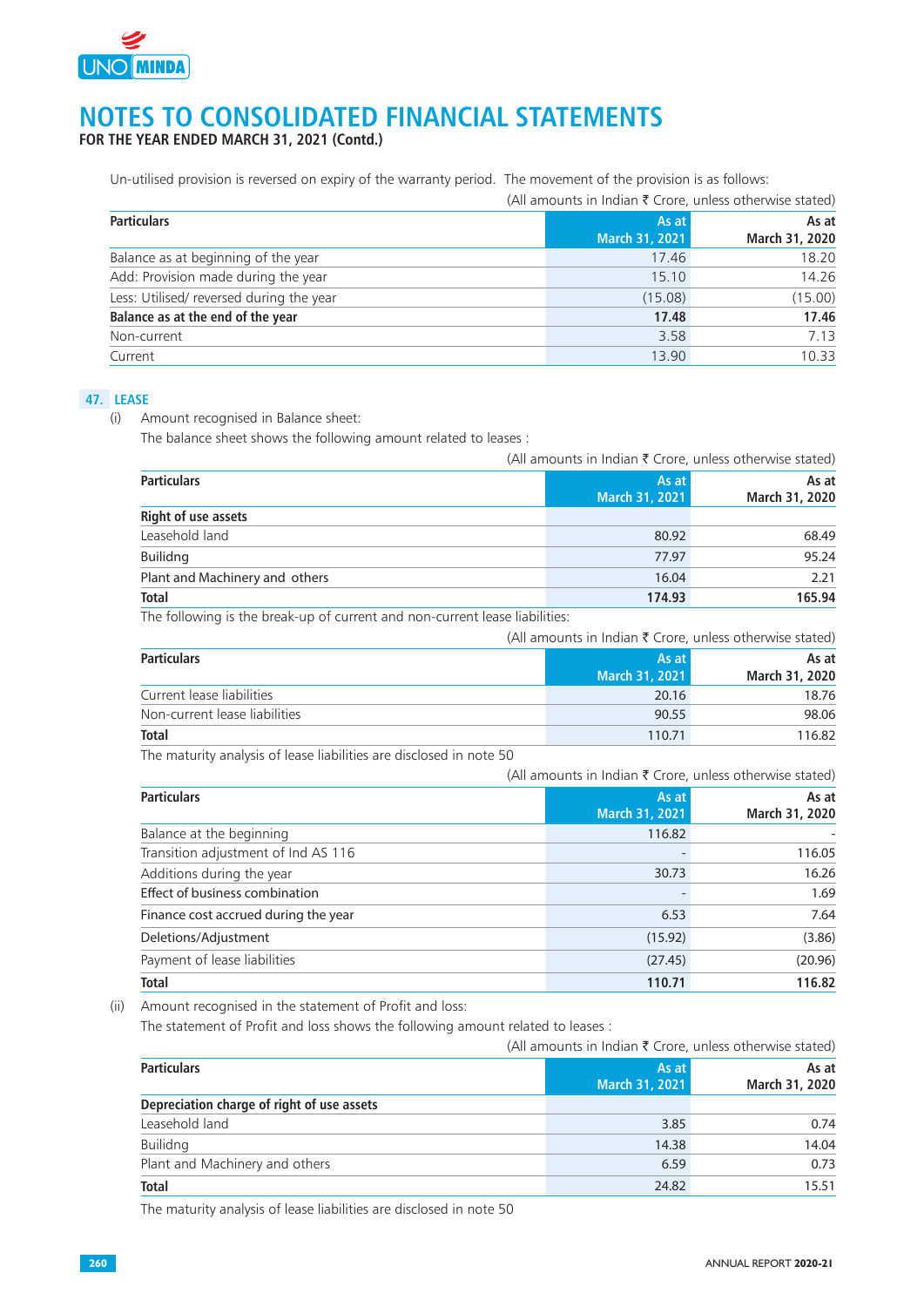Un-utilised provision is reversed on expiry of the warranty period. The movement of the provision is as follows:

(All amounts in Indian ₹ Crore, unless otherwise stated)

| Particulars | As at March 31, 2021 | As at March 31, 2020 |
|---|---|---|
| Balance as at beginning of the year | 17.46 | 18.20 |
| Add: Provision made during the year | 15.10 | 14.26 |
| Less: Utilised/ reversed during the year | (15.08) | (15.00) |
| **Balance as at the end of the year** | **17.48** | **17.46** |
| Non-current | 3.58 | 7.13 |
| Current | 13.90 | 10.33 |

## 47. LEASE

(i) Amount recognised in Balance sheet:

The balance sheet shows the following amount related to leases :

(All amounts in Indian ₹ Crore, unless otherwise stated)

| Particulars | As at March 31, 2021 | As at March 31, 2020 |
|---|---|---|
| **Right of use assets** | | |
| Leasehold land | 80.92 | 68.49 |
| Builidng | 77.97 | 95.24 |
| Plant and Machinery and others | 16.04 | 2.21 |
| **Total** | **174.93** | **165.94** |

The following is the break-up of current and non-current lease liabilities:

(All amounts in Indian ₹ Crore, unless otherwise stated)

| Particulars | As at March 31, 2021 | As at March 31, 2020 |
|---|---|---|
| Current lease liabilities | 20.16 | 18.76 |
| Non-current lease liabilities | 90.55 | 98.06 |
| **Total** | 110.71 | 116.82 |

The maturity analysis of lease liabilities are disclosed in note 50

(All amounts in Indian ₹ Crore, unless otherwise stated)

| Particulars | As at March 31, 2021 | As at March 31, 2020 |
|---|---|---|
| Balance at the beginning | 116.82 | - |
| Transition adjustment of Ind AS 116 | - | 116.05 |
| Additions during the year | 30.73 | 16.26 |
| Effect of business combination | - | 1.69 |
| Finance cost accrued during the year | 6.53 | 7.64 |
| Deletions/Adjustment | (15.92) | (3.86) |
| Payment of lease liabilities | (27.45) | (20.96) |
| **Total** | **110.71** | **116.82** |

(ii) Amount recognised in the statement of Profit and loss:

The statement of Profit and loss shows the following amount related to leases :

(All amounts in Indian ₹ Crore, unless otherwise stated)

| Particulars | As at March 31, 2021 | As at March 31, 2020 |
|---|---|---|
| **Depreciation charge of right of use assets** | | |
| Leasehold land | 3.85 | 0.74 |
| Builidng | 14.38 | 14.04 |
| Plant and Machinery and others | 6.59 | 0.73 |
| **Total** | 24.82 | 15.51 |

The maturity analysis of lease liabilities are disclosed in note 50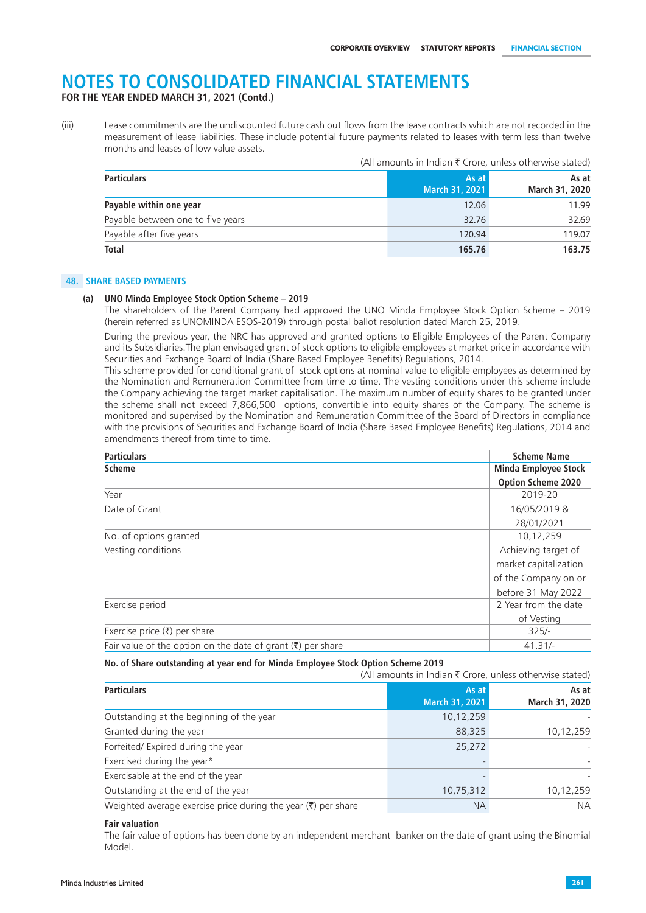# NOTES TO CONSOLIDATED FINANCIAL STATEMENTS

**FOR THE YEAR ENDED MARCH 31, 2021 (Contd.)**

(iii) Lease commitments are the undiscounted future cash out flows from the lease contracts which are not recorded in the measurement of lease liabilities. These include potential future payments related to leases with term less than twelve months and leases of low value assets.

(All amounts in Indian ₹ Crore, unless otherwise stated)

| Particulars | As at March 31, 2021 | As at March 31, 2020 |
|---|---|---|
| **Payable within one year** | 12.06 | 11.99 |
| Payable between one to five years | 32.76 | 32.69 |
| Payable after five years | 120.94 | 119.07 |
| **Total** | **165.76** | **163.75** |

## 48. SHARE BASED PAYMENTS

### (a) UNO Minda Employee Stock Option Scheme – 2019

The shareholders of the Parent Company had approved the UNO Minda Employee Stock Option Scheme – 2019 (herein referred as UNOMINDA ESOS-2019) through postal ballot resolution dated March 25, 2019.

During the previous year, the NRC has approved and granted options to Eligible Employees of the Parent Company and its Subsidiaries.The plan envisaged grant of stock options to eligible employees at market price in accordance with Securities and Exchange Board of India (Share Based Employee Benefits) Regulations, 2014.

This scheme provided for conditional grant of stock options at nominal value to eligible employees as determined by the Nomination and Remuneration Committee from time to time. The vesting conditions under this scheme include the Company achieving the target market capitalisation. The maximum number of equity shares to be granted under the scheme shall not exceed 7,866,500 options, convertible into equity shares of the Company. The scheme is monitored and supervised by the Nomination and Remuneration Committee of the Board of Directors in compliance with the provisions of Securities and Exchange Board of India (Share Based Employee Benefits) Regulations, 2014 and amendments thereof from time to time.

| Particulars | Scheme Name |
|---|---|
| **Scheme** | **Minda Employee Stock Option Scheme 2020** |
| Year | 2019-20 |
| Date of Grant | 16/05/2019 & 28/01/2021 |
| No. of options granted | 10,12,259 |
| Vesting conditions | Achieving target of market capitalization of the Company on or before 31 May 2022 |
| Exercise period | 2 Year from the date of Vesting |
| Exercise price (₹) per share | 325/- |
| Fair value of the option on the date of grant (₹) per share | 41.31/- |

**No. of Share outstanding at year end for Minda Employee Stock Option Scheme 2019**

(All amounts in Indian ₹ Crore, unless otherwise stated)

| Particulars | As at March 31, 2021 | As at March 31, 2020 |
|---|---|---|
| Outstanding at the beginning of the year | 10,12,259 | - |
| Granted during the year | 88,325 | 10,12,259 |
| Forfeited/ Expired during the year | 25,272 | - |
| Exercised during the year* | - | - |
| Exercisable at the end of the year | - | - |
| Outstanding at the end of the year | 10,75,312 | 10,12,259 |
| Weighted average exercise price during the year (₹) per share | NA | NA |

**Fair valuation**

The fair value of options has been done by an independent merchant banker on the date of grant using the Binomial Model.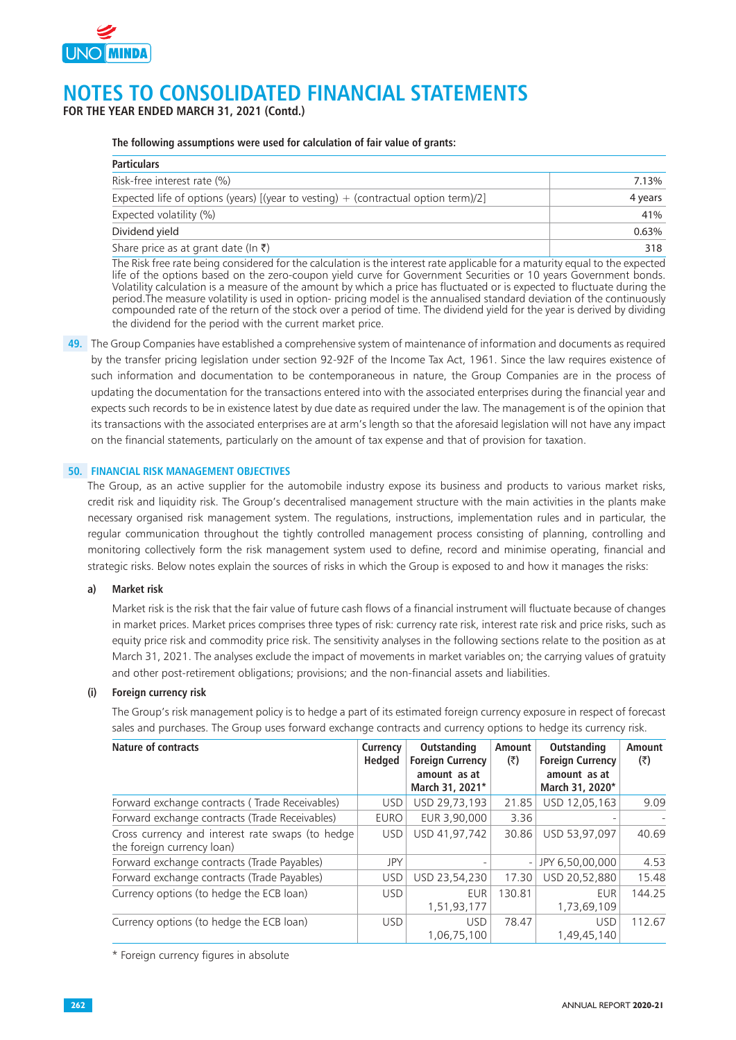# NOTES TO CONSOLIDATED FINANCIAL STATEMENTS

**FOR THE YEAR ENDED MARCH 31, 2021 (Contd.)**

**The following assumptions were used for calculation of fair value of grants:**

| Particulars | |
|---|---|
| Risk-free interest rate (%) | 7.13% |
| Expected life of options (years) [(year to vesting) + (contractual option term)/2] | 4 years |
| Expected volatility (%) | 41% |
| Dividend yield | 0.63% |
| Share price as at grant date (In ₹) | 318 |

The Risk free rate being considered for the calculation is the interest rate applicable for a maturity equal to the expected life of the options based on the zero-coupon yield curve for Government Securities or 10 years Government bonds. Volatility calculation is a measure of the amount by which a price has fluctuated or is expected to fluctuate during the period.The measure volatility is used in option- pricing model is the annualised standard deviation of the continuously compounded rate of the return of the stock over a period of time. The dividend yield for the year is derived by dividing the dividend for the period with the current market price.

**49.** The Group Companies have established a comprehensive system of maintenance of information and documents as required by the transfer pricing legislation under section 92-92F of the Income Tax Act, 1961. Since the law requires existence of such information and documentation to be contemporaneous in nature, the Group Companies are in the process of updating the documentation for the transactions entered into with the associated enterprises during the financial year and expects such records to be in existence latest by due date as required under the law. The management is of the opinion that its transactions with the associated enterprises are at arm's length so that the aforesaid legislation will not have any impact on the financial statements, particularly on the amount of tax expense and that of provision for taxation.

## 50. FINANCIAL RISK MANAGEMENT OBJECTIVES

The Group, as an active supplier for the automobile industry expose its business and products to various market risks, credit risk and liquidity risk. The Group's decentralised management structure with the main activities in the plants make necessary organised risk management system. The regulations, instructions, implementation rules and in particular, the regular communication throughout the tightly controlled management process consisting of planning, controlling and monitoring collectively form the risk management system used to define, record and minimise operating, financial and strategic risks. Below notes explain the sources of risks in which the Group is exposed to and how it manages the risks:

### a) Market risk

Market risk is the risk that the fair value of future cash flows of a financial instrument will fluctuate because of changes in market prices. Market prices comprises three types of risk: currency rate risk, interest rate risk and price risks, such as equity price risk and commodity price risk. The sensitivity analyses in the following sections relate to the position as at March 31, 2021. The analyses exclude the impact of movements in market variables on; the carrying values of gratuity and other post-retirement obligations; provisions; and the non-financial assets and liabilities.

### (i) Foreign currency risk

The Group's risk management policy is to hedge a part of its estimated foreign currency exposure in respect of forecast sales and purchases. The Group uses forward exchange contracts and currency options to hedge its currency risk.

| Nature of contracts | Currency Hedged | Outstanding Foreign Currency amount as at March 31, 2021* | Amount (₹) | Outstanding Foreign Currency amount as at March 31, 2020* | Amount (₹) |
|---|---|---|---|---|---|
| Forward exchange contracts ( Trade Receivables) | USD | USD 29,73,193 | 21.85 | USD 12,05,163 | 9.09 |
| Forward exchange contracts (Trade Receivables) | EURO | EUR 3,90,000 | 3.36 | - | - |
| Cross currency and interest rate swaps (to hedge the foreign currency loan) | USD | USD 41,97,742 | 30.86 | USD 53,97,097 | 40.69 |
| Forward exchange contracts (Trade Payables) | JPY | - | - | JPY 6,50,00,000 | 4.53 |
| Forward exchange contracts (Trade Payables) | USD | USD 23,54,230 | 17.30 | USD 20,52,880 | 15.48 |
| Currency options (to hedge the ECB loan) | USD | EUR 1,51,93,177 | 130.81 | EUR 1,73,69,109 | 144.25 |
| Currency options (to hedge the ECB loan) | USD | USD 1,06,75,100 | 78.47 | USD 1,49,45,140 | 112.67 |

\* Foreign currency figures in absolute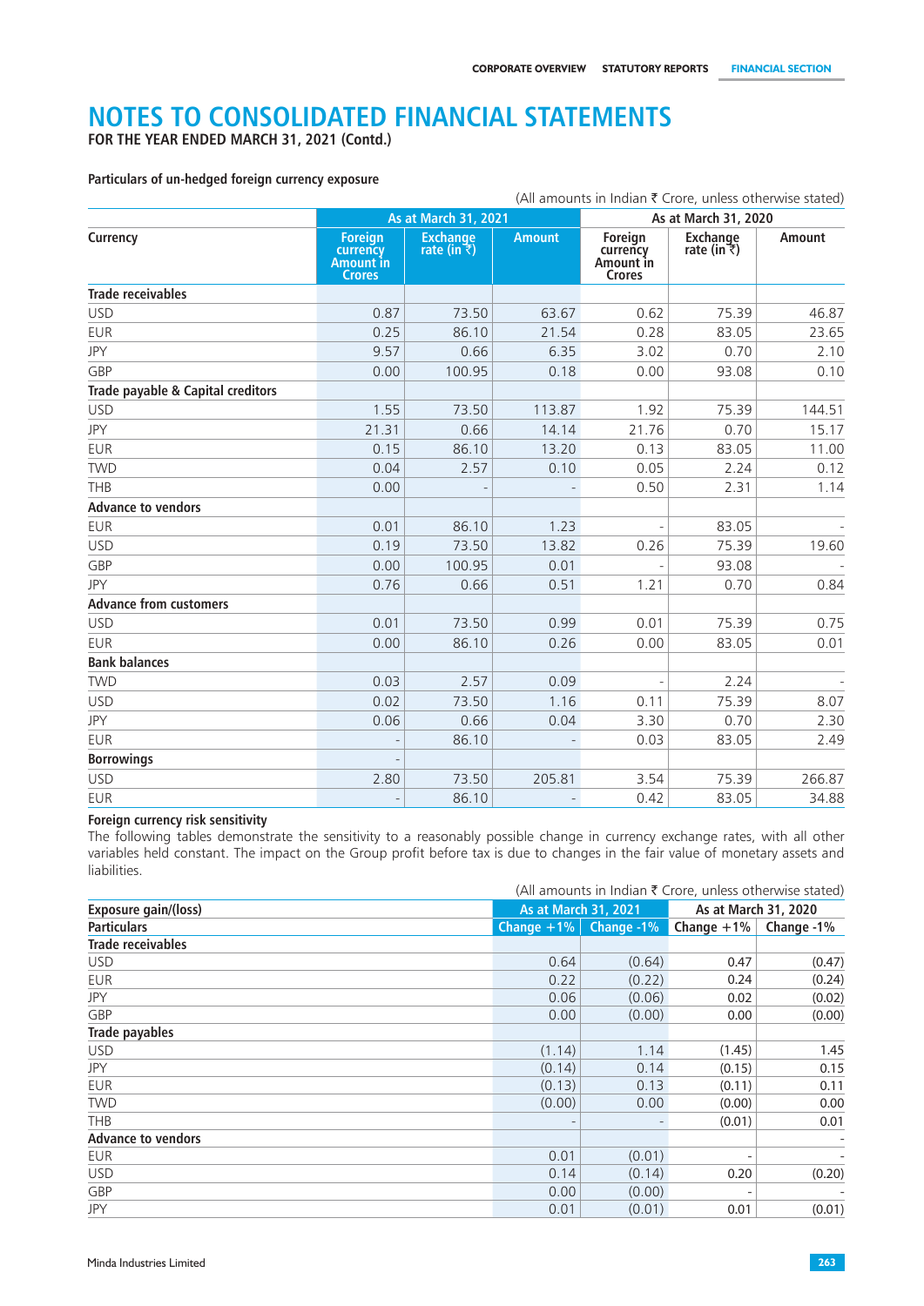# NOTES TO CONSOLIDATED FINANCIAL STATEMENTS

**FOR THE YEAR ENDED MARCH 31, 2021 (Contd.)**

**Particulars of un-hedged foreign currency exposure**

(All amounts in Indian ₹ Crore, unless otherwise stated)

| Currency | As at March 31, 2021 | | | As at March 31, 2020 | | |
|---|---|---|---|---|---|---|
| | Foreign currency Amount in Crores | Exchange rate (in ₹) | Amount | Foreign currency Amount in Crores | Exchange rate (in ₹) | Amount |
| **Trade receivables** | | | | | | |
| USD | 0.87 | 73.50 | 63.67 | 0.62 | 75.39 | 46.87 |
| EUR | 0.25 | 86.10 | 21.54 | 0.28 | 83.05 | 23.65 |
| JPY | 9.57 | 0.66 | 6.35 | 3.02 | 0.70 | 2.10 |
| GBP | 0.00 | 100.95 | 0.18 | 0.00 | 93.08 | 0.10 |
| **Trade payable & Capital creditors** | | | | | | |
| USD | 1.55 | 73.50 | 113.87 | 1.92 | 75.39 | 144.51 |
| JPY | 21.31 | 0.66 | 14.14 | 21.76 | 0.70 | 15.17 |
| EUR | 0.15 | 86.10 | 13.20 | 0.13 | 83.05 | 11.00 |
| TWD | 0.04 | 2.57 | 0.10 | 0.05 | 2.24 | 0.12 |
| THB | 0.00 | - | - | 0.50 | 2.31 | 1.14 |
| **Advance to vendors** | | | | | | |
| EUR | 0.01 | 86.10 | 1.23 | - | 83.05 | - |
| USD | 0.19 | 73.50 | 13.82 | 0.26 | 75.39 | 19.60 |
| GBP | 0.00 | 100.95 | 0.01 | - | 93.08 | - |
| JPY | 0.76 | 0.66 | 0.51 | 1.21 | 0.70 | 0.84 |
| **Advance from customers** | | | | | | |
| USD | 0.01 | 73.50 | 0.99 | 0.01 | 75.39 | 0.75 |
| EUR | 0.00 | 86.10 | 0.26 | 0.00 | 83.05 | 0.01 |
| **Bank balances** | | | | | | |
| TWD | 0.03 | 2.57 | 0.09 | - | 2.24 | - |
| USD | 0.02 | 73.50 | 1.16 | 0.11 | 75.39 | 8.07 |
| JPY | 0.06 | 0.66 | 0.04 | 3.30 | 0.70 | 2.30 |
| EUR | - | 86.10 | - | 0.03 | 83.05 | 2.49 |
| **Borrowings** | - | | | | | |
| USD | 2.80 | 73.50 | 205.81 | 3.54 | 75.39 | 266.87 |
| EUR | - | 86.10 | - | 0.42 | 83.05 | 34.88 |

**Foreign currency risk sensitivity**

The following tables demonstrate the sensitivity to a reasonably possible change in currency exchange rates, with all other variables held constant. The impact on the Group profit before tax is due to changes in the fair value of monetary assets and liabilities.

(All amounts in Indian ₹ Crore, unless otherwise stated)

| Exposure gain/(loss) | As at March 31, 2021 | | As at March 31, 2020 | |
|---|---|---|---|---|
| **Particulars** | Change +1% | Change -1% | Change +1% | Change -1% |
| **Trade receivables** | | | | |
| USD | 0.64 | (0.64) | 0.47 | (0.47) |
| EUR | 0.22 | (0.22) | 0.24 | (0.24) |
| JPY | 0.06 | (0.06) | 0.02 | (0.02) |
| GBP | 0.00 | (0.00) | 0.00 | (0.00) |
| **Trade payables** | | | | |
| USD | (1.14) | 1.14 | (1.45) | 1.45 |
| JPY | (0.14) | 0.14 | (0.15) | 0.15 |
| EUR | (0.13) | 0.13 | (0.11) | 0.11 |
| TWD | (0.00) | 0.00 | (0.00) | 0.00 |
| THB | - | - | (0.01) | 0.01 |
| **Advance to vendors** | | | | - |
| EUR | 0.01 | (0.01) | - | - |
| USD | 0.14 | (0.14) | 0.20 | (0.20) |
| GBP | 0.00 | (0.00) | - | - |
| JPY | 0.01 | (0.01) | 0.01 | (0.01) |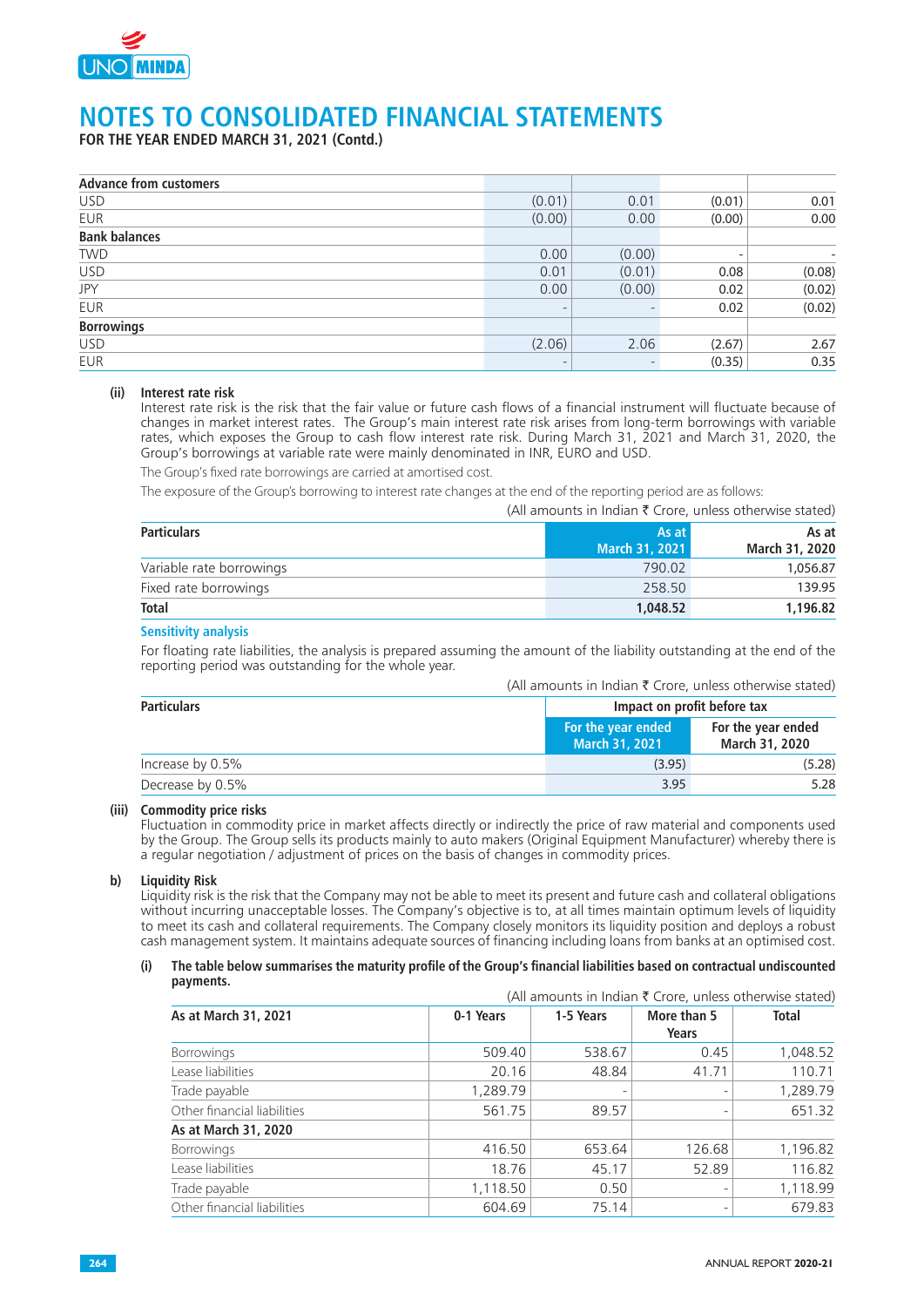# NOTES TO CONSOLIDATED FINANCIAL STATEMENTS

**FOR THE YEAR ENDED MARCH 31, 2021 (Contd.)**

| | | | | |
|---|---|---|---|---|
| **Advance from customers** | | | | |
| USD | (0.01) | 0.01 | (0.01) | 0.01 |
| EUR | (0.00) | 0.00 | (0.00) | 0.00 |
| **Bank balances** | | | | |
| TWD | 0.00 | (0.00) | - | - |
| USD | 0.01 | (0.01) | 0.08 | (0.08) |
| JPY | 0.00 | (0.00) | 0.02 | (0.02) |
| EUR | - | - | 0.02 | (0.02) |
| **Borrowings** | | | | |
| USD | (2.06) | 2.06 | (2.67) | 2.67 |
| EUR | - | - | (0.35) | 0.35 |

**(ii) Interest rate risk**

Interest rate risk is the risk that the fair value or future cash flows of a financial instrument will fluctuate because of changes in market interest rates. The Group's main interest rate risk arises from long-term borrowings with variable rates, which exposes the Group to cash flow interest rate risk. During March 31, 2021 and March 31, 2020, the Group's borrowings at variable rate were mainly denominated in INR, EURO and USD.

The Group's fixed rate borrowings are carried at amortised cost.

The exposure of the Group's borrowing to interest rate changes at the end of the reporting period are as follows:

(All amounts in Indian ₹ Crore, unless otherwise stated)

| Particulars | As at March 31, 2021 | As at March 31, 2020 |
|---|---|---|
| Variable rate borrowings | 790.02 | 1,056.87 |
| Fixed rate borrowings | 258.50 | 139.95 |
| **Total** | **1,048.52** | **1,196.82** |

**Sensitivity analysis**

For floating rate liabilities, the analysis is prepared assuming the amount of the liability outstanding at the end of the reporting period was outstanding for the whole year.

(All amounts in Indian ₹ Crore, unless otherwise stated)

| Particulars | Impact on profit before tax | |
|---|---|---|
| | For the year ended March 31, 2021 | For the year ended March 31, 2020 |
| Increase by 0.5% | (3.95) | (5.28) |
| Decrease by 0.5% | 3.95 | 5.28 |

**(iii) Commodity price risks**

Fluctuation in commodity price in market affects directly or indirectly the price of raw material and components used by the Group. The Group sells its products mainly to auto makers (Original Equipment Manufacturer) whereby there is a regular negotiation / adjustment of prices on the basis of changes in commodity prices.

**b) Liquidity Risk**

Liquidity risk is the risk that the Company may not be able to meet its present and future cash and collateral obligations without incurring unacceptable losses. The Company's objective is to, at all times maintain optimum levels of liquidity to meet its cash and collateral requirements. The Company closely monitors its liquidity position and deploys a robust cash management system. It maintains adequate sources of financing including loans from banks at an optimised cost.

**(i) The table below summarises the maturity profile of the Group's financial liabilities based on contractual undiscounted payments.**

(All amounts in Indian ₹ Crore, unless otherwise stated)

| As at March 31, 2021 | 0-1 Years | 1-5 Years | More than 5 Years | Total |
|---|---|---|---|---|
| Borrowings | 509.40 | 538.67 | 0.45 | 1,048.52 |
| Lease liabilities | 20.16 | 48.84 | 41.71 | 110.71 |
| Trade payable | 1,289.79 | - | - | 1,289.79 |
| Other financial liabilities | 561.75 | 89.57 | - | 651.32 |
| **As at March 31, 2020** | | | | |
| Borrowings | 416.50 | 653.64 | 126.68 | 1,196.82 |
| Lease liabilities | 18.76 | 45.17 | 52.89 | 116.82 |
| Trade payable | 1,118.50 | 0.50 | - | 1,118.99 |
| Other financial liabilities | 604.69 | 75.14 | - | 679.83 |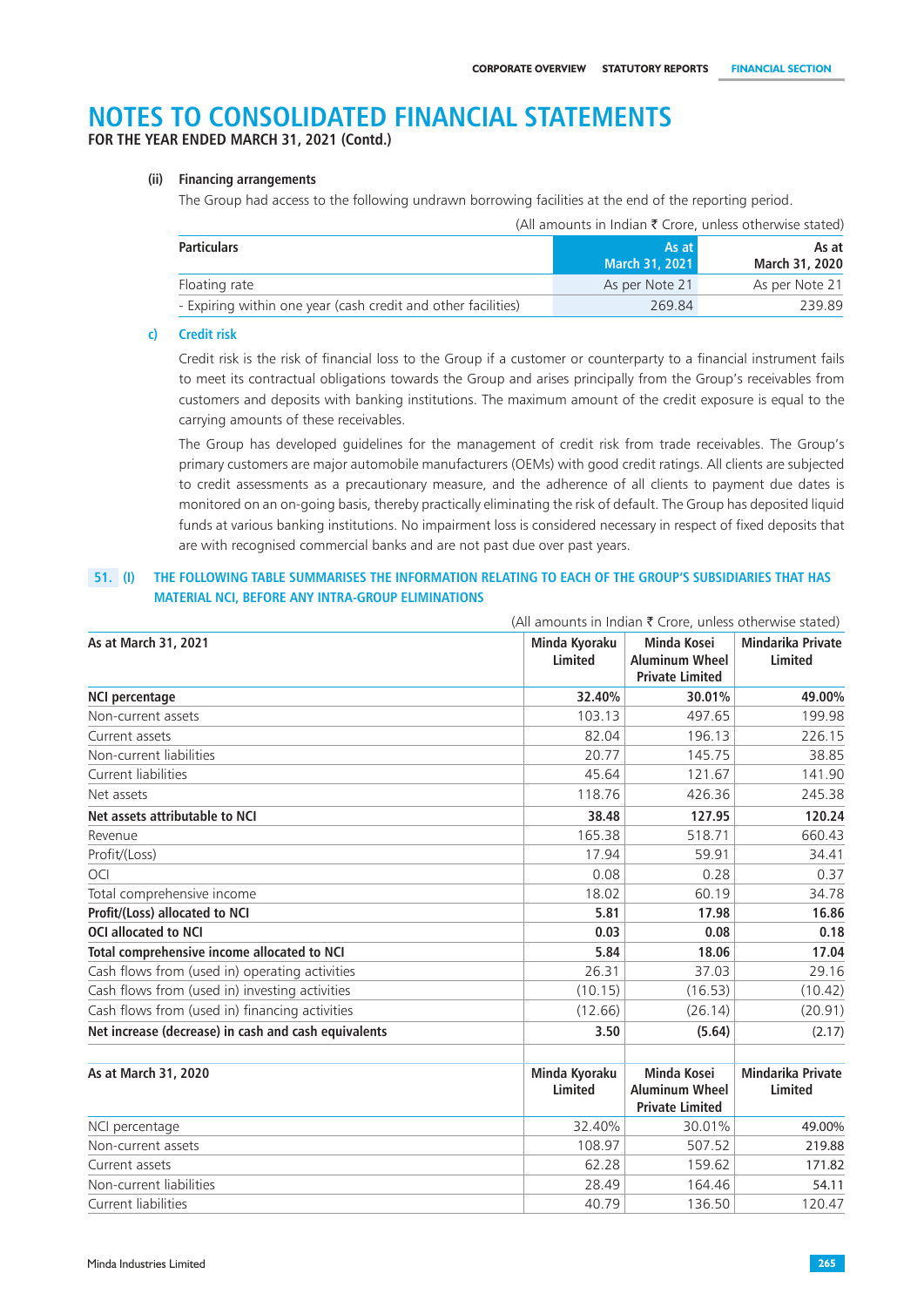# NOTES TO CONSOLIDATED FINANCIAL STATEMENTS

**FOR THE YEAR ENDED MARCH 31, 2021 (Contd.)**

**(ii) Financing arrangements**

The Group had access to the following undrawn borrowing facilities at the end of the reporting period.

(All amounts in Indian ₹ Crore, unless otherwise stated)

| Particulars | As at March 31, 2021 | As at March 31, 2020 |
|---|---|---|
| Floating rate | As per Note 21 | As per Note 21 |
| - Expiring within one year (cash credit and other facilities) | 269.84 | 239.89 |

**c) Credit risk**

Credit risk is the risk of financial loss to the Group if a customer or counterparty to a financial instrument fails to meet its contractual obligations towards the Group and arises principally from the Group's receivables from customers and deposits with banking institutions. The maximum amount of the credit exposure is equal to the carrying amounts of these receivables.

The Group has developed guidelines for the management of credit risk from trade receivables. The Group's primary customers are major automobile manufacturers (OEMs) with good credit ratings. All clients are subjected to credit assessments as a precautionary measure, and the adherence of all clients to payment due dates is monitored on an on-going basis, thereby practically eliminating the risk of default. The Group has deposited liquid funds at various banking institutions. No impairment loss is considered necessary in respect of fixed deposits that are with recognised commercial banks and are not past due over past years.

## 51. (I) THE FOLLOWING TABLE SUMMARISES THE INFORMATION RELATING TO EACH OF THE GROUP'S SUBSIDIARIES THAT HAS MATERIAL NCI, BEFORE ANY INTRA-GROUP ELIMINATIONS

(All amounts in Indian ₹ Crore, unless otherwise stated)

| As at March 31, 2021 | Minda Kyoraku Limited | Minda Kosei Aluminum Wheel Private Limited | Mindarika Private Limited |
|---|---|---|---|
| **NCI percentage** | **32.40%** | **30.01%** | **49.00%** |
| Non-current assets | 103.13 | 497.65 | 199.98 |
| Current assets | 82.04 | 196.13 | 226.15 |
| Non-current liabilities | 20.77 | 145.75 | 38.85 |
| Current liabilities | 45.64 | 121.67 | 141.90 |
| Net assets | 118.76 | 426.36 | 245.38 |
| **Net assets attributable to NCI** | **38.48** | **127.95** | **120.24** |
| Revenue | 165.38 | 518.71 | 660.43 |
| Profit/(Loss) | 17.94 | 59.91 | 34.41 |
| OCI | 0.08 | 0.28 | 0.37 |
| Total comprehensive income | 18.02 | 60.19 | 34.78 |
| **Profit/(Loss) allocated to NCI** | **5.81** | **17.98** | **16.86** |
| **OCI allocated to NCI** | **0.03** | **0.08** | **0.18** |
| **Total comprehensive income allocated to NCI** | **5.84** | **18.06** | **17.04** |
| Cash flows from (used in) operating activities | 26.31 | 37.03 | 29.16 |
| Cash flows from (used in) investing activities | (10.15) | (16.53) | (10.42) |
| Cash flows from (used in) financing activities | (12.66) | (26.14) | (20.91) |
| **Net increase (decrease) in cash and cash equivalents** | **3.50** | **(5.64)** | (2.17) |

| As at March 31, 2020 | Minda Kyoraku Limited | Minda Kosei Aluminum Wheel Private Limited | Mindarika Private Limited |
|---|---|---|---|
| NCI percentage | 32.40% | 30.01% | 49.00% |
| Non-current assets | 108.97 | 507.52 | 219.88 |
| Current assets | 62.28 | 159.62 | 171.82 |
| Non-current liabilities | 28.49 | 164.46 | 54.11 |
| Current liabilities | 40.79 | 136.50 | 120.47 |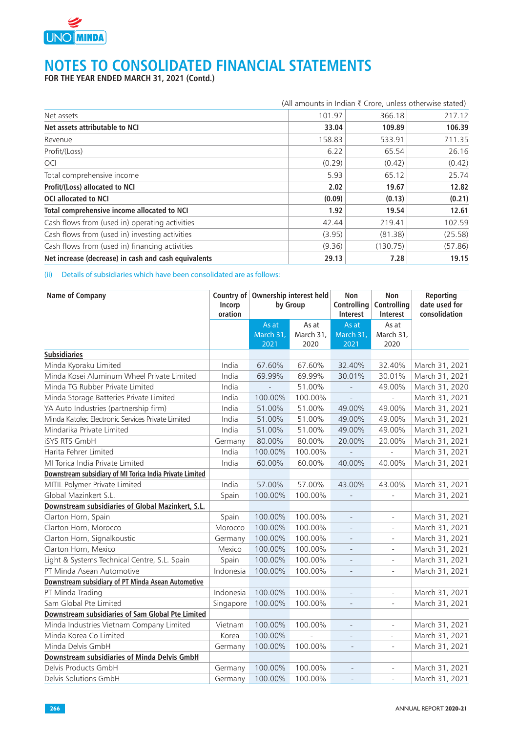# NOTES TO CONSOLIDATED FINANCIAL STATEMENTS

**FOR THE YEAR ENDED MARCH 31, 2021 (Contd.)**

(All amounts in Indian ₹ Crore, unless otherwise stated)

| | | | |
|---|---|---|---|
| Net assets | 101.97 | 366.18 | 217.12 |
| **Net assets attributable to NCI** | **33.04** | **109.89** | **106.39** |
| Revenue | 158.83 | 533.91 | 711.35 |
| Profit/(Loss) | 6.22 | 65.54 | 26.16 |
| OCI | (0.29) | (0.42) | (0.42) |
| Total comprehensive income | 5.93 | 65.12 | 25.74 |
| **Profit/(Loss) allocated to NCI** | **2.02** | **19.67** | **12.82** |
| **OCI allocated to NCI** | **(0.09)** | **(0.13)** | **(0.21)** |
| **Total comprehensive income allocated to NCI** | **1.92** | **19.54** | **12.61** |
| Cash flows from (used in) operating activities | 42.44 | 219.41 | 102.59 |
| Cash flows from (used in) investing activities | (3.95) | (81.38) | (25.58) |
| Cash flows from (used in) financing activities | (9.36) | (130.75) | (57.86) |
| **Net increase (decrease) in cash and cash equivalents** | **29.13** | **7.28** | **19.15** |

(ii) Details of subsidiaries which have been consolidated are as follows:

| Name of Company | Country of Incorporation | Ownership interest held by Group | | Non Controlling Interest | Non Controlling Interest | Reporting date used for consolidation |
|---|---|---|---|---|---|---|
| | | As at March 31, 2021 | As at March 31, 2020 | As at March 31, 2021 | As at March 31, 2020 | |
| **Subsidiaries** | | | | | | |
| Minda Kyoraku Limited | India | 67.60% | 67.60% | 32.40% | 32.40% | March 31, 2021 |
| Minda Kosei Aluminum Wheel Private Limited | India | 69.99% | 69.99% | 30.01% | 30.01% | March 31, 2021 |
| Minda TG Rubber Private Limited | India | - | 51.00% | - | 49.00% | March 31, 2020 |
| Minda Storage Batteries Private Limited | India | 100.00% | 100.00% | - | - | March 31, 2021 |
| YA Auto Industries (partnership firm) | India | 51.00% | 51.00% | 49.00% | 49.00% | March 31, 2021 |
| Minda Katolec Electronic Services Private Limited | India | 51.00% | 51.00% | 49.00% | 49.00% | March 31, 2021 |
| Mindarika Private Limited | India | 51.00% | 51.00% | 49.00% | 49.00% | March 31, 2021 |
| iSYS RTS GmbH | Germany | 80.00% | 80.00% | 20.00% | 20.00% | March 31, 2021 |
| Harita Fehrer Limited | India | 100.00% | 100.00% | - | - | March 31, 2021 |
| MI Torica India Private Limited | India | 60.00% | 60.00% | 40.00% | 40.00% | March 31, 2021 |
| **Downstream subsidiary of MI Torica India Private Limited** | | | | | | |
| MITIL Polymer Private Limited | India | 57.00% | 57.00% | 43.00% | 43.00% | March 31, 2021 |
| Global Mazinkert S.L. | Spain | 100.00% | 100.00% | - | - | March 31, 2021 |
| **Downstream subsidiaries of Global Mazinkert, S.L.** | | | | | | |
| Clarton Horn, Spain | Spain | 100.00% | 100.00% | - | - | March 31, 2021 |
| Clarton Horn, Morocco | Morocco | 100.00% | 100.00% | - | - | March 31, 2021 |
| Clarton Horn, Signalkoustic | Germany | 100.00% | 100.00% | - | - | March 31, 2021 |
| Clarton Horn, Mexico | Mexico | 100.00% | 100.00% | - | - | March 31, 2021 |
| Light & Systems Technical Centre, S.L. Spain | Spain | 100.00% | 100.00% | - | - | March 31, 2021 |
| PT Minda Asean Automotive | Indonesia | 100.00% | 100.00% | - | - | March 31, 2021 |
| **Downstream subsidiary of PT Minda Asean Automotive** | | | | | | |
| PT Minda Trading | Indonesia | 100.00% | 100.00% | - | - | March 31, 2021 |
| Sam Global Pte Limited | Singapore | 100.00% | 100.00% | - | - | March 31, 2021 |
| **Downstream subsidiaries of Sam Global Pte Limited** | | | | | | |
| Minda Industries Vietnam Company Limited | Vietnam | 100.00% | 100.00% | - | - | March 31, 2021 |
| Minda Korea Co Limited | Korea | 100.00% | - | - | - | March 31, 2021 |
| Minda Delvis GmbH | Germany | 100.00% | 100.00% | - | - | March 31, 2021 |
| **Downstream subsidiaries of Minda Delvis GmbH** | | | | | | |
| Delvis Products GmbH | Germany | 100.00% | 100.00% | - | - | March 31, 2021 |
| Delvis Solutions GmbH | Germany | 100.00% | 100.00% | - | - | March 31, 2021 |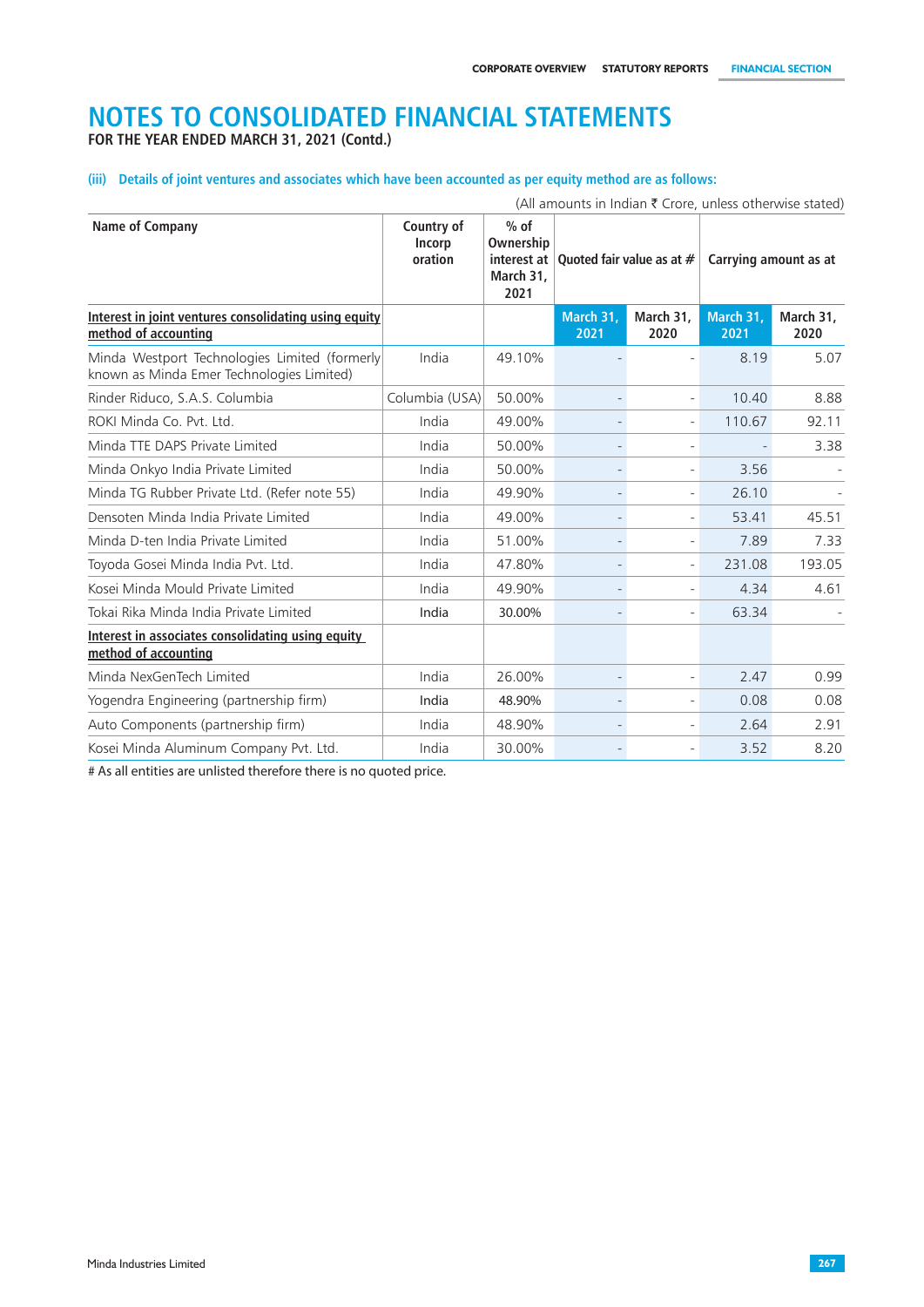# NOTES TO CONSOLIDATED FINANCIAL STATEMENTS

**FOR THE YEAR ENDED MARCH 31, 2021 (Contd.)**

### (iii) Details of joint ventures and associates which have been accounted as per equity method are as follows:

(All amounts in Indian ₹ Crore, unless otherwise stated)

| Name of Company | Country of Incorp oration | % of Ownership interest at March 31, 2021 | Quoted fair value as at # | | Carrying amount as at | |
|---|---|---|---|---|---|---|
| **Interest in joint ventures consolidating using equity method of accounting** | | | March 31, 2021 | March 31, 2020 | March 31, 2021 | March 31, 2020 |
| Minda Westport Technologies Limited (formerly known as Minda Emer Technologies Limited) | India | 49.10% | - | - | 8.19 | 5.07 |
| Rinder Riduco, S.A.S. Columbia | Columbia (USA) | 50.00% | - | - | 10.40 | 8.88 |
| ROKI Minda Co. Pvt. Ltd. | India | 49.00% | - | - | 110.67 | 92.11 |
| Minda TTE DAPS Private Limited | India | 50.00% | - | - | - | 3.38 |
| Minda Onkyo India Private Limited | India | 50.00% | - | - | 3.56 | - |
| Minda TG Rubber Private Ltd. (Refer note 55) | India | 49.90% | - | - | 26.10 | - |
| Densoten Minda India Private Limited | India | 49.00% | - | - | 53.41 | 45.51 |
| Minda D-ten India Private Limited | India | 51.00% | - | - | 7.89 | 7.33 |
| Toyoda Gosei Minda India Pvt. Ltd. | India | 47.80% | - | - | 231.08 | 193.05 |
| Kosei Minda Mould Private Limited | India | 49.90% | - | - | 4.34 | 4.61 |
| Tokai Rika Minda India Private Limited | India | 30.00% | - | - | 63.34 | - |
| **Interest in associates consolidating using equity method of accounting** | | | | | | |
| Minda NexGenTech Limited | India | 26.00% | - | - | 2.47 | 0.99 |
| Yogendra Engineering (partnership firm) | India | 48.90% | - | - | 0.08 | 0.08 |
| Auto Components (partnership firm) | India | 48.90% | - | - | 2.64 | 2.91 |
| Kosei Minda Aluminum Company Pvt. Ltd. | India | 30.00% | - | - | 3.52 | 8.20 |

# As all entities are unlisted therefore there is no quoted price.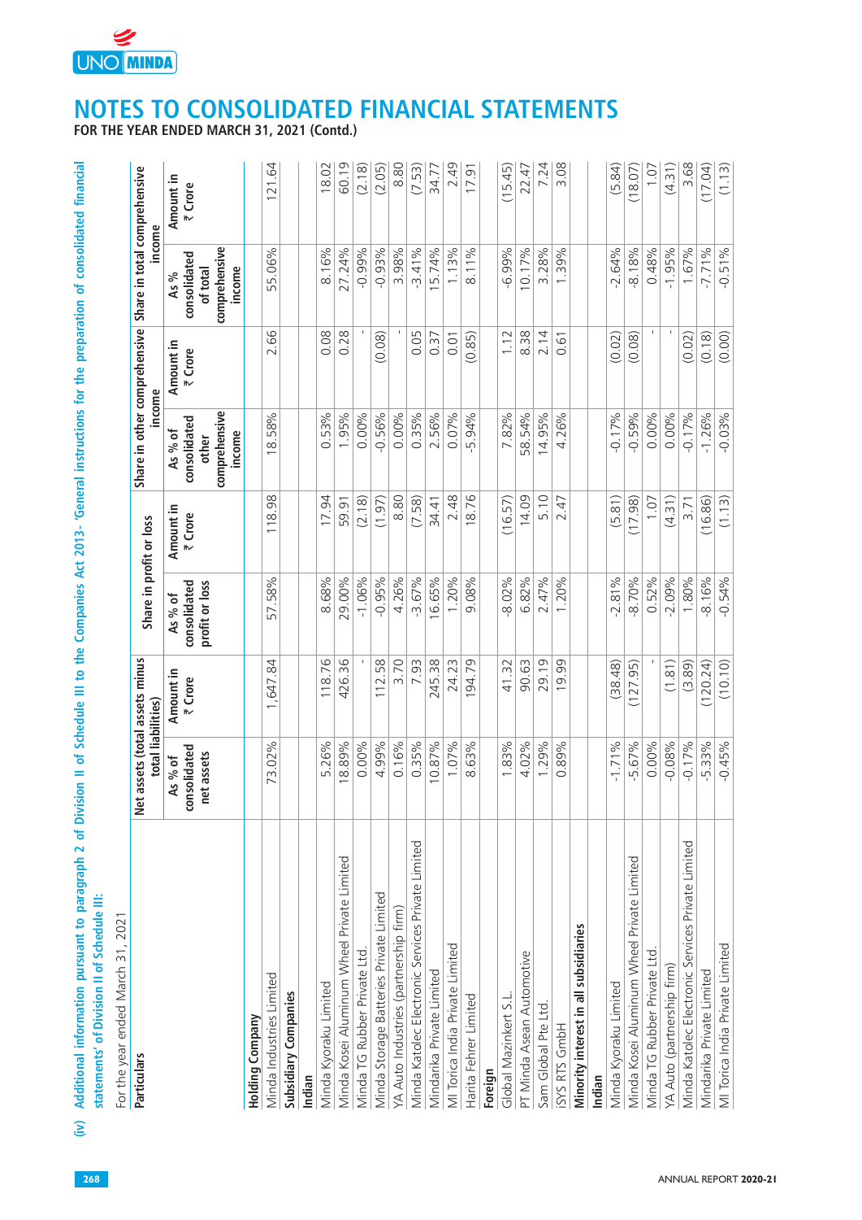# NOTES TO CONSOLIDATED FINANCIAL STATEMENTS

**FOR THE YEAR ENDED MARCH 31, 2021 (Contd.)**

**(iv) Additional information pursuant to paragraph 2 of Division II of Schedule III to the Companies Act 2013- 'General instructions for the preparation of consolidated financial statements' of Division II of Schedule III:**

For the year ended March 31, 2021

| Particulars | Net assets (total assets minus total liabilities) | | Share in profit or loss | | Share in other comprehensive income | | Share in total comprehensive income | |
|---|---|---|---|---|---|---|---|---|
| | As % of consolidated net assets | Amount in ₹ Crore | As % of consolidated profit or loss | Amount in ₹ Crore | As % of consolidated other comprehensive income | Amount in ₹ Crore | As % consolidated of total comprehensive income | Amount in ₹ Crore |
| **Holding Company** | | | | | | | | |
| Minda Industries Limited | 73.02% | 1,647.84 | 57.58% | 118.98 | 18.58% | 2.66 | 55.06% | 121.64 |
| **Subsidiary Companies** | | | | | | | | |
| **Indian** | | | | | | | | |
| Minda Kyoraku Limited | 5.26% | 118.76 | 8.68% | 17.94 | 0.53% | 0.08 | 8.16% | 18.02 |
| Minda Kosei Aluminum Wheel Private Limited | 18.89% | 426.36 | 29.00% | 59.91 | 1.95% | 0.28 | 27.24% | 60.19 |
| Minda TG Rubber Private Ltd. | 0.00% | - | -1.06% | (2.18) | 0.00% | - | -0.99% | (2.18) |
| Minda Storage Batteries Private Limited | 4.99% | 112.58 | -0.95% | (1.97) | -0.56% | (0.08) | -0.93% | (2.05) |
| YA Auto Industries (partnership firm) | 0.16% | 3.70 | 4.26% | 8.80 | 0.00% | - | 3.98% | 8.80 |
| Minda Katolec Electronic Services Private Limited | 0.35% | 7.93 | -3.67% | (7.58) | 0.35% | 0.05 | -3.41% | (7.53) |
| Mindarika Private Limited | 10.87% | 245.38 | 16.65% | 34.41 | 2.56% | 0.37 | 15.74% | 34.77 |
| MI Torica India Private Limited | 1.07% | 24.23 | 1.20% | 2.48 | 0.07% | 0.01 | 1.13% | 2.49 |
| Harita Fehrer Limited | 8.63% | 194.79 | 9.08% | 18.76 | -5.94% | (0.85) | 8.11% | 17.91 |
| **Foreign** | | | | | | | | |
| Global Mazinkert S.L. | 1.83% | 41.32 | -8.02% | (16.57) | 7.82% | 1.12 | -6.99% | (15.45) |
| PT Minda Asean Automotive | 4.02% | 90.63 | 6.82% | 14.09 | 58.54% | 8.38 | 10.17% | 22.47 |
| Sam Global Pte Ltd. | 1.29% | 29.19 | 2.47% | 5.10 | 14.95% | 2.14 | 3.28% | 7.24 |
| iSYS RTS GmbH | 0.89% | 19.99 | 1.20% | 2.47 | 4.26% | 0.61 | 1.39% | 3.08 |
| **Minority interest in all subsidiaries** | | | | | | | | |
| **Indian** | | | | | | | | |
| Minda Kyoraku Limited | -1.71% | (38.48) | -2.81% | (5.81) | -0.17% | (0.02) | -2.64% | (5.84) |
| Minda Kosei Aluminum Wheel Private Limited | -5.67% | (127.95) | -8.70% | (17.98) | -0.59% | (0.08) | -8.18% | (18.07) |
| Minda TG Rubber Private Ltd. | 0.00% | - | 0.52% | 1.07 | 0.00% | - | 0.48% | 1.07 |
| YA Auto (partnership firm) | -0.08% | (1.81) | -2.09% | (4.31) | 0.00% | - | -1.95% | (4.31) |
| Minda Katolec Electronic Services Private Limited | -0.17% | (3.89) | 1.80% | 3.71 | -0.17% | (0.02) | 1.67% | 3.68 |
| Mindarika Private Limited | -5.33% | (120.24) | -8.16% | (16.86) | -1.26% | (0.18) | -7.71% | (17.04) |
| MI Torica India Private Limited | -0.45% | (10.10) | -0.54% | (1.13) | -0.03% | (0.00) | -0.51% | (1.13) |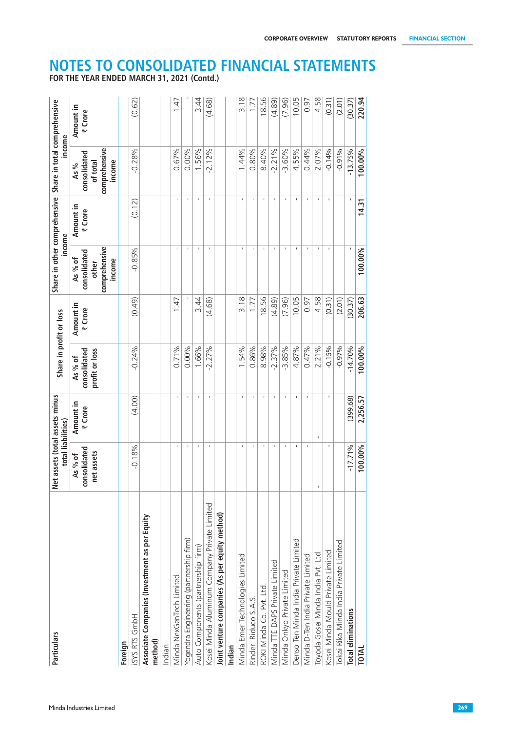# NOTES TO CONSOLIDATED FINANCIAL STATEMENTS

**FOR THE YEAR ENDED MARCH 31, 2021 (Contd.)**

| Particulars | Net assets (total assets minus total liabilities) | | Share in profit or loss | | Share in other comprehensive income | | Share in total comprehensive income | |
|---|---|---|---|---|---|---|---|---|
| | As % of consolidated net assets | Amount in ₹ Crore | As % of consolidated profit or loss | Amount in ₹ Crore | As % of consolidated other comprehensive income | Amount in ₹ Crore | As % consolidated of total comprehensive income | Amount in ₹ Crore |
| **Foreign** | | | | | | | | |
| iSYS RTS GmbH | -0.18% | (4.00) | -0.24% | (0.49) | -0.85% | (0.12) | -0.28% | (0.62) |
| **Associate Companies (Investment as per Equity method)** | | | | | | | | |
| Indian | | | | | | | | |
| Minda NexGenTech Limited | - | - | 0.71% | 1.47 | - | - | 0.67% | 1.47 |
| Yogendra Engineering (partnership firm) | - | - | 0.00% | - | - | - | 0.00% | - |
| Auto Components (partnership firm) | - | - | 1.66% | 3.44 | - | - | 1.56% | 3.44 |
| Kosei Minda Aluminum Company Private Limited | - | - | -2.27% | (4.68) | - | - | -2.12% | (4.68) |
| **Joint venture companies (As per equity method)** | | | | | | | | |
| **Indian** | | | | | | | | |
| Minda Emer Technologies Limited | - | - | 1.54% | 3.18 | - | - | 1.44% | 3.18 |
| Rinder Riduco S.A.S. | - | - | 0.86% | 1.77 | - | - | 0.80% | 1.77 |
| ROKI Minda Co. Pvt. Ltd. | - | - | 8.98% | 18.56 | - | - | 8.40% | 18.56 |
| Minda TTE DAPS Private Limited | - | - | -2.37% | (4.89) | - | - | -2.21% | (4.89) |
| Minda Onkyo Private Limited | - | - | -3.85% | (7.96) | - | - | -3.60% | (7.96) |
| Denso Ten Minda India Private Limited | - | - | 4.87% | 10.05 | - | - | 4.55% | 10.05 |
| Minda D-Ten India Private Limited | - | - | 0.47% | 0.97 | - | - | 0.44% | 0.97 |
| Toyoda Gosei Minda India Pvt. Ltd | - | - | 2.21% | 4.58 | - | - | 2.07% | 4.58 |
| Kosei Minda Mould Private Limited | - | - | -0.15% | (0.31) | - | - | -0.14% | (0.31) |
| Tokai Rika Minda India Private Limited | | | -0.97% | (2.01) | | | -0.91% | (2.01) |
| **Total eliminations** | -17.71% | (399.68) | -14.70% | (30.37) | - | - | -13.75% | (30.37) |
| **TOTAL** | **100.00%** | **2,256.57** | **100.00%** | **206.63** | **100.00%** | **14.31** | **100.00%** | **220.94** |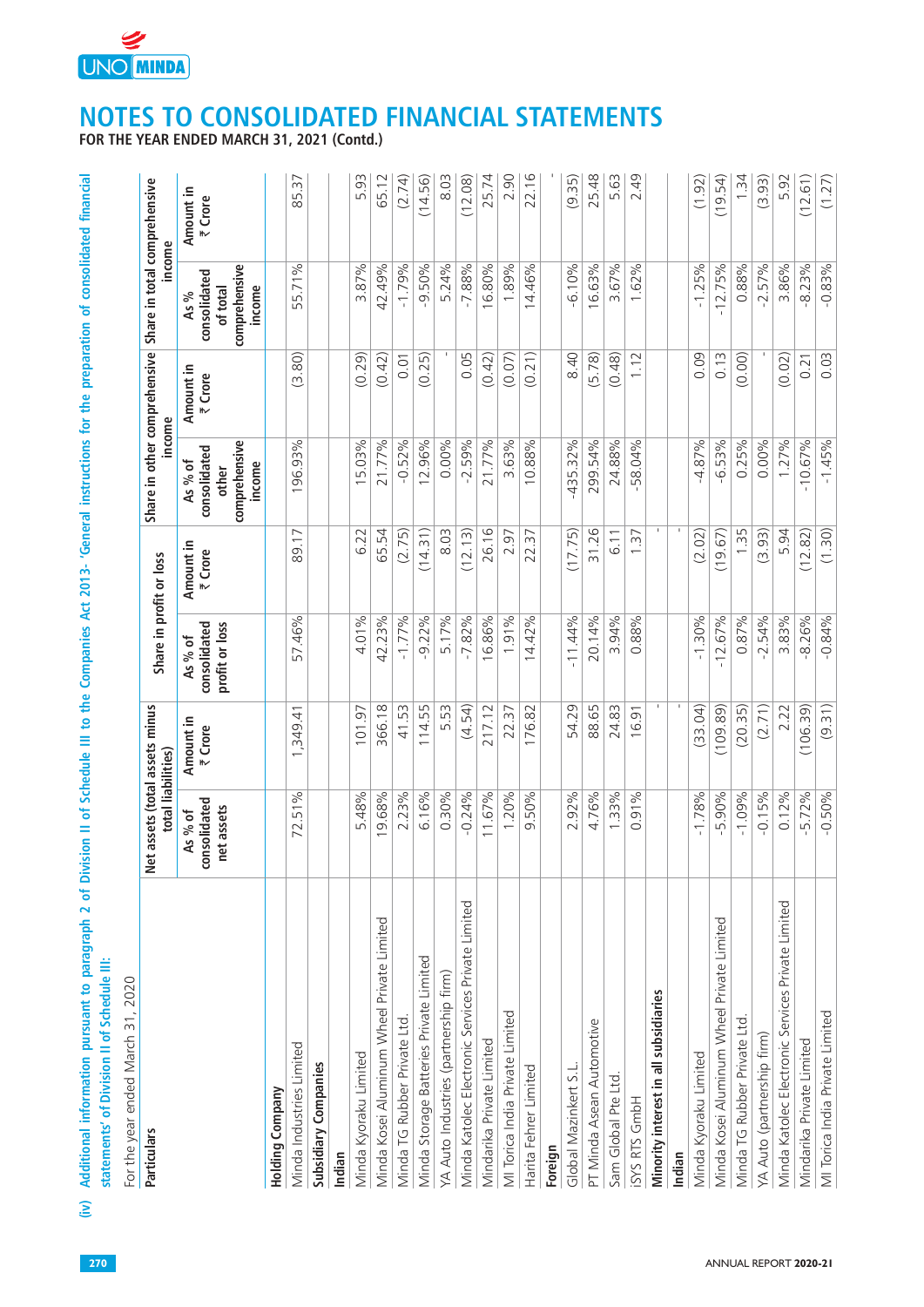# NOTES TO CONSOLIDATED FINANCIAL STATEMENTS

**FOR THE YEAR ENDED MARCH 31, 2021 (Contd.)**

**(iv) Additional information pursuant to paragraph 2 of Division II of Schedule III to the Companies Act 2013- 'General instructions for the preparation of consolidated financial statements' of Division II of Schedule III:**

For the year ended March 31, 2020

| Particulars | Net assets (total assets minus total liabilities) | | Share in profit or loss | | Share in other comprehensive income | | Share in total comprehensive income | |
|---|---|---|---|---|---|---|---|---|
| | As % of consolidated net assets | Amount in ₹ Crore | As % of consolidated profit or loss | Amount in ₹ Crore | As % of consolidated other comprehensive income | Amount in ₹ Crore | As % consolidated of total comprehensive income | Amount in ₹ Crore |
| **Holding Company** | | | | | | | | |
| Minda Industries Limited | 72.51% | 1,349.41 | 57.46% | 89.17 | 196.93% | (3.80) | 55.71% | 85.37 |
| **Subsidiary Companies** | | | | | | | | |
| **Indian** | | | | | | | | |
| Minda Kyoraku Limited | 5.48% | 101.97 | 4.01% | 6.22 | 15.03% | (0.29) | 3.87% | 5.93 |
| Minda Kosei Aluminum Wheel Private Limited | 19.68% | 366.18 | 42.23% | 65.54 | 21.77% | (0.42) | 42.49% | 65.12 |
| Minda TG Rubber Private Ltd. | 2.23% | 41.53 | -1.77% | (2.75) | -0.52% | 0.01 | -1.79% | (2.74) |
| Minda Storage Batteries Private Limited | 6.16% | 114.55 | -9.22% | (14.31) | 12.96% | (0.25) | -9.50% | (14.56) |
| YA Auto Industries (partnership firm) | 0.30% | 5.53 | 5.17% | 8.03 | 0.00% | - | 5.24% | 8.03 |
| Minda Katolec Electronic Services Private Limited | -0.24% | (4.54) | -7.82% | (12.13) | -2.59% | 0.05 | -7.88% | (12.08) |
| Mindarika Private Limited | 11.67% | 217.12 | 16.86% | 26.16 | 21.77% | (0.42) | 16.80% | 25.74 |
| MI Torica India Private Limited | 1.20% | 22.37 | 1.91% | 2.97 | 3.63% | (0.07) | 1.89% | 2.90 |
| Harita Fehrer Limited | 9.50% | 176.82 | 14.42% | 22.37 | 10.88% | (0.21) | 14.46% | 22.16 |
| **Foreign** | | | | | | | | - |
| Global Mazinkert S.L. | 2.92% | 54.29 | -11.44% | (17.75) | -435.32% | 8.40 | -6.10% | (9.35) |
| PT Minda Asean Automotive | 4.76% | 88.65 | 20.14% | 31.26 | 299.54% | (5.78) | 16.63% | 25.48 |
| Sam Global Pte Ltd. | 1.33% | 24.83 | 3.94% | 6.11 | 24.88% | (0.48) | 3.67% | 5.63 |
| iSYS RTS GmbH | 0.91% | 16.91 | 0.88% | 1.37 | -58.04% | 1.12 | 1.62% | 2.49 |
| **Minority interest in all subsidiaries** | | - | | - | | | | |
| **Indian** | | - | | - | | | | |
| Minda Kyoraku Limited | -1.78% | (33.04) | -1.30% | (2.02) | -4.87% | 0.09 | -1.25% | (1.92) |
| Minda Kosei Aluminum Wheel Private Limited | -5.90% | (109.89) | -12.67% | (19.67) | -6.53% | 0.13 | -12.75% | (19.54) |
| Minda TG Rubber Private Ltd. | -1.09% | (20.35) | 0.87% | 1.35 | 0.25% | (0.00) | 0.88% | 1.34 |
| YA Auto (partnership firm) | -0.15% | (2.71) | -2.54% | (3.93) | 0.00% | - | -2.57% | (3.93) |
| Minda Katolec Electronic Services Private Limited | 0.12% | 2.22 | 3.83% | 5.94 | 1.27% | (0.02) | 3.86% | 5.92 |
| Mindarika Private Limited | -5.72% | (106.39) | -8.26% | (12.82) | -10.67% | 0.21 | -8.23% | (12.61) |
| MI Torica India Private Limited | -0.50% | (9.31) | -0.84% | (1.30) | -1.45% | 0.03 | -0.83% | (1.27) |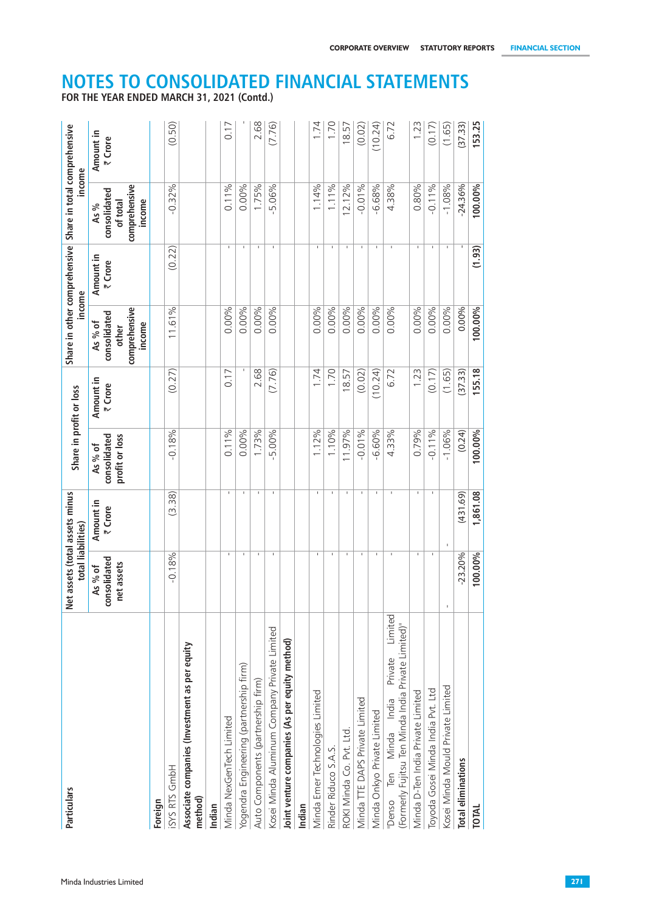# NOTES TO CONSOLIDATED FINANCIAL STATEMENTS

**FOR THE YEAR ENDED MARCH 31, 2021 (Contd.)**

| Particulars | Net assets (total assets minus total liabilities) | | Share in profit or loss | | Share in other comprehensive income | | Share in total comprehensive income | |
|---|---|---|---|---|---|---|---|---|
| | As % of consolidated net assets | Amount in ₹ Crore | As % of consolidated profit or loss | Amount in ₹ Crore | As % of consolidated other comprehensive income | Amount in ₹ Crore | As % consolidated of total comprehensive income | Amount in ₹ Crore |
| **Foreign** | | | | | | | | |
| iSYS RTS GmbH | -0.18% | (3.38) | -0.18% | (0.27) | 11.61% | (0.22) | -0.32% | (0.50) |
| **Associate companies (Investment as per equity method)** | | | | | | | | |
| **Indian** | | | | | | | | |
| Minda NexGenTech Limited | - | - | 0.11% | 0.17 | 0.00% | - | 0.11% | 0.17 |
| Yogendra Engineering (partnership firm) | - | - | 0.00% | - | 0.00% | - | 0.00% | - |
| Auto Components (partnership firm) | - | - | 1.73% | 2.68 | 0.00% | - | 1.75% | 2.68 |
| Kosei Minda Aluminum Company Private Limited | - | - | -5.00% | (7.76) | 0.00% | - | -5.06% | (7.76) |
| **Joint venture companies (As per equity method)** | | | | | | | | |
| **Indian** | | | | | | | | |
| Minda Emer Technologies Limited | - | - | 1.12% | 1.74 | 0.00% | - | 1.14% | 1.74 |
| Rinder Riduco S.A.S. | - | - | 1.10% | 1.70 | 0.00% | - | 1.11% | 1.70 |
| ROKI Minda Co. Pvt. Ltd. | - | - | 11.97% | 18.57 | 0.00% | - | 12.12% | 18.57 |
| Minda TTE DAPS Private Limited | - | - | -0.01% | (0.02) | 0.00% | - | -0.01% | (0.02) |
| Minda Onkyo Private Limited | - | - | -6.60% | (10.24) | 0.00% | - | -6.68% | (10.24) |
| "Denso Ten Minda India Private Limited (Formerly Fujitsu Ten Minda India Private Limited)" | - | - | 4.33% | 6.72 | 0.00% | - | 4.38% | 6.72 |
| Minda D-Ten India Private Limited | - | - | 0.79% | 1.23 | 0.00% | - | 0.80% | 1.23 |
| Toyoda Gosei Minda India Pvt. Ltd | - | - | -0.11% | (0.17) | 0.00% | - | -0.11% | (0.17) |
| Kosei Minda Mould Private Limited | - | - | -1.06% | (1.65) | 0.00% | - | -1.08% | (1.65) |
| **Total eliminations** | -23.20% | (431.69) | (0.24) | (37.33) | 0.00% | - | -24.36% | (37.33) |
| **TOTAL** | **100.00%** | **1,861.08** | **100.00%** | **155.18** | **100.00%** | **(1.93)** | **100.00%** | **153.25** |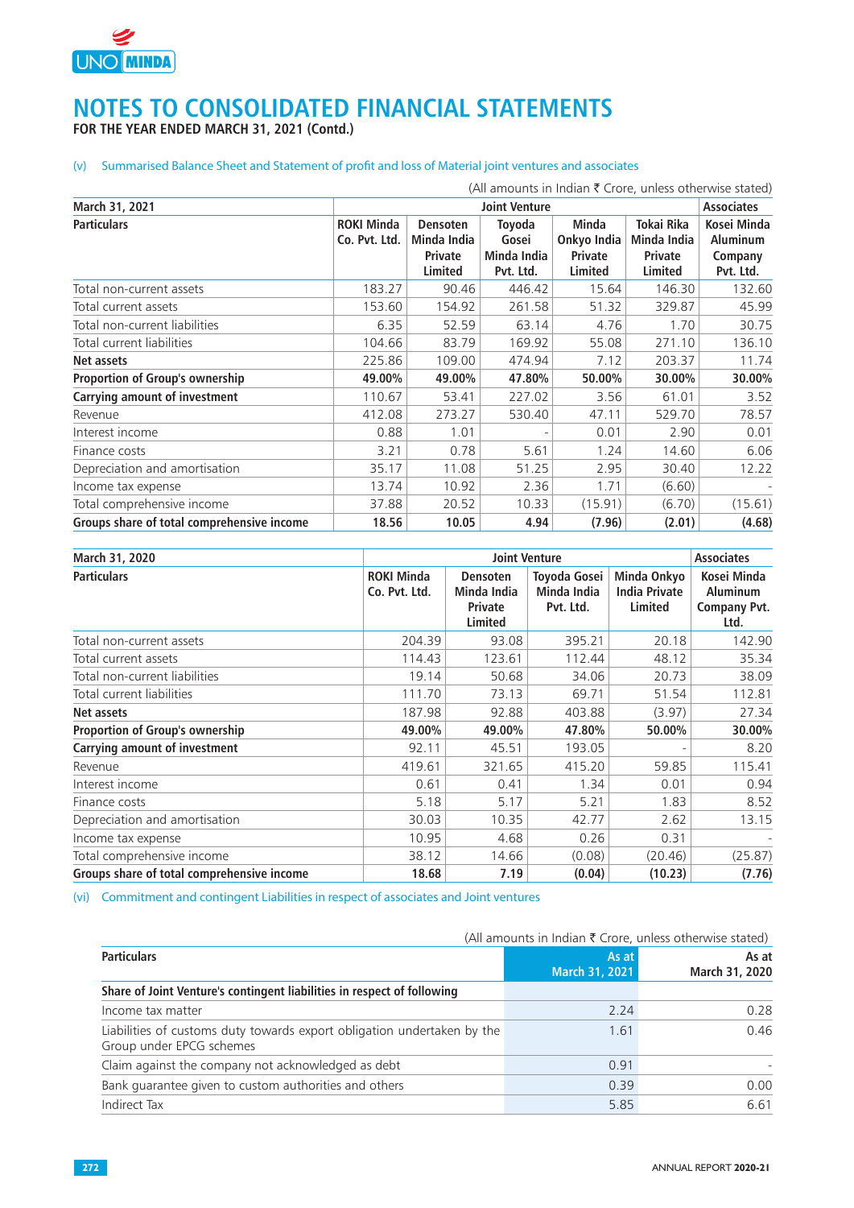# NOTES TO CONSOLIDATED FINANCIAL STATEMENTS

**FOR THE YEAR ENDED MARCH 31, 2021 (Contd.)**

(v) Summarised Balance Sheet and Statement of profit and loss of Material joint ventures and associates

(All amounts in Indian ₹ Crore, unless otherwise stated)

| March 31, 2021 | Joint Venture | | | | | Associates |
|---|---|---|---|---|---|---|
| **Particulars** | **ROKI Minda Co. Pvt. Ltd.** | **Densoten Minda India Private Limited** | **Toyoda Gosei Minda India Pvt. Ltd.** | **Minda Onkyo India Private Limited** | **Tokai Rika Minda India Private Limited** | **Kosei Minda Aluminum Company Pvt. Ltd.** |
| Total non-current assets | 183.27 | 90.46 | 446.42 | 15.64 | 146.30 | 132.60 |
| Total current assets | 153.60 | 154.92 | 261.58 | 51.32 | 329.87 | 45.99 |
| Total non-current liabilities | 6.35 | 52.59 | 63.14 | 4.76 | 1.70 | 30.75 |
| Total current liabilities | 104.66 | 83.79 | 169.92 | 55.08 | 271.10 | 136.10 |
| **Net assets** | 225.86 | 109.00 | 474.94 | 7.12 | 203.37 | 11.74 |
| **Proportion of Group's ownership** | **49.00%** | **49.00%** | **47.80%** | **50.00%** | **30.00%** | **30.00%** |
| **Carrying amount of investment** | 110.67 | 53.41 | 227.02 | 3.56 | 61.01 | 3.52 |
| Revenue | 412.08 | 273.27 | 530.40 | 47.11 | 529.70 | 78.57 |
| Interest income | 0.88 | 1.01 | - | 0.01 | 2.90 | 0.01 |
| Finance costs | 3.21 | 0.78 | 5.61 | 1.24 | 14.60 | 6.06 |
| Depreciation and amortisation | 35.17 | 11.08 | 51.25 | 2.95 | 30.40 | 12.22 |
| Income tax expense | 13.74 | 10.92 | 2.36 | 1.71 | (6.60) | - |
| Total comprehensive income | 37.88 | 20.52 | 10.33 | (15.91) | (6.70) | (15.61) |
| **Groups share of total comprehensive income** | **18.56** | **10.05** | **4.94** | **(7.96)** | **(2.01)** | **(4.68)** |

| March 31, 2020 | Joint Venture | | | | Associates |
|---|---|---|---|---|---|
| **Particulars** | **ROKI Minda Co. Pvt. Ltd.** | **Densoten Minda India Private Limited** | **Toyoda Gosei Minda India Pvt. Ltd.** | **Minda Onkyo India Private Limited** | **Kosei Minda Aluminum Company Pvt. Ltd.** |
| Total non-current assets | 204.39 | 93.08 | 395.21 | 20.18 | 142.90 |
| Total current assets | 114.43 | 123.61 | 112.44 | 48.12 | 35.34 |
| Total non-current liabilities | 19.14 | 50.68 | 34.06 | 20.73 | 38.09 |
| Total current liabilities | 111.70 | 73.13 | 69.71 | 51.54 | 112.81 |
| **Net assets** | 187.98 | 92.88 | 403.88 | (3.97) | 27.34 |
| **Proportion of Group's ownership** | **49.00%** | **49.00%** | **47.80%** | **50.00%** | **30.00%** |
| **Carrying amount of investment** | 92.11 | 45.51 | 193.05 | - | 8.20 |
| Revenue | 419.61 | 321.65 | 415.20 | 59.85 | 115.41 |
| Interest income | 0.61 | 0.41 | 1.34 | 0.01 | 0.94 |
| Finance costs | 5.18 | 5.17 | 5.21 | 1.83 | 8.52 |
| Depreciation and amortisation | 30.03 | 10.35 | 42.77 | 2.62 | 13.15 |
| Income tax expense | 10.95 | 4.68 | 0.26 | 0.31 | - |
| Total comprehensive income | 38.12 | 14.66 | (0.08) | (20.46) | (25.87) |
| **Groups share of total comprehensive income** | **18.68** | **7.19** | **(0.04)** | **(10.23)** | **(7.76)** |

(vi) Commitment and contingent Liabilities in respect of associates and Joint ventures

(All amounts in Indian ₹ Crore, unless otherwise stated)

| Particulars | As at March 31, 2021 | As at March 31, 2020 |
|---|---|---|
| **Share of Joint Venture's contingent liabilities in respect of following** | | |
| Income tax matter | 2.24 | 0.28 |
| Liabilities of customs duty towards export obligation undertaken by the Group under EPCG schemes | 1.61 | 0.46 |
| Claim against the company not acknowledged as debt | 0.91 | - |
| Bank guarantee given to custom authorities and others | 0.39 | 0.00 |
| Indirect Tax | 5.85 | 6.61 |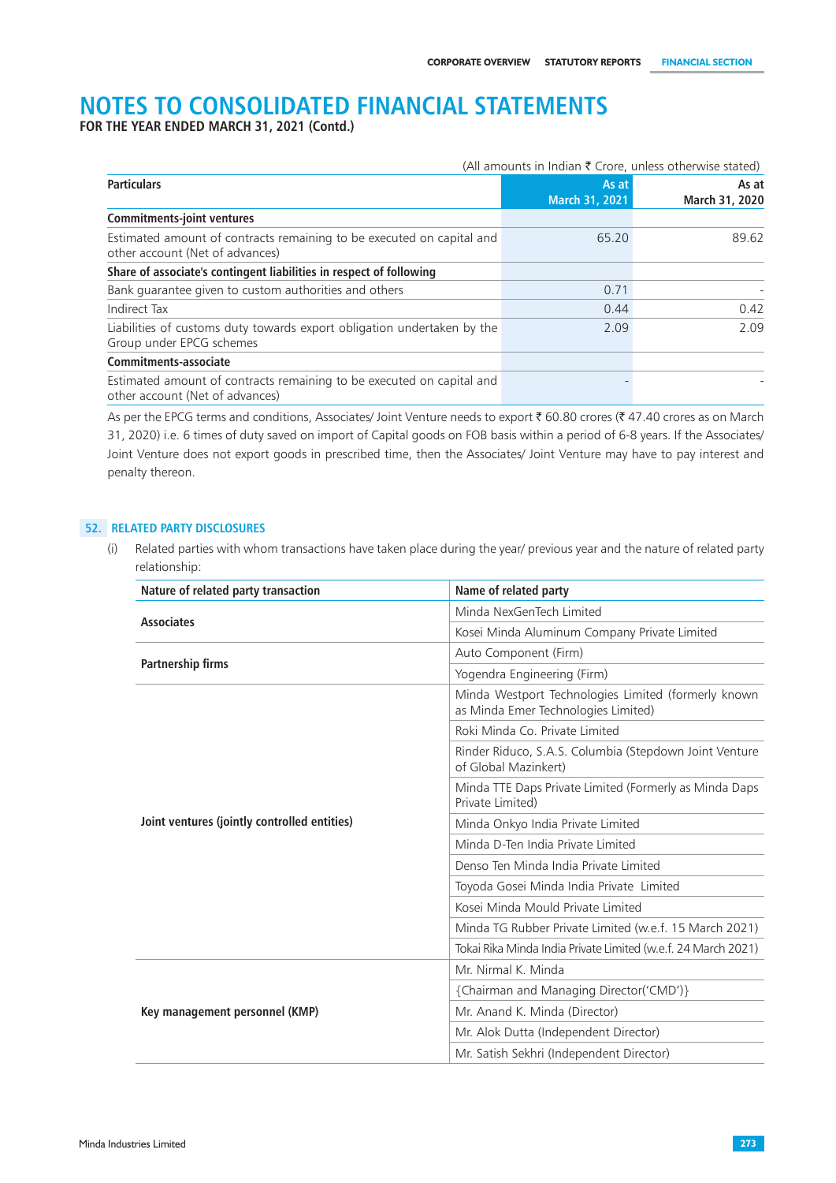# NOTES TO CONSOLIDATED FINANCIAL STATEMENTS

**FOR THE YEAR ENDED MARCH 31, 2021 (Contd.)**

(All amounts in Indian ₹ Crore, unless otherwise stated)

| Particulars | As at March 31, 2021 | As at March 31, 2020 |
|---|---|---|
| **Commitments-joint ventures** | | |
| Estimated amount of contracts remaining to be executed on capital and other account (Net of advances) | 65.20 | 89.62 |
| **Share of associate's contingent liabilities in respect of following** | | |
| Bank guarantee given to custom authorities and others | 0.71 | - |
| Indirect Tax | 0.44 | 0.42 |
| Liabilities of customs duty towards export obligation undertaken by the Group under EPCG schemes | 2.09 | 2.09 |
| **Commitments-associate** | | |
| Estimated amount of contracts remaining to be executed on capital and other account (Net of advances) | - | - |

As per the EPCG terms and conditions, Associates/ Joint Venture needs to export ₹ 60.80 crores (₹ 47.40 crores as on March 31, 2020) i.e. 6 times of duty saved on import of Capital goods on FOB basis within a period of 6-8 years. If the Associates/ Joint Venture does not export goods in prescribed time, then the Associates/ Joint Venture may have to pay interest and penalty thereon.

## 52. RELATED PARTY DISCLOSURES

(i) Related parties with whom transactions have taken place during the year/ previous year and the nature of related party relationship:

| Nature of related party transaction | Name of related party |
|---|---|
| **Associates** | Minda NexGenTech Limited |
| | Kosei Minda Aluminum Company Private Limited |
| **Partnership firms** | Auto Component (Firm) |
| | Yogendra Engineering (Firm) |
| **Joint ventures (jointly controlled entities)** | Minda Westport Technologies Limited (formerly known as Minda Emer Technologies Limited) |
| | Roki Minda Co. Private Limited |
| | Rinder Riduco, S.A.S. Columbia (Stepdown Joint Venture of Global Mazinkert) |
| | Minda TTE Daps Private Limited (Formerly as Minda Daps Private Limited) |
| | Minda Onkyo India Private Limited |
| | Minda D-Ten India Private Limited |
| | Denso Ten Minda India Private Limited |
| | Toyoda Gosei Minda India Private Limited |
| | Kosei Minda Mould Private Limited |
| | Minda TG Rubber Private Limited (w.e.f. 15 March 2021) |
| | Tokai Rika Minda India Private Limited (w.e.f. 24 March 2021) |
| **Key management personnel (KMP)** | Mr. Nirmal K. Minda |
| | {Chairman and Managing Director('CMD')} |
| | Mr. Anand K. Minda (Director) |
| | Mr. Alok Dutta (Independent Director) |
| | Mr. Satish Sekhri (Independent Director) |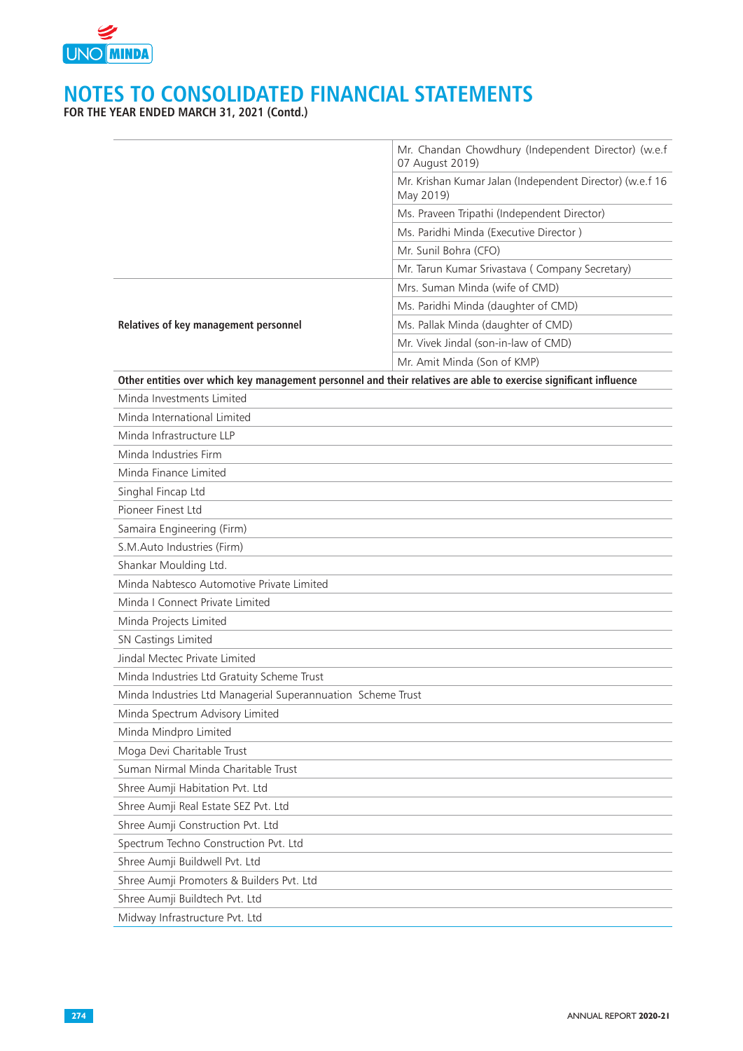# NOTES TO CONSOLIDATED FINANCIAL STATEMENTS

**FOR THE YEAR ENDED MARCH 31, 2021 (Contd.)**

| | |
|---|---|
| | Mr. Chandan Chowdhury (Independent Director) (w.e.f 07 August 2019) |
| | Mr. Krishan Kumar Jalan (Independent Director) (w.e.f 16 May 2019) |
| | Ms. Praveen Tripathi (Independent Director) |
| | Ms. Paridhi Minda (Executive Director ) |
| | Mr. Sunil Bohra (CFO) |
| | Mr. Tarun Kumar Srivastava ( Company Secretary) |
| **Relatives of key management personnel** | Mrs. Suman Minda (wife of CMD) |
| | Ms. Paridhi Minda (daughter of CMD) |
| | Ms. Pallak Minda (daughter of CMD) |
| | Mr. Vivek Jindal (son-in-law of CMD) |
| | Mr. Amit Minda (Son of KMP) |
| **Other entities over which key management personnel and their relatives are able to exercise significant influence** | |
| Minda Investments Limited | |
| Minda International Limited | |
| Minda Infrastructure LLP | |
| Minda Industries Firm | |
| Minda Finance Limited | |
| Singhal Fincap Ltd | |
| Pioneer Finest Ltd | |
| Samaira Engineering (Firm) | |
| S.M.Auto Industries (Firm) | |
| Shankar Moulding Ltd. | |
| Minda Nabtesco Automotive Private Limited | |
| Minda I Connect Private Limited | |
| Minda Projects Limited | |
| SN Castings Limited | |
| Jindal Mectec Private Limited | |
| Minda Industries Ltd Gratuity Scheme Trust | |
| Minda Industries Ltd Managerial Superannuation Scheme Trust | |
| Minda Spectrum Advisory Limited | |
| Minda Mindpro Limited | |
| Moga Devi Charitable Trust | |
| Suman Nirmal Minda Charitable Trust | |
| Shree Aumji Habitation Pvt. Ltd | |
| Shree Aumji Real Estate SEZ Pvt. Ltd | |
| Shree Aumji Construction Pvt. Ltd | |
| Spectrum Techno Construction Pvt. Ltd | |
| Shree Aumji Buildwell Pvt. Ltd | |
| Shree Aumji Promoters & Builders Pvt. Ltd | |
| Shree Aumji Buildtech Pvt. Ltd | |
| Midway Infrastructure Pvt. Ltd | |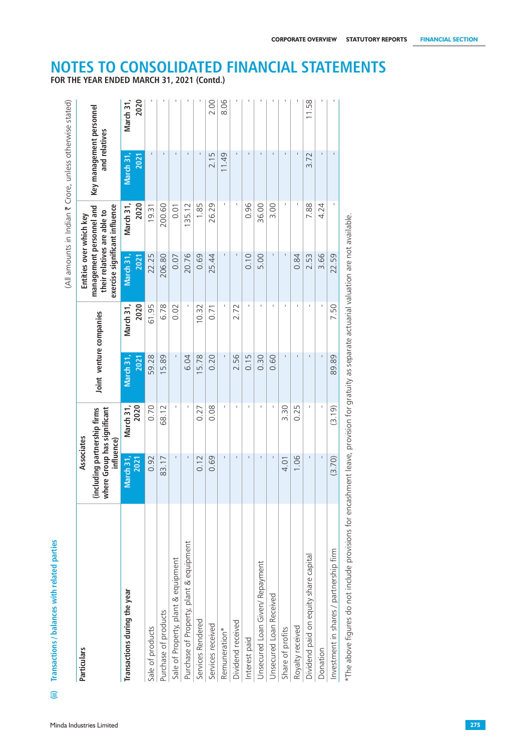# NOTES TO CONSOLIDATED FINANCIAL STATEMENTS

**FOR THE YEAR ENDED MARCH 31, 2021 (Contd.)**

(All amounts in Indian ₹ Crore, unless otherwise stated)

**(ii) Transactions / balances with related parties**

| Particulars | Associates (including partnership firms where Group has significant influence) | | Joint venture companies | | Entities over which key management personnel and their relatives are able to exercise significant influence | | Key management personnel and relatives | |
|---|---|---|---|---|---|---|---|---|
| | March 31, 2021 | March 31, 2020 | March 31, 2021 | March 31, 2020 | March 31, 2021 | March 31, 2020 | March 31, 2021 | March 31, 2020 |
| **Transactions during the year** | | | | | | | | |
| Sale of products | 0.92 | 0.70 | 59.28 | 61.95 | 22.25 | 19.31 | - | - |
| Purchase of products | 83.17 | 68.12 | 15.89 | 6.78 | 206.80 | 200.60 | - | - |
| Sale of Property, plant & equipment | - | - | - | 0.02 | 0.07 | 0.01 | - | - |
| Purchase of Property, plant & equipment | - | - | 6.04 | - | 20.76 | 135.12 | - | - |
| Services Rendered | 0.12 | 0.27 | 15.78 | 10.32 | 0.69 | 1.85 | - | - |
| Services received | 0.69 | 0.08 | 0.20 | 0.71 | 25.44 | 26.29 | 2.15 | 2.00 |
| Remuneration* | - | - | - | - | - | - | 11.49 | 8.06 |
| Dividend received | - | - | 2.56 | 2.72 | - | - | - | - |
| Interest paid | - | - | 0.15 | - | 0.10 | 0.96 | - | - |
| Unsecured Loan Given/ Repayment | - | - | 0.30 | - | 5.00 | 36.00 | - | - |
| Unsecured Loan Received | - | - | 0.60 | - | - | 3.00 | - | - |
| Share of profits | 4.01 | 3.30 | - | - | - | - | - | - |
| Royalty received | 1.06 | 0.25 | - | - | 0.84 | - | - | - |
| Dividend paid on equity share capital | - | - | - | - | 2.53 | 7.88 | 3.72 | 11.58 |
| Donation | - | - | - | - | 3.66 | 4.24 | - | - |
| Investment in shares / partnership firm | (3.70) | (3.19) | 89.89 | 7.50 | 22.59 | - | - | - |

*The above figures do not include provisions for encashment leave, provision for gratuity as separate actuarial valuation are not available.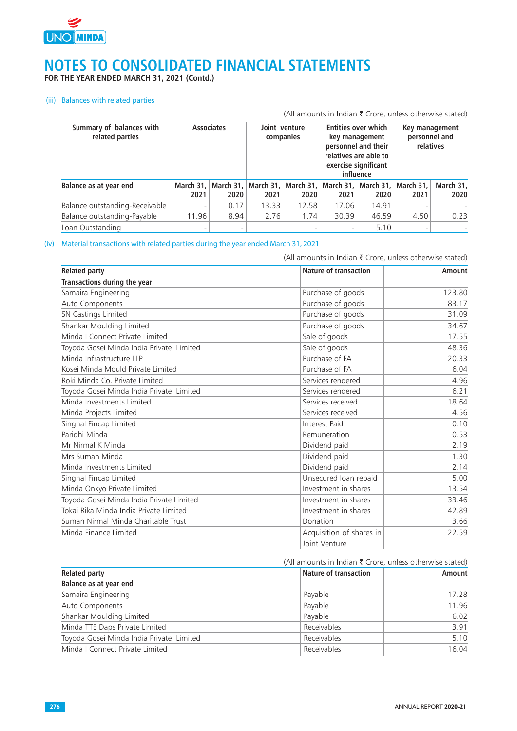# NOTES TO CONSOLIDATED FINANCIAL STATEMENTS

**FOR THE YEAR ENDED MARCH 31, 2021 (Contd.)**

(iii) Balances with related parties

(All amounts in Indian ₹ Crore, unless otherwise stated)

| Summary of balances with related parties | Associates | | Joint venture companies | | Entities over which key management personnel and their relatives are able to exercise significant influence | | Key management personnel and relatives | |
|---|---|---|---|---|---|---|---|---|
| **Balance as at year end** | **March 31, 2021** | **March 31, 2020** | **March 31, 2021** | **March 31, 2020** | **March 31, 2021** | **March 31, 2020** | **March 31, 2021** | **March 31, 2020** |
| Balance outstanding-Receivable | - | 0.17 | 13.33 | 12.58 | 17.06 | 14.91 | - | - |
| Balance outstanding-Payable | 11.96 | 8.94 | 2.76 | 1.74 | 30.39 | 46.59 | 4.50 | 0.23 |
| Loan Outstanding | - | - | | - | - | 5.10 | - | - |

(iv) Material transactions with related parties during the year ended March 31, 2021

(All amounts in Indian ₹ Crore, unless otherwise stated)

| Related party | Nature of transaction | Amount |
|---|---|---|
| **Transactions during the year** | | |
| Samaira Engineering | Purchase of goods | 123.80 |
| Auto Components | Purchase of goods | 83.17 |
| SN Castings Limited | Purchase of goods | 31.09 |
| Shankar Moulding Limited | Purchase of goods | 34.67 |
| Minda I Connect Private Limited | Sale of goods | 17.55 |
| Toyoda Gosei Minda India Private Limited | Sale of goods | 48.36 |
| Minda Infrastructure LLP | Purchase of FA | 20.33 |
| Kosei Minda Mould Private Limited | Purchase of FA | 6.04 |
| Roki Minda Co. Private Limited | Services rendered | 4.96 |
| Toyoda Gosei Minda India Private Limited | Services rendered | 6.21 |
| Minda Investments Limited | Services received | 18.64 |
| Minda Projects Limited | Services received | 4.56 |
| Singhal Fincap Limited | Interest Paid | 0.10 |
| Paridhi Minda | Remuneration | 0.53 |
| Mr Nirmal K Minda | Dividend paid | 2.19 |
| Mrs Suman Minda | Dividend paid | 1.30 |
| Minda Investments Limited | Dividend paid | 2.14 |
| Singhal Fincap Limited | Unsecured loan repaid | 5.00 |
| Minda Onkyo Private Limited | Investment in shares | 13.54 |
| Toyoda Gosei Minda India Private Limited | Investment in shares | 33.46 |
| Tokai Rika Minda India Private Limited | Investment in shares | 42.89 |
| Suman Nirmal Minda Charitable Trust | Donation | 3.66 |
| Minda Finance Limited | Acquisition of shares in Joint Venture | 22.59 |

(All amounts in Indian ₹ Crore, unless otherwise stated)

| Related party | Nature of transaction | Amount |
|---|---|---|
| **Balance as at year end** | | |
| Samaira Engineering | Payable | 17.28 |
| Auto Components | Payable | 11.96 |
| Shankar Moulding Limited | Payable | 6.02 |
| Minda TTE Daps Private Limited | Receivables | 3.91 |
| Toyoda Gosei Minda India Private Limited | Receivables | 5.10 |
| Minda I Connect Private Limited | Receivables | 16.04 |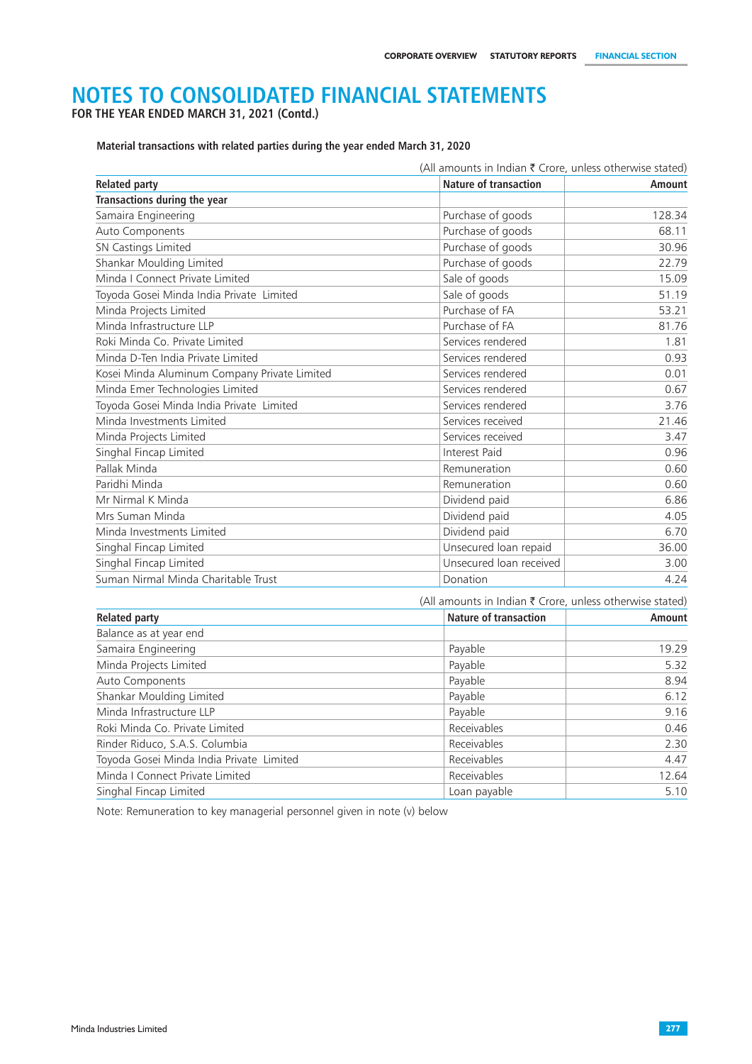# NOTES TO CONSOLIDATED FINANCIAL STATEMENTS

**FOR THE YEAR ENDED MARCH 31, 2021 (Contd.)**

**Material transactions with related parties during the year ended March 31, 2020**

(All amounts in Indian ₹ Crore, unless otherwise stated)

| Related party | Nature of transaction | Amount |
|---|---|---|
| **Transactions during the year** | | |
| Samaira Engineering | Purchase of goods | 128.34 |
| Auto Components | Purchase of goods | 68.11 |
| SN Castings Limited | Purchase of goods | 30.96 |
| Shankar Moulding Limited | Purchase of goods | 22.79 |
| Minda I Connect Private Limited | Sale of goods | 15.09 |
| Toyoda Gosei Minda India Private Limited | Sale of goods | 51.19 |
| Minda Projects Limited | Purchase of FA | 53.21 |
| Minda Infrastructure LLP | Purchase of FA | 81.76 |
| Roki Minda Co. Private Limited | Services rendered | 1.81 |
| Minda D-Ten India Private Limited | Services rendered | 0.93 |
| Kosei Minda Aluminum Company Private Limited | Services rendered | 0.01 |
| Minda Emer Technologies Limited | Services rendered | 0.67 |
| Toyoda Gosei Minda India Private Limited | Services rendered | 3.76 |
| Minda Investments Limited | Services received | 21.46 |
| Minda Projects Limited | Services received | 3.47 |
| Singhal Fincap Limited | Interest Paid | 0.96 |
| Pallak Minda | Remuneration | 0.60 |
| Paridhi Minda | Remuneration | 0.60 |
| Mr Nirmal K Minda | Dividend paid | 6.86 |
| Mrs Suman Minda | Dividend paid | 4.05 |
| Minda Investments Limited | Dividend paid | 6.70 |
| Singhal Fincap Limited | Unsecured loan repaid | 36.00 |
| Singhal Fincap Limited | Unsecured loan received | 3.00 |
| Suman Nirmal Minda Charitable Trust | Donation | 4.24 |

(All amounts in Indian ₹ Crore, unless otherwise stated)

| Related party | Nature of transaction | Amount |
|---|---|---|
| Balance as at year end | | |
| Samaira Engineering | Payable | 19.29 |
| Minda Projects Limited | Payable | 5.32 |
| Auto Components | Payable | 8.94 |
| Shankar Moulding Limited | Payable | 6.12 |
| Minda Infrastructure LLP | Payable | 9.16 |
| Roki Minda Co. Private Limited | Receivables | 0.46 |
| Rinder Riduco, S.A.S. Columbia | Receivables | 2.30 |
| Toyoda Gosei Minda India Private Limited | Receivables | 4.47 |
| Minda I Connect Private Limited | Receivables | 12.64 |
| Singhal Fincap Limited | Loan payable | 5.10 |

Note: Remuneration to key managerial personnel given in note (v) below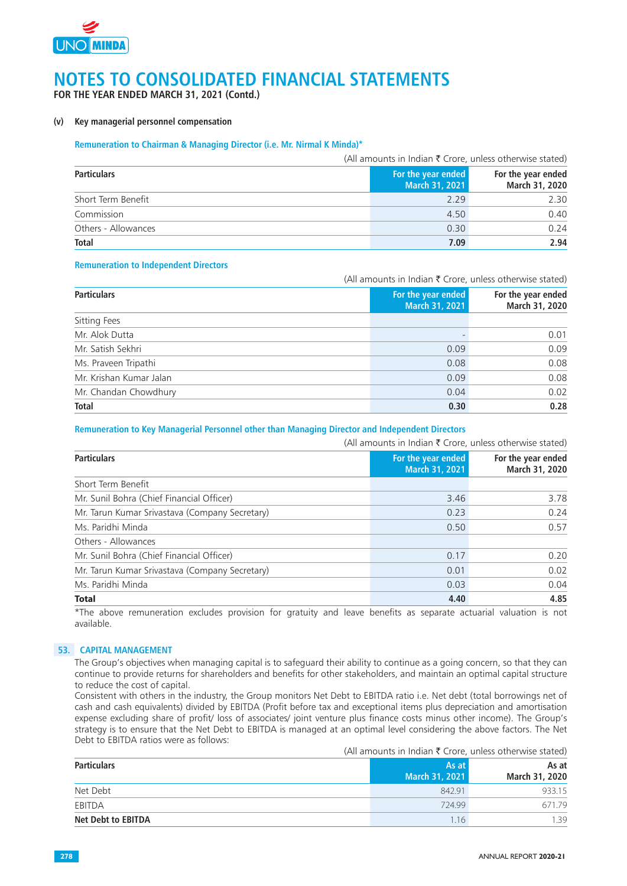# NOTES TO CONSOLIDATED FINANCIAL STATEMENTS

**FOR THE YEAR ENDED MARCH 31, 2021 (Contd.)**

**(v) Key managerial personnel compensation**

**Remuneration to Chairman & Managing Director (i.e. Mr. Nirmal K Minda)***

(All amounts in Indian ₹ Crore, unless otherwise stated)

| Particulars | For the year ended March 31, 2021 | For the year ended March 31, 2020 |
|---|---|---|
| Short Term Benefit | 2.29 | 2.30 |
| Commission | 4.50 | 0.40 |
| Others - Allowances | 0.30 | 0.24 |
| **Total** | **7.09** | **2.94** |

**Remuneration to Independent Directors**

(All amounts in Indian ₹ Crore, unless otherwise stated)

| Particulars | For the year ended March 31, 2021 | For the year ended March 31, 2020 |
|---|---|---|
| Sitting Fees | | |
| Mr. Alok Dutta | - | 0.01 |
| Mr. Satish Sekhri | 0.09 | 0.09 |
| Ms. Praveen Tripathi | 0.08 | 0.08 |
| Mr. Krishan Kumar Jalan | 0.09 | 0.08 |
| Mr. Chandan Chowdhury | 0.04 | 0.02 |
| **Total** | **0.30** | **0.28** |

**Remuneration to Key Managerial Personnel other than Managing Director and Independent Directors**

(All amounts in Indian ₹ Crore, unless otherwise stated)

| Particulars | For the year ended March 31, 2021 | For the year ended March 31, 2020 |
|---|---|---|
| Short Term Benefit | | |
| Mr. Sunil Bohra (Chief Financial Officer) | 3.46 | 3.78 |
| Mr. Tarun Kumar Srivastava (Company Secretary) | 0.23 | 0.24 |
| Ms. Paridhi Minda | 0.50 | 0.57 |
| Others - Allowances | | |
| Mr. Sunil Bohra (Chief Financial Officer) | 0.17 | 0.20 |
| Mr. Tarun Kumar Srivastava (Company Secretary) | 0.01 | 0.02 |
| Ms. Paridhi Minda | 0.03 | 0.04 |
| **Total** | **4.40** | **4.85** |

*The above remuneration excludes provision for gratuity and leave benefits as separate actuarial valuation is not available.

## 53. CAPITAL MANAGEMENT

The Group's objectives when managing capital is to safeguard their ability to continue as a going concern, so that they can continue to provide returns for shareholders and benefits for other stakeholders, and maintain an optimal capital structure to reduce the cost of capital.

Consistent with others in the industry, the Group monitors Net Debt to EBITDA ratio i.e. Net debt (total borrowings net of cash and cash equivalents) divided by EBITDA (Profit before tax and exceptional items plus depreciation and amortisation expense excluding share of profit/ loss of associates/ joint venture plus finance costs minus other income). The Group's strategy is to ensure that the Net Debt to EBITDA is managed at an optimal level considering the above factors. The Net Debt to EBITDA ratios were as follows:

(All amounts in Indian ₹ Crore, unless otherwise stated)

| Particulars | As at March 31, 2021 | As at March 31, 2020 |
|---|---|---|
| Net Debt | 842.91 | 933.15 |
| EBITDA | 724.99 | 671.79 |
| **Net Debt to EBITDA** | 1.16 | 1.39 |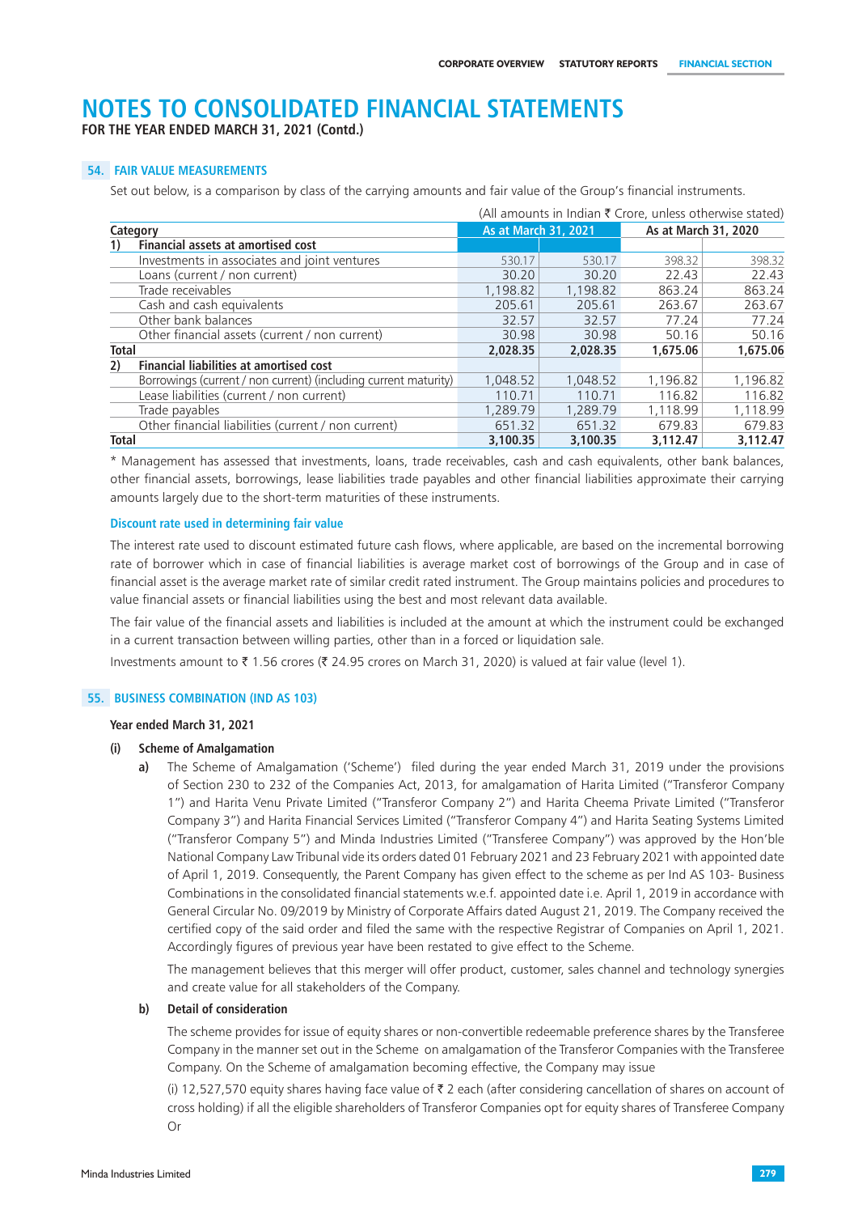# NOTES TO CONSOLIDATED FINANCIAL STATEMENTS

**FOR THE YEAR ENDED MARCH 31, 2021 (Contd.)**

## 54. FAIR VALUE MEASUREMENTS

Set out below, is a comparison by class of the carrying amounts and fair value of the Group's financial instruments.

(All amounts in Indian ₹ Crore, unless otherwise stated)

| Category | As at March 31, 2021 | | As at March 31, 2020 | |
|---|---|---|---|---|
| **1) Financial assets at amortised cost** | | | | |
| Investments in associates and joint ventures | 530.17 | 530.17 | 398.32 | 398.32 |
| Loans (current / non current) | 30.20 | 30.20 | 22.43 | 22.43 |
| Trade receivables | 1,198.82 | 1,198.82 | 863.24 | 863.24 |
| Cash and cash equivalents | 205.61 | 205.61 | 263.67 | 263.67 |
| Other bank balances | 32.57 | 32.57 | 77.24 | 77.24 |
| Other financial assets (current / non current) | 30.98 | 30.98 | 50.16 | 50.16 |
| **Total** | **2,028.35** | **2,028.35** | **1,675.06** | **1,675.06** |
| **2) Financial liabilities at amortised cost** | | | | |
| Borrowings (current / non current) (including current maturity) | 1,048.52 | 1,048.52 | 1,196.82 | 1,196.82 |
| Lease liabilities (current / non current) | 110.71 | 110.71 | 116.82 | 116.82 |
| Trade payables | 1,289.79 | 1,289.79 | 1,118.99 | 1,118.99 |
| Other financial liabilities (current / non current) | 651.32 | 651.32 | 679.83 | 679.83 |
| **Total** | **3,100.35** | **3,100.35** | **3,112.47** | **3,112.47** |

* Management has assessed that investments, loans, trade receivables, cash and cash equivalents, other bank balances, other financial assets, borrowings, lease liabilities trade payables and other financial liabilities approximate their carrying amounts largely due to the short-term maturities of these instruments.

### Discount rate used in determining fair value

The interest rate used to discount estimated future cash flows, where applicable, are based on the incremental borrowing rate of borrower which in case of financial liabilities is average market cost of borrowings of the Group and in case of financial asset is the average market rate of similar credit rated instrument. The Group maintains policies and procedures to value financial assets or financial liabilities using the best and most relevant data available.

The fair value of the financial assets and liabilities is included at the amount at which the instrument could be exchanged in a current transaction between willing parties, other than in a forced or liquidation sale.

Investments amount to ₹ 1.56 crores (₹ 24.95 crores on March 31, 2020) is valued at fair value (level 1).

## 55. BUSINESS COMBINATION (IND AS 103)

**Year ended March 31, 2021**

**(i) Scheme of Amalgamation**

**a)** The Scheme of Amalgamation ('Scheme') filed during the year ended March 31, 2019 under the provisions of Section 230 to 232 of the Companies Act, 2013, for amalgamation of Harita Limited ("Transferor Company 1") and Harita Venu Private Limited ("Transferor Company 2") and Harita Cheema Private Limited ("Transferor Company 3") and Harita Financial Services Limited ("Transferor Company 4") and Harita Seating Systems Limited ("Transferor Company 5") and Minda Industries Limited ("Transferee Company") was approved by the Hon'ble National Company Law Tribunal vide its orders dated 01 February 2021 and 23 February 2021 with appointed date of April 1, 2019. Consequently, the Parent Company has given effect to the scheme as per Ind AS 103- Business Combinations in the consolidated financial statements w.e.f. appointed date i.e. April 1, 2019 in accordance with General Circular No. 09/2019 by Ministry of Corporate Affairs dated August 21, 2019. The Company received the certified copy of the said order and filed the same with the respective Registrar of Companies on April 1, 2021. Accordingly figures of previous year have been restated to give effect to the Scheme.

The management believes that this merger will offer product, customer, sales channel and technology synergies and create value for all stakeholders of the Company.

**b) Detail of consideration**

The scheme provides for issue of equity shares or non-convertible redeemable preference shares by the Transferee Company in the manner set out in the Scheme on amalgamation of the Transferor Companies with the Transferee Company. On the Scheme of amalgamation becoming effective, the Company may issue

(i) 12,527,570 equity shares having face value of ₹ 2 each (after considering cancellation of shares on account of cross holding) if all the eligible shareholders of Transferor Companies opt for equity shares of Transferee Company Or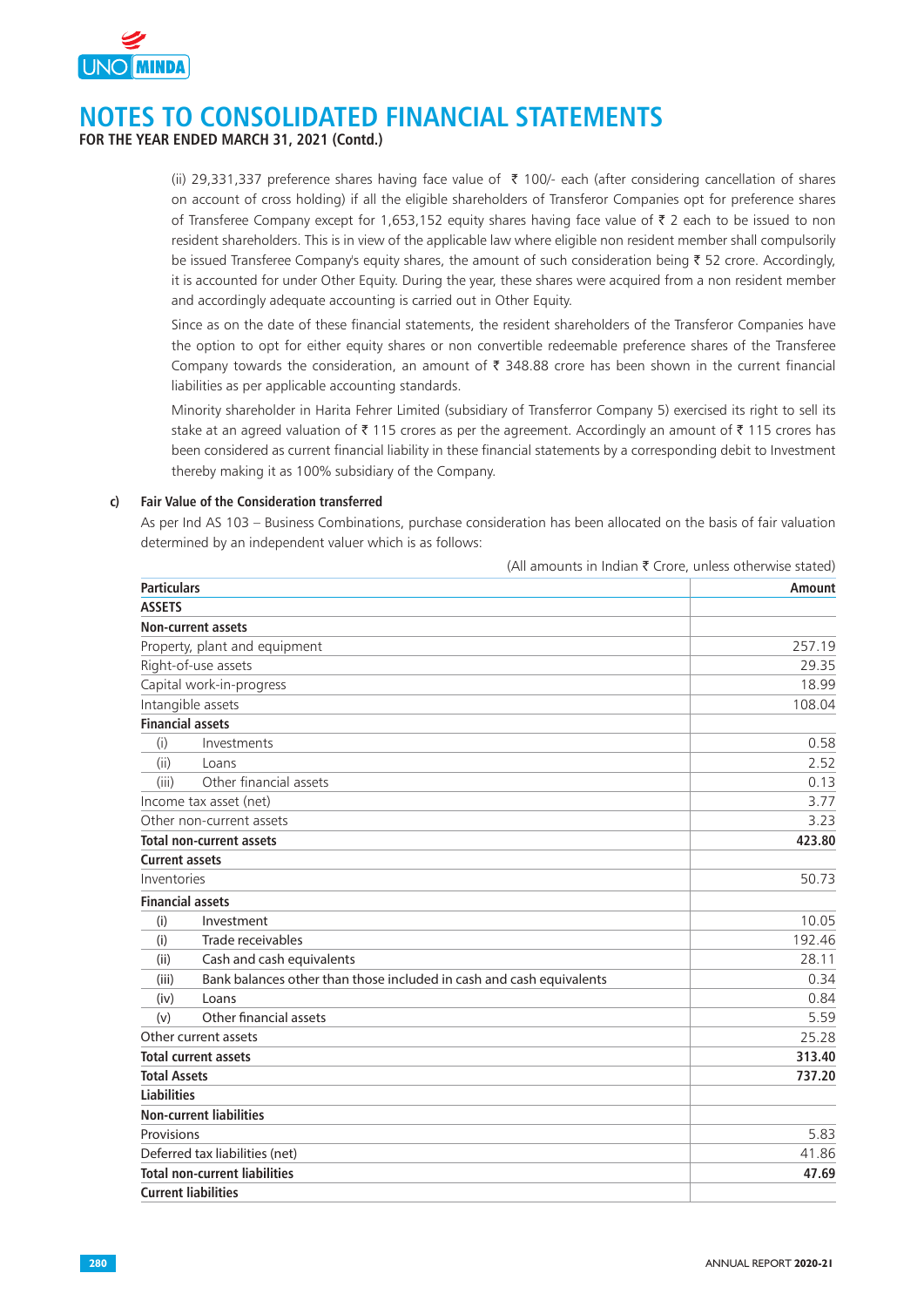# NOTES TO CONSOLIDATED FINANCIAL STATEMENTS

**FOR THE YEAR ENDED MARCH 31, 2021 (Contd.)**

(ii) 29,331,337 preference shares having face value of ₹ 100/- each (after considering cancellation of shares on account of cross holding) if all the eligible shareholders of Transferor Companies opt for preference shares of Transferee Company except for 1,653,152 equity shares having face value of ₹ 2 each to be issued to non resident shareholders. This is in view of the applicable law where eligible non resident member shall compulsorily be issued Transferee Company's equity shares, the amount of such consideration being ₹ 52 crore. Accordingly, it is accounted for under Other Equity. During the year, these shares were acquired from a non resident member and accordingly adequate accounting is carried out in Other Equity.

Since as on the date of these financial statements, the resident shareholders of the Transferor Companies have the option to opt for either equity shares or non convertible redeemable preference shares of the Transferee Company towards the consideration, an amount of ₹ 348.88 crore has been shown in the current financial liabilities as per applicable accounting standards.

Minority shareholder in Harita Fehrer Limited (subsidiary of Transferror Company 5) exercised its right to sell its stake at an agreed valuation of ₹ 115 crores as per the agreement. Accordingly an amount of ₹ 115 crores has been considered as current financial liability in these financial statements by a corresponding debit to Investment thereby making it as 100% subsidiary of the Company.

**c) Fair Value of the Consideration transferred**

As per Ind AS 103 – Business Combinations, purchase consideration has been allocated on the basis of fair valuation determined by an independent valuer which is as follows:

(All amounts in Indian ₹ Crore, unless otherwise stated)

| Particulars | Amount |
|---|---|
| **ASSETS** | |
| **Non-current assets** | |
| Property, plant and equipment | 257.19 |
| Right-of-use assets | 29.35 |
| Capital work-in-progress | 18.99 |
| Intangible assets | 108.04 |
| **Financial assets** | |
| (i) Investments | 0.58 |
| (ii) Loans | 2.52 |
| (iii) Other financial assets | 0.13 |
| Income tax asset (net) | 3.77 |
| Other non-current assets | 3.23 |
| **Total non-current assets** | **423.80** |
| **Current assets** | |
| Inventories | 50.73 |
| **Financial assets** | |
| (i) Investment | 10.05 |
| (i) Trade receivables | 192.46 |
| (ii) Cash and cash equivalents | 28.11 |
| (iii) Bank balances other than those included in cash and cash equivalents | 0.34 |
| (iv) Loans | 0.84 |
| (v) Other financial assets | 5.59 |
| Other current assets | 25.28 |
| **Total current assets** | **313.40** |
| **Total Assets** | **737.20** |
| **Liabilities** | |
| **Non-current liabilities** | |
| Provisions | 5.83 |
| Deferred tax liabilities (net) | 41.86 |
| **Total non-current liabilities** | **47.69** |
| **Current liabilities** | |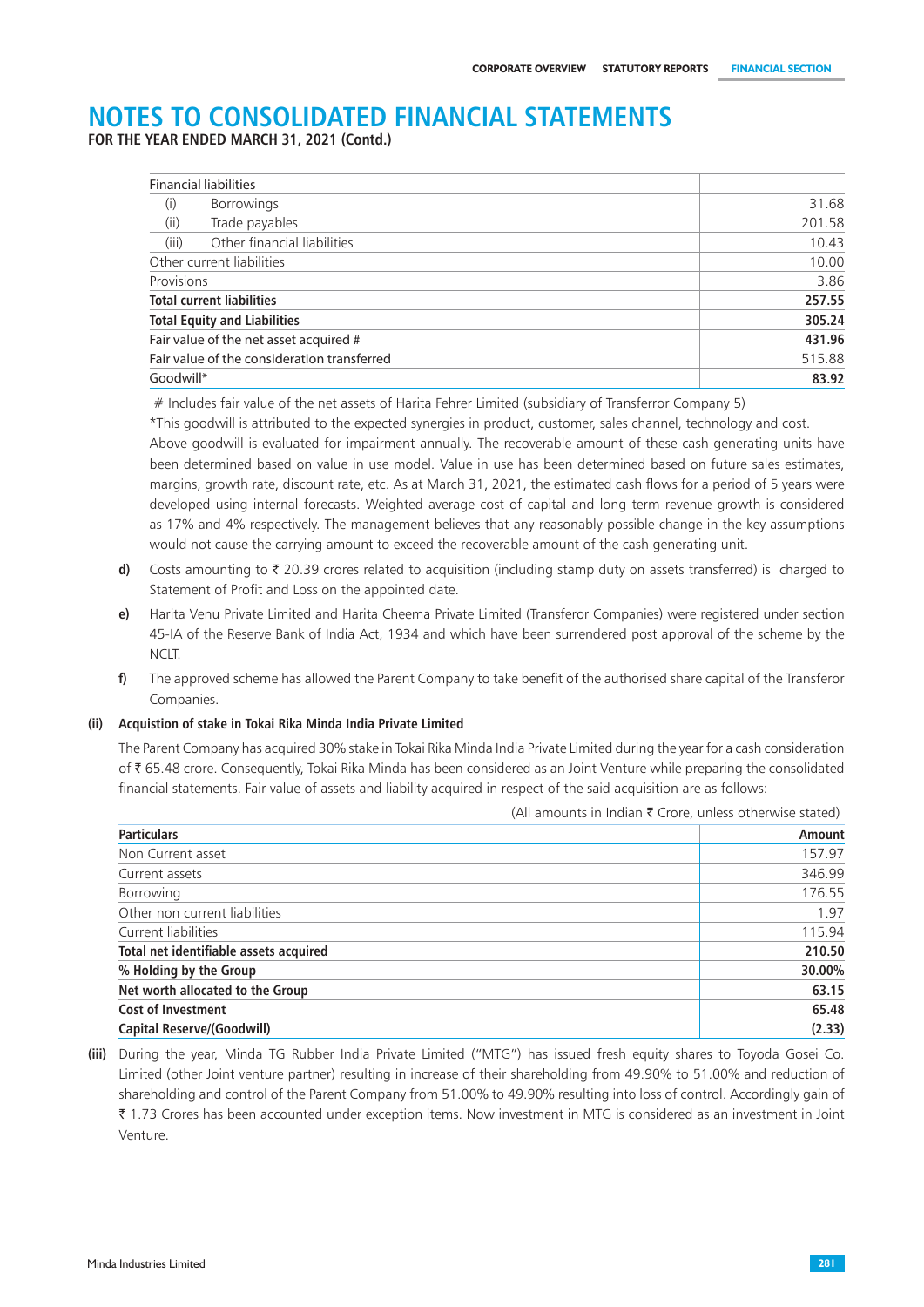# NOTES TO CONSOLIDATED FINANCIAL STATEMENTS

**FOR THE YEAR ENDED MARCH 31, 2021 (Contd.)**

| | |
|---|---|
| Financial liabilities | |
| (i) Borrowings | 31.68 |
| (ii) Trade payables | 201.58 |
| (iii) Other financial liabilities | 10.43 |
| Other current liabilities | 10.00 |
| Provisions | 3.86 |
| **Total current liabilities** | **257.55** |
| **Total Equity and Liabilities** | **305.24** |
| Fair value of the net asset acquired # | **431.96** |
| Fair value of the consideration transferred | 515.88 |
| Goodwill* | **83.92** |

# Includes fair value of the net assets of Harita Fehrer Limited (subsidiary of Transferror Company 5)

*This goodwill is attributed to the expected synergies in product, customer, sales channel, technology and cost.

Above goodwill is evaluated for impairment annually. The recoverable amount of these cash generating units have been determined based on value in use model. Value in use has been determined based on future sales estimates, margins, growth rate, discount rate, etc. As at March 31, 2021, the estimated cash flows for a period of 5 years were developed using internal forecasts. Weighted average cost of capital and long term revenue growth is considered as 17% and 4% respectively. The management believes that any reasonably possible change in the key assumptions would not cause the carrying amount to exceed the recoverable amount of the cash generating unit.

**d)** Costs amounting to ₹ 20.39 crores related to acquisition (including stamp duty on assets transferred) is charged to Statement of Profit and Loss on the appointed date.

**e)** Harita Venu Private Limited and Harita Cheema Private Limited (Transferor Companies) were registered under section 45-IA of the Reserve Bank of India Act, 1934 and which have been surrendered post approval of the scheme by the NCLT.

**f)** The approved scheme has allowed the Parent Company to take benefit of the authorised share capital of the Transferor Companies.

**(ii) Acquistion of stake in Tokai Rika Minda India Private Limited**

The Parent Company has acquired 30% stake in Tokai Rika Minda India Private Limited during the year for a cash consideration of ₹ 65.48 crore. Consequently, Tokai Rika Minda has been considered as an Joint Venture while preparing the consolidated financial statements. Fair value of assets and liability acquired in respect of the said acquisition are as follows:

(All amounts in Indian ₹ Crore, unless otherwise stated)

| Particulars | Amount |
|---|---|
| Non Current asset | 157.97 |
| Current assets | 346.99 |
| Borrowing | 176.55 |
| Other non current liabilities | 1.97 |
| Current liabilities | 115.94 |
| **Total net identifiable assets acquired** | **210.50** |
| **% Holding by the Group** | **30.00%** |
| **Net worth allocated to the Group** | **63.15** |
| **Cost of Investment** | **65.48** |
| **Capital Reserve/(Goodwill)** | **(2.33)** |

**(iii)** During the year, Minda TG Rubber India Private Limited ("MTG") has issued fresh equity shares to Toyoda Gosei Co. Limited (other Joint venture partner) resulting in increase of their shareholding from 49.90% to 51.00% and reduction of shareholding and control of the Parent Company from 51.00% to 49.90% resulting into loss of control. Accordingly gain of ₹ 1.73 Crores has been accounted under exception items. Now investment in MTG is considered as an investment in Joint Venture.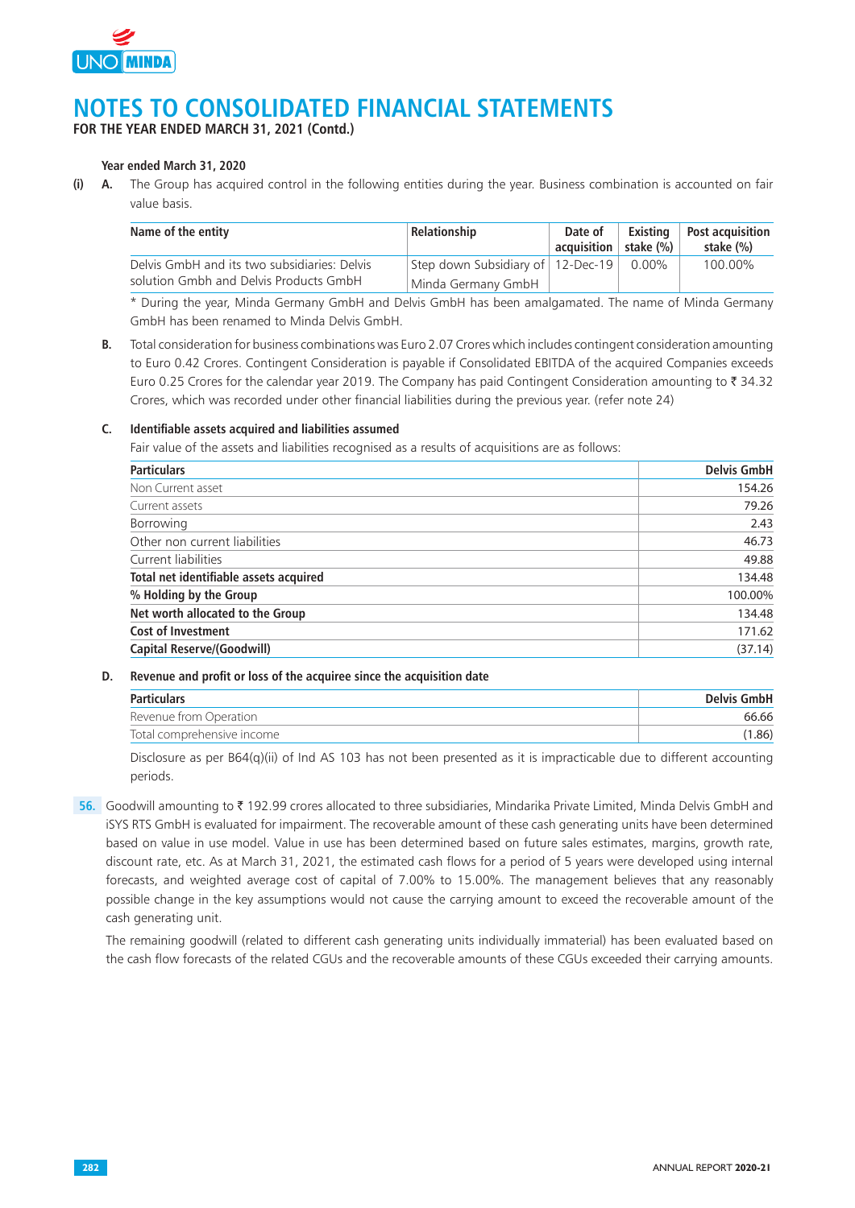# NOTES TO CONSOLIDATED FINANCIAL STATEMENTS

**FOR THE YEAR ENDED MARCH 31, 2021 (Contd.)**

**Year ended March 31, 2020**

**(i) A.** The Group has acquired control in the following entities during the year. Business combination is accounted on fair value basis.

| Name of the entity | Relationship | Date of acquisition | Existing stake (%) | Post acquisition stake (%) |
|---|---|---|---|---|
| Delvis GmbH and its two subsidiaries: Delvis solution Gmbh and Delvis Products GmbH | Step down Subsidiary of Minda Germany GmbH | 12-Dec-19 | 0.00% | 100.00% |

\* During the year, Minda Germany GmbH and Delvis GmbH has been amalgamated. The name of Minda Germany GmbH has been renamed to Minda Delvis GmbH.

**B.** Total consideration for business combinations was Euro 2.07 Crores which includes contingent consideration amounting to Euro 0.42 Crores. Contingent Consideration is payable if Consolidated EBITDA of the acquired Companies exceeds Euro 0.25 Crores for the calendar year 2019. The Company has paid Contingent Consideration amounting to ₹ 34.32 Crores, which was recorded under other financial liabilities during the previous year. (refer note 24)

**C. Identifiable assets acquired and liabilities assumed**

Fair value of the assets and liabilities recognised as a results of acquisitions are as follows:

| Particulars | Delvis GmbH |
|---|---|
| Non Current asset | 154.26 |
| Current assets | 79.26 |
| Borrowing | 2.43 |
| Other non current liabilities | 46.73 |
| Current liabilities | 49.88 |
| **Total net identifiable assets acquired** | 134.48 |
| **% Holding by the Group** | 100.00% |
| **Net worth allocated to the Group** | 134.48 |
| **Cost of Investment** | 171.62 |
| **Capital Reserve/(Goodwill)** | (37.14) |

**D. Revenue and profit or loss of the acquiree since the acquisition date**

| Particulars | Delvis GmbH |
|---|---|
| Revenue from Operation | 66.66 |
| Total comprehensive income | (1.86) |

Disclosure as per B64(q)(ii) of Ind AS 103 has not been presented as it is impracticable due to different accounting periods.

**56.** Goodwill amounting to ₹ 192.99 crores allocated to three subsidiaries, Mindarika Private Limited, Minda Delvis GmbH and iSYS RTS GmbH is evaluated for impairment. The recoverable amount of these cash generating units have been determined based on value in use model. Value in use has been determined based on future sales estimates, margins, growth rate, discount rate, etc. As at March 31, 2021, the estimated cash flows for a period of 5 years were developed using internal forecasts, and weighted average cost of capital of 7.00% to 15.00%. The management believes that any reasonably possible change in the key assumptions would not cause the carrying amount to exceed the recoverable amount of the cash generating unit.

The remaining goodwill (related to different cash generating units individually immaterial) has been evaluated based on the cash flow forecasts of the related CGUs and the recoverable amounts of these CGUs exceeded their carrying amounts.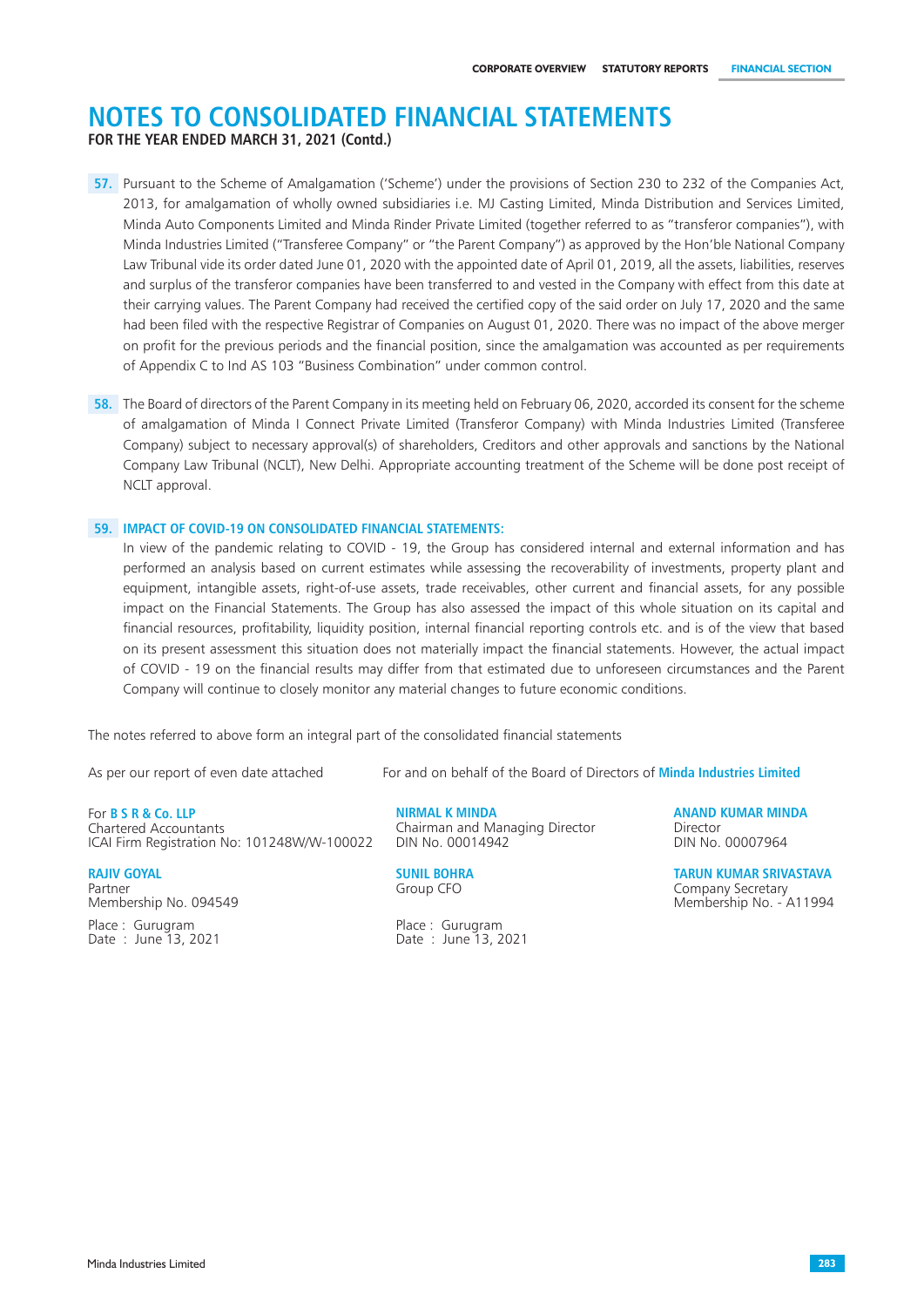# NOTES TO CONSOLIDATED FINANCIAL STATEMENTS

**FOR THE YEAR ENDED MARCH 31, 2021 (Contd.)**

**57.** Pursuant to the Scheme of Amalgamation ('Scheme') under the provisions of Section 230 to 232 of the Companies Act, 2013, for amalgamation of wholly owned subsidiaries i.e. MJ Casting Limited, Minda Distribution and Services Limited, Minda Auto Components Limited and Minda Rinder Private Limited (together referred to as "transferor companies"), with Minda Industries Limited ("Transferee Company" or "the Parent Company") as approved by the Hon'ble National Company Law Tribunal vide its order dated June 01, 2020 with the appointed date of April 01, 2019, all the assets, liabilities, reserves and surplus of the transferor companies have been transferred to and vested in the Company with effect from this date at their carrying values. The Parent Company had received the certified copy of the said order on July 17, 2020 and the same had been filed with the respective Registrar of Companies on August 01, 2020. There was no impact of the above merger on profit for the previous periods and the financial position, since the amalgamation was accounted as per requirements of Appendix C to Ind AS 103 "Business Combination" under common control.

**58.** The Board of directors of the Parent Company in its meeting held on February 06, 2020, accorded its consent for the scheme of amalgamation of Minda I Connect Private Limited (Transferor Company) with Minda Industries Limited (Transferee Company) subject to necessary approval(s) of shareholders, Creditors and other approvals and sanctions by the National Company Law Tribunal (NCLT), New Delhi. Appropriate accounting treatment of the Scheme will be done post receipt of NCLT approval.

**59. IMPACT OF COVID-19 ON CONSOLIDATED FINANCIAL STATEMENTS:**

In view of the pandemic relating to COVID - 19, the Group has considered internal and external information and has performed an analysis based on current estimates while assessing the recoverability of investments, property plant and equipment, intangible assets, right-of-use assets, trade receivables, other current and financial assets, for any possible impact on the Financial Statements. The Group has also assessed the impact of this whole situation on its capital and financial resources, profitability, liquidity position, internal financial reporting controls etc. and is of the view that based on its present assessment this situation does not materially impact the financial statements. However, the actual impact of COVID - 19 on the financial results may differ from that estimated due to unforeseen circumstances and the Parent Company will continue to closely monitor any material changes to future economic conditions.

The notes referred to above form an integral part of the consolidated financial statements

As per our report of even date attached

For and on behalf of the Board of Directors of **Minda Industries Limited**

For **B S R & Co. LLP**
Chartered Accountants
ICAI Firm Registration No: 101248W/W-100022

**NIRMAL K MINDA**
Chairman and Managing Director
DIN No. 00014942

**ANAND KUMAR MINDA**
Director
DIN No. 00007964

**RAJIV GOYAL**
Partner
Membership No. 094549

**SUNIL BOHRA**
Group CFO

**TARUN KUMAR SRIVASTAVA**
Company Secretary
Membership No. - A11994

Place : Gurugram
Date : June 13, 2021

Place : Gurugram
Date : June 13, 2021